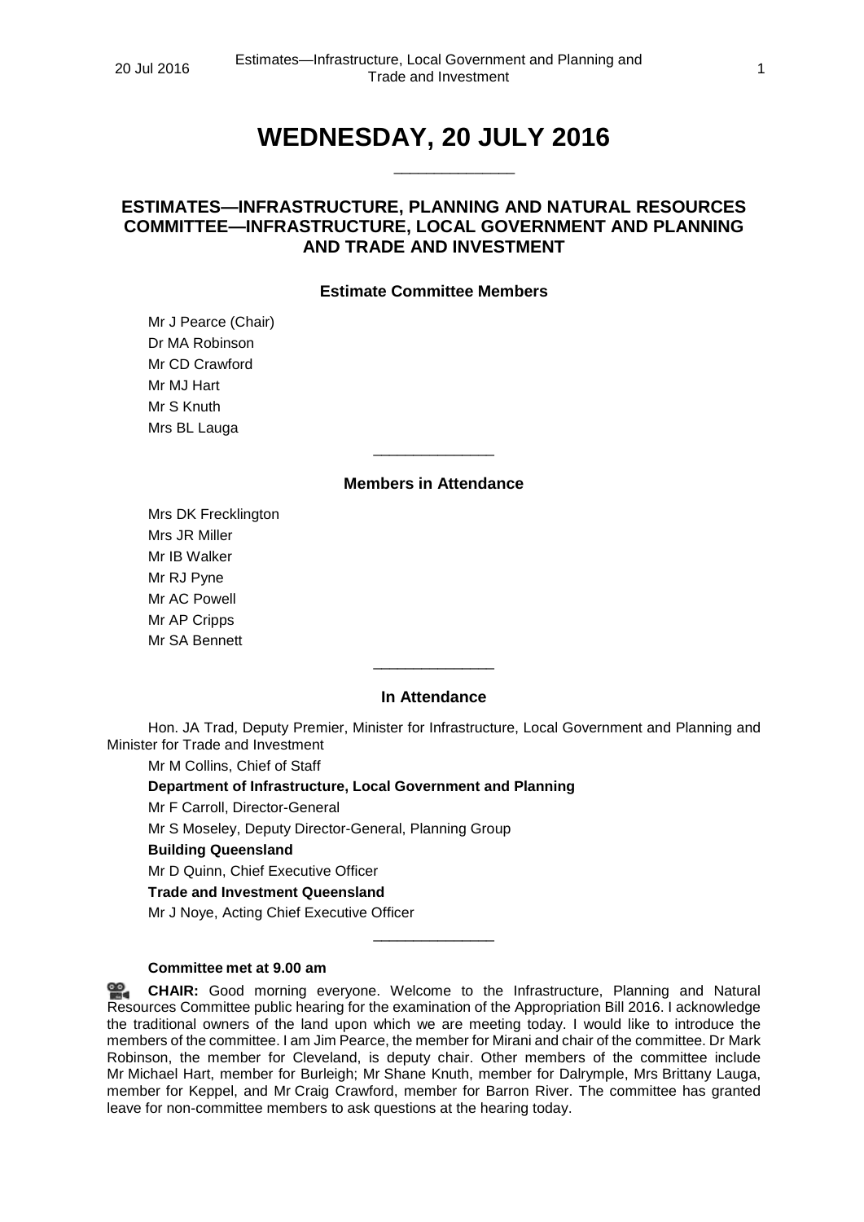# WEDNESDAY, 20 JULY 2016

______________

## ESTIMATES—INFRASTRUCTURE, PLANNING AND NATURAL RESOURCES COMMITTEE—INFRASTRUCTURE, LOCAL GOVERNMENT AND PLANNING AND TRADE AND INVESTMENT

### Estimate Committee Members

Mr J Pearce (Chair)
Dr MA Robinson
Mr CD Crawford
Mr MJ Hart
Mr S Knuth
Mrs BL Lauga

______________

### Members in Attendance

Mrs DK Frecklington
Mrs JR Miller
Mr IB Walker
Mr RJ Pyne
Mr AC Powell
Mr AP Cripps
Mr SA Bennett

______________

### In Attendance

Hon. JA Trad, Deputy Premier, Minister for Infrastructure, Local Government and Planning and Minister for Trade and Investment

Mr M Collins, Chief of Staff

**Department of Infrastructure, Local Government and Planning**

Mr F Carroll, Director-General

Mr S Moseley, Deputy Director-General, Planning Group

**Building Queensland**

Mr D Quinn, Chief Executive Officer

**Trade and Investment Queensland**

Mr J Noye, Acting Chief Executive Officer

______________

**Committee met at 9.00 am**

**CHAIR:** Good morning everyone. Welcome to the Infrastructure, Planning and Natural Resources Committee public hearing for the examination of the Appropriation Bill 2016. I acknowledge the traditional owners of the land upon which we are meeting today. I would like to introduce the members of the committee. I am Jim Pearce, the member for Mirani and chair of the committee. Dr Mark Robinson, the member for Cleveland, is deputy chair. Other members of the committee include Mr Michael Hart, member for Burleigh; Mr Shane Knuth, member for Dalrymple, Mrs Brittany Lauga, member for Keppel, and Mr Craig Crawford, member for Barron River. The committee has granted leave for non-committee members to ask questions at the hearing today.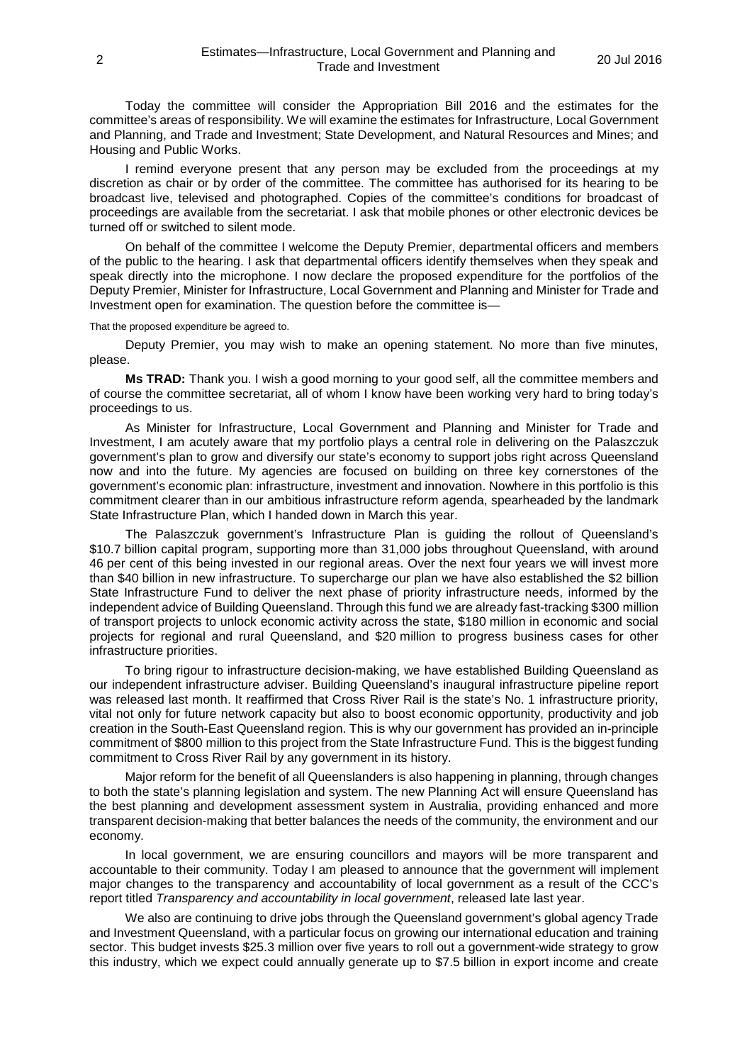Today the committee will consider the Appropriation Bill 2016 and the estimates for the committee's areas of responsibility. We will examine the estimates for Infrastructure, Local Government and Planning, and Trade and Investment; State Development, and Natural Resources and Mines; and Housing and Public Works.

I remind everyone present that any person may be excluded from the proceedings at my discretion as chair or by order of the committee. The committee has authorised for its hearing to be broadcast live, televised and photographed. Copies of the committee's conditions for broadcast of proceedings are available from the secretariat. I ask that mobile phones or other electronic devices be turned off or switched to silent mode.

On behalf of the committee I welcome the Deputy Premier, departmental officers and members of the public to the hearing. I ask that departmental officers identify themselves when they speak and speak directly into the microphone. I now declare the proposed expenditure for the portfolios of the Deputy Premier, Minister for Infrastructure, Local Government and Planning and Minister for Trade and Investment open for examination. The question before the committee is—

That the proposed expenditure be agreed to.

Deputy Premier, you may wish to make an opening statement. No more than five minutes, please.

**Ms TRAD:** Thank you. I wish a good morning to your good self, all the committee members and of course the committee secretariat, all of whom I know have been working very hard to bring today's proceedings to us.

As Minister for Infrastructure, Local Government and Planning and Minister for Trade and Investment, I am acutely aware that my portfolio plays a central role in delivering on the Palaszczuk government's plan to grow and diversify our state's economy to support jobs right across Queensland now and into the future. My agencies are focused on building on three key cornerstones of the government's economic plan: infrastructure, investment and innovation. Nowhere in this portfolio is this commitment clearer than in our ambitious infrastructure reform agenda, spearheaded by the landmark State Infrastructure Plan, which I handed down in March this year.

The Palaszczuk government's Infrastructure Plan is guiding the rollout of Queensland's $10.7 billion capital program, supporting more than 31,000 jobs throughout Queensland, with around 46 per cent of this being invested in our regional areas. Over the next four years we will invest more than $40 billion in new infrastructure. To supercharge our plan we have also established the $2 billion State Infrastructure Fund to deliver the next phase of priority infrastructure needs, informed by the independent advice of Building Queensland. Through this fund we are already fast-tracking $300 million of transport projects to unlock economic activity across the state, $180 million in economic and social projects for regional and rural Queensland, and $20 million to progress business cases for other infrastructure priorities.

To bring rigour to infrastructure decision-making, we have established Building Queensland as our independent infrastructure adviser. Building Queensland's inaugural infrastructure pipeline report was released last month. It reaffirmed that Cross River Rail is the state's No. 1 infrastructure priority, vital not only for future network capacity but also to boost economic opportunity, productivity and job creation in the South-East Queensland region. This is why our government has provided an in-principle commitment of $800 million to this project from the State Infrastructure Fund. This is the biggest funding commitment to Cross River Rail by any government in its history.

Major reform for the benefit of all Queenslanders is also happening in planning, through changes to both the state's planning legislation and system. The new Planning Act will ensure Queensland has the best planning and development assessment system in Australia, providing enhanced and more transparent decision-making that better balances the needs of the community, the environment and our economy.

In local government, we are ensuring councillors and mayors will be more transparent and accountable to their community. Today I am pleased to announce that the government will implement major changes to the transparency and accountability of local government as a result of the CCC's report titled *Transparency and accountability in local government*, released late last year.

We also are continuing to drive jobs through the Queensland government's global agency Trade and Investment Queensland, with a particular focus on growing our international education and training sector. This budget invests $25.3 million over five years to roll out a government-wide strategy to grow this industry, which we expect could annually generate up to $7.5 billion in export income and create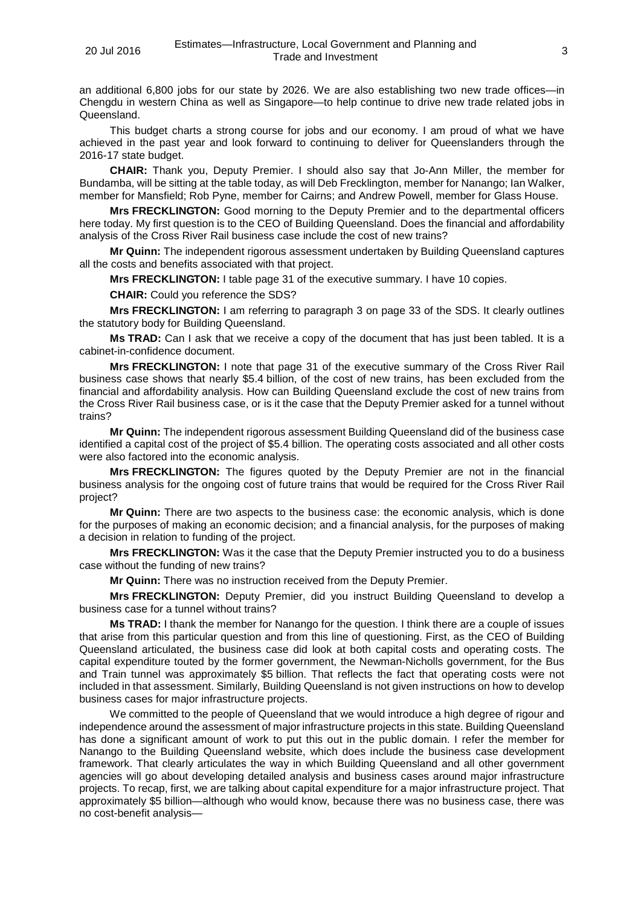an additional 6,800 jobs for our state by 2026. We are also establishing two new trade offices—in Chengdu in western China as well as Singapore—to help continue to drive new trade related jobs in Queensland.

This budget charts a strong course for jobs and our economy. I am proud of what we have achieved in the past year and look forward to continuing to deliver for Queenslanders through the 2016-17 state budget.

**CHAIR:** Thank you, Deputy Premier. I should also say that Jo-Ann Miller, the member for Bundamba, will be sitting at the table today, as will Deb Frecklington, member for Nanango; Ian Walker, member for Mansfield; Rob Pyne, member for Cairns; and Andrew Powell, member for Glass House.

**Mrs FRECKLINGTON:** Good morning to the Deputy Premier and to the departmental officers here today. My first question is to the CEO of Building Queensland. Does the financial and affordability analysis of the Cross River Rail business case include the cost of new trains?

**Mr Quinn:** The independent rigorous assessment undertaken by Building Queensland captures all the costs and benefits associated with that project.

**Mrs FRECKLINGTON:** I table page 31 of the executive summary. I have 10 copies.

**CHAIR:** Could you reference the SDS?

**Mrs FRECKLINGTON:** I am referring to paragraph 3 on page 33 of the SDS. It clearly outlines the statutory body for Building Queensland.

**Ms TRAD:** Can I ask that we receive a copy of the document that has just been tabled. It is a cabinet-in-confidence document.

**Mrs FRECKLINGTON:** I note that page 31 of the executive summary of the Cross River Rail business case shows that nearly $5.4 billion, of the cost of new trains, has been excluded from the financial and affordability analysis. How can Building Queensland exclude the cost of new trains from the Cross River Rail business case, or is it the case that the Deputy Premier asked for a tunnel without trains?

**Mr Quinn:** The independent rigorous assessment Building Queensland did of the business case identified a capital cost of the project of $5.4 billion. The operating costs associated and all other costs were also factored into the economic analysis.

**Mrs FRECKLINGTON:** The figures quoted by the Deputy Premier are not in the financial business analysis for the ongoing cost of future trains that would be required for the Cross River Rail project?

**Mr Quinn:** There are two aspects to the business case: the economic analysis, which is done for the purposes of making an economic decision; and a financial analysis, for the purposes of making a decision in relation to funding of the project.

**Mrs FRECKLINGTON:** Was it the case that the Deputy Premier instructed you to do a business case without the funding of new trains?

**Mr Quinn:** There was no instruction received from the Deputy Premier.

**Mrs FRECKLINGTON:** Deputy Premier, did you instruct Building Queensland to develop a business case for a tunnel without trains?

**Ms TRAD:** I thank the member for Nanango for the question. I think there are a couple of issues that arise from this particular question and from this line of questioning. First, as the CEO of Building Queensland articulated, the business case did look at both capital costs and operating costs. The capital expenditure touted by the former government, the Newman-Nicholls government, for the Bus and Train tunnel was approximately $5 billion. That reflects the fact that operating costs were not included in that assessment. Similarly, Building Queensland is not given instructions on how to develop business cases for major infrastructure projects.

We committed to the people of Queensland that we would introduce a high degree of rigour and independence around the assessment of major infrastructure projects in this state. Building Queensland has done a significant amount of work to put this out in the public domain. I refer the member for Nanango to the Building Queensland website, which does include the business case development framework. That clearly articulates the way in which Building Queensland and all other government agencies will go about developing detailed analysis and business cases around major infrastructure projects. To recap, first, we are talking about capital expenditure for a major infrastructure project. That approximately $5 billion—although who would know, because there was no business case, there was no cost-benefit analysis—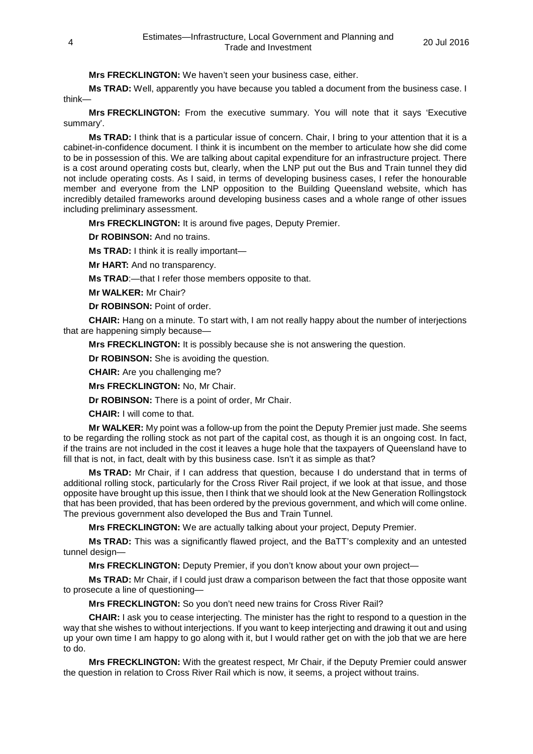**Mrs FRECKLINGTON:** We haven't seen your business case, either.

**Ms TRAD:** Well, apparently you have because you tabled a document from the business case. I think—

**Mrs FRECKLINGTON:** From the executive summary. You will note that it says 'Executive summary'.

**Ms TRAD:** I think that is a particular issue of concern. Chair, I bring to your attention that it is a cabinet-in-confidence document. I think it is incumbent on the member to articulate how she did come to be in possession of this. We are talking about capital expenditure for an infrastructure project. There is a cost around operating costs but, clearly, when the LNP put out the Bus and Train tunnel they did not include operating costs. As I said, in terms of developing business cases, I refer the honourable member and everyone from the LNP opposition to the Building Queensland website, which has incredibly detailed frameworks around developing business cases and a whole range of other issues including preliminary assessment.

**Mrs FRECKLINGTON:** It is around five pages, Deputy Premier.

**Dr ROBINSON:** And no trains.

**Ms TRAD:** I think it is really important—

**Mr HART:** And no transparency.

**Ms TRAD**:—that I refer those members opposite to that.

**Mr WALKER:** Mr Chair?

**Dr ROBINSON:** Point of order.

**CHAIR:** Hang on a minute. To start with, I am not really happy about the number of interjections that are happening simply because—

**Mrs FRECKLINGTON:** It is possibly because she is not answering the question.

**Dr ROBINSON:** She is avoiding the question.

**CHAIR:** Are you challenging me?

**Mrs FRECKLINGTON:** No, Mr Chair.

**Dr ROBINSON:** There is a point of order, Mr Chair.

**CHAIR:** I will come to that.

**Mr WALKER:** My point was a follow-up from the point the Deputy Premier just made. She seems to be regarding the rolling stock as not part of the capital cost, as though it is an ongoing cost. In fact, if the trains are not included in the cost it leaves a huge hole that the taxpayers of Queensland have to fill that is not, in fact, dealt with by this business case. Isn't it as simple as that?

**Ms TRAD:** Mr Chair, if I can address that question, because I do understand that in terms of additional rolling stock, particularly for the Cross River Rail project, if we look at that issue, and those opposite have brought up this issue, then I think that we should look at the New Generation Rollingstock that has been provided, that has been ordered by the previous government, and which will come online. The previous government also developed the Bus and Train Tunnel.

**Mrs FRECKLINGTON:** We are actually talking about your project, Deputy Premier.

**Ms TRAD:** This was a significantly flawed project, and the BaTT's complexity and an untested tunnel design—

**Mrs FRECKLINGTON:** Deputy Premier, if you don't know about your own project—

**Ms TRAD:** Mr Chair, if I could just draw a comparison between the fact that those opposite want to prosecute a line of questioning—

**Mrs FRECKLINGTON:** So you don't need new trains for Cross River Rail?

**CHAIR:** I ask you to cease interjecting. The minister has the right to respond to a question in the way that she wishes to without interjections. If you want to keep interjecting and drawing it out and using up your own time I am happy to go along with it, but I would rather get on with the job that we are here to do.

**Mrs FRECKLINGTON:** With the greatest respect, Mr Chair, if the Deputy Premier could answer the question in relation to Cross River Rail which is now, it seems, a project without trains.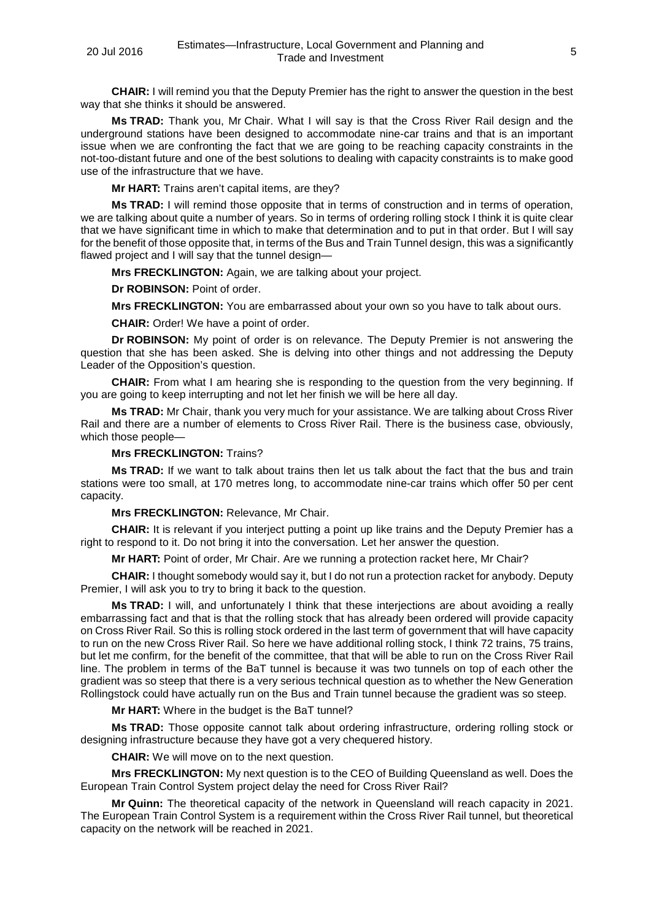**CHAIR:** I will remind you that the Deputy Premier has the right to answer the question in the best way that she thinks it should be answered.

**Ms TRAD:** Thank you, Mr Chair. What I will say is that the Cross River Rail design and the underground stations have been designed to accommodate nine-car trains and that is an important issue when we are confronting the fact that we are going to be reaching capacity constraints in the not-too-distant future and one of the best solutions to dealing with capacity constraints is to make good use of the infrastructure that we have.

**Mr HART:** Trains aren't capital items, are they?

**Ms TRAD:** I will remind those opposite that in terms of construction and in terms of operation, we are talking about quite a number of years. So in terms of ordering rolling stock I think it is quite clear that we have significant time in which to make that determination and to put in that order. But I will say for the benefit of those opposite that, in terms of the Bus and Train Tunnel design, this was a significantly flawed project and I will say that the tunnel design—

**Mrs FRECKLINGTON:** Again, we are talking about your project.

**Dr ROBINSON:** Point of order.

**Mrs FRECKLINGTON:** You are embarrassed about your own so you have to talk about ours.

**CHAIR:** Order! We have a point of order.

**Dr ROBINSON:** My point of order is on relevance. The Deputy Premier is not answering the question that she has been asked. She is delving into other things and not addressing the Deputy Leader of the Opposition's question.

**CHAIR:** From what I am hearing she is responding to the question from the very beginning. If you are going to keep interrupting and not let her finish we will be here all day.

**Ms TRAD:** Mr Chair, thank you very much for your assistance. We are talking about Cross River Rail and there are a number of elements to Cross River Rail. There is the business case, obviously, which those people—

**Mrs FRECKLINGTON:** Trains?

**Ms TRAD:** If we want to talk about trains then let us talk about the fact that the bus and train stations were too small, at 170 metres long, to accommodate nine-car trains which offer 50 per cent capacity.

**Mrs FRECKLINGTON:** Relevance, Mr Chair.

**CHAIR:** It is relevant if you interject putting a point up like trains and the Deputy Premier has a right to respond to it. Do not bring it into the conversation. Let her answer the question.

**Mr HART:** Point of order, Mr Chair. Are we running a protection racket here, Mr Chair?

**CHAIR:** I thought somebody would say it, but I do not run a protection racket for anybody. Deputy Premier, I will ask you to try to bring it back to the question.

**Ms TRAD:** I will, and unfortunately I think that these interjections are about avoiding a really embarrassing fact and that is that the rolling stock that has already been ordered will provide capacity on Cross River Rail. So this is rolling stock ordered in the last term of government that will have capacity to run on the new Cross River Rail. So here we have additional rolling stock, I think 72 trains, 75 trains, but let me confirm, for the benefit of the committee, that that will be able to run on the Cross River Rail line. The problem in terms of the BaT tunnel is because it was two tunnels on top of each other the gradient was so steep that there is a very serious technical question as to whether the New Generation Rollingstock could have actually run on the Bus and Train tunnel because the gradient was so steep.

**Mr HART:** Where in the budget is the BaT tunnel?

**Ms TRAD:** Those opposite cannot talk about ordering infrastructure, ordering rolling stock or designing infrastructure because they have got a very chequered history.

**CHAIR:** We will move on to the next question.

**Mrs FRECKLINGTON:** My next question is to the CEO of Building Queensland as well. Does the European Train Control System project delay the need for Cross River Rail?

**Mr Quinn:** The theoretical capacity of the network in Queensland will reach capacity in 2021. The European Train Control System is a requirement within the Cross River Rail tunnel, but theoretical capacity on the network will be reached in 2021.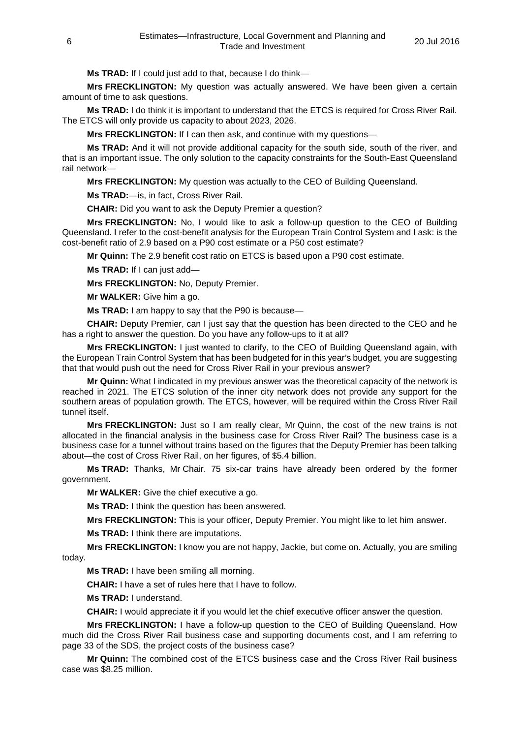**Ms TRAD:** If I could just add to that, because I do think—

**Mrs FRECKLINGTON:** My question was actually answered. We have been given a certain amount of time to ask questions.

**Ms TRAD:** I do think it is important to understand that the ETCS is required for Cross River Rail. The ETCS will only provide us capacity to about 2023, 2026.

**Mrs FRECKLINGTON:** If I can then ask, and continue with my questions—

**Ms TRAD:** And it will not provide additional capacity for the south side, south of the river, and that is an important issue. The only solution to the capacity constraints for the South-East Queensland rail network—

**Mrs FRECKLINGTON:** My question was actually to the CEO of Building Queensland.

**Ms TRAD:**—is, in fact, Cross River Rail.

**CHAIR:** Did you want to ask the Deputy Premier a question?

**Mrs FRECKLINGTON:** No, I would like to ask a follow-up question to the CEO of Building Queensland. I refer to the cost-benefit analysis for the European Train Control System and I ask: is the cost-benefit ratio of 2.9 based on a P90 cost estimate or a P50 cost estimate?

**Mr Quinn:** The 2.9 benefit cost ratio on ETCS is based upon a P90 cost estimate.

**Ms TRAD:** If I can just add—

**Mrs FRECKLINGTON:** No, Deputy Premier.

**Mr WALKER:** Give him a go.

**Ms TRAD:** I am happy to say that the P90 is because—

**CHAIR:** Deputy Premier, can I just say that the question has been directed to the CEO and he has a right to answer the question. Do you have any follow-ups to it at all?

**Mrs FRECKLINGTON:** I just wanted to clarify, to the CEO of Building Queensland again, with the European Train Control System that has been budgeted for in this year's budget, you are suggesting that that would push out the need for Cross River Rail in your previous answer?

**Mr Quinn:** What I indicated in my previous answer was the theoretical capacity of the network is reached in 2021. The ETCS solution of the inner city network does not provide any support for the southern areas of population growth. The ETCS, however, will be required within the Cross River Rail tunnel itself.

**Mrs FRECKLINGTON:** Just so I am really clear, Mr Quinn, the cost of the new trains is not allocated in the financial analysis in the business case for Cross River Rail? The business case is a business case for a tunnel without trains based on the figures that the Deputy Premier has been talking about—the cost of Cross River Rail, on her figures, of $5.4 billion.

**Ms TRAD:** Thanks, Mr Chair. 75 six-car trains have already been ordered by the former government.

**Mr WALKER:** Give the chief executive a go.

**Ms TRAD:** I think the question has been answered.

**Mrs FRECKLINGTON:** This is your officer, Deputy Premier. You might like to let him answer.

**Ms TRAD:** I think there are imputations.

**Mrs FRECKLINGTON:** I know you are not happy, Jackie, but come on. Actually, you are smiling today.

**Ms TRAD:** I have been smiling all morning.

**CHAIR:** I have a set of rules here that I have to follow.

**Ms TRAD:** I understand.

**CHAIR:** I would appreciate it if you would let the chief executive officer answer the question.

**Mrs FRECKLINGTON:** I have a follow-up question to the CEO of Building Queensland. How much did the Cross River Rail business case and supporting documents cost, and I am referring to page 33 of the SDS, the project costs of the business case?

**Mr Quinn:** The combined cost of the ETCS business case and the Cross River Rail business case was $8.25 million.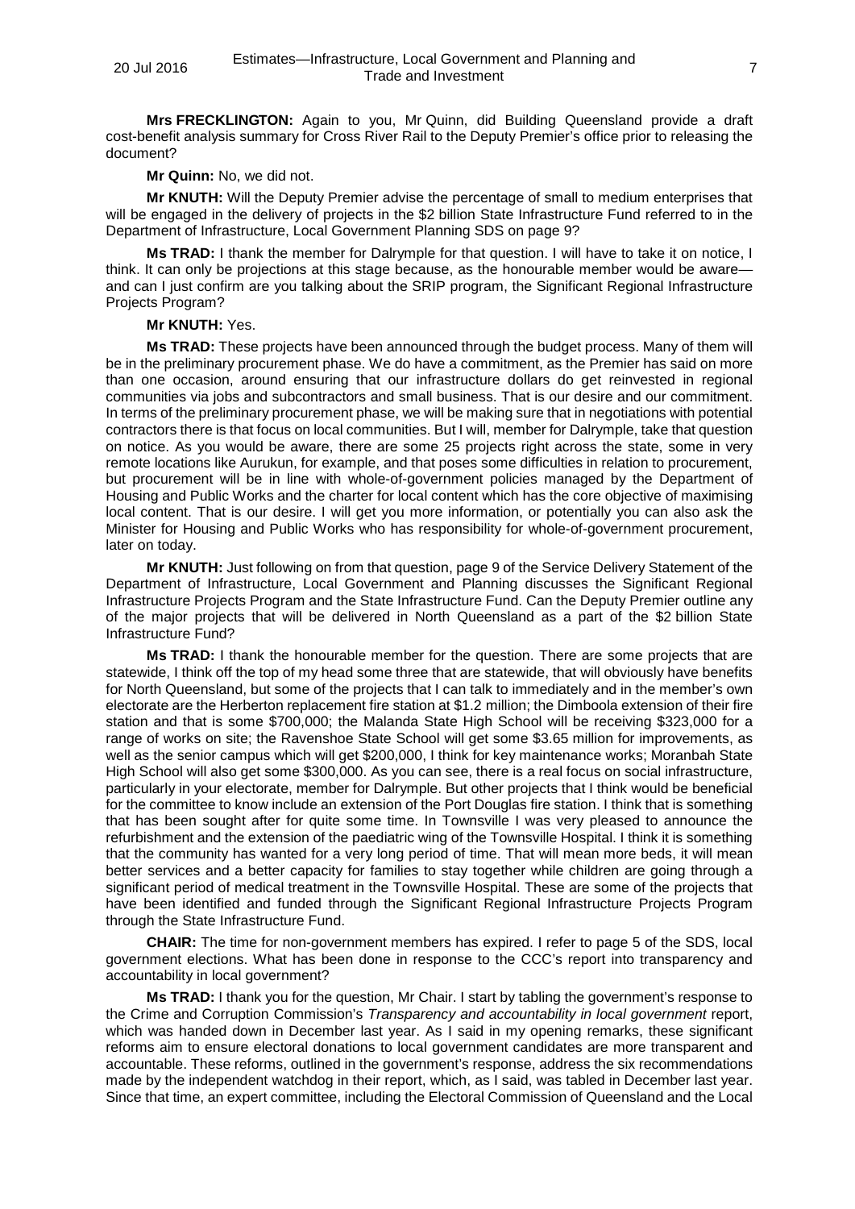**Mrs FRECKLINGTON:** Again to you, Mr Quinn, did Building Queensland provide a draft cost-benefit analysis summary for Cross River Rail to the Deputy Premier's office prior to releasing the document?

**Mr Quinn:** No, we did not.

**Mr KNUTH:** Will the Deputy Premier advise the percentage of small to medium enterprises that will be engaged in the delivery of projects in the $2 billion State Infrastructure Fund referred to in the Department of Infrastructure, Local Government Planning SDS on page 9?

**Ms TRAD:** I thank the member for Dalrymple for that question. I will have to take it on notice, I think. It can only be projections at this stage because, as the honourable member would be aware—and can I just confirm are you talking about the SRIP program, the Significant Regional Infrastructure Projects Program?

**Mr KNUTH:** Yes.

**Ms TRAD:** These projects have been announced through the budget process. Many of them will be in the preliminary procurement phase. We do have a commitment, as the Premier has said on more than one occasion, around ensuring that our infrastructure dollars do get reinvested in regional communities via jobs and subcontractors and small business. That is our desire and our commitment. In terms of the preliminary procurement phase, we will be making sure that in negotiations with potential contractors there is that focus on local communities. But I will, member for Dalrymple, take that question on notice. As you would be aware, there are some 25 projects right across the state, some in very remote locations like Aurukun, for example, and that poses some difficulties in relation to procurement, but procurement will be in line with whole-of-government policies managed by the Department of Housing and Public Works and the charter for local content which has the core objective of maximising local content. That is our desire. I will get you more information, or potentially you can also ask the Minister for Housing and Public Works who has responsibility for whole-of-government procurement, later on today.

**Mr KNUTH:** Just following on from that question, page 9 of the Service Delivery Statement of the Department of Infrastructure, Local Government and Planning discusses the Significant Regional Infrastructure Projects Program and the State Infrastructure Fund. Can the Deputy Premier outline any of the major projects that will be delivered in North Queensland as a part of the $2 billion State Infrastructure Fund?

**Ms TRAD:** I thank the honourable member for the question. There are some projects that are statewide, I think off the top of my head some three that are statewide, that will obviously have benefits for North Queensland, but some of the projects that I can talk to immediately and in the member's own electorate are the Herberton replacement fire station at $1.2 million; the Dimboola extension of their fire station and that is some $700,000; the Malanda State High School will be receiving $323,000 for a range of works on site; the Ravenshoe State School will get some $3.65 million for improvements, as well as the senior campus which will get $200,000, I think for key maintenance works; Moranbah State High School will also get some $300,000. As you can see, there is a real focus on social infrastructure, particularly in your electorate, member for Dalrymple. But other projects that I think would be beneficial for the committee to know include an extension of the Port Douglas fire station. I think that is something that has been sought after for quite some time. In Townsville I was very pleased to announce the refurbishment and the extension of the paediatric wing of the Townsville Hospital. I think it is something that the community has wanted for a very long period of time. That will mean more beds, it will mean better services and a better capacity for families to stay together while children are going through a significant period of medical treatment in the Townsville Hospital. These are some of the projects that have been identified and funded through the Significant Regional Infrastructure Projects Program through the State Infrastructure Fund.

**CHAIR:** The time for non-government members has expired. I refer to page 5 of the SDS, local government elections. What has been done in response to the CCC's report into transparency and accountability in local government?

**Ms TRAD:** I thank you for the question, Mr Chair. I start by tabling the government's response to the Crime and Corruption Commission's *Transparency and accountability in local government* report, which was handed down in December last year. As I said in my opening remarks, these significant reforms aim to ensure electoral donations to local government candidates are more transparent and accountable. These reforms, outlined in the government's response, address the six recommendations made by the independent watchdog in their report, which, as I said, was tabled in December last year. Since that time, an expert committee, including the Electoral Commission of Queensland and the Local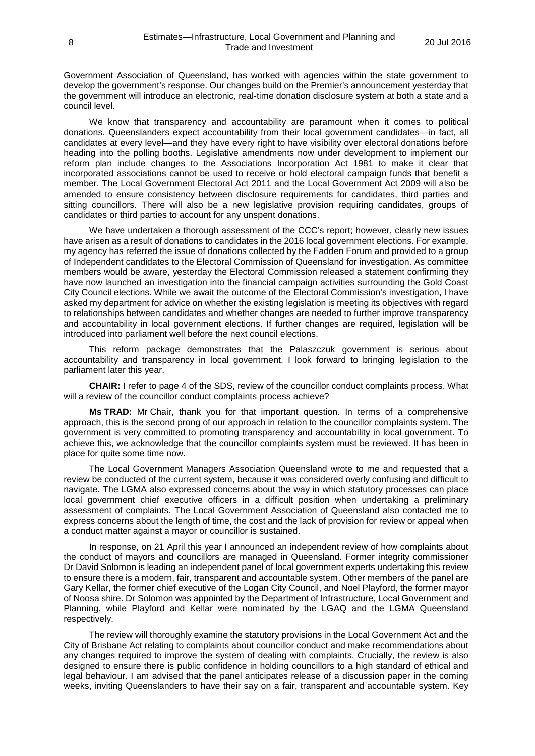Government Association of Queensland, has worked with agencies within the state government to develop the government's response. Our changes build on the Premier's announcement yesterday that the government will introduce an electronic, real-time donation disclosure system at both a state and a council level.

We know that transparency and accountability are paramount when it comes to political donations. Queenslanders expect accountability from their local government candidates—in fact, all candidates at every level—and they have every right to have visibility over electoral donations before heading into the polling booths. Legislative amendments now under development to implement our reform plan include changes to the Associations Incorporation Act 1981 to make it clear that incorporated associations cannot be used to receive or hold electoral campaign funds that benefit a member. The Local Government Electoral Act 2011 and the Local Government Act 2009 will also be amended to ensure consistency between disclosure requirements for candidates, third parties and sitting councillors. There will also be a new legislative provision requiring candidates, groups of candidates or third parties to account for any unspent donations.

We have undertaken a thorough assessment of the CCC's report; however, clearly new issues have arisen as a result of donations to candidates in the 2016 local government elections. For example, my agency has referred the issue of donations collected by the Fadden Forum and provided to a group of Independent candidates to the Electoral Commission of Queensland for investigation. As committee members would be aware, yesterday the Electoral Commission released a statement confirming they have now launched an investigation into the financial campaign activities surrounding the Gold Coast City Council elections. While we await the outcome of the Electoral Commission's investigation, I have asked my department for advice on whether the existing legislation is meeting its objectives with regard to relationships between candidates and whether changes are needed to further improve transparency and accountability in local government elections. If further changes are required, legislation will be introduced into parliament well before the next council elections.

This reform package demonstrates that the Palaszczuk government is serious about accountability and transparency in local government. I look forward to bringing legislation to the parliament later this year.

**CHAIR:** I refer to page 4 of the SDS, review of the councillor conduct complaints process. What will a review of the councillor conduct complaints process achieve?

**Ms TRAD:** Mr Chair, thank you for that important question. In terms of a comprehensive approach, this is the second prong of our approach in relation to the councillor complaints system. The government is very committed to promoting transparency and accountability in local government. To achieve this, we acknowledge that the councillor complaints system must be reviewed. It has been in place for quite some time now.

The Local Government Managers Association Queensland wrote to me and requested that a review be conducted of the current system, because it was considered overly confusing and difficult to navigate. The LGMA also expressed concerns about the way in which statutory processes can place local government chief executive officers in a difficult position when undertaking a preliminary assessment of complaints. The Local Government Association of Queensland also contacted me to express concerns about the length of time, the cost and the lack of provision for review or appeal when a conduct matter against a mayor or councillor is sustained.

In response, on 21 April this year I announced an independent review of how complaints about the conduct of mayors and councillors are managed in Queensland. Former integrity commissioner Dr David Solomon is leading an independent panel of local government experts undertaking this review to ensure there is a modern, fair, transparent and accountable system. Other members of the panel are Gary Kellar, the former chief executive of the Logan City Council, and Noel Playford, the former mayor of Noosa shire. Dr Solomon was appointed by the Department of Infrastructure, Local Government and Planning, while Playford and Kellar were nominated by the LGAQ and the LGMA Queensland respectively.

The review will thoroughly examine the statutory provisions in the Local Government Act and the City of Brisbane Act relating to complaints about councillor conduct and make recommendations about any changes required to improve the system of dealing with complaints. Crucially, the review is also designed to ensure there is public confidence in holding councillors to a high standard of ethical and legal behaviour. I am advised that the panel anticipates release of a discussion paper in the coming weeks, inviting Queenslanders to have their say on a fair, transparent and accountable system. Key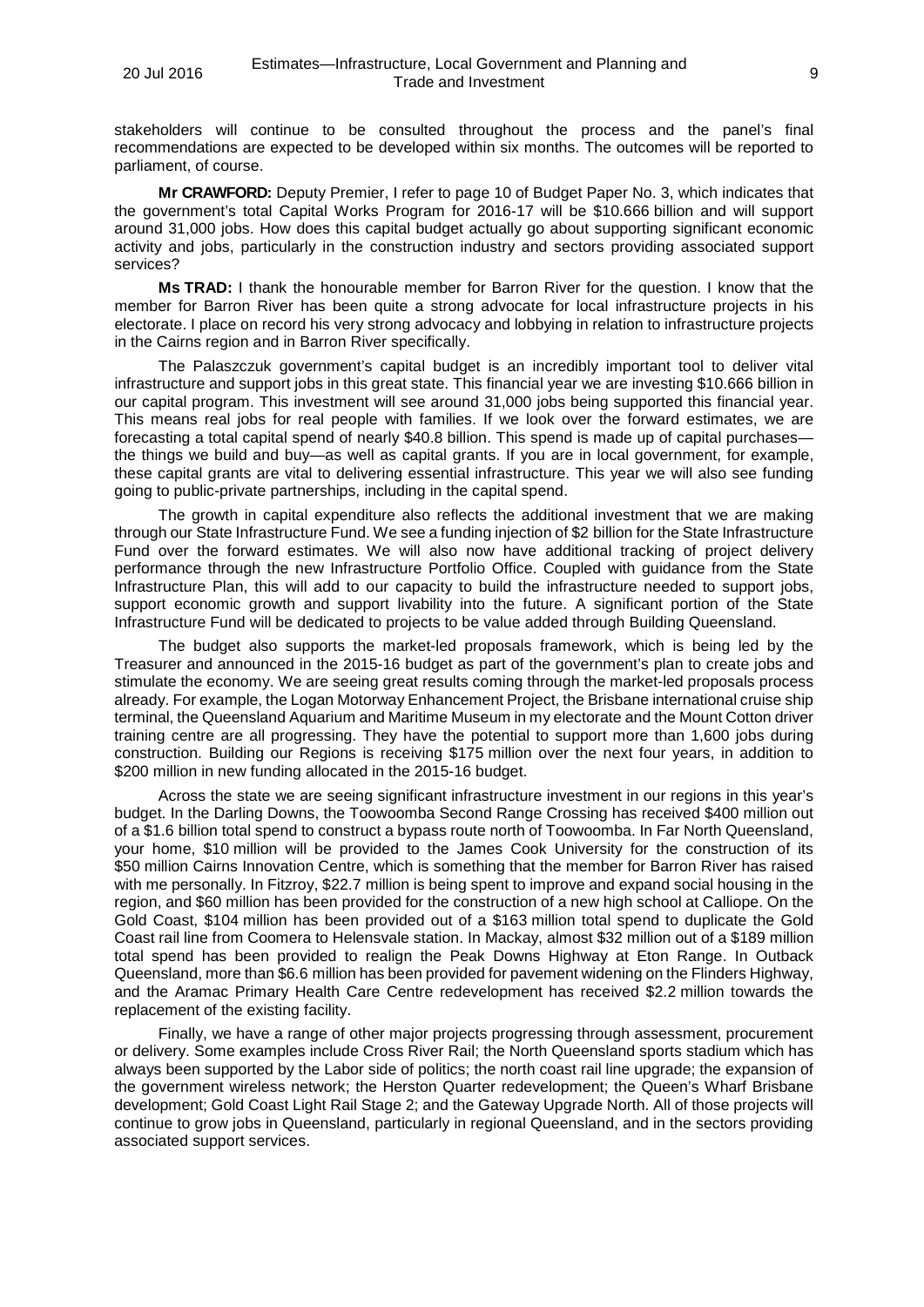stakeholders will continue to be consulted throughout the process and the panel's final recommendations are expected to be developed within six months. The outcomes will be reported to parliament, of course.

**Mr CRAWFORD:** Deputy Premier, I refer to page 10 of Budget Paper No. 3, which indicates that the government's total Capital Works Program for 2016-17 will be $10.666 billion and will support around 31,000 jobs. How does this capital budget actually go about supporting significant economic activity and jobs, particularly in the construction industry and sectors providing associated support services?

**Ms TRAD:** I thank the honourable member for Barron River for the question. I know that the member for Barron River has been quite a strong advocate for local infrastructure projects in his electorate. I place on record his very strong advocacy and lobbying in relation to infrastructure projects in the Cairns region and in Barron River specifically.

The Palaszczuk government's capital budget is an incredibly important tool to deliver vital infrastructure and support jobs in this great state. This financial year we are investing $10.666 billion in our capital program. This investment will see around 31,000 jobs being supported this financial year. This means real jobs for real people with families. If we look over the forward estimates, we are forecasting a total capital spend of nearly $40.8 billion. This spend is made up of capital purchases—the things we build and buy—as well as capital grants. If you are in local government, for example, these capital grants are vital to delivering essential infrastructure. This year we will also see funding going to public-private partnerships, including in the capital spend.

The growth in capital expenditure also reflects the additional investment that we are making through our State Infrastructure Fund. We see a funding injection of $2 billion for the State Infrastructure Fund over the forward estimates. We will also now have additional tracking of project delivery performance through the new Infrastructure Portfolio Office. Coupled with guidance from the State Infrastructure Plan, this will add to our capacity to build the infrastructure needed to support jobs, support economic growth and support livability into the future. A significant portion of the State Infrastructure Fund will be dedicated to projects to be value added through Building Queensland.

The budget also supports the market-led proposals framework, which is being led by the Treasurer and announced in the 2015-16 budget as part of the government's plan to create jobs and stimulate the economy. We are seeing great results coming through the market-led proposals process already. For example, the Logan Motorway Enhancement Project, the Brisbane international cruise ship terminal, the Queensland Aquarium and Maritime Museum in my electorate and the Mount Cotton driver training centre are all progressing. They have the potential to support more than 1,600 jobs during construction. Building our Regions is receiving $175 million over the next four years, in addition to $200 million in new funding allocated in the 2015-16 budget.

Across the state we are seeing significant infrastructure investment in our regions in this year's budget. In the Darling Downs, the Toowoomba Second Range Crossing has received $400 million out of a $1.6 billion total spend to construct a bypass route north of Toowoomba. In Far North Queensland, your home, $10 million will be provided to the James Cook University for the construction of its $50 million Cairns Innovation Centre, which is something that the member for Barron River has raised with me personally. In Fitzroy, $22.7 million is being spent to improve and expand social housing in the region, and $60 million has been provided for the construction of a new high school at Calliope. On the Gold Coast, $104 million has been provided out of a $163 million total spend to duplicate the Gold Coast rail line from Coomera to Helensvale station. In Mackay, almost $32 million out of a $189 million total spend has been provided to realign the Peak Downs Highway at Eton Range. In Outback Queensland, more than $6.6 million has been provided for pavement widening on the Flinders Highway, and the Aramac Primary Health Care Centre redevelopment has received $2.2 million towards the replacement of the existing facility.

Finally, we have a range of other major projects progressing through assessment, procurement or delivery. Some examples include Cross River Rail; the North Queensland sports stadium which has always been supported by the Labor side of politics; the north coast rail line upgrade; the expansion of the government wireless network; the Herston Quarter redevelopment; the Queen's Wharf Brisbane development; Gold Coast Light Rail Stage 2; and the Gateway Upgrade North. All of those projects will continue to grow jobs in Queensland, particularly in regional Queensland, and in the sectors providing associated support services.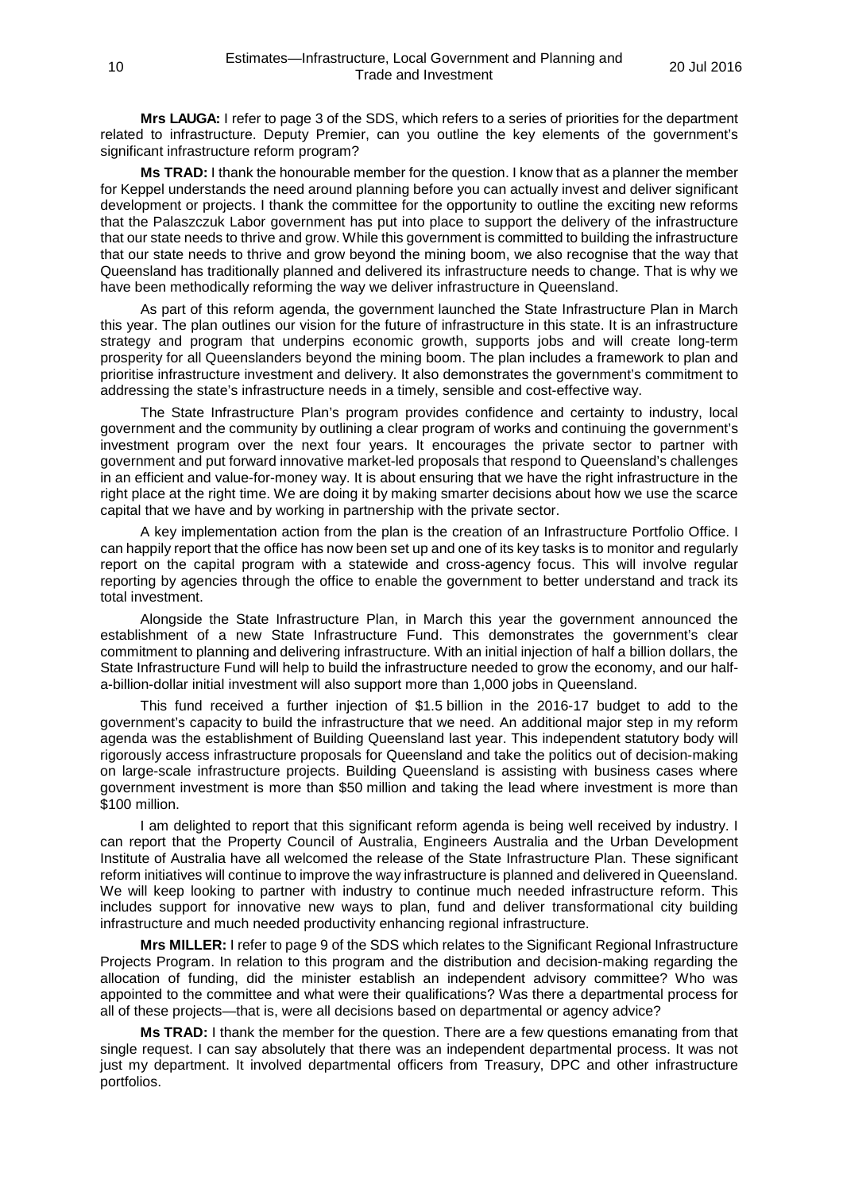**Mrs LAUGA:** I refer to page 3 of the SDS, which refers to a series of priorities for the department related to infrastructure. Deputy Premier, can you outline the key elements of the government's significant infrastructure reform program?

**Ms TRAD:** I thank the honourable member for the question. I know that as a planner the member for Keppel understands the need around planning before you can actually invest and deliver significant development or projects. I thank the committee for the opportunity to outline the exciting new reforms that the Palaszczuk Labor government has put into place to support the delivery of the infrastructure that our state needs to thrive and grow. While this government is committed to building the infrastructure that our state needs to thrive and grow beyond the mining boom, we also recognise that the way that Queensland has traditionally planned and delivered its infrastructure needs to change. That is why we have been methodically reforming the way we deliver infrastructure in Queensland.

As part of this reform agenda, the government launched the State Infrastructure Plan in March this year. The plan outlines our vision for the future of infrastructure in this state. It is an infrastructure strategy and program that underpins economic growth, supports jobs and will create long-term prosperity for all Queenslanders beyond the mining boom. The plan includes a framework to plan and prioritise infrastructure investment and delivery. It also demonstrates the government's commitment to addressing the state's infrastructure needs in a timely, sensible and cost-effective way.

The State Infrastructure Plan's program provides confidence and certainty to industry, local government and the community by outlining a clear program of works and continuing the government's investment program over the next four years. It encourages the private sector to partner with government and put forward innovative market-led proposals that respond to Queensland's challenges in an efficient and value-for-money way. It is about ensuring that we have the right infrastructure in the right place at the right time. We are doing it by making smarter decisions about how we use the scarce capital that we have and by working in partnership with the private sector.

A key implementation action from the plan is the creation of an Infrastructure Portfolio Office. I can happily report that the office has now been set up and one of its key tasks is to monitor and regularly report on the capital program with a statewide and cross-agency focus. This will involve regular reporting by agencies through the office to enable the government to better understand and track its total investment.

Alongside the State Infrastructure Plan, in March this year the government announced the establishment of a new State Infrastructure Fund. This demonstrates the government's clear commitment to planning and delivering infrastructure. With an initial injection of half a billion dollars, the State Infrastructure Fund will help to build the infrastructure needed to grow the economy, and our half-a-billion-dollar initial investment will also support more than 1,000 jobs in Queensland.

This fund received a further injection of $1.5 billion in the 2016-17 budget to add to the government's capacity to build the infrastructure that we need. An additional major step in my reform agenda was the establishment of Building Queensland last year. This independent statutory body will rigorously access infrastructure proposals for Queensland and take the politics out of decision-making on large-scale infrastructure projects. Building Queensland is assisting with business cases where government investment is more than $50 million and taking the lead where investment is more than $100 million.

I am delighted to report that this significant reform agenda is being well received by industry. I can report that the Property Council of Australia, Engineers Australia and the Urban Development Institute of Australia have all welcomed the release of the State Infrastructure Plan. These significant reform initiatives will continue to improve the way infrastructure is planned and delivered in Queensland. We will keep looking to partner with industry to continue much needed infrastructure reform. This includes support for innovative new ways to plan, fund and deliver transformational city building infrastructure and much needed productivity enhancing regional infrastructure.

**Mrs MILLER:** I refer to page 9 of the SDS which relates to the Significant Regional Infrastructure Projects Program. In relation to this program and the distribution and decision-making regarding the allocation of funding, did the minister establish an independent advisory committee? Who was appointed to the committee and what were their qualifications? Was there a departmental process for all of these projects—that is, were all decisions based on departmental or agency advice?

**Ms TRAD:** I thank the member for the question. There are a few questions emanating from that single request. I can say absolutely that there was an independent departmental process. It was not just my department. It involved departmental officers from Treasury, DPC and other infrastructure portfolios.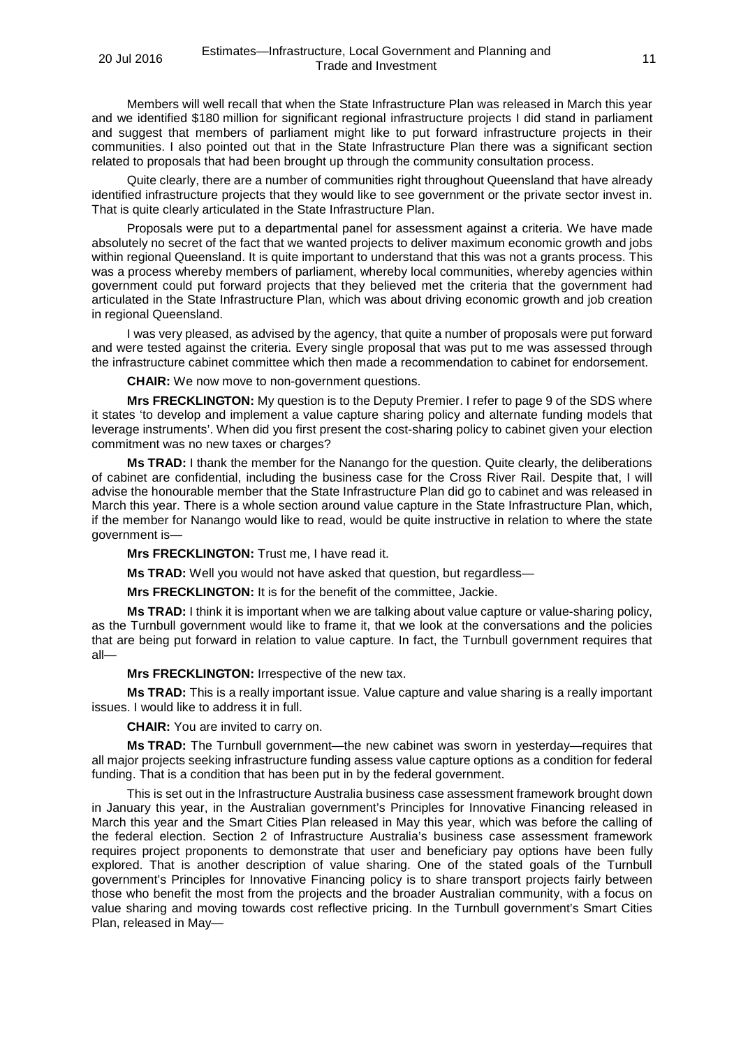Members will well recall that when the State Infrastructure Plan was released in March this year and we identified $180 million for significant regional infrastructure projects I did stand in parliament and suggest that members of parliament might like to put forward infrastructure projects in their communities. I also pointed out that in the State Infrastructure Plan there was a significant section related to proposals that had been brought up through the community consultation process.

Quite clearly, there are a number of communities right throughout Queensland that have already identified infrastructure projects that they would like to see government or the private sector invest in. That is quite clearly articulated in the State Infrastructure Plan.

Proposals were put to a departmental panel for assessment against a criteria. We have made absolutely no secret of the fact that we wanted projects to deliver maximum economic growth and jobs within regional Queensland. It is quite important to understand that this was not a grants process. This was a process whereby members of parliament, whereby local communities, whereby agencies within government could put forward projects that they believed met the criteria that the government had articulated in the State Infrastructure Plan, which was about driving economic growth and job creation in regional Queensland.

I was very pleased, as advised by the agency, that quite a number of proposals were put forward and were tested against the criteria. Every single proposal that was put to me was assessed through the infrastructure cabinet committee which then made a recommendation to cabinet for endorsement.

**CHAIR:** We now move to non-government questions.

**Mrs FRECKLINGTON:** My question is to the Deputy Premier. I refer to page 9 of the SDS where it states 'to develop and implement a value capture sharing policy and alternate funding models that leverage instruments'. When did you first present the cost-sharing policy to cabinet given your election commitment was no new taxes or charges?

**Ms TRAD:** I thank the member for the Nanango for the question. Quite clearly, the deliberations of cabinet are confidential, including the business case for the Cross River Rail. Despite that, I will advise the honourable member that the State Infrastructure Plan did go to cabinet and was released in March this year. There is a whole section around value capture in the State Infrastructure Plan, which, if the member for Nanango would like to read, would be quite instructive in relation to where the state government is—

**Mrs FRECKLINGTON:** Trust me, I have read it.

**Ms TRAD:** Well you would not have asked that question, but regardless—

**Mrs FRECKLINGTON:** It is for the benefit of the committee, Jackie.

**Ms TRAD:** I think it is important when we are talking about value capture or value-sharing policy, as the Turnbull government would like to frame it, that we look at the conversations and the policies that are being put forward in relation to value capture. In fact, the Turnbull government requires that all—

**Mrs FRECKLINGTON:** Irrespective of the new tax.

**Ms TRAD:** This is a really important issue. Value capture and value sharing is a really important issues. I would like to address it in full.

**CHAIR:** You are invited to carry on.

**Ms TRAD:** The Turnbull government—the new cabinet was sworn in yesterday—requires that all major projects seeking infrastructure funding assess value capture options as a condition for federal funding. That is a condition that has been put in by the federal government.

This is set out in the Infrastructure Australia business case assessment framework brought down in January this year, in the Australian government's Principles for Innovative Financing released in March this year and the Smart Cities Plan released in May this year, which was before the calling of the federal election. Section 2 of Infrastructure Australia's business case assessment framework requires project proponents to demonstrate that user and beneficiary pay options have been fully explored. That is another description of value sharing. One of the stated goals of the Turnbull government's Principles for Innovative Financing policy is to share transport projects fairly between those who benefit the most from the projects and the broader Australian community, with a focus on value sharing and moving towards cost reflective pricing. In the Turnbull government's Smart Cities Plan, released in May—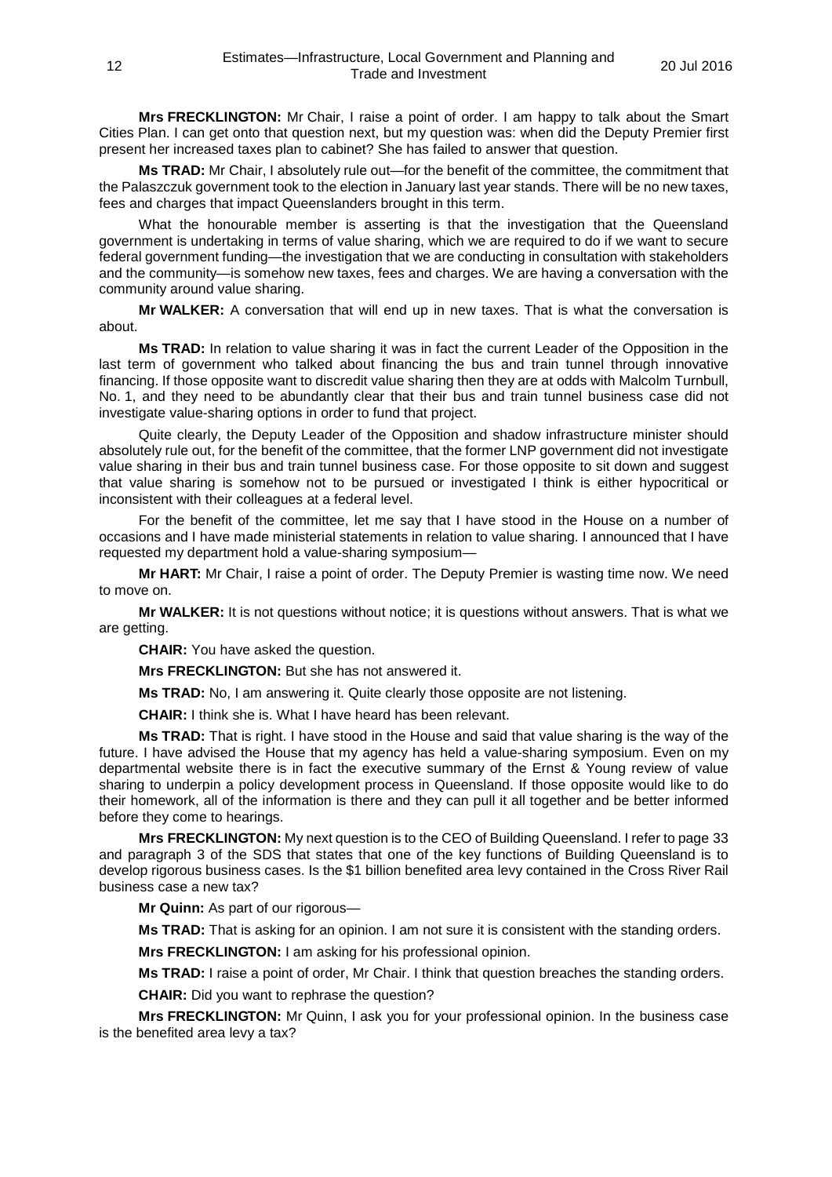**Mrs FRECKLINGTON:** Mr Chair, I raise a point of order. I am happy to talk about the Smart Cities Plan. I can get onto that question next, but my question was: when did the Deputy Premier first present her increased taxes plan to cabinet? She has failed to answer that question.

**Ms TRAD:** Mr Chair, I absolutely rule out—for the benefit of the committee, the commitment that the Palaszczuk government took to the election in January last year stands. There will be no new taxes, fees and charges that impact Queenslanders brought in this term.

What the honourable member is asserting is that the investigation that the Queensland government is undertaking in terms of value sharing, which we are required to do if we want to secure federal government funding—the investigation that we are conducting in consultation with stakeholders and the community—is somehow new taxes, fees and charges. We are having a conversation with the community around value sharing.

**Mr WALKER:** A conversation that will end up in new taxes. That is what the conversation is about.

**Ms TRAD:** In relation to value sharing it was in fact the current Leader of the Opposition in the last term of government who talked about financing the bus and train tunnel through innovative financing. If those opposite want to discredit value sharing then they are at odds with Malcolm Turnbull, No. 1, and they need to be abundantly clear that their bus and train tunnel business case did not investigate value-sharing options in order to fund that project.

Quite clearly, the Deputy Leader of the Opposition and shadow infrastructure minister should absolutely rule out, for the benefit of the committee, that the former LNP government did not investigate value sharing in their bus and train tunnel business case. For those opposite to sit down and suggest that value sharing is somehow not to be pursued or investigated I think is either hypocritical or inconsistent with their colleagues at a federal level.

For the benefit of the committee, let me say that I have stood in the House on a number of occasions and I have made ministerial statements in relation to value sharing. I announced that I have requested my department hold a value-sharing symposium—

**Mr HART:** Mr Chair, I raise a point of order. The Deputy Premier is wasting time now. We need to move on.

**Mr WALKER:** It is not questions without notice; it is questions without answers. That is what we are getting.

**CHAIR:** You have asked the question.

**Mrs FRECKLINGTON:** But she has not answered it.

**Ms TRAD:** No, I am answering it. Quite clearly those opposite are not listening.

**CHAIR:** I think she is. What I have heard has been relevant.

**Ms TRAD:** That is right. I have stood in the House and said that value sharing is the way of the future. I have advised the House that my agency has held a value-sharing symposium. Even on my departmental website there is in fact the executive summary of the Ernst & Young review of value sharing to underpin a policy development process in Queensland. If those opposite would like to do their homework, all of the information is there and they can pull it all together and be better informed before they come to hearings.

**Mrs FRECKLINGTON:** My next question is to the CEO of Building Queensland. I refer to page 33 and paragraph 3 of the SDS that states that one of the key functions of Building Queensland is to develop rigorous business cases. Is the $1 billion benefited area levy contained in the Cross River Rail business case a new tax?

**Mr Quinn:** As part of our rigorous—

**Ms TRAD:** That is asking for an opinion. I am not sure it is consistent with the standing orders.

**Mrs FRECKLINGTON:** I am asking for his professional opinion.

**Ms TRAD:** I raise a point of order, Mr Chair. I think that question breaches the standing orders.

**CHAIR:** Did you want to rephrase the question?

**Mrs FRECKLINGTON:** Mr Quinn, I ask you for your professional opinion. In the business case is the benefited area levy a tax?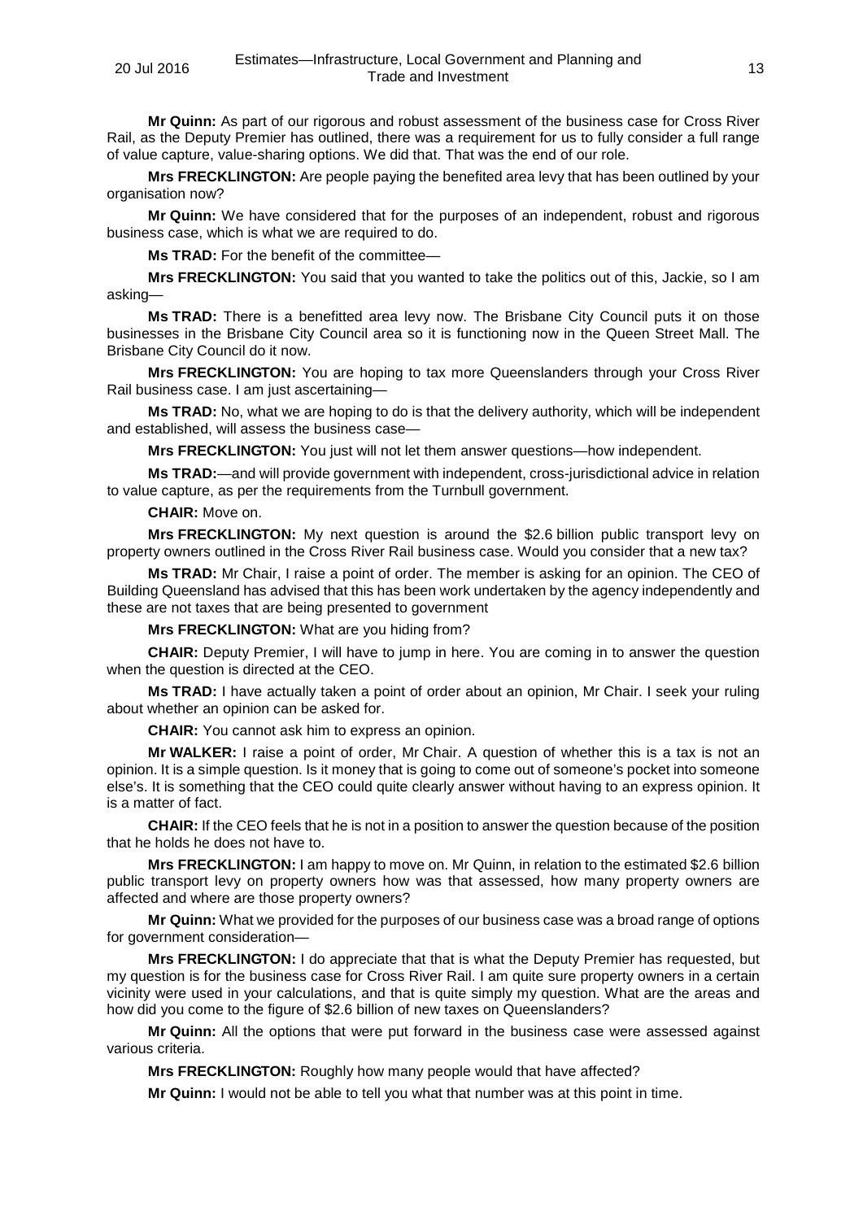**Mr Quinn:** As part of our rigorous and robust assessment of the business case for Cross River Rail, as the Deputy Premier has outlined, there was a requirement for us to fully consider a full range of value capture, value-sharing options. We did that. That was the end of our role.

**Mrs FRECKLINGTON:** Are people paying the benefited area levy that has been outlined by your organisation now?

**Mr Quinn:** We have considered that for the purposes of an independent, robust and rigorous business case, which is what we are required to do.

**Ms TRAD:** For the benefit of the committee—

**Mrs FRECKLINGTON:** You said that you wanted to take the politics out of this, Jackie, so I am asking—

**Ms TRAD:** There is a benefitted area levy now. The Brisbane City Council puts it on those businesses in the Brisbane City Council area so it is functioning now in the Queen Street Mall. The Brisbane City Council do it now.

**Mrs FRECKLINGTON:** You are hoping to tax more Queenslanders through your Cross River Rail business case. I am just ascertaining—

**Ms TRAD:** No, what we are hoping to do is that the delivery authority, which will be independent and established, will assess the business case—

**Mrs FRECKLINGTON:** You just will not let them answer questions—how independent.

**Ms TRAD:**—and will provide government with independent, cross-jurisdictional advice in relation to value capture, as per the requirements from the Turnbull government.

**CHAIR:** Move on.

**Mrs FRECKLINGTON:** My next question is around the $2.6 billion public transport levy on property owners outlined in the Cross River Rail business case. Would you consider that a new tax?

**Ms TRAD:** Mr Chair, I raise a point of order. The member is asking for an opinion. The CEO of Building Queensland has advised that this has been work undertaken by the agency independently and these are not taxes that are being presented to government

**Mrs FRECKLINGTON:** What are you hiding from?

**CHAIR:** Deputy Premier, I will have to jump in here. You are coming in to answer the question when the question is directed at the CEO.

**Ms TRAD:** I have actually taken a point of order about an opinion, Mr Chair. I seek your ruling about whether an opinion can be asked for.

**CHAIR:** You cannot ask him to express an opinion.

**Mr WALKER:** I raise a point of order, Mr Chair. A question of whether this is a tax is not an opinion. It is a simple question. Is it money that is going to come out of someone's pocket into someone else's. It is something that the CEO could quite clearly answer without having to an express opinion. It is a matter of fact.

**CHAIR:** If the CEO feels that he is not in a position to answer the question because of the position that he holds he does not have to.

**Mrs FRECKLINGTON:** I am happy to move on. Mr Quinn, in relation to the estimated $2.6 billion public transport levy on property owners how was that assessed, how many property owners are affected and where are those property owners?

**Mr Quinn:** What we provided for the purposes of our business case was a broad range of options for government consideration—

**Mrs FRECKLINGTON:** I do appreciate that that is what the Deputy Premier has requested, but my question is for the business case for Cross River Rail. I am quite sure property owners in a certain vicinity were used in your calculations, and that is quite simply my question. What are the areas and how did you come to the figure of $2.6 billion of new taxes on Queenslanders?

**Mr Quinn:** All the options that were put forward in the business case were assessed against various criteria.

**Mrs FRECKLINGTON:** Roughly how many people would that have affected?

**Mr Quinn:** I would not be able to tell you what that number was at this point in time.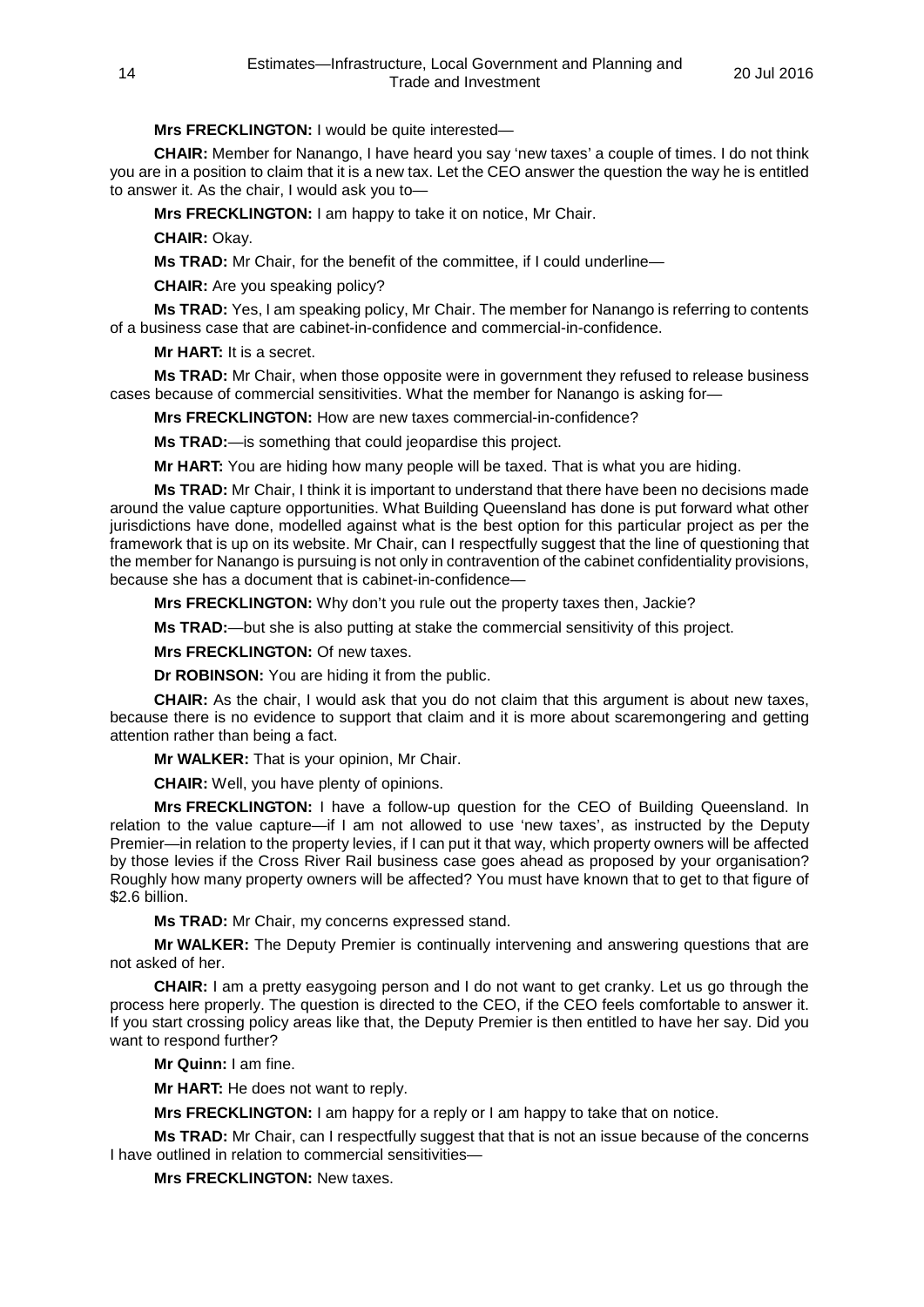**Mrs FRECKLINGTON:** I would be quite interested—

**CHAIR:** Member for Nanango, I have heard you say 'new taxes' a couple of times. I do not think you are in a position to claim that it is a new tax. Let the CEO answer the question the way he is entitled to answer it. As the chair, I would ask you to—

**Mrs FRECKLINGTON:** I am happy to take it on notice, Mr Chair.

**CHAIR:** Okay.

**Ms TRAD:** Mr Chair, for the benefit of the committee, if I could underline—

**CHAIR:** Are you speaking policy?

**Ms TRAD:** Yes, I am speaking policy, Mr Chair. The member for Nanango is referring to contents of a business case that are cabinet-in-confidence and commercial-in-confidence.

**Mr HART:** It is a secret.

**Ms TRAD:** Mr Chair, when those opposite were in government they refused to release business cases because of commercial sensitivities. What the member for Nanango is asking for—

**Mrs FRECKLINGTON:** How are new taxes commercial-in-confidence?

**Ms TRAD:**—is something that could jeopardise this project.

**Mr HART:** You are hiding how many people will be taxed. That is what you are hiding.

**Ms TRAD:** Mr Chair, I think it is important to understand that there have been no decisions made around the value capture opportunities. What Building Queensland has done is put forward what other jurisdictions have done, modelled against what is the best option for this particular project as per the framework that is up on its website. Mr Chair, can I respectfully suggest that the line of questioning that the member for Nanango is pursuing is not only in contravention of the cabinet confidentiality provisions, because she has a document that is cabinet-in-confidence—

**Mrs FRECKLINGTON:** Why don't you rule out the property taxes then, Jackie?

**Ms TRAD:**—but she is also putting at stake the commercial sensitivity of this project.

**Mrs FRECKLINGTON:** Of new taxes.

**Dr ROBINSON:** You are hiding it from the public.

**CHAIR:** As the chair, I would ask that you do not claim that this argument is about new taxes, because there is no evidence to support that claim and it is more about scaremongering and getting attention rather than being a fact.

**Mr WALKER:** That is your opinion, Mr Chair.

**CHAIR:** Well, you have plenty of opinions.

**Mrs FRECKLINGTON:** I have a follow-up question for the CEO of Building Queensland. In relation to the value capture—if I am not allowed to use 'new taxes', as instructed by the Deputy Premier—in relation to the property levies, if I can put it that way, which property owners will be affected by those levies if the Cross River Rail business case goes ahead as proposed by your organisation? Roughly how many property owners will be affected? You must have known that to get to that figure of \$2.6 billion.

**Ms TRAD:** Mr Chair, my concerns expressed stand.

**Mr WALKER:** The Deputy Premier is continually intervening and answering questions that are not asked of her.

**CHAIR:** I am a pretty easygoing person and I do not want to get cranky. Let us go through the process here properly. The question is directed to the CEO, if the CEO feels comfortable to answer it. If you start crossing policy areas like that, the Deputy Premier is then entitled to have her say. Did you want to respond further?

**Mr Quinn:** I am fine.

**Mr HART:** He does not want to reply.

**Mrs FRECKLINGTON:** I am happy for a reply or I am happy to take that on notice.

**Ms TRAD:** Mr Chair, can I respectfully suggest that that is not an issue because of the concerns I have outlined in relation to commercial sensitivities—

**Mrs FRECKLINGTON:** New taxes.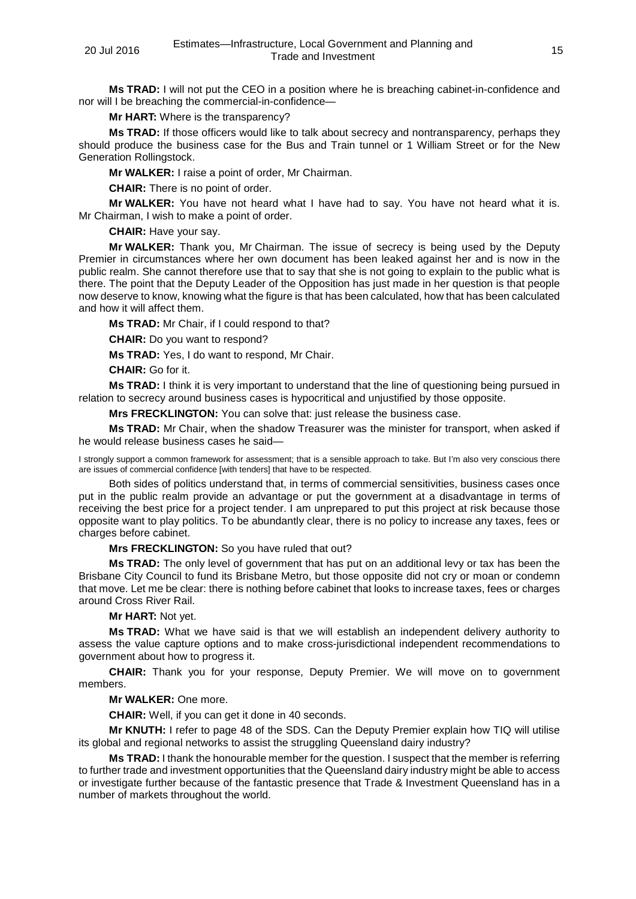**Ms TRAD:** I will not put the CEO in a position where he is breaching cabinet-in-confidence and nor will I be breaching the commercial-in-confidence—

**Mr HART:** Where is the transparency?

**Ms TRAD:** If those officers would like to talk about secrecy and nontransparency, perhaps they should produce the business case for the Bus and Train tunnel or 1 William Street or for the New Generation Rollingstock.

**Mr WALKER:** I raise a point of order, Mr Chairman.

**CHAIR:** There is no point of order.

**Mr WALKER:** You have not heard what I have had to say. You have not heard what it is. Mr Chairman, I wish to make a point of order.

**CHAIR:** Have your say.

**Mr WALKER:** Thank you, Mr Chairman. The issue of secrecy is being used by the Deputy Premier in circumstances where her own document has been leaked against her and is now in the public realm. She cannot therefore use that to say that she is not going to explain to the public what is there. The point that the Deputy Leader of the Opposition has just made in her question is that people now deserve to know, knowing what the figure is that has been calculated, how that has been calculated and how it will affect them.

**Ms TRAD:** Mr Chair, if I could respond to that?

**CHAIR:** Do you want to respond?

**Ms TRAD:** Yes, I do want to respond, Mr Chair.

**CHAIR:** Go for it.

**Ms TRAD:** I think it is very important to understand that the line of questioning being pursued in relation to secrecy around business cases is hypocritical and unjustified by those opposite.

**Mrs FRECKLINGTON:** You can solve that: just release the business case.

**Ms TRAD:** Mr Chair, when the shadow Treasurer was the minister for transport, when asked if he would release business cases he said—

> I strongly support a common framework for assessment; that is a sensible approach to take. But I'm also very conscious there are issues of commercial confidence [with tenders] that have to be respected.

Both sides of politics understand that, in terms of commercial sensitivities, business cases once put in the public realm provide an advantage or put the government at a disadvantage in terms of receiving the best price for a project tender. I am unprepared to put this project at risk because those opposite want to play politics. To be abundantly clear, there is no policy to increase any taxes, fees or charges before cabinet.

**Mrs FRECKLINGTON:** So you have ruled that out?

**Ms TRAD:** The only level of government that has put on an additional levy or tax has been the Brisbane City Council to fund its Brisbane Metro, but those opposite did not cry or moan or condemn that move. Let me be clear: there is nothing before cabinet that looks to increase taxes, fees or charges around Cross River Rail.

**Mr HART:** Not yet.

**Ms TRAD:** What we have said is that we will establish an independent delivery authority to assess the value capture options and to make cross-jurisdictional independent recommendations to government about how to progress it.

**CHAIR:** Thank you for your response, Deputy Premier. We will move on to government members.

**Mr WALKER:** One more.

**CHAIR:** Well, if you can get it done in 40 seconds.

**Mr KNUTH:** I refer to page 48 of the SDS. Can the Deputy Premier explain how TIQ will utilise its global and regional networks to assist the struggling Queensland dairy industry?

**Ms TRAD:** I thank the honourable member for the question. I suspect that the member is referring to further trade and investment opportunities that the Queensland dairy industry might be able to access or investigate further because of the fantastic presence that Trade & Investment Queensland has in a number of markets throughout the world.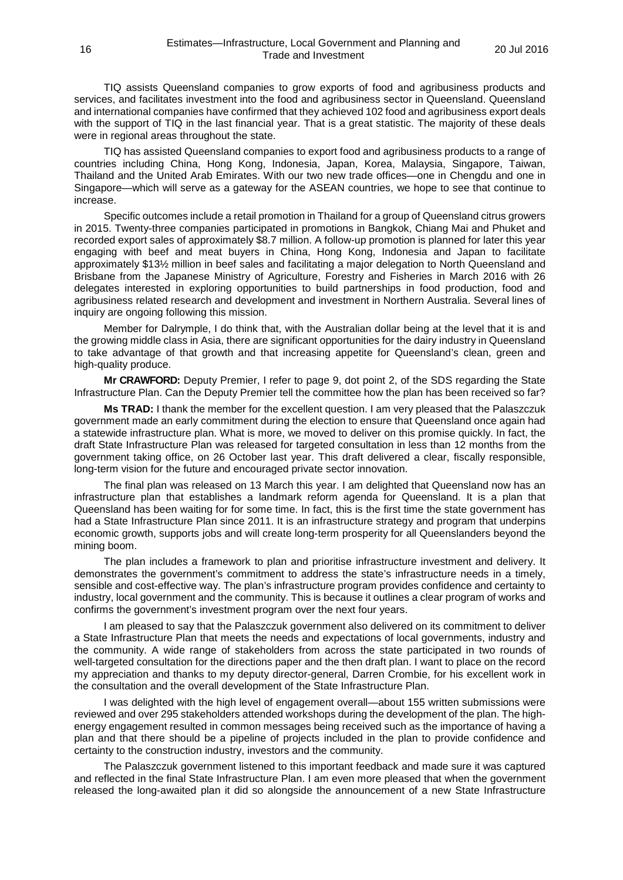TIQ assists Queensland companies to grow exports of food and agribusiness products and services, and facilitates investment into the food and agribusiness sector in Queensland. Queensland and international companies have confirmed that they achieved 102 food and agribusiness export deals with the support of TIQ in the last financial year. That is a great statistic. The majority of these deals were in regional areas throughout the state.

TIQ has assisted Queensland companies to export food and agribusiness products to a range of countries including China, Hong Kong, Indonesia, Japan, Korea, Malaysia, Singapore, Taiwan, Thailand and the United Arab Emirates. With our two new trade offices—one in Chengdu and one in Singapore—which will serve as a gateway for the ASEAN countries, we hope to see that continue to increase.

Specific outcomes include a retail promotion in Thailand for a group of Queensland citrus growers in 2015. Twenty-three companies participated in promotions in Bangkok, Chiang Mai and Phuket and recorded export sales of approximately $8.7 million. A follow-up promotion is planned for later this year engaging with beef and meat buyers in China, Hong Kong, Indonesia and Japan to facilitate approximately $13½ million in beef sales and facilitating a major delegation to North Queensland and Brisbane from the Japanese Ministry of Agriculture, Forestry and Fisheries in March 2016 with 26 delegates interested in exploring opportunities to build partnerships in food production, food and agribusiness related research and development and investment in Northern Australia. Several lines of inquiry are ongoing following this mission.

Member for Dalrymple, I do think that, with the Australian dollar being at the level that it is and the growing middle class in Asia, there are significant opportunities for the dairy industry in Queensland to take advantage of that growth and that increasing appetite for Queensland's clean, green and high-quality produce.

**Mr CRAWFORD:** Deputy Premier, I refer to page 9, dot point 2, of the SDS regarding the State Infrastructure Plan. Can the Deputy Premier tell the committee how the plan has been received so far?

**Ms TRAD:** I thank the member for the excellent question. I am very pleased that the Palaszczuk government made an early commitment during the election to ensure that Queensland once again had a statewide infrastructure plan. What is more, we moved to deliver on this promise quickly. In fact, the draft State Infrastructure Plan was released for targeted consultation in less than 12 months from the government taking office, on 26 October last year. This draft delivered a clear, fiscally responsible, long-term vision for the future and encouraged private sector innovation.

The final plan was released on 13 March this year. I am delighted that Queensland now has an infrastructure plan that establishes a landmark reform agenda for Queensland. It is a plan that Queensland has been waiting for for some time. In fact, this is the first time the state government has had a State Infrastructure Plan since 2011. It is an infrastructure strategy and program that underpins economic growth, supports jobs and will create long-term prosperity for all Queenslanders beyond the mining boom.

The plan includes a framework to plan and prioritise infrastructure investment and delivery. It demonstrates the government's commitment to address the state's infrastructure needs in a timely, sensible and cost-effective way. The plan's infrastructure program provides confidence and certainty to industry, local government and the community. This is because it outlines a clear program of works and confirms the government's investment program over the next four years.

I am pleased to say that the Palaszczuk government also delivered on its commitment to deliver a State Infrastructure Plan that meets the needs and expectations of local governments, industry and the community. A wide range of stakeholders from across the state participated in two rounds of well-targeted consultation for the directions paper and the then draft plan. I want to place on the record my appreciation and thanks to my deputy director-general, Darren Crombie, for his excellent work in the consultation and the overall development of the State Infrastructure Plan.

I was delighted with the high level of engagement overall—about 155 written submissions were reviewed and over 295 stakeholders attended workshops during the development of the plan. The high-energy engagement resulted in common messages being received such as the importance of having a plan and that there should be a pipeline of projects included in the plan to provide confidence and certainty to the construction industry, investors and the community.

The Palaszczuk government listened to this important feedback and made sure it was captured and reflected in the final State Infrastructure Plan. I am even more pleased that when the government released the long-awaited plan it did so alongside the announcement of a new State Infrastructure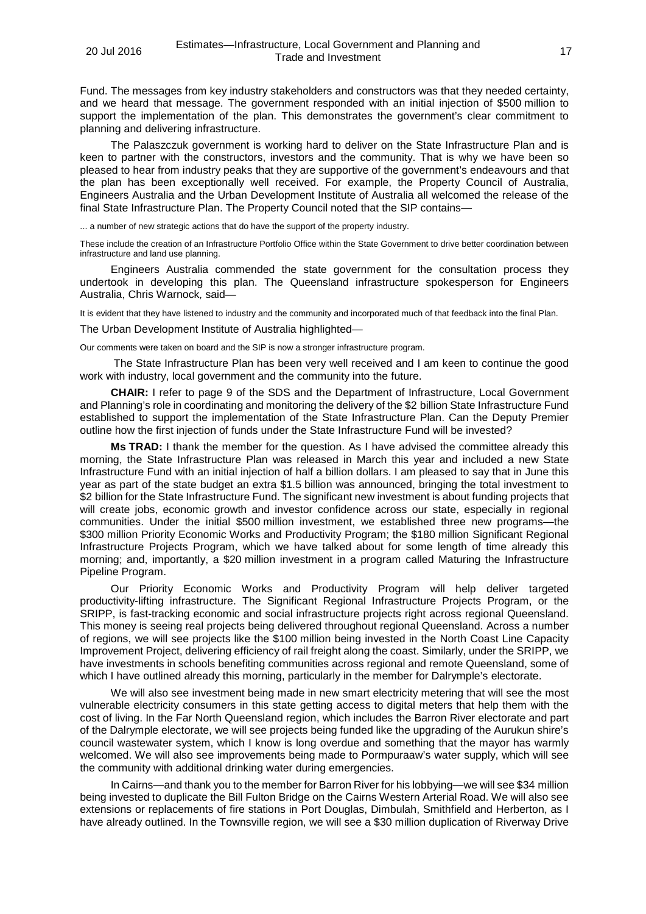Fund. The messages from key industry stakeholders and constructors was that they needed certainty, and we heard that message. The government responded with an initial injection of $500 million to support the implementation of the plan. This demonstrates the government's clear commitment to planning and delivering infrastructure.

The Palaszczuk government is working hard to deliver on the State Infrastructure Plan and is keen to partner with the constructors, investors and the community. That is why we have been so pleased to hear from industry peaks that they are supportive of the government's endeavours and that the plan has been exceptionally well received. For example, the Property Council of Australia, Engineers Australia and the Urban Development Institute of Australia all welcomed the release of the final State Infrastructure Plan. The Property Council noted that the SIP contains—

... a number of new strategic actions that do have the support of the property industry.

These include the creation of an Infrastructure Portfolio Office within the State Government to drive better coordination between infrastructure and land use planning.

Engineers Australia commended the state government for the consultation process they undertook in developing this plan. The Queensland infrastructure spokesperson for Engineers Australia, Chris Warnock, said—

It is evident that they have listened to industry and the community and incorporated much of that feedback into the final Plan.

The Urban Development Institute of Australia highlighted—

Our comments were taken on board and the SIP is now a stronger infrastructure program.

The State Infrastructure Plan has been very well received and I am keen to continue the good work with industry, local government and the community into the future.

**CHAIR:** I refer to page 9 of the SDS and the Department of Infrastructure, Local Government and Planning's role in coordinating and monitoring the delivery of the $2 billion State Infrastructure Fund established to support the implementation of the State Infrastructure Plan. Can the Deputy Premier outline how the first injection of funds under the State Infrastructure Fund will be invested?

**Ms TRAD:** I thank the member for the question. As I have advised the committee already this morning, the State Infrastructure Plan was released in March this year and included a new State Infrastructure Fund with an initial injection of half a billion dollars. I am pleased to say that in June this year as part of the state budget an extra $1.5 billion was announced, bringing the total investment to $2 billion for the State Infrastructure Fund. The significant new investment is about funding projects that will create jobs, economic growth and investor confidence across our state, especially in regional communities. Under the initial $500 million investment, we established three new programs—the $300 million Priority Economic Works and Productivity Program; the $180 million Significant Regional Infrastructure Projects Program, which we have talked about for some length of time already this morning; and, importantly, a $20 million investment in a program called Maturing the Infrastructure Pipeline Program.

Our Priority Economic Works and Productivity Program will help deliver targeted productivity-lifting infrastructure. The Significant Regional Infrastructure Projects Program, or the SRIPP, is fast-tracking economic and social infrastructure projects right across regional Queensland. This money is seeing real projects being delivered throughout regional Queensland. Across a number of regions, we will see projects like the $100 million being invested in the North Coast Line Capacity Improvement Project, delivering efficiency of rail freight along the coast. Similarly, under the SRIPP, we have investments in schools benefiting communities across regional and remote Queensland, some of which I have outlined already this morning, particularly in the member for Dalrymple's electorate.

We will also see investment being made in new smart electricity metering that will see the most vulnerable electricity consumers in this state getting access to digital meters that help them with the cost of living. In the Far North Queensland region, which includes the Barron River electorate and part of the Dalrymple electorate, we will see projects being funded like the upgrading of the Aurukun shire's council wastewater system, which I know is long overdue and something that the mayor has warmly welcomed. We will also see improvements being made to Pormpuraaw's water supply, which will see the community with additional drinking water during emergencies.

In Cairns—and thank you to the member for Barron River for his lobbying—we will see $34 million being invested to duplicate the Bill Fulton Bridge on the Cairns Western Arterial Road. We will also see extensions or replacements of fire stations in Port Douglas, Dimbulah, Smithfield and Herberton, as I have already outlined. In the Townsville region, we will see a $30 million duplication of Riverway Drive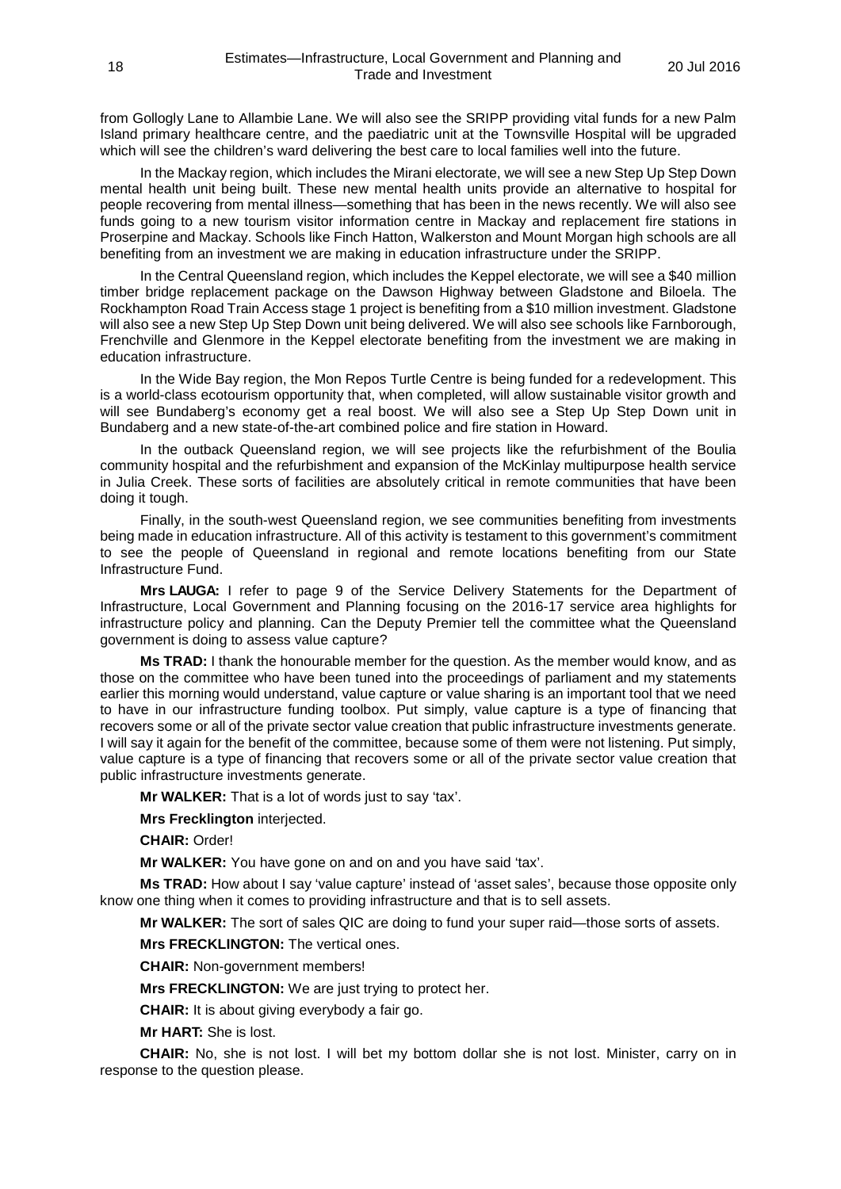from Gollogly Lane to Allambie Lane. We will also see the SRIPP providing vital funds for a new Palm Island primary healthcare centre, and the paediatric unit at the Townsville Hospital will be upgraded which will see the children's ward delivering the best care to local families well into the future.

In the Mackay region, which includes the Mirani electorate, we will see a new Step Up Step Down mental health unit being built. These new mental health units provide an alternative to hospital for people recovering from mental illness—something that has been in the news recently. We will also see funds going to a new tourism visitor information centre in Mackay and replacement fire stations in Proserpine and Mackay. Schools like Finch Hatton, Walkerston and Mount Morgan high schools are all benefiting from an investment we are making in education infrastructure under the SRIPP.

In the Central Queensland region, which includes the Keppel electorate, we will see a $40 million timber bridge replacement package on the Dawson Highway between Gladstone and Biloela. The Rockhampton Road Train Access stage 1 project is benefiting from a $10 million investment. Gladstone will also see a new Step Up Step Down unit being delivered. We will also see schools like Farnborough, Frenchville and Glenmore in the Keppel electorate benefiting from the investment we are making in education infrastructure.

In the Wide Bay region, the Mon Repos Turtle Centre is being funded for a redevelopment. This is a world-class ecotourism opportunity that, when completed, will allow sustainable visitor growth and will see Bundaberg's economy get a real boost. We will also see a Step Up Step Down unit in Bundaberg and a new state-of-the-art combined police and fire station in Howard.

In the outback Queensland region, we will see projects like the refurbishment of the Boulia community hospital and the refurbishment and expansion of the McKinlay multipurpose health service in Julia Creek. These sorts of facilities are absolutely critical in remote communities that have been doing it tough.

Finally, in the south-west Queensland region, we see communities benefiting from investments being made in education infrastructure. All of this activity is testament to this government's commitment to see the people of Queensland in regional and remote locations benefiting from our State Infrastructure Fund.

**Mrs LAUGA:** I refer to page 9 of the Service Delivery Statements for the Department of Infrastructure, Local Government and Planning focusing on the 2016-17 service area highlights for infrastructure policy and planning. Can the Deputy Premier tell the committee what the Queensland government is doing to assess value capture?

**Ms TRAD:** I thank the honourable member for the question. As the member would know, and as those on the committee who have been tuned into the proceedings of parliament and my statements earlier this morning would understand, value capture or value sharing is an important tool that we need to have in our infrastructure funding toolbox. Put simply, value capture is a type of financing that recovers some or all of the private sector value creation that public infrastructure investments generate. I will say it again for the benefit of the committee, because some of them were not listening. Put simply, value capture is a type of financing that recovers some or all of the private sector value creation that public infrastructure investments generate.

**Mr WALKER:** That is a lot of words just to say 'tax'.

**Mrs Frecklington** interjected.

**CHAIR:** Order!

**Mr WALKER:** You have gone on and on and you have said 'tax'.

**Ms TRAD:** How about I say 'value capture' instead of 'asset sales', because those opposite only know one thing when it comes to providing infrastructure and that is to sell assets.

**Mr WALKER:** The sort of sales QIC are doing to fund your super raid—those sorts of assets.

**Mrs FRECKLINGTON:** The vertical ones.

**CHAIR:** Non-government members!

**Mrs FRECKLINGTON:** We are just trying to protect her.

**CHAIR:** It is about giving everybody a fair go.

**Mr HART:** She is lost.

**CHAIR:** No, she is not lost. I will bet my bottom dollar she is not lost. Minister, carry on in response to the question please.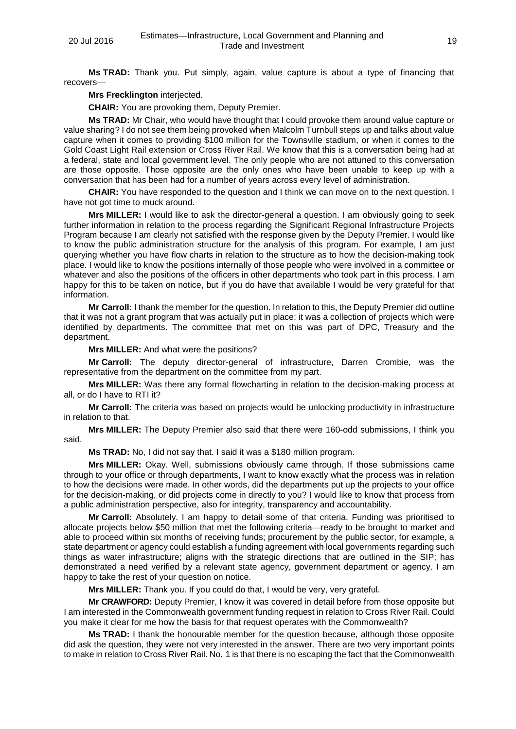**Ms TRAD:** Thank you. Put simply, again, value capture is about a type of financing that recovers—

**Mrs Frecklington** interjected.

**CHAIR:** You are provoking them, Deputy Premier.

**Ms TRAD:** Mr Chair, who would have thought that I could provoke them around value capture or value sharing? I do not see them being provoked when Malcolm Turnbull steps up and talks about value capture when it comes to providing $100 million for the Townsville stadium, or when it comes to the Gold Coast Light Rail extension or Cross River Rail. We know that this is a conversation being had at a federal, state and local government level. The only people who are not attuned to this conversation are those opposite. Those opposite are the only ones who have been unable to keep up with a conversation that has been had for a number of years across every level of administration.

**CHAIR:** You have responded to the question and I think we can move on to the next question. I have not got time to muck around.

**Mrs MILLER:** I would like to ask the director-general a question. I am obviously going to seek further information in relation to the process regarding the Significant Regional Infrastructure Projects Program because I am clearly not satisfied with the response given by the Deputy Premier. I would like to know the public administration structure for the analysis of this program. For example, I am just querying whether you have flow charts in relation to the structure as to how the decision-making took place. I would like to know the positions internally of those people who were involved in a committee or whatever and also the positions of the officers in other departments who took part in this process. I am happy for this to be taken on notice, but if you do have that available I would be very grateful for that information.

**Mr Carroll:** I thank the member for the question. In relation to this, the Deputy Premier did outline that it was not a grant program that was actually put in place; it was a collection of projects which were identified by departments. The committee that met on this was part of DPC, Treasury and the department.

**Mrs MILLER:** And what were the positions?

**Mr Carroll:** The deputy director-general of infrastructure, Darren Crombie, was the representative from the department on the committee from my part.

**Mrs MILLER:** Was there any formal flowcharting in relation to the decision-making process at all, or do I have to RTI it?

**Mr Carroll:** The criteria was based on projects would be unlocking productivity in infrastructure in relation to that.

**Mrs MILLER:** The Deputy Premier also said that there were 160-odd submissions, I think you said.

**Ms TRAD:** No, I did not say that. I said it was a $180 million program.

**Mrs MILLER:** Okay. Well, submissions obviously came through. If those submissions came through to your office or through departments, I want to know exactly what the process was in relation to how the decisions were made. In other words, did the departments put up the projects to your office for the decision-making, or did projects come in directly to you? I would like to know that process from a public administration perspective, also for integrity, transparency and accountability.

**Mr Carroll:** Absolutely. I am happy to detail some of that criteria. Funding was prioritised to allocate projects below $50 million that met the following criteria—ready to be brought to market and able to proceed within six months of receiving funds; procurement by the public sector, for example, a state department or agency could establish a funding agreement with local governments regarding such things as water infrastructure; aligns with the strategic directions that are outlined in the SIP; has demonstrated a need verified by a relevant state agency, government department or agency. I am happy to take the rest of your question on notice.

**Mrs MILLER:** Thank you. If you could do that, I would be very, very grateful.

**Mr CRAWFORD:** Deputy Premier, I know it was covered in detail before from those opposite but I am interested in the Commonwealth government funding request in relation to Cross River Rail. Could you make it clear for me how the basis for that request operates with the Commonwealth?

**Ms TRAD:** I thank the honourable member for the question because, although those opposite did ask the question, they were not very interested in the answer. There are two very important points to make in relation to Cross River Rail. No. 1 is that there is no escaping the fact that the Commonwealth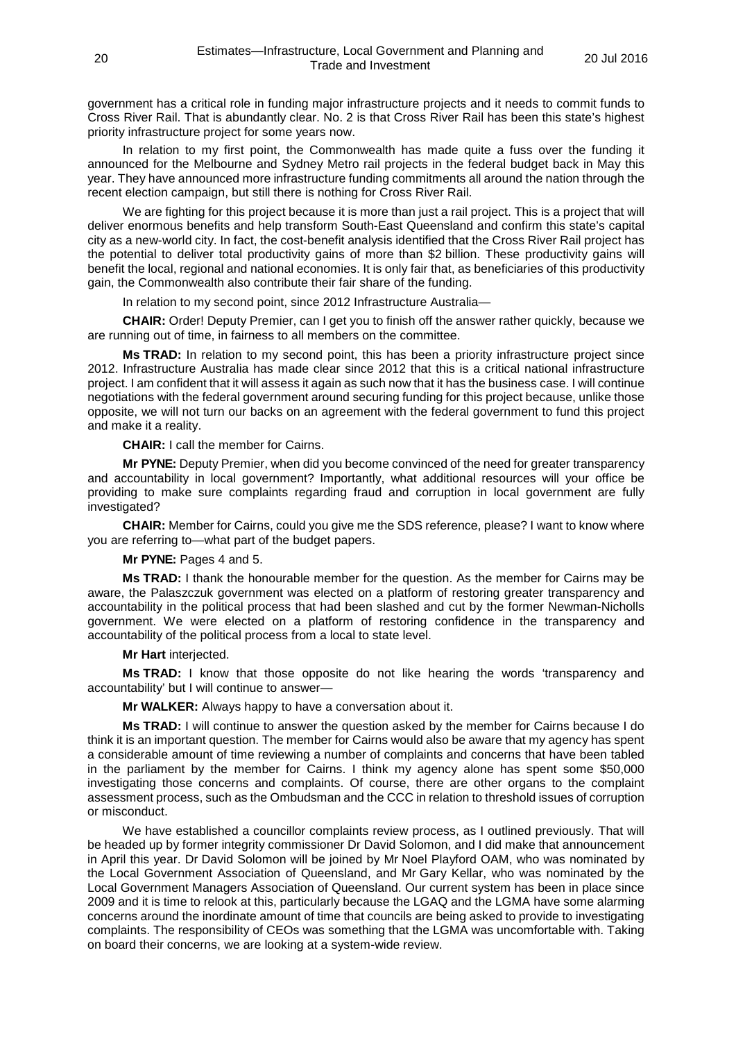government has a critical role in funding major infrastructure projects and it needs to commit funds to Cross River Rail. That is abundantly clear. No. 2 is that Cross River Rail has been this state's highest priority infrastructure project for some years now.

In relation to my first point, the Commonwealth has made quite a fuss over the funding it announced for the Melbourne and Sydney Metro rail projects in the federal budget back in May this year. They have announced more infrastructure funding commitments all around the nation through the recent election campaign, but still there is nothing for Cross River Rail.

We are fighting for this project because it is more than just a rail project. This is a project that will deliver enormous benefits and help transform South-East Queensland and confirm this state's capital city as a new-world city. In fact, the cost-benefit analysis identified that the Cross River Rail project has the potential to deliver total productivity gains of more than $2 billion. These productivity gains will benefit the local, regional and national economies. It is only fair that, as beneficiaries of this productivity gain, the Commonwealth also contribute their fair share of the funding.

In relation to my second point, since 2012 Infrastructure Australia—

**CHAIR:** Order! Deputy Premier, can I get you to finish off the answer rather quickly, because we are running out of time, in fairness to all members on the committee.

**Ms TRAD:** In relation to my second point, this has been a priority infrastructure project since 2012. Infrastructure Australia has made clear since 2012 that this is a critical national infrastructure project. I am confident that it will assess it again as such now that it has the business case. I will continue negotiations with the federal government around securing funding for this project because, unlike those opposite, we will not turn our backs on an agreement with the federal government to fund this project and make it a reality.

**CHAIR:** I call the member for Cairns.

**Mr PYNE:** Deputy Premier, when did you become convinced of the need for greater transparency and accountability in local government? Importantly, what additional resources will your office be providing to make sure complaints regarding fraud and corruption in local government are fully investigated?

**CHAIR:** Member for Cairns, could you give me the SDS reference, please? I want to know where you are referring to—what part of the budget papers.

**Mr PYNE:** Pages 4 and 5.

**Ms TRAD:** I thank the honourable member for the question. As the member for Cairns may be aware, the Palaszczuk government was elected on a platform of restoring greater transparency and accountability in the political process that had been slashed and cut by the former Newman-Nicholls government. We were elected on a platform of restoring confidence in the transparency and accountability of the political process from a local to state level.

**Mr Hart** interjected.

**Ms TRAD:** I know that those opposite do not like hearing the words 'transparency and accountability' but I will continue to answer—

**Mr WALKER:** Always happy to have a conversation about it.

**Ms TRAD:** I will continue to answer the question asked by the member for Cairns because I do think it is an important question. The member for Cairns would also be aware that my agency has spent a considerable amount of time reviewing a number of complaints and concerns that have been tabled in the parliament by the member for Cairns. I think my agency alone has spent some $50,000 investigating those concerns and complaints. Of course, there are other organs to the complaint assessment process, such as the Ombudsman and the CCC in relation to threshold issues of corruption or misconduct.

We have established a councillor complaints review process, as I outlined previously. That will be headed up by former integrity commissioner Dr David Solomon, and I did make that announcement in April this year. Dr David Solomon will be joined by Mr Noel Playford OAM, who was nominated by the Local Government Association of Queensland, and Mr Gary Kellar, who was nominated by the Local Government Managers Association of Queensland. Our current system has been in place since 2009 and it is time to relook at this, particularly because the LGAQ and the LGMA have some alarming concerns around the inordinate amount of time that councils are being asked to provide to investigating complaints. The responsibility of CEOs was something that the LGMA was uncomfortable with. Taking on board their concerns, we are looking at a system-wide review.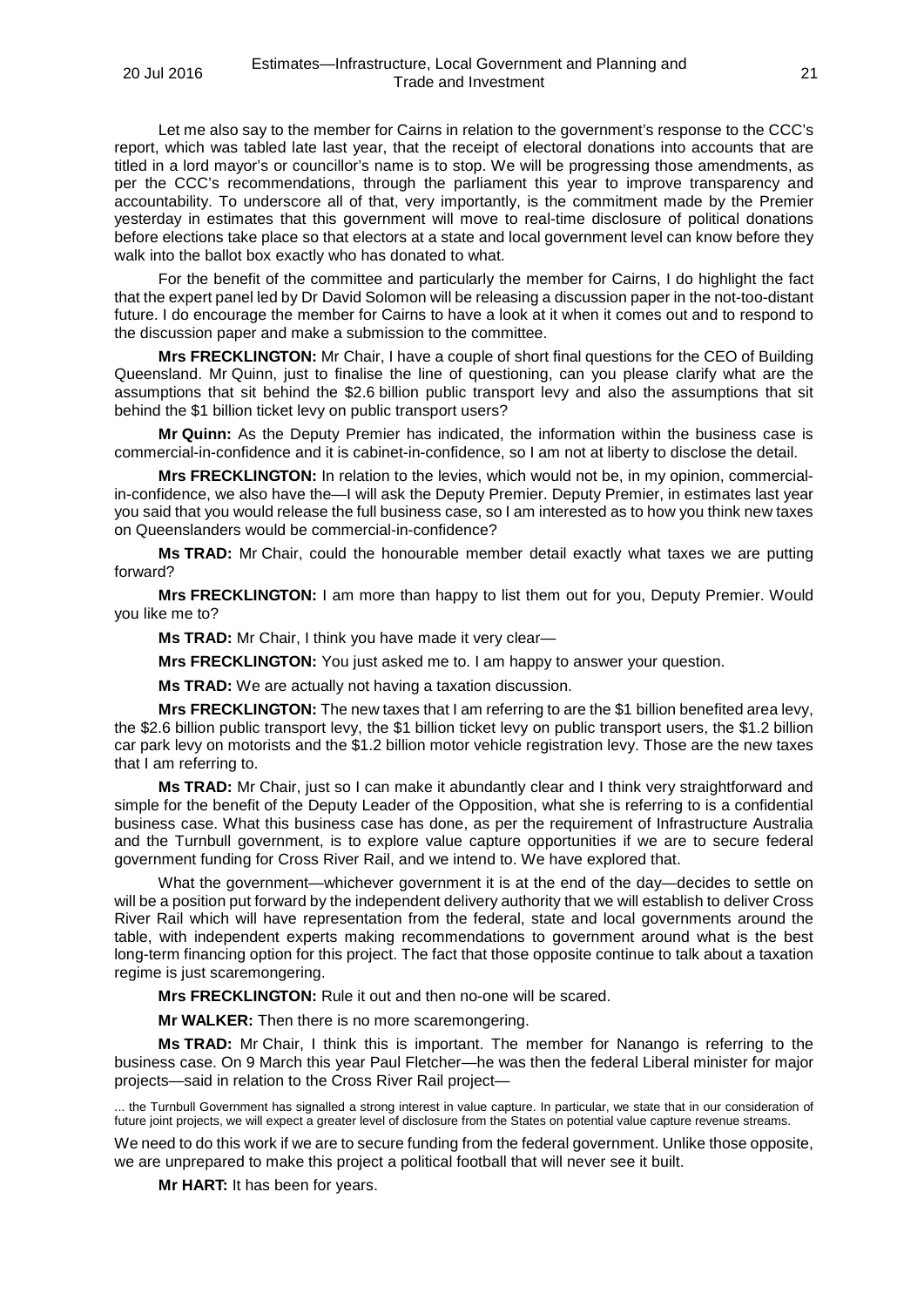Let me also say to the member for Cairns in relation to the government's response to the CCC's report, which was tabled late last year, that the receipt of electoral donations into accounts that are titled in a lord mayor's or councillor's name is to stop. We will be progressing those amendments, as per the CCC's recommendations, through the parliament this year to improve transparency and accountability. To underscore all of that, very importantly, is the commitment made by the Premier yesterday in estimates that this government will move to real-time disclosure of political donations before elections take place so that electors at a state and local government level can know before they walk into the ballot box exactly who has donated to what.

For the benefit of the committee and particularly the member for Cairns, I do highlight the fact that the expert panel led by Dr David Solomon will be releasing a discussion paper in the not-too-distant future. I do encourage the member for Cairns to have a look at it when it comes out and to respond to the discussion paper and make a submission to the committee.

**Mrs FRECKLINGTON:** Mr Chair, I have a couple of short final questions for the CEO of Building Queensland. Mr Quinn, just to finalise the line of questioning, can you please clarify what are the assumptions that sit behind the $2.6 billion public transport levy and also the assumptions that sit behind the $1 billion ticket levy on public transport users?

**Mr Quinn:** As the Deputy Premier has indicated, the information within the business case is commercial-in-confidence and it is cabinet-in-confidence, so I am not at liberty to disclose the detail.

**Mrs FRECKLINGTON:** In relation to the levies, which would not be, in my opinion, commercial-in-confidence, we also have the—I will ask the Deputy Premier. Deputy Premier, in estimates last year you said that you would release the full business case, so I am interested as to how you think new taxes on Queenslanders would be commercial-in-confidence?

**Ms TRAD:** Mr Chair, could the honourable member detail exactly what taxes we are putting forward?

**Mrs FRECKLINGTON:** I am more than happy to list them out for you, Deputy Premier. Would you like me to?

**Ms TRAD:** Mr Chair, I think you have made it very clear—

**Mrs FRECKLINGTON:** You just asked me to. I am happy to answer your question.

**Ms TRAD:** We are actually not having a taxation discussion.

**Mrs FRECKLINGTON:** The new taxes that I am referring to are the $1 billion benefited area levy, the $2.6 billion public transport levy, the $1 billion ticket levy on public transport users, the $1.2 billion car park levy on motorists and the $1.2 billion motor vehicle registration levy. Those are the new taxes that I am referring to.

**Ms TRAD:** Mr Chair, just so I can make it abundantly clear and I think very straightforward and simple for the benefit of the Deputy Leader of the Opposition, what she is referring to is a confidential business case. What this business case has done, as per the requirement of Infrastructure Australia and the Turnbull government, is to explore value capture opportunities if we are to secure federal government funding for Cross River Rail, and we intend to. We have explored that.

What the government—whichever government it is at the end of the day—decides to settle on will be a position put forward by the independent delivery authority that we will establish to deliver Cross River Rail which will have representation from the federal, state and local governments around the table, with independent experts making recommendations to government around what is the best long-term financing option for this project. The fact that those opposite continue to talk about a taxation regime is just scaremongering.

**Mrs FRECKLINGTON:** Rule it out and then no-one will be scared.

**Mr WALKER:** Then there is no more scaremongering.

**Ms TRAD:** Mr Chair, I think this is important. The member for Nanango is referring to the business case. On 9 March this year Paul Fletcher—he was then the federal Liberal minister for major projects—said in relation to the Cross River Rail project—

> ... the Turnbull Government has signalled a strong interest in value capture. In particular, we state that in our consideration of future joint projects, we will expect a greater level of disclosure from the States on potential value capture revenue streams.

We need to do this work if we are to secure funding from the federal government. Unlike those opposite, we are unprepared to make this project a political football that will never see it built.

**Mr HART:** It has been for years.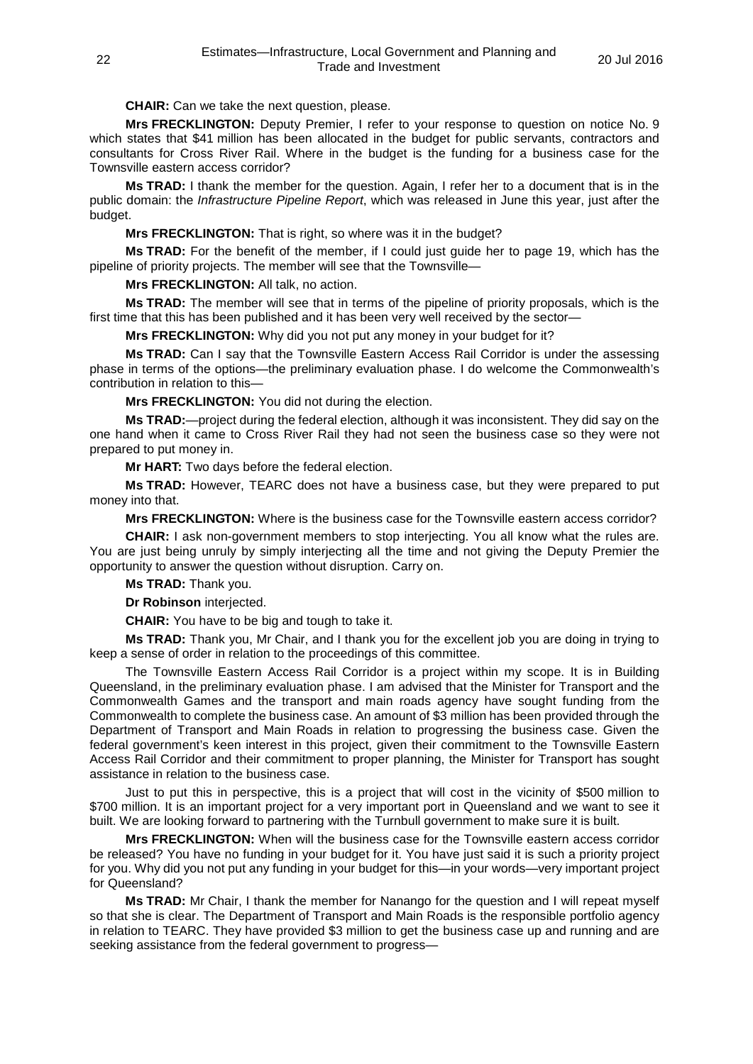**CHAIR:** Can we take the next question, please.

**Mrs FRECKLINGTON:** Deputy Premier, I refer to your response to question on notice No. 9 which states that $41 million has been allocated in the budget for public servants, contractors and consultants for Cross River Rail. Where in the budget is the funding for a business case for the Townsville eastern access corridor?

**Ms TRAD:** I thank the member for the question. Again, I refer her to a document that is in the public domain: the *Infrastructure Pipeline Report*, which was released in June this year, just after the budget.

**Mrs FRECKLINGTON:** That is right, so where was it in the budget?

**Ms TRAD:** For the benefit of the member, if I could just guide her to page 19, which has the pipeline of priority projects. The member will see that the Townsville—

**Mrs FRECKLINGTON:** All talk, no action.

**Ms TRAD:** The member will see that in terms of the pipeline of priority proposals, which is the first time that this has been published and it has been very well received by the sector—

**Mrs FRECKLINGTON:** Why did you not put any money in your budget for it?

**Ms TRAD:** Can I say that the Townsville Eastern Access Rail Corridor is under the assessing phase in terms of the options—the preliminary evaluation phase. I do welcome the Commonwealth's contribution in relation to this—

**Mrs FRECKLINGTON:** You did not during the election.

**Ms TRAD:**—project during the federal election, although it was inconsistent. They did say on the one hand when it came to Cross River Rail they had not seen the business case so they were not prepared to put money in.

**Mr HART:** Two days before the federal election.

**Ms TRAD:** However, TEARC does not have a business case, but they were prepared to put money into that.

**Mrs FRECKLINGTON:** Where is the business case for the Townsville eastern access corridor?

**CHAIR:** I ask non-government members to stop interjecting. You all know what the rules are. You are just being unruly by simply interjecting all the time and not giving the Deputy Premier the opportunity to answer the question without disruption. Carry on.

**Ms TRAD:** Thank you.

**Dr Robinson** interjected.

**CHAIR:** You have to be big and tough to take it.

**Ms TRAD:** Thank you, Mr Chair, and I thank you for the excellent job you are doing in trying to keep a sense of order in relation to the proceedings of this committee.

The Townsville Eastern Access Rail Corridor is a project within my scope. It is in Building Queensland, in the preliminary evaluation phase. I am advised that the Minister for Transport and the Commonwealth Games and the transport and main roads agency have sought funding from the Commonwealth to complete the business case. An amount of $3 million has been provided through the Department of Transport and Main Roads in relation to progressing the business case. Given the federal government's keen interest in this project, given their commitment to the Townsville Eastern Access Rail Corridor and their commitment to proper planning, the Minister for Transport has sought assistance in relation to the business case.

Just to put this in perspective, this is a project that will cost in the vicinity of $500 million to $700 million. It is an important project for a very important port in Queensland and we want to see it built. We are looking forward to partnering with the Turnbull government to make sure it is built.

**Mrs FRECKLINGTON:** When will the business case for the Townsville eastern access corridor be released? You have no funding in your budget for it. You have just said it is such a priority project for you. Why did you not put any funding in your budget for this—in your words—very important project for Queensland?

**Ms TRAD:** Mr Chair, I thank the member for Nanango for the question and I will repeat myself so that she is clear. The Department of Transport and Main Roads is the responsible portfolio agency in relation to TEARC. They have provided $3 million to get the business case up and running and are seeking assistance from the federal government to progress—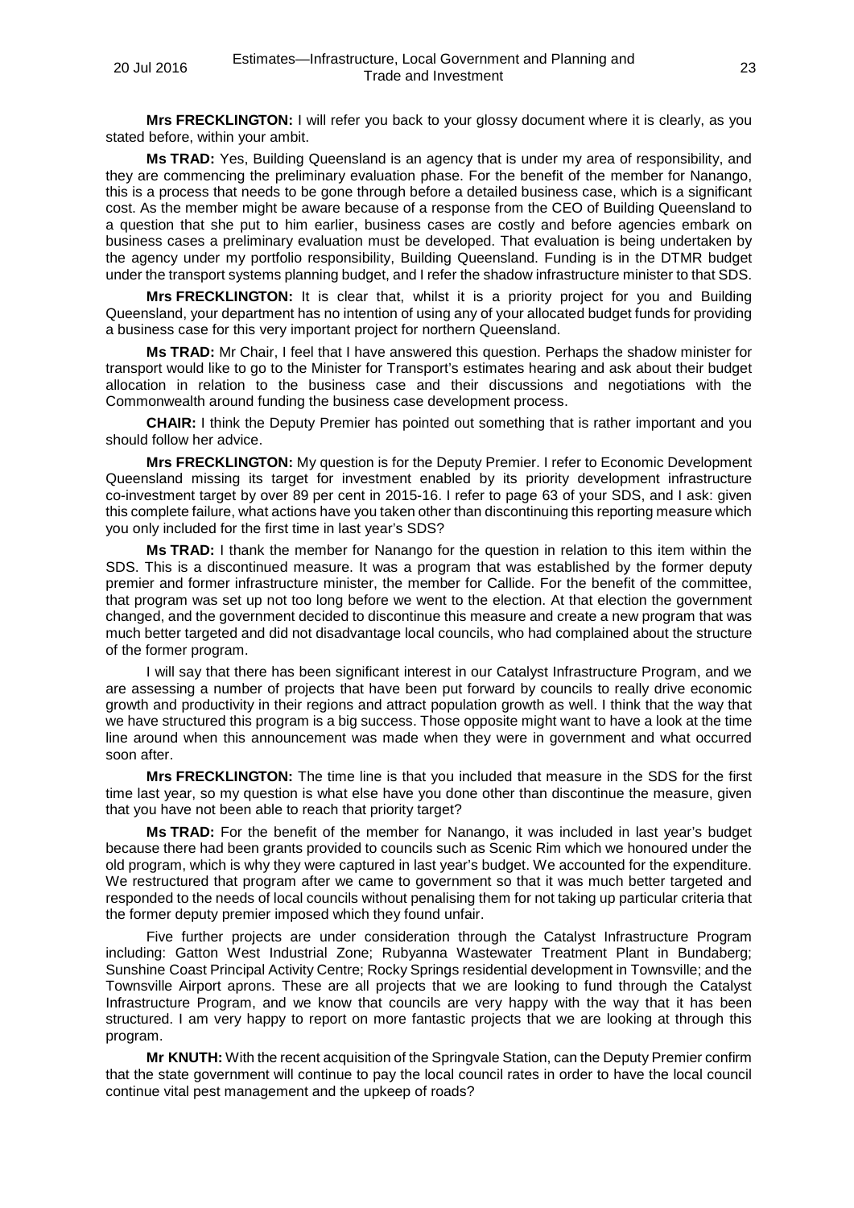**Mrs FRECKLINGTON:** I will refer you back to your glossy document where it is clearly, as you stated before, within your ambit.

**Ms TRAD:** Yes, Building Queensland is an agency that is under my area of responsibility, and they are commencing the preliminary evaluation phase. For the benefit of the member for Nanango, this is a process that needs to be gone through before a detailed business case, which is a significant cost. As the member might be aware because of a response from the CEO of Building Queensland to a question that she put to him earlier, business cases are costly and before agencies embark on business cases a preliminary evaluation must be developed. That evaluation is being undertaken by the agency under my portfolio responsibility, Building Queensland. Funding is in the DTMR budget under the transport systems planning budget, and I refer the shadow infrastructure minister to that SDS.

**Mrs FRECKLINGTON:** It is clear that, whilst it is a priority project for you and Building Queensland, your department has no intention of using any of your allocated budget funds for providing a business case for this very important project for northern Queensland.

**Ms TRAD:** Mr Chair, I feel that I have answered this question. Perhaps the shadow minister for transport would like to go to the Minister for Transport's estimates hearing and ask about their budget allocation in relation to the business case and their discussions and negotiations with the Commonwealth around funding the business case development process.

**CHAIR:** I think the Deputy Premier has pointed out something that is rather important and you should follow her advice.

**Mrs FRECKLINGTON:** My question is for the Deputy Premier. I refer to Economic Development Queensland missing its target for investment enabled by its priority development infrastructure co-investment target by over 89 per cent in 2015-16. I refer to page 63 of your SDS, and I ask: given this complete failure, what actions have you taken other than discontinuing this reporting measure which you only included for the first time in last year's SDS?

**Ms TRAD:** I thank the member for Nanango for the question in relation to this item within the SDS. This is a discontinued measure. It was a program that was established by the former deputy premier and former infrastructure minister, the member for Callide. For the benefit of the committee, that program was set up not too long before we went to the election. At that election the government changed, and the government decided to discontinue this measure and create a new program that was much better targeted and did not disadvantage local councils, who had complained about the structure of the former program.

I will say that there has been significant interest in our Catalyst Infrastructure Program, and we are assessing a number of projects that have been put forward by councils to really drive economic growth and productivity in their regions and attract population growth as well. I think that the way that we have structured this program is a big success. Those opposite might want to have a look at the time line around when this announcement was made when they were in government and what occurred soon after.

**Mrs FRECKLINGTON:** The time line is that you included that measure in the SDS for the first time last year, so my question is what else have you done other than discontinue the measure, given that you have not been able to reach that priority target?

**Ms TRAD:** For the benefit of the member for Nanango, it was included in last year's budget because there had been grants provided to councils such as Scenic Rim which we honoured under the old program, which is why they were captured in last year's budget. We accounted for the expenditure. We restructured that program after we came to government so that it was much better targeted and responded to the needs of local councils without penalising them for not taking up particular criteria that the former deputy premier imposed which they found unfair.

Five further projects are under consideration through the Catalyst Infrastructure Program including: Gatton West Industrial Zone; Rubyanna Wastewater Treatment Plant in Bundaberg; Sunshine Coast Principal Activity Centre; Rocky Springs residential development in Townsville; and the Townsville Airport aprons. These are all projects that we are looking to fund through the Catalyst Infrastructure Program, and we know that councils are very happy with the way that it has been structured. I am very happy to report on more fantastic projects that we are looking at through this program.

**Mr KNUTH:** With the recent acquisition of the Springvale Station, can the Deputy Premier confirm that the state government will continue to pay the local council rates in order to have the local council continue vital pest management and the upkeep of roads?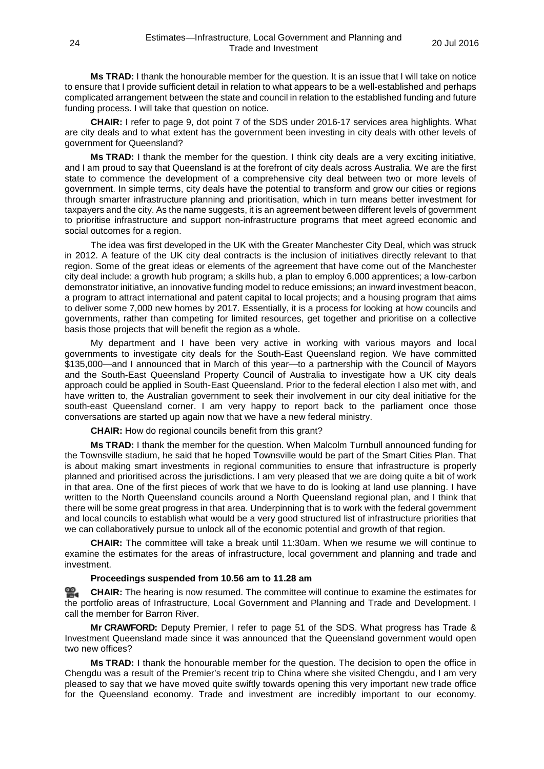**Ms TRAD:** I thank the honourable member for the question. It is an issue that I will take on notice to ensure that I provide sufficient detail in relation to what appears to be a well-established and perhaps complicated arrangement between the state and council in relation to the established funding and future funding process. I will take that question on notice.

**CHAIR:** I refer to page 9, dot point 7 of the SDS under 2016-17 services area highlights. What are city deals and to what extent has the government been investing in city deals with other levels of government for Queensland?

**Ms TRAD:** I thank the member for the question. I think city deals are a very exciting initiative, and I am proud to say that Queensland is at the forefront of city deals across Australia. We are the first state to commence the development of a comprehensive city deal between two or more levels of government. In simple terms, city deals have the potential to transform and grow our cities or regions through smarter infrastructure planning and prioritisation, which in turn means better investment for taxpayers and the city. As the name suggests, it is an agreement between different levels of government to prioritise infrastructure and support non-infrastructure programs that meet agreed economic and social outcomes for a region.

The idea was first developed in the UK with the Greater Manchester City Deal, which was struck in 2012. A feature of the UK city deal contracts is the inclusion of initiatives directly relevant to that region. Some of the great ideas or elements of the agreement that have come out of the Manchester city deal include: a growth hub program; a skills hub, a plan to employ 6,000 apprentices; a low-carbon demonstrator initiative, an innovative funding model to reduce emissions; an inward investment beacon, a program to attract international and patent capital to local projects; and a housing program that aims to deliver some 7,000 new homes by 2017. Essentially, it is a process for looking at how councils and governments, rather than competing for limited resources, get together and prioritise on a collective basis those projects that will benefit the region as a whole.

My department and I have been very active in working with various mayors and local governments to investigate city deals for the South-East Queensland region. We have committed $135,000—and I announced that in March of this year—to a partnership with the Council of Mayors and the South-East Queensland Property Council of Australia to investigate how a UK city deals approach could be applied in South-East Queensland. Prior to the federal election I also met with, and have written to, the Australian government to seek their involvement in our city deal initiative for the south-east Queensland corner. I am very happy to report back to the parliament once those conversations are started up again now that we have a new federal ministry.

**CHAIR:** How do regional councils benefit from this grant?

**Ms TRAD:** I thank the member for the question. When Malcolm Turnbull announced funding for the Townsville stadium, he said that he hoped Townsville would be part of the Smart Cities Plan. That is about making smart investments in regional communities to ensure that infrastructure is properly planned and prioritised across the jurisdictions. I am very pleased that we are doing quite a bit of work in that area. One of the first pieces of work that we have to do is looking at land use planning. I have written to the North Queensland councils around a North Queensland regional plan, and I think that there will be some great progress in that area. Underpinning that is to work with the federal government and local councils to establish what would be a very good structured list of infrastructure priorities that we can collaboratively pursue to unlock all of the economic potential and growth of that region.

**CHAIR:** The committee will take a break until 11:30am. When we resume we will continue to examine the estimates for the areas of infrastructure, local government and planning and trade and investment.

**Proceedings suspended from 10.56 am to 11.28 am**

**CHAIR:** The hearing is now resumed. The committee will continue to examine the estimates for the portfolio areas of Infrastructure, Local Government and Planning and Trade and Development. I call the member for Barron River.

**Mr CRAWFORD:** Deputy Premier, I refer to page 51 of the SDS. What progress has Trade & Investment Queensland made since it was announced that the Queensland government would open two new offices?

**Ms TRAD:** I thank the honourable member for the question. The decision to open the office in Chengdu was a result of the Premier's recent trip to China where she visited Chengdu, and I am very pleased to say that we have moved quite swiftly towards opening this very important new trade office for the Queensland economy. Trade and investment are incredibly important to our economy.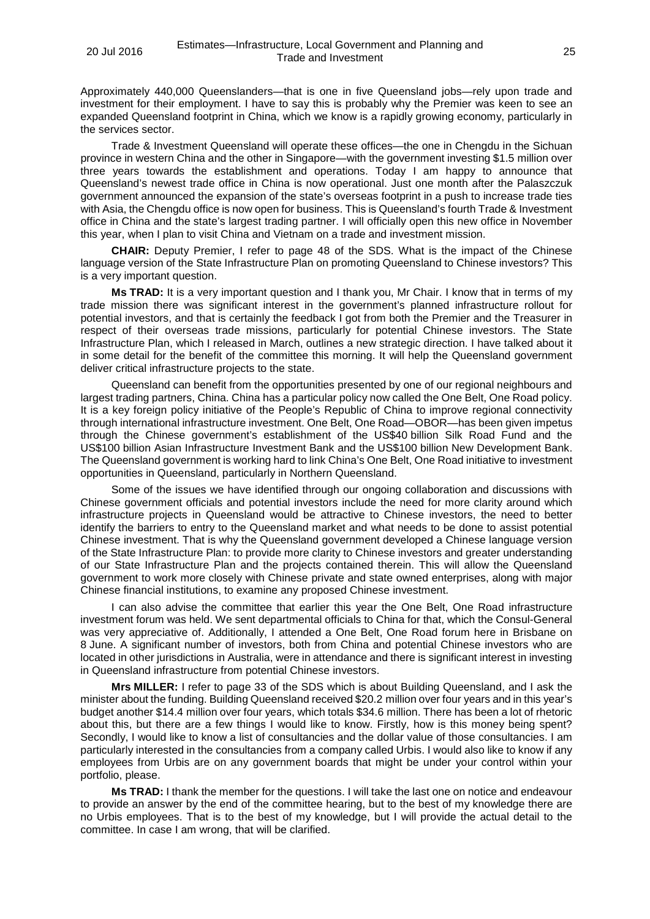Approximately 440,000 Queenslanders—that is one in five Queensland jobs—rely upon trade and investment for their employment. I have to say this is probably why the Premier was keen to see an expanded Queensland footprint in China, which we know is a rapidly growing economy, particularly in the services sector.

Trade & Investment Queensland will operate these offices—the one in Chengdu in the Sichuan province in western China and the other in Singapore—with the government investing $1.5 million over three years towards the establishment and operations. Today I am happy to announce that Queensland's newest trade office in China is now operational. Just one month after the Palaszczuk government announced the expansion of the state's overseas footprint in a push to increase trade ties with Asia, the Chengdu office is now open for business. This is Queensland's fourth Trade & Investment office in China and the state's largest trading partner. I will officially open this new office in November this year, when I plan to visit China and Vietnam on a trade and investment mission.

**CHAIR:** Deputy Premier, I refer to page 48 of the SDS. What is the impact of the Chinese language version of the State Infrastructure Plan on promoting Queensland to Chinese investors? This is a very important question.

**Ms TRAD:** It is a very important question and I thank you, Mr Chair. I know that in terms of my trade mission there was significant interest in the government's planned infrastructure rollout for potential investors, and that is certainly the feedback I got from both the Premier and the Treasurer in respect of their overseas trade missions, particularly for potential Chinese investors. The State Infrastructure Plan, which I released in March, outlines a new strategic direction. I have talked about it in some detail for the benefit of the committee this morning. It will help the Queensland government deliver critical infrastructure projects to the state.

Queensland can benefit from the opportunities presented by one of our regional neighbours and largest trading partners, China. China has a particular policy now called the One Belt, One Road policy. It is a key foreign policy initiative of the People's Republic of China to improve regional connectivity through international infrastructure investment. One Belt, One Road—OBOR—has been given impetus through the Chinese government's establishment of the US$40 billion Silk Road Fund and the US$100 billion Asian Infrastructure Investment Bank and the US$100 billion New Development Bank. The Queensland government is working hard to link China's One Belt, One Road initiative to investment opportunities in Queensland, particularly in Northern Queensland.

Some of the issues we have identified through our ongoing collaboration and discussions with Chinese government officials and potential investors include the need for more clarity around which infrastructure projects in Queensland would be attractive to Chinese investors, the need to better identify the barriers to entry to the Queensland market and what needs to be done to assist potential Chinese investment. That is why the Queensland government developed a Chinese language version of the State Infrastructure Plan: to provide more clarity to Chinese investors and greater understanding of our State Infrastructure Plan and the projects contained therein. This will allow the Queensland government to work more closely with Chinese private and state owned enterprises, along with major Chinese financial institutions, to examine any proposed Chinese investment.

I can also advise the committee that earlier this year the One Belt, One Road infrastructure investment forum was held. We sent departmental officials to China for that, which the Consul-General was very appreciative of. Additionally, I attended a One Belt, One Road forum here in Brisbane on 8 June. A significant number of investors, both from China and potential Chinese investors who are located in other jurisdictions in Australia, were in attendance and there is significant interest in investing in Queensland infrastructure from potential Chinese investors.

**Mrs MILLER:** I refer to page 33 of the SDS which is about Building Queensland, and I ask the minister about the funding. Building Queensland received $20.2 million over four years and in this year's budget another $14.4 million over four years, which totals $34.6 million. There has been a lot of rhetoric about this, but there are a few things I would like to know. Firstly, how is this money being spent? Secondly, I would like to know a list of consultancies and the dollar value of those consultancies. I am particularly interested in the consultancies from a company called Urbis. I would also like to know if any employees from Urbis are on any government boards that might be under your control within your portfolio, please.

**Ms TRAD:** I thank the member for the questions. I will take the last one on notice and endeavour to provide an answer by the end of the committee hearing, but to the best of my knowledge there are no Urbis employees. That is to the best of my knowledge, but I will provide the actual detail to the committee. In case I am wrong, that will be clarified.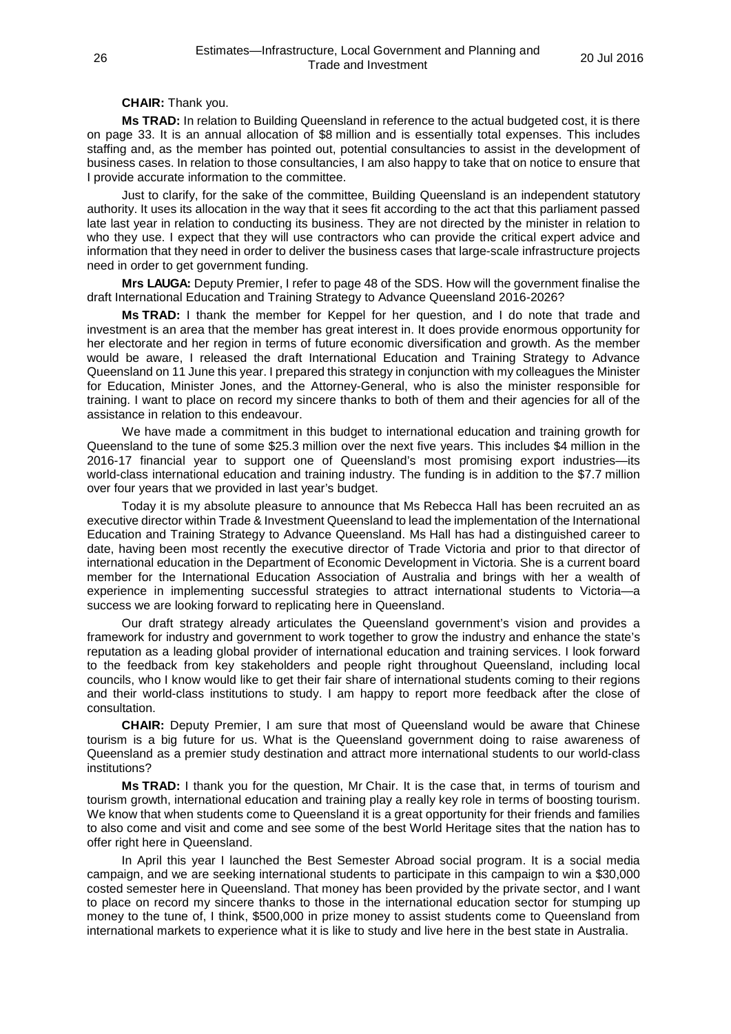**CHAIR:** Thank you.

**Ms TRAD:** In relation to Building Queensland in reference to the actual budgeted cost, it is there on page 33. It is an annual allocation of $8 million and is essentially total expenses. This includes staffing and, as the member has pointed out, potential consultancies to assist in the development of business cases. In relation to those consultancies, I am also happy to take that on notice to ensure that I provide accurate information to the committee.

Just to clarify, for the sake of the committee, Building Queensland is an independent statutory authority. It uses its allocation in the way that it sees fit according to the act that this parliament passed late last year in relation to conducting its business. They are not directed by the minister in relation to who they use. I expect that they will use contractors who can provide the critical expert advice and information that they need in order to deliver the business cases that large-scale infrastructure projects need in order to get government funding.

**Mrs LAUGA:** Deputy Premier, I refer to page 48 of the SDS. How will the government finalise the draft International Education and Training Strategy to Advance Queensland 2016-2026?

**Ms TRAD:** I thank the member for Keppel for her question, and I do note that trade and investment is an area that the member has great interest in. It does provide enormous opportunity for her electorate and her region in terms of future economic diversification and growth. As the member would be aware, I released the draft International Education and Training Strategy to Advance Queensland on 11 June this year. I prepared this strategy in conjunction with my colleagues the Minister for Education, Minister Jones, and the Attorney-General, who is also the minister responsible for training. I want to place on record my sincere thanks to both of them and their agencies for all of the assistance in relation to this endeavour.

We have made a commitment in this budget to international education and training growth for Queensland to the tune of some $25.3 million over the next five years. This includes $4 million in the 2016-17 financial year to support one of Queensland's most promising export industries—its world-class international education and training industry. The funding is in addition to the $7.7 million over four years that we provided in last year's budget.

Today it is my absolute pleasure to announce that Ms Rebecca Hall has been recruited an as executive director within Trade & Investment Queensland to lead the implementation of the International Education and Training Strategy to Advance Queensland. Ms Hall has had a distinguished career to date, having been most recently the executive director of Trade Victoria and prior to that director of international education in the Department of Economic Development in Victoria. She is a current board member for the International Education Association of Australia and brings with her a wealth of experience in implementing successful strategies to attract international students to Victoria—a success we are looking forward to replicating here in Queensland.

Our draft strategy already articulates the Queensland government's vision and provides a framework for industry and government to work together to grow the industry and enhance the state's reputation as a leading global provider of international education and training services. I look forward to the feedback from key stakeholders and people right throughout Queensland, including local councils, who I know would like to get their fair share of international students coming to their regions and their world-class institutions to study. I am happy to report more feedback after the close of consultation.

**CHAIR:** Deputy Premier, I am sure that most of Queensland would be aware that Chinese tourism is a big future for us. What is the Queensland government doing to raise awareness of Queensland as a premier study destination and attract more international students to our world-class institutions?

**Ms TRAD:** I thank you for the question, Mr Chair. It is the case that, in terms of tourism and tourism growth, international education and training play a really key role in terms of boosting tourism. We know that when students come to Queensland it is a great opportunity for their friends and families to also come and visit and come and see some of the best World Heritage sites that the nation has to offer right here in Queensland.

In April this year I launched the Best Semester Abroad social program. It is a social media campaign, and we are seeking international students to participate in this campaign to win a $30,000 costed semester here in Queensland. That money has been provided by the private sector, and I want to place on record my sincere thanks to those in the international education sector for stumping up money to the tune of, I think, $500,000 in prize money to assist students come to Queensland from international markets to experience what it is like to study and live here in the best state in Australia.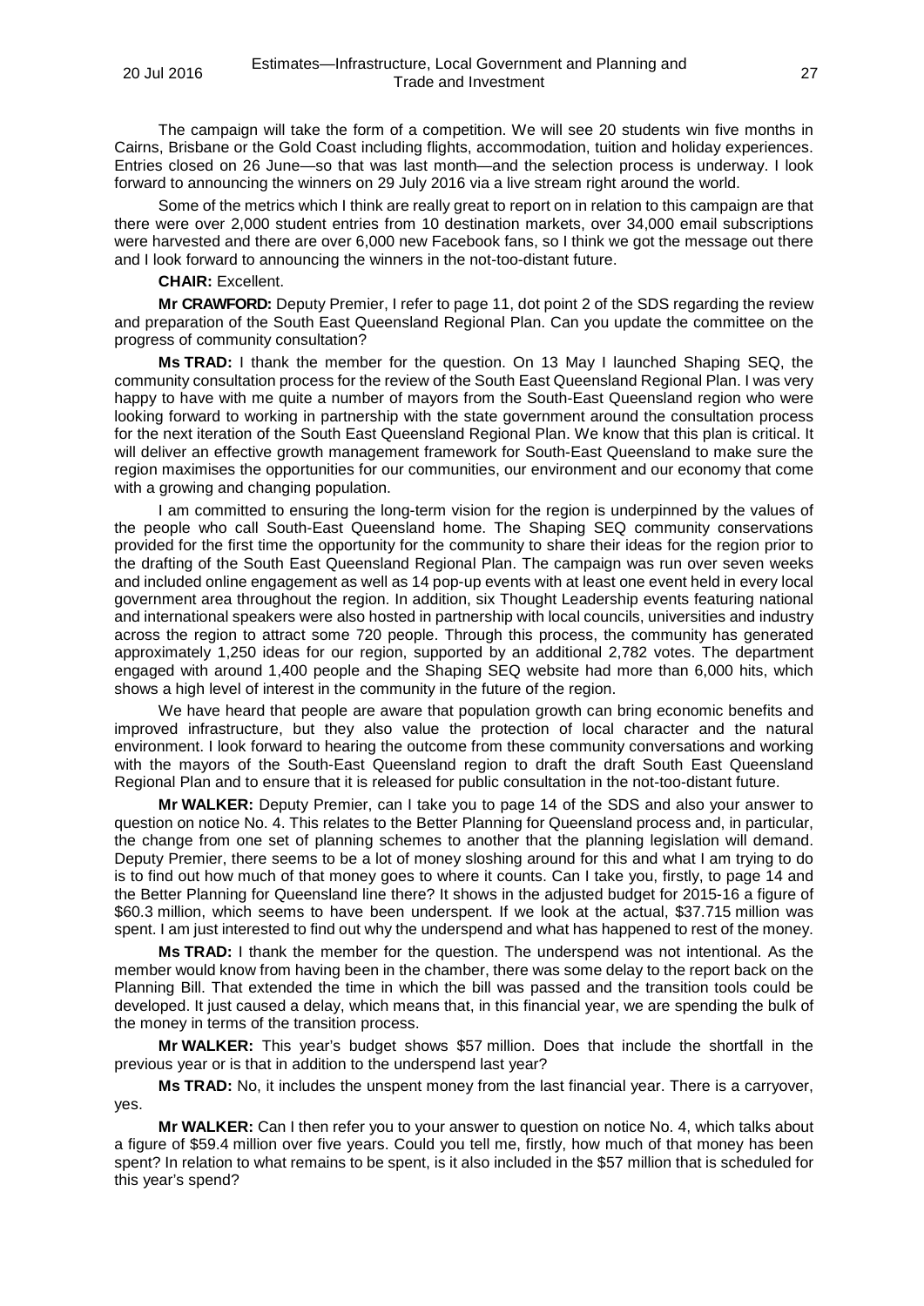The campaign will take the form of a competition. We will see 20 students win five months in Cairns, Brisbane or the Gold Coast including flights, accommodation, tuition and holiday experiences. Entries closed on 26 June—so that was last month—and the selection process is underway. I look forward to announcing the winners on 29 July 2016 via a live stream right around the world.

Some of the metrics which I think are really great to report on in relation to this campaign are that there were over 2,000 student entries from 10 destination markets, over 34,000 email subscriptions were harvested and there are over 6,000 new Facebook fans, so I think we got the message out there and I look forward to announcing the winners in the not-too-distant future.

**CHAIR:** Excellent.

**Mr CRAWFORD:** Deputy Premier, I refer to page 11, dot point 2 of the SDS regarding the review and preparation of the South East Queensland Regional Plan. Can you update the committee on the progress of community consultation?

**Ms TRAD:** I thank the member for the question. On 13 May I launched Shaping SEQ, the community consultation process for the review of the South East Queensland Regional Plan. I was very happy to have with me quite a number of mayors from the South-East Queensland region who were looking forward to working in partnership with the state government around the consultation process for the next iteration of the South East Queensland Regional Plan. We know that this plan is critical. It will deliver an effective growth management framework for South-East Queensland to make sure the region maximises the opportunities for our communities, our environment and our economy that come with a growing and changing population.

I am committed to ensuring the long-term vision for the region is underpinned by the values of the people who call South-East Queensland home. The Shaping SEQ community conservations provided for the first time the opportunity for the community to share their ideas for the region prior to the drafting of the South East Queensland Regional Plan. The campaign was run over seven weeks and included online engagement as well as 14 pop-up events with at least one event held in every local government area throughout the region. In addition, six Thought Leadership events featuring national and international speakers were also hosted in partnership with local councils, universities and industry across the region to attract some 720 people. Through this process, the community has generated approximately 1,250 ideas for our region, supported by an additional 2,782 votes. The department engaged with around 1,400 people and the Shaping SEQ website had more than 6,000 hits, which shows a high level of interest in the community in the future of the region.

We have heard that people are aware that population growth can bring economic benefits and improved infrastructure, but they also value the protection of local character and the natural environment. I look forward to hearing the outcome from these community conversations and working with the mayors of the South-East Queensland region to draft the draft South East Queensland Regional Plan and to ensure that it is released for public consultation in the not-too-distant future.

**Mr WALKER:** Deputy Premier, can I take you to page 14 of the SDS and also your answer to question on notice No. 4. This relates to the Better Planning for Queensland process and, in particular, the change from one set of planning schemes to another that the planning legislation will demand. Deputy Premier, there seems to be a lot of money sloshing around for this and what I am trying to do is to find out how much of that money goes to where it counts. Can I take you, firstly, to page 14 and the Better Planning for Queensland line there? It shows in the adjusted budget for 2015-16 a figure of $60.3 million, which seems to have been underspent. If we look at the actual, $37.715 million was spent. I am just interested to find out why the underspend and what has happened to rest of the money.

**Ms TRAD:** I thank the member for the question. The underspend was not intentional. As the member would know from having been in the chamber, there was some delay to the report back on the Planning Bill. That extended the time in which the bill was passed and the transition tools could be developed. It just caused a delay, which means that, in this financial year, we are spending the bulk of the money in terms of the transition process.

**Mr WALKER:** This year's budget shows $57 million. Does that include the shortfall in the previous year or is that in addition to the underspend last year?

**Ms TRAD:** No, it includes the unspent money from the last financial year. There is a carryover, yes.

**Mr WALKER:** Can I then refer you to your answer to question on notice No. 4, which talks about a figure of $59.4 million over five years. Could you tell me, firstly, how much of that money has been spent? In relation to what remains to be spent, is it also included in the $57 million that is scheduled for this year's spend?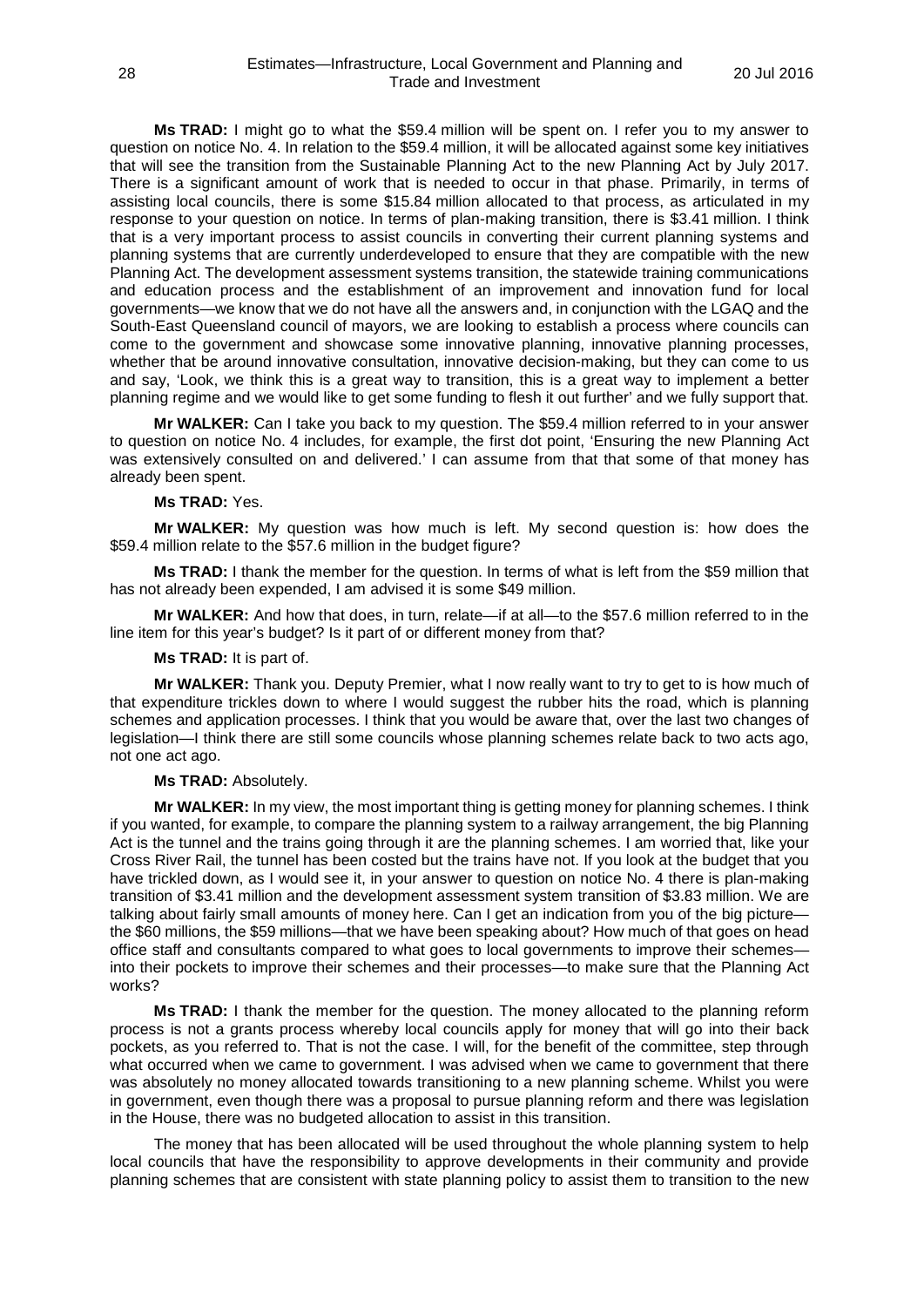**Ms TRAD:** I might go to what the $59.4 million will be spent on. I refer you to my answer to question on notice No. 4. In relation to the $59.4 million, it will be allocated against some key initiatives that will see the transition from the Sustainable Planning Act to the new Planning Act by July 2017. There is a significant amount of work that is needed to occur in that phase. Primarily, in terms of assisting local councils, there is some $15.84 million allocated to that process, as articulated in my response to your question on notice. In terms of plan-making transition, there is $3.41 million. I think that is a very important process to assist councils in converting their current planning systems and planning systems that are currently underdeveloped to ensure that they are compatible with the new Planning Act. The development assessment systems transition, the statewide training communications and education process and the establishment of an improvement and innovation fund for local governments—we know that we do not have all the answers and, in conjunction with the LGAQ and the South-East Queensland council of mayors, we are looking to establish a process where councils can come to the government and showcase some innovative planning, innovative planning processes, whether that be around innovative consultation, innovative decision-making, but they can come to us and say, 'Look, we think this is a great way to transition, this is a great way to implement a better planning regime and we would like to get some funding to flesh it out further' and we fully support that.

**Mr WALKER:** Can I take you back to my question. The $59.4 million referred to in your answer to question on notice No. 4 includes, for example, the first dot point, 'Ensuring the new Planning Act was extensively consulted on and delivered.' I can assume from that that some of that money has already been spent.

**Ms TRAD:** Yes.

**Mr WALKER:** My question was how much is left. My second question is: how does the $59.4 million relate to the $57.6 million in the budget figure?

**Ms TRAD:** I thank the member for the question. In terms of what is left from the $59 million that has not already been expended, I am advised it is some $49 million.

**Mr WALKER:** And how that does, in turn, relate—if at all—to the $57.6 million referred to in the line item for this year's budget? Is it part of or different money from that?

**Ms TRAD:** It is part of.

**Mr WALKER:** Thank you. Deputy Premier, what I now really want to try to get to is how much of that expenditure trickles down to where I would suggest the rubber hits the road, which is planning schemes and application processes. I think that you would be aware that, over the last two changes of legislation—I think there are still some councils whose planning schemes relate back to two acts ago, not one act ago.

**Ms TRAD:** Absolutely.

**Mr WALKER:** In my view, the most important thing is getting money for planning schemes. I think if you wanted, for example, to compare the planning system to a railway arrangement, the big Planning Act is the tunnel and the trains going through it are the planning schemes. I am worried that, like your Cross River Rail, the tunnel has been costed but the trains have not. If you look at the budget that you have trickled down, as I would see it, in your answer to question on notice No. 4 there is plan-making transition of $3.41 million and the development assessment system transition of $3.83 million. We are talking about fairly small amounts of money here. Can I get an indication from you of the big picture—the $60 millions, the $59 millions—that we have been speaking about? How much of that goes on head office staff and consultants compared to what goes to local governments to improve their schemes—into their pockets to improve their schemes and their processes—to make sure that the Planning Act works?

**Ms TRAD:** I thank the member for the question. The money allocated to the planning reform process is not a grants process whereby local councils apply for money that will go into their back pockets, as you referred to. That is not the case. I will, for the benefit of the committee, step through what occurred when we came to government. I was advised when we came to government that there was absolutely no money allocated towards transitioning to a new planning scheme. Whilst you were in government, even though there was a proposal to pursue planning reform and there was legislation in the House, there was no budgeted allocation to assist in this transition.

The money that has been allocated will be used throughout the whole planning system to help local councils that have the responsibility to approve developments in their community and provide planning schemes that are consistent with state planning policy to assist them to transition to the new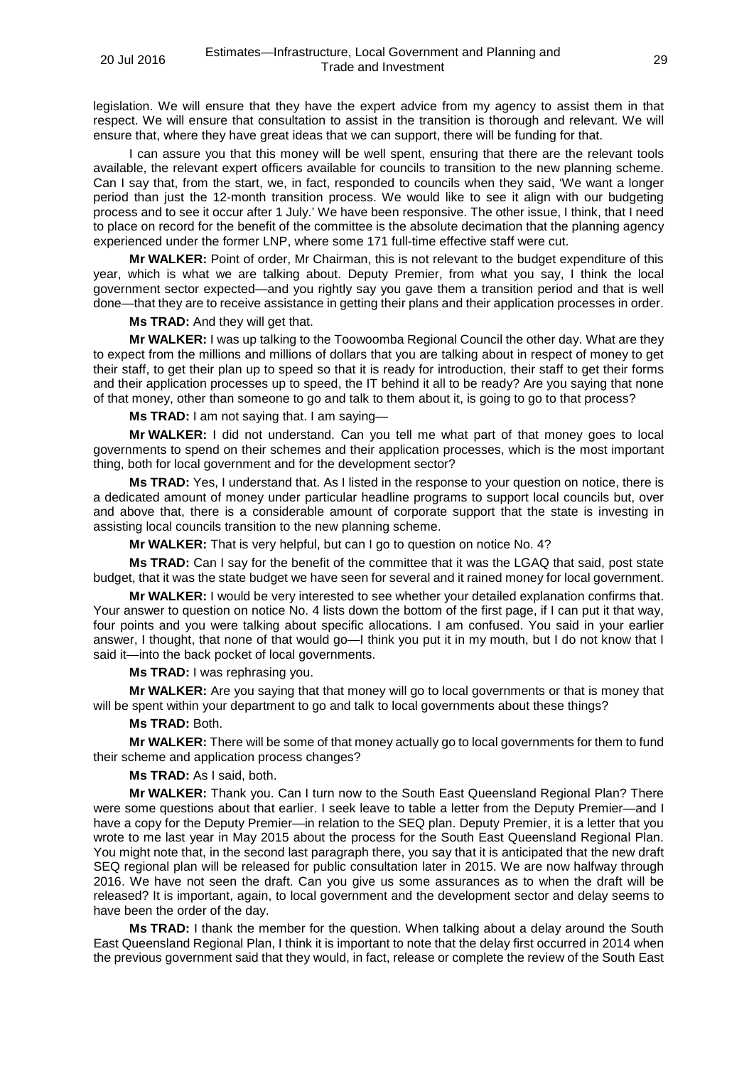legislation. We will ensure that they have the expert advice from my agency to assist them in that respect. We will ensure that consultation to assist in the transition is thorough and relevant. We will ensure that, where they have great ideas that we can support, there will be funding for that.

I can assure you that this money will be well spent, ensuring that there are the relevant tools available, the relevant expert officers available for councils to transition to the new planning scheme. Can I say that, from the start, we, in fact, responded to councils when they said, 'We want a longer period than just the 12-month transition process. We would like to see it align with our budgeting process and to see it occur after 1 July.' We have been responsive. The other issue, I think, that I need to place on record for the benefit of the committee is the absolute decimation that the planning agency experienced under the former LNP, where some 171 full-time effective staff were cut.

**Mr WALKER:** Point of order, Mr Chairman, this is not relevant to the budget expenditure of this year, which is what we are talking about. Deputy Premier, from what you say, I think the local government sector expected—and you rightly say you gave them a transition period and that is well done—that they are to receive assistance in getting their plans and their application processes in order.

**Ms TRAD:** And they will get that.

**Mr WALKER:** I was up talking to the Toowoomba Regional Council the other day. What are they to expect from the millions and millions of dollars that you are talking about in respect of money to get their staff, to get their plan up to speed so that it is ready for introduction, their staff to get their forms and their application processes up to speed, the IT behind it all to be ready? Are you saying that none of that money, other than someone to go and talk to them about it, is going to go to that process?

**Ms TRAD:** I am not saying that. I am saying—

**Mr WALKER:** I did not understand. Can you tell me what part of that money goes to local governments to spend on their schemes and their application processes, which is the most important thing, both for local government and for the development sector?

**Ms TRAD:** Yes, I understand that. As I listed in the response to your question on notice, there is a dedicated amount of money under particular headline programs to support local councils but, over and above that, there is a considerable amount of corporate support that the state is investing in assisting local councils transition to the new planning scheme.

**Mr WALKER:** That is very helpful, but can I go to question on notice No. 4?

**Ms TRAD:** Can I say for the benefit of the committee that it was the LGAQ that said, post state budget, that it was the state budget we have seen for several and it rained money for local government.

**Mr WALKER:** I would be very interested to see whether your detailed explanation confirms that. Your answer to question on notice No. 4 lists down the bottom of the first page, if I can put it that way, four points and you were talking about specific allocations. I am confused. You said in your earlier answer, I thought, that none of that would go—I think you put it in my mouth, but I do not know that I said it—into the back pocket of local governments.

**Ms TRAD:** I was rephrasing you.

**Mr WALKER:** Are you saying that that money will go to local governments or that is money that will be spent within your department to go and talk to local governments about these things?

**Ms TRAD:** Both.

**Mr WALKER:** There will be some of that money actually go to local governments for them to fund their scheme and application process changes?

**Ms TRAD:** As I said, both.

**Mr WALKER:** Thank you. Can I turn now to the South East Queensland Regional Plan? There were some questions about that earlier. I seek leave to table a letter from the Deputy Premier—and I have a copy for the Deputy Premier—in relation to the SEQ plan. Deputy Premier, it is a letter that you wrote to me last year in May 2015 about the process for the South East Queensland Regional Plan. You might note that, in the second last paragraph there, you say that it is anticipated that the new draft SEQ regional plan will be released for public consultation later in 2015. We are now halfway through 2016. We have not seen the draft. Can you give us some assurances as to when the draft will be released? It is important, again, to local government and the development sector and delay seems to have been the order of the day.

**Ms TRAD:** I thank the member for the question. When talking about a delay around the South East Queensland Regional Plan, I think it is important to note that the delay first occurred in 2014 when the previous government said that they would, in fact, release or complete the review of the South East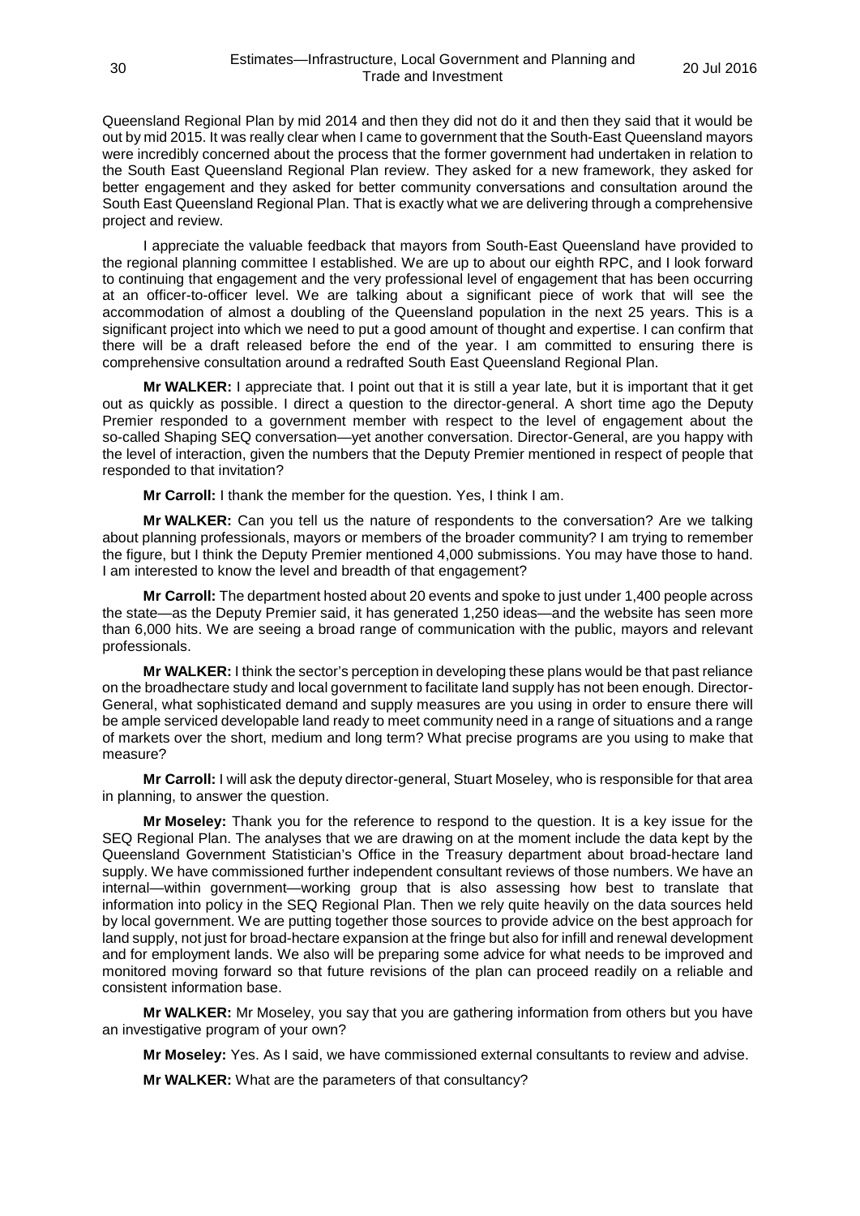Queensland Regional Plan by mid 2014 and then they did not do it and then they said that it would be out by mid 2015. It was really clear when I came to government that the South-East Queensland mayors were incredibly concerned about the process that the former government had undertaken in relation to the South East Queensland Regional Plan review. They asked for a new framework, they asked for better engagement and they asked for better community conversations and consultation around the South East Queensland Regional Plan. That is exactly what we are delivering through a comprehensive project and review.

I appreciate the valuable feedback that mayors from South-East Queensland have provided to the regional planning committee I established. We are up to about our eighth RPC, and I look forward to continuing that engagement and the very professional level of engagement that has been occurring at an officer-to-officer level. We are talking about a significant piece of work that will see the accommodation of almost a doubling of the Queensland population in the next 25 years. This is a significant project into which we need to put a good amount of thought and expertise. I can confirm that there will be a draft released before the end of the year. I am committed to ensuring there is comprehensive consultation around a redrafted South East Queensland Regional Plan.

**Mr WALKER:** I appreciate that. I point out that it is still a year late, but it is important that it get out as quickly as possible. I direct a question to the director-general. A short time ago the Deputy Premier responded to a government member with respect to the level of engagement about the so-called Shaping SEQ conversation—yet another conversation. Director-General, are you happy with the level of interaction, given the numbers that the Deputy Premier mentioned in respect of people that responded to that invitation?

**Mr Carroll:** I thank the member for the question. Yes, I think I am.

**Mr WALKER:** Can you tell us the nature of respondents to the conversation? Are we talking about planning professionals, mayors or members of the broader community? I am trying to remember the figure, but I think the Deputy Premier mentioned 4,000 submissions. You may have those to hand. I am interested to know the level and breadth of that engagement?

**Mr Carroll:** The department hosted about 20 events and spoke to just under 1,400 people across the state—as the Deputy Premier said, it has generated 1,250 ideas—and the website has seen more than 6,000 hits. We are seeing a broad range of communication with the public, mayors and relevant professionals.

**Mr WALKER:** I think the sector's perception in developing these plans would be that past reliance on the broadhectare study and local government to facilitate land supply has not been enough. Director-General, what sophisticated demand and supply measures are you using in order to ensure there will be ample serviced developable land ready to meet community need in a range of situations and a range of markets over the short, medium and long term? What precise programs are you using to make that measure?

**Mr Carroll:** I will ask the deputy director-general, Stuart Moseley, who is responsible for that area in planning, to answer the question.

**Mr Moseley:** Thank you for the reference to respond to the question. It is a key issue for the SEQ Regional Plan. The analyses that we are drawing on at the moment include the data kept by the Queensland Government Statistician's Office in the Treasury department about broad-hectare land supply. We have commissioned further independent consultant reviews of those numbers. We have an internal—within government—working group that is also assessing how best to translate that information into policy in the SEQ Regional Plan. Then we rely quite heavily on the data sources held by local government. We are putting together those sources to provide advice on the best approach for land supply, not just for broad-hectare expansion at the fringe but also for infill and renewal development and for employment lands. We also will be preparing some advice for what needs to be improved and monitored moving forward so that future revisions of the plan can proceed readily on a reliable and consistent information base.

**Mr WALKER:** Mr Moseley, you say that you are gathering information from others but you have an investigative program of your own?

**Mr Moseley:** Yes. As I said, we have commissioned external consultants to review and advise.

**Mr WALKER:** What are the parameters of that consultancy?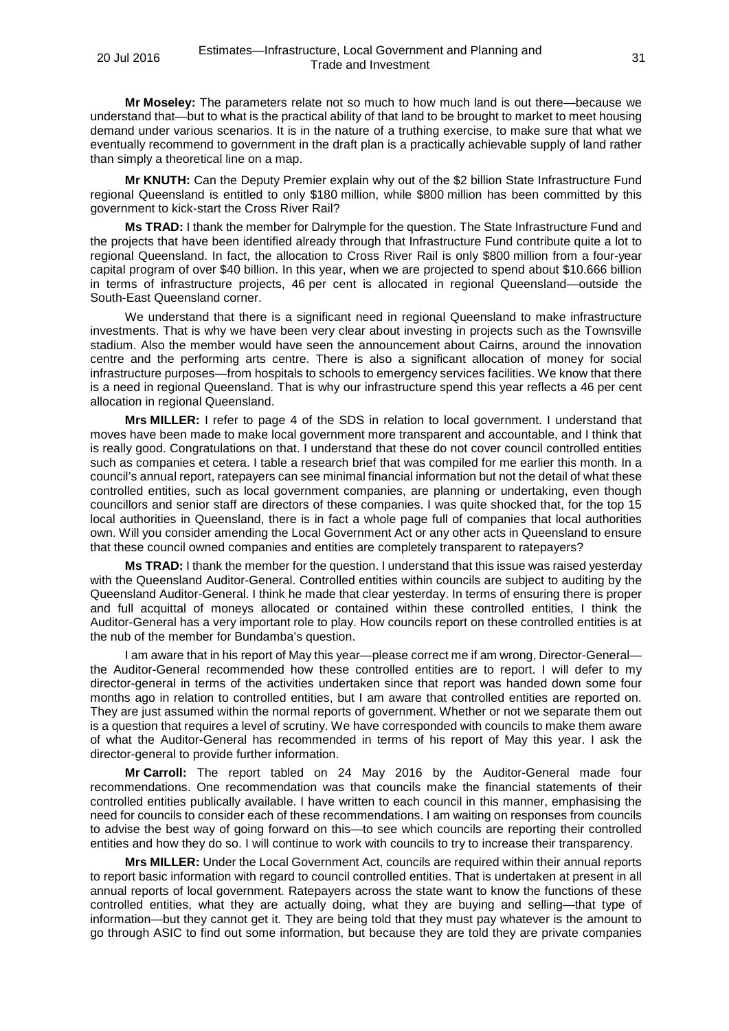**Mr Moseley:** The parameters relate not so much to how much land is out there—because we understand that—but to what is the practical ability of that land to be brought to market to meet housing demand under various scenarios. It is in the nature of a truthing exercise, to make sure that what we eventually recommend to government in the draft plan is a practically achievable supply of land rather than simply a theoretical line on a map.

**Mr KNUTH:** Can the Deputy Premier explain why out of the $2 billion State Infrastructure Fund regional Queensland is entitled to only $180 million, while $800 million has been committed by this government to kick-start the Cross River Rail?

**Ms TRAD:** I thank the member for Dalrymple for the question. The State Infrastructure Fund and the projects that have been identified already through that Infrastructure Fund contribute quite a lot to regional Queensland. In fact, the allocation to Cross River Rail is only $800 million from a four-year capital program of over $40 billion. In this year, when we are projected to spend about $10.666 billion in terms of infrastructure projects, 46 per cent is allocated in regional Queensland—outside the South-East Queensland corner.

We understand that there is a significant need in regional Queensland to make infrastructure investments. That is why we have been very clear about investing in projects such as the Townsville stadium. Also the member would have seen the announcement about Cairns, around the innovation centre and the performing arts centre. There is also a significant allocation of money for social infrastructure purposes—from hospitals to schools to emergency services facilities. We know that there is a need in regional Queensland. That is why our infrastructure spend this year reflects a 46 per cent allocation in regional Queensland.

**Mrs MILLER:** I refer to page 4 of the SDS in relation to local government. I understand that moves have been made to make local government more transparent and accountable, and I think that is really good. Congratulations on that. I understand that these do not cover council controlled entities such as companies et cetera. I table a research brief that was compiled for me earlier this month. In a council's annual report, ratepayers can see minimal financial information but not the detail of what these controlled entities, such as local government companies, are planning or undertaking, even though councillors and senior staff are directors of these companies. I was quite shocked that, for the top 15 local authorities in Queensland, there is in fact a whole page full of companies that local authorities own. Will you consider amending the Local Government Act or any other acts in Queensland to ensure that these council owned companies and entities are completely transparent to ratepayers?

**Ms TRAD:** I thank the member for the question. I understand that this issue was raised yesterday with the Queensland Auditor-General. Controlled entities within councils are subject to auditing by the Queensland Auditor-General. I think he made that clear yesterday. In terms of ensuring there is proper and full acquittal of moneys allocated or contained within these controlled entities, I think the Auditor-General has a very important role to play. How councils report on these controlled entities is at the nub of the member for Bundamba's question.

I am aware that in his report of May this year—please correct me if am wrong, Director-General—the Auditor-General recommended how these controlled entities are to report. I will defer to my director-general in terms of the activities undertaken since that report was handed down some four months ago in relation to controlled entities, but I am aware that controlled entities are reported on. They are just assumed within the normal reports of government. Whether or not we separate them out is a question that requires a level of scrutiny. We have corresponded with councils to make them aware of what the Auditor-General has recommended in terms of his report of May this year. I ask the director-general to provide further information.

**Mr Carroll:** The report tabled on 24 May 2016 by the Auditor-General made four recommendations. One recommendation was that councils make the financial statements of their controlled entities publically available. I have written to each council in this manner, emphasising the need for councils to consider each of these recommendations. I am waiting on responses from councils to advise the best way of going forward on this—to see which councils are reporting their controlled entities and how they do so. I will continue to work with councils to try to increase their transparency.

**Mrs MILLER:** Under the Local Government Act, councils are required within their annual reports to report basic information with regard to council controlled entities. That is undertaken at present in all annual reports of local government. Ratepayers across the state want to know the functions of these controlled entities, what they are actually doing, what they are buying and selling—that type of information—but they cannot get it. They are being told that they must pay whatever is the amount to go through ASIC to find out some information, but because they are told they are private companies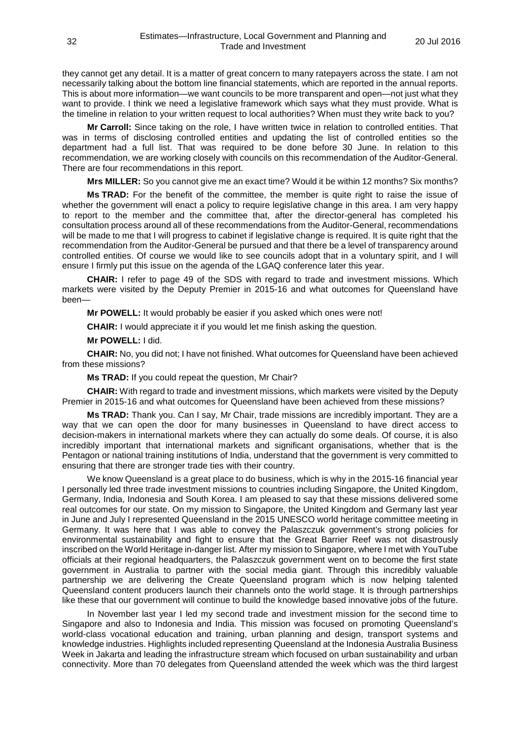they cannot get any detail. It is a matter of great concern to many ratepayers across the state. I am not necessarily talking about the bottom line financial statements, which are reported in the annual reports. This is about more information—we want councils to be more transparent and open—not just what they want to provide. I think we need a legislative framework which says what they must provide. What is the timeline in relation to your written request to local authorities? When must they write back to you?

**Mr Carroll:** Since taking on the role, I have written twice in relation to controlled entities. That was in terms of disclosing controlled entities and updating the list of controlled entities so the department had a full list. That was required to be done before 30 June. In relation to this recommendation, we are working closely with councils on this recommendation of the Auditor-General. There are four recommendations in this report.

**Mrs MILLER:** So you cannot give me an exact time? Would it be within 12 months? Six months?

**Ms TRAD:** For the benefit of the committee, the member is quite right to raise the issue of whether the government will enact a policy to require legislative change in this area. I am very happy to report to the member and the committee that, after the director-general has completed his consultation process around all of these recommendations from the Auditor-General, recommendations will be made to me that I will progress to cabinet if legislative change is required. It is quite right that the recommendation from the Auditor-General be pursued and that there be a level of transparency around controlled entities. Of course we would like to see councils adopt that in a voluntary spirit, and I will ensure I firmly put this issue on the agenda of the LGAQ conference later this year.

**CHAIR:** I refer to page 49 of the SDS with regard to trade and investment missions. Which markets were visited by the Deputy Premier in 2015-16 and what outcomes for Queensland have been—

**Mr POWELL:** It would probably be easier if you asked which ones were not!

**CHAIR:** I would appreciate it if you would let me finish asking the question.

**Mr POWELL:** I did.

**CHAIR:** No, you did not; I have not finished. What outcomes for Queensland have been achieved from these missions?

**Ms TRAD:** If you could repeat the question, Mr Chair?

**CHAIR:** With regard to trade and investment missions, which markets were visited by the Deputy Premier in 2015-16 and what outcomes for Queensland have been achieved from these missions?

**Ms TRAD:** Thank you. Can I say, Mr Chair, trade missions are incredibly important. They are a way that we can open the door for many businesses in Queensland to have direct access to decision-makers in international markets where they can actually do some deals. Of course, it is also incredibly important that international markets and significant organisations, whether that is the Pentagon or national training institutions of India, understand that the government is very committed to ensuring that there are stronger trade ties with their country.

We know Queensland is a great place to do business, which is why in the 2015-16 financial year I personally led three trade investment missions to countries including Singapore, the United Kingdom, Germany, India, Indonesia and South Korea. I am pleased to say that these missions delivered some real outcomes for our state. On my mission to Singapore, the United Kingdom and Germany last year in June and July I represented Queensland in the 2015 UNESCO world heritage committee meeting in Germany. It was here that I was able to convey the Palaszczuk government's strong policies for environmental sustainability and fight to ensure that the Great Barrier Reef was not disastrously inscribed on the World Heritage in-danger list. After my mission to Singapore, where I met with YouTube officials at their regional headquarters, the Palaszczuk government went on to become the first state government in Australia to partner with the social media giant. Through this incredibly valuable partnership we are delivering the Create Queensland program which is now helping talented Queensland content producers launch their channels onto the world stage. It is through partnerships like these that our government will continue to build the knowledge based innovative jobs of the future.

In November last year I led my second trade and investment mission for the second time to Singapore and also to Indonesia and India. This mission was focused on promoting Queensland's world-class vocational education and training, urban planning and design, transport systems and knowledge industries. Highlights included representing Queensland at the Indonesia Australia Business Week in Jakarta and leading the infrastructure stream which focused on urban sustainability and urban connectivity. More than 70 delegates from Queensland attended the week which was the third largest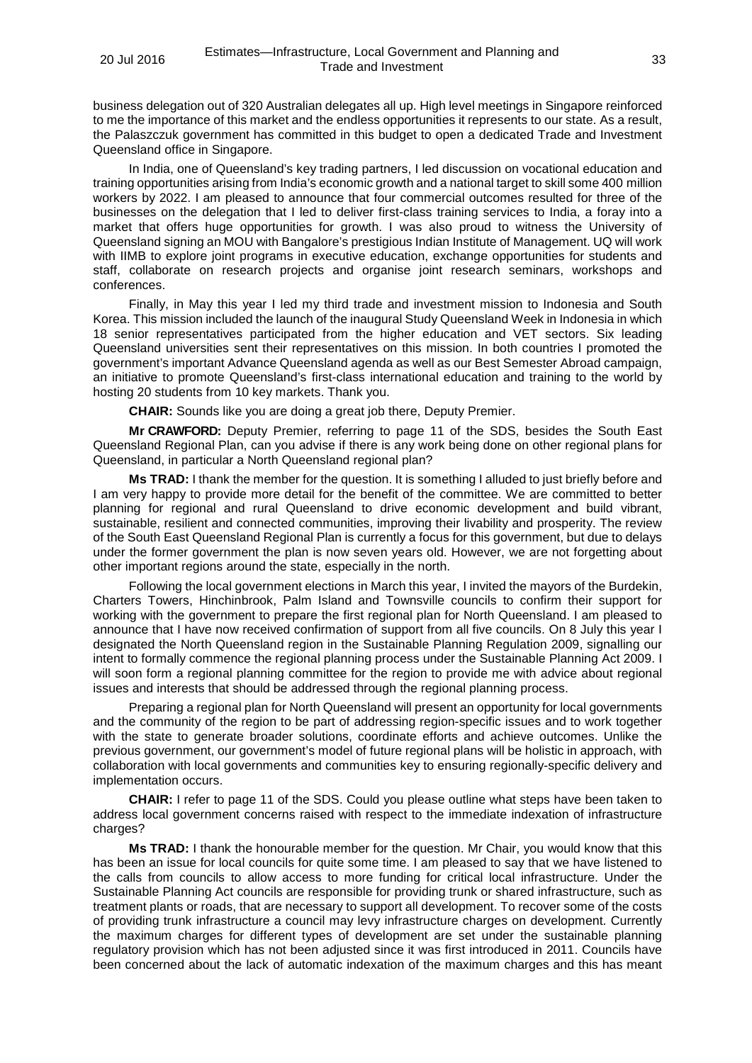business delegation out of 320 Australian delegates all up. High level meetings in Singapore reinforced to me the importance of this market and the endless opportunities it represents to our state. As a result, the Palaszczuk government has committed in this budget to open a dedicated Trade and Investment Queensland office in Singapore.

In India, one of Queensland's key trading partners, I led discussion on vocational education and training opportunities arising from India's economic growth and a national target to skill some 400 million workers by 2022. I am pleased to announce that four commercial outcomes resulted for three of the businesses on the delegation that I led to deliver first-class training services to India, a foray into a market that offers huge opportunities for growth. I was also proud to witness the University of Queensland signing an MOU with Bangalore's prestigious Indian Institute of Management. UQ will work with IIMB to explore joint programs in executive education, exchange opportunities for students and staff, collaborate on research projects and organise joint research seminars, workshops and conferences.

Finally, in May this year I led my third trade and investment mission to Indonesia and South Korea. This mission included the launch of the inaugural Study Queensland Week in Indonesia in which 18 senior representatives participated from the higher education and VET sectors. Six leading Queensland universities sent their representatives on this mission. In both countries I promoted the government's important Advance Queensland agenda as well as our Best Semester Abroad campaign, an initiative to promote Queensland's first-class international education and training to the world by hosting 20 students from 10 key markets. Thank you.

**CHAIR:** Sounds like you are doing a great job there, Deputy Premier.

**Mr CRAWFORD:** Deputy Premier, referring to page 11 of the SDS, besides the South East Queensland Regional Plan, can you advise if there is any work being done on other regional plans for Queensland, in particular a North Queensland regional plan?

**Ms TRAD:** I thank the member for the question. It is something I alluded to just briefly before and I am very happy to provide more detail for the benefit of the committee. We are committed to better planning for regional and rural Queensland to drive economic development and build vibrant, sustainable, resilient and connected communities, improving their livability and prosperity. The review of the South East Queensland Regional Plan is currently a focus for this government, but due to delays under the former government the plan is now seven years old. However, we are not forgetting about other important regions around the state, especially in the north.

Following the local government elections in March this year, I invited the mayors of the Burdekin, Charters Towers, Hinchinbrook, Palm Island and Townsville councils to confirm their support for working with the government to prepare the first regional plan for North Queensland. I am pleased to announce that I have now received confirmation of support from all five councils. On 8 July this year I designated the North Queensland region in the Sustainable Planning Regulation 2009, signalling our intent to formally commence the regional planning process under the Sustainable Planning Act 2009. I will soon form a regional planning committee for the region to provide me with advice about regional issues and interests that should be addressed through the regional planning process.

Preparing a regional plan for North Queensland will present an opportunity for local governments and the community of the region to be part of addressing region-specific issues and to work together with the state to generate broader solutions, coordinate efforts and achieve outcomes. Unlike the previous government, our government's model of future regional plans will be holistic in approach, with collaboration with local governments and communities key to ensuring regionally-specific delivery and implementation occurs.

**CHAIR:** I refer to page 11 of the SDS. Could you please outline what steps have been taken to address local government concerns raised with respect to the immediate indexation of infrastructure charges?

**Ms TRAD:** I thank the honourable member for the question. Mr Chair, you would know that this has been an issue for local councils for quite some time. I am pleased to say that we have listened to the calls from councils to allow access to more funding for critical local infrastructure. Under the Sustainable Planning Act councils are responsible for providing trunk or shared infrastructure, such as treatment plants or roads, that are necessary to support all development. To recover some of the costs of providing trunk infrastructure a council may levy infrastructure charges on development. Currently the maximum charges for different types of development are set under the sustainable planning regulatory provision which has not been adjusted since it was first introduced in 2011. Councils have been concerned about the lack of automatic indexation of the maximum charges and this has meant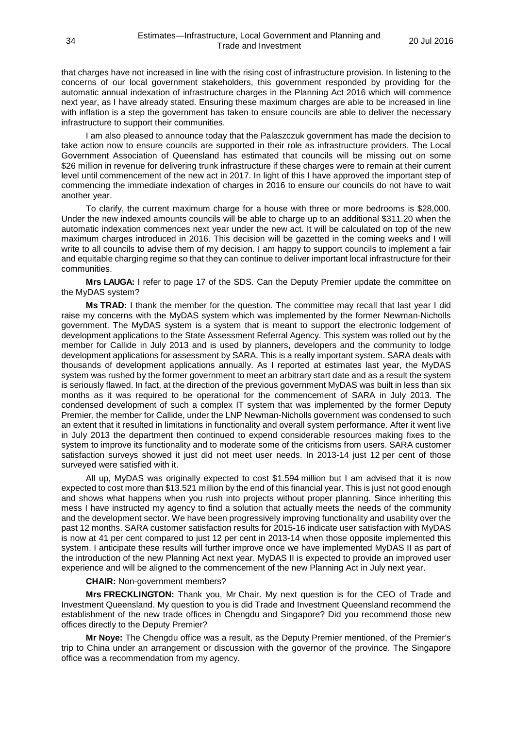that charges have not increased in line with the rising cost of infrastructure provision. In listening to the concerns of our local government stakeholders, this government responded by providing for the automatic annual indexation of infrastructure charges in the Planning Act 2016 which will commence next year, as I have already stated. Ensuring these maximum charges are able to be increased in line with inflation is a step the government has taken to ensure councils are able to deliver the necessary infrastructure to support their communities.

I am also pleased to announce today that the Palaszczuk government has made the decision to take action now to ensure councils are supported in their role as infrastructure providers. The Local Government Association of Queensland has estimated that councils will be missing out on some $26 million in revenue for delivering trunk infrastructure if these charges were to remain at their current level until commencement of the new act in 2017. In light of this I have approved the important step of commencing the immediate indexation of charges in 2016 to ensure our councils do not have to wait another year.

To clarify, the current maximum charge for a house with three or more bedrooms is $28,000. Under the new indexed amounts councils will be able to charge up to an additional $311.20 when the automatic indexation commences next year under the new act. It will be calculated on top of the new maximum charges introduced in 2016. This decision will be gazetted in the coming weeks and I will write to all councils to advise them of my decision. I am happy to support councils to implement a fair and equitable charging regime so that they can continue to deliver important local infrastructure for their communities.

**Mrs LAUGA:** I refer to page 17 of the SDS. Can the Deputy Premier update the committee on the MyDAS system?

**Ms TRAD:** I thank the member for the question. The committee may recall that last year I did raise my concerns with the MyDAS system which was implemented by the former Newman-Nicholls government. The MyDAS system is a system that is meant to support the electronic lodgement of development applications to the State Assessment Referral Agency. This system was rolled out by the member for Callide in July 2013 and is used by planners, developers and the community to lodge development applications for assessment by SARA. This is a really important system. SARA deals with thousands of development applications annually. As I reported at estimates last year, the MyDAS system was rushed by the former government to meet an arbitrary start date and as a result the system is seriously flawed. In fact, at the direction of the previous government MyDAS was built in less than six months as it was required to be operational for the commencement of SARA in July 2013. The condensed development of such a complex IT system that was implemented by the former Deputy Premier, the member for Callide, under the LNP Newman-Nicholls government was condensed to such an extent that it resulted in limitations in functionality and overall system performance. After it went live in July 2013 the department then continued to expend considerable resources making fixes to the system to improve its functionality and to moderate some of the criticisms from users. SARA customer satisfaction surveys showed it just did not meet user needs. In 2013-14 just 12 per cent of those surveyed were satisfied with it.

All up, MyDAS was originally expected to cost $1.594 million but I am advised that it is now expected to cost more than $13.521 million by the end of this financial year. This is just not good enough and shows what happens when you rush into projects without proper planning. Since inheriting this mess I have instructed my agency to find a solution that actually meets the needs of the community and the development sector. We have been progressively improving functionality and usability over the past 12 months. SARA customer satisfaction results for 2015-16 indicate user satisfaction with MyDAS is now at 41 per cent compared to just 12 per cent in 2013-14 when those opposite implemented this system. I anticipate these results will further improve once we have implemented MyDAS II as part of the introduction of the new Planning Act next year. MyDAS II is expected to provide an improved user experience and will be aligned to the commencement of the new Planning Act in July next year.

**CHAIR:** Non-government members?

**Mrs FRECKLINGTON:** Thank you, Mr Chair. My next question is for the CEO of Trade and Investment Queensland. My question to you is did Trade and Investment Queensland recommend the establishment of the new trade offices in Chengdu and Singapore? Did you recommend those new offices directly to the Deputy Premier?

**Mr Noye:** The Chengdu office was a result, as the Deputy Premier mentioned, of the Premier's trip to China under an arrangement or discussion with the governor of the province. The Singapore office was a recommendation from my agency.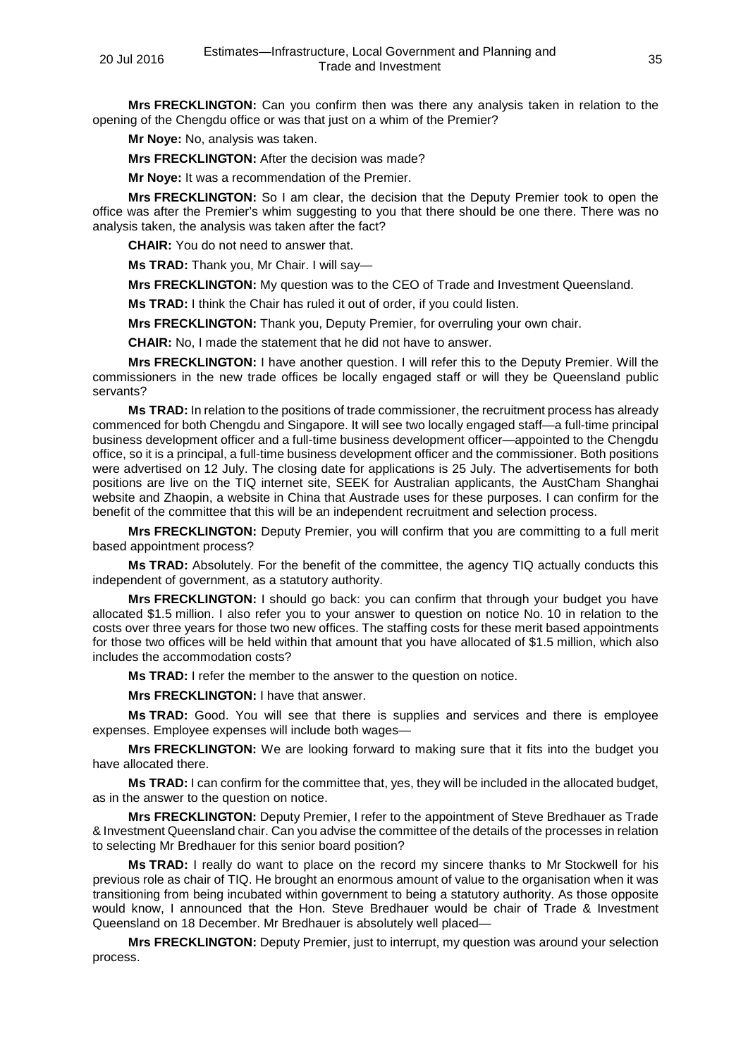**Mrs FRECKLINGTON:** Can you confirm then was there any analysis taken in relation to the opening of the Chengdu office or was that just on a whim of the Premier?

**Mr Noye:** No, analysis was taken.

**Mrs FRECKLINGTON:** After the decision was made?

**Mr Noye:** It was a recommendation of the Premier.

**Mrs FRECKLINGTON:** So I am clear, the decision that the Deputy Premier took to open the office was after the Premier's whim suggesting to you that there should be one there. There was no analysis taken, the analysis was taken after the fact?

**CHAIR:** You do not need to answer that.

**Ms TRAD:** Thank you, Mr Chair. I will say—

**Mrs FRECKLINGTON:** My question was to the CEO of Trade and Investment Queensland.

**Ms TRAD:** I think the Chair has ruled it out of order, if you could listen.

**Mrs FRECKLINGTON:** Thank you, Deputy Premier, for overruling your own chair.

**CHAIR:** No, I made the statement that he did not have to answer.

**Mrs FRECKLINGTON:** I have another question. I will refer this to the Deputy Premier. Will the commissioners in the new trade offices be locally engaged staff or will they be Queensland public servants?

**Ms TRAD:** In relation to the positions of trade commissioner, the recruitment process has already commenced for both Chengdu and Singapore. It will see two locally engaged staff—a full-time principal business development officer and a full-time business development officer—appointed to the Chengdu office, so it is a principal, a full-time business development officer and the commissioner. Both positions were advertised on 12 July. The closing date for applications is 25 July. The advertisements for both positions are live on the TIQ internet site, SEEK for Australian applicants, the AustCham Shanghai website and Zhaopin, a website in China that Austrade uses for these purposes. I can confirm for the benefit of the committee that this will be an independent recruitment and selection process.

**Mrs FRECKLINGTON:** Deputy Premier, you will confirm that you are committing to a full merit based appointment process?

**Ms TRAD:** Absolutely. For the benefit of the committee, the agency TIQ actually conducts this independent of government, as a statutory authority.

**Mrs FRECKLINGTON:** I should go back: you can confirm that through your budget you have allocated $1.5 million. I also refer you to your answer to question on notice No. 10 in relation to the costs over three years for those two new offices. The staffing costs for these merit based appointments for those two offices will be held within that amount that you have allocated of $1.5 million, which also includes the accommodation costs?

**Ms TRAD:** I refer the member to the answer to the question on notice.

**Mrs FRECKLINGTON:** I have that answer.

**Ms TRAD:** Good. You will see that there is supplies and services and there is employee expenses. Employee expenses will include both wages—

**Mrs FRECKLINGTON:** We are looking forward to making sure that it fits into the budget you have allocated there.

**Ms TRAD:** I can confirm for the committee that, yes, they will be included in the allocated budget, as in the answer to the question on notice.

**Mrs FRECKLINGTON:** Deputy Premier, I refer to the appointment of Steve Bredhauer as Trade & Investment Queensland chair. Can you advise the committee of the details of the processes in relation to selecting Mr Bredhauer for this senior board position?

**Ms TRAD:** I really do want to place on the record my sincere thanks to Mr Stockwell for his previous role as chair of TIQ. He brought an enormous amount of value to the organisation when it was transitioning from being incubated within government to being a statutory authority. As those opposite would know, I announced that the Hon. Steve Bredhauer would be chair of Trade & Investment Queensland on 18 December. Mr Bredhauer is absolutely well placed—

**Mrs FRECKLINGTON:** Deputy Premier, just to interrupt, my question was around your selection process.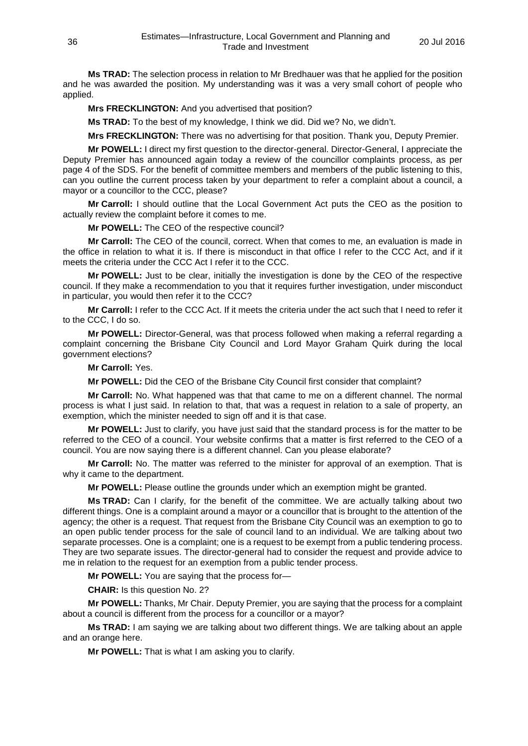**Ms TRAD:** The selection process in relation to Mr Bredhauer was that he applied for the position and he was awarded the position. My understanding was it was a very small cohort of people who applied.

**Mrs FRECKLINGTON:** And you advertised that position?

**Ms TRAD:** To the best of my knowledge, I think we did. Did we? No, we didn't.

**Mrs FRECKLINGTON:** There was no advertising for that position. Thank you, Deputy Premier.

**Mr POWELL:** I direct my first question to the director-general. Director-General, I appreciate the Deputy Premier has announced again today a review of the councillor complaints process, as per page 4 of the SDS. For the benefit of committee members and members of the public listening to this, can you outline the current process taken by your department to refer a complaint about a council, a mayor or a councillor to the CCC, please?

**Mr Carroll:** I should outline that the Local Government Act puts the CEO as the position to actually review the complaint before it comes to me.

**Mr POWELL:** The CEO of the respective council?

**Mr Carroll:** The CEO of the council, correct. When that comes to me, an evaluation is made in the office in relation to what it is. If there is misconduct in that office I refer to the CCC Act, and if it meets the criteria under the CCC Act I refer it to the CCC.

**Mr POWELL:** Just to be clear, initially the investigation is done by the CEO of the respective council. If they make a recommendation to you that it requires further investigation, under misconduct in particular, you would then refer it to the CCC?

**Mr Carroll:** I refer to the CCC Act. If it meets the criteria under the act such that I need to refer it to the CCC, I do so.

**Mr POWELL:** Director-General, was that process followed when making a referral regarding a complaint concerning the Brisbane City Council and Lord Mayor Graham Quirk during the local government elections?

**Mr Carroll:** Yes.

**Mr POWELL:** Did the CEO of the Brisbane City Council first consider that complaint?

**Mr Carroll:** No. What happened was that that came to me on a different channel. The normal process is what I just said. In relation to that, that was a request in relation to a sale of property, an exemption, which the minister needed to sign off and it is that case.

**Mr POWELL:** Just to clarify, you have just said that the standard process is for the matter to be referred to the CEO of a council. Your website confirms that a matter is first referred to the CEO of a council. You are now saying there is a different channel. Can you please elaborate?

**Mr Carroll:** No. The matter was referred to the minister for approval of an exemption. That is why it came to the department.

**Mr POWELL:** Please outline the grounds under which an exemption might be granted.

**Ms TRAD:** Can I clarify, for the benefit of the committee. We are actually talking about two different things. One is a complaint around a mayor or a councillor that is brought to the attention of the agency; the other is a request. That request from the Brisbane City Council was an exemption to go to an open public tender process for the sale of council land to an individual. We are talking about two separate processes. One is a complaint; one is a request to be exempt from a public tendering process. They are two separate issues. The director-general had to consider the request and provide advice to me in relation to the request for an exemption from a public tender process.

**Mr POWELL:** You are saying that the process for—

**CHAIR:** Is this question No. 2?

**Mr POWELL:** Thanks, Mr Chair. Deputy Premier, you are saying that the process for a complaint about a council is different from the process for a councillor or a mayor?

**Ms TRAD:** I am saying we are talking about two different things. We are talking about an apple and an orange here.

**Mr POWELL:** That is what I am asking you to clarify.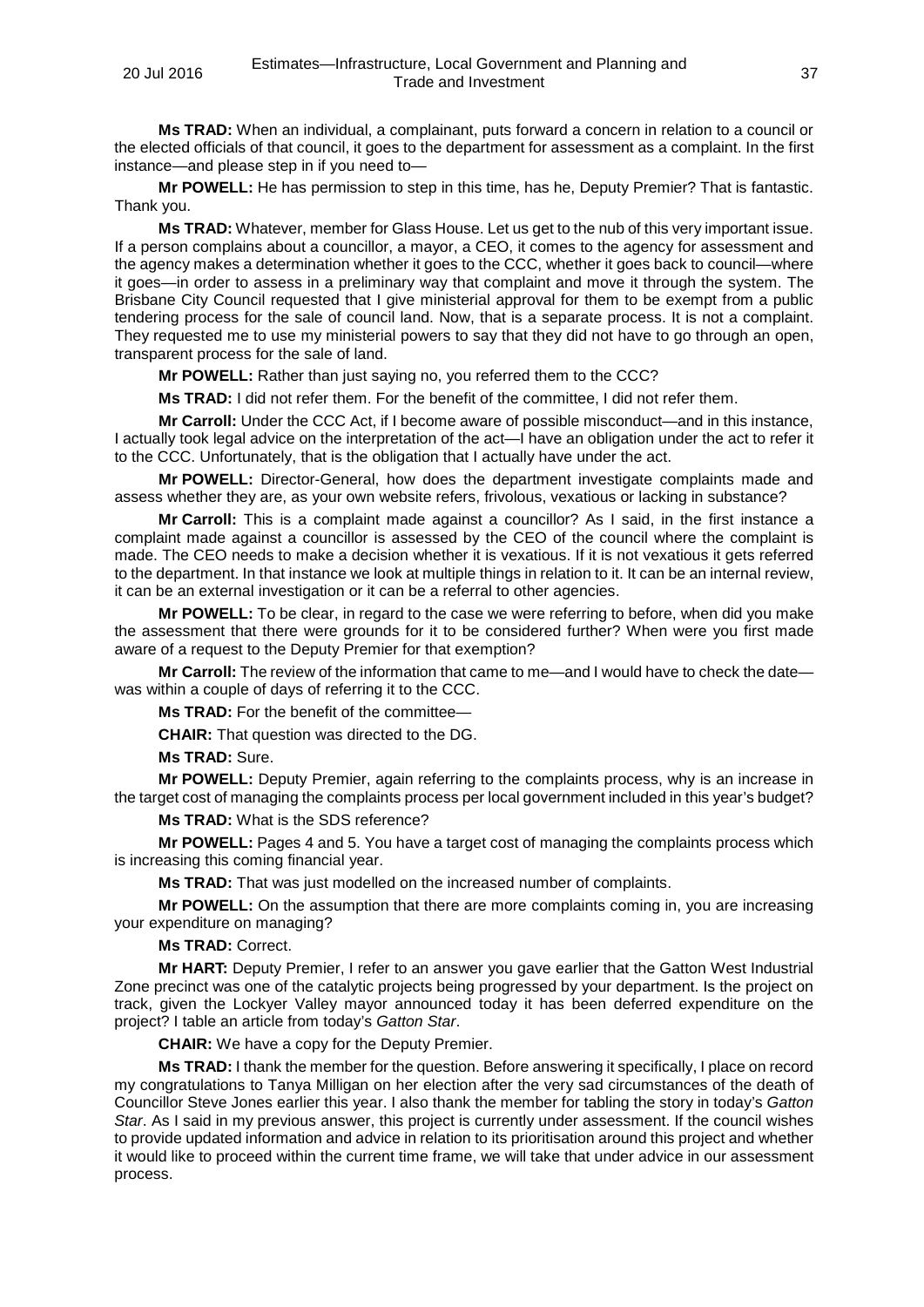**Ms TRAD:** When an individual, a complainant, puts forward a concern in relation to a council or the elected officials of that council, it goes to the department for assessment as a complaint. In the first instance—and please step in if you need to—

**Mr POWELL:** He has permission to step in this time, has he, Deputy Premier? That is fantastic. Thank you.

**Ms TRAD:** Whatever, member for Glass House. Let us get to the nub of this very important issue. If a person complains about a councillor, a mayor, a CEO, it comes to the agency for assessment and the agency makes a determination whether it goes to the CCC, whether it goes back to council—where it goes—in order to assess in a preliminary way that complaint and move it through the system. The Brisbane City Council requested that I give ministerial approval for them to be exempt from a public tendering process for the sale of council land. Now, that is a separate process. It is not a complaint. They requested me to use my ministerial powers to say that they did not have to go through an open, transparent process for the sale of land.

**Mr POWELL:** Rather than just saying no, you referred them to the CCC?

**Ms TRAD:** I did not refer them. For the benefit of the committee, I did not refer them.

**Mr Carroll:** Under the CCC Act, if I become aware of possible misconduct—and in this instance, I actually took legal advice on the interpretation of the act—I have an obligation under the act to refer it to the CCC. Unfortunately, that is the obligation that I actually have under the act.

**Mr POWELL:** Director-General, how does the department investigate complaints made and assess whether they are, as your own website refers, frivolous, vexatious or lacking in substance?

**Mr Carroll:** This is a complaint made against a councillor? As I said, in the first instance a complaint made against a councillor is assessed by the CEO of the council where the complaint is made. The CEO needs to make a decision whether it is vexatious. If it is not vexatious it gets referred to the department. In that instance we look at multiple things in relation to it. It can be an internal review, it can be an external investigation or it can be a referral to other agencies.

**Mr POWELL:** To be clear, in regard to the case we were referring to before, when did you make the assessment that there were grounds for it to be considered further? When were you first made aware of a request to the Deputy Premier for that exemption?

**Mr Carroll:** The review of the information that came to me—and I would have to check the date—was within a couple of days of referring it to the CCC.

**Ms TRAD:** For the benefit of the committee—

**CHAIR:** That question was directed to the DG.

**Ms TRAD:** Sure.

**Mr POWELL:** Deputy Premier, again referring to the complaints process, why is an increase in the target cost of managing the complaints process per local government included in this year's budget?

**Ms TRAD:** What is the SDS reference?

**Mr POWELL:** Pages 4 and 5. You have a target cost of managing the complaints process which is increasing this coming financial year.

**Ms TRAD:** That was just modelled on the increased number of complaints.

**Mr POWELL:** On the assumption that there are more complaints coming in, you are increasing your expenditure on managing?

**Ms TRAD:** Correct.

**Mr HART:** Deputy Premier, I refer to an answer you gave earlier that the Gatton West Industrial Zone precinct was one of the catalytic projects being progressed by your department. Is the project on track, given the Lockyer Valley mayor announced today it has been deferred expenditure on the project? I table an article from today's *Gatton Star*.

**CHAIR:** We have a copy for the Deputy Premier.

**Ms TRAD:** I thank the member for the question. Before answering it specifically, I place on record my congratulations to Tanya Milligan on her election after the very sad circumstances of the death of Councillor Steve Jones earlier this year. I also thank the member for tabling the story in today's *Gatton Star*. As I said in my previous answer, this project is currently under assessment. If the council wishes to provide updated information and advice in relation to its prioritisation around this project and whether it would like to proceed within the current time frame, we will take that under advice in our assessment process.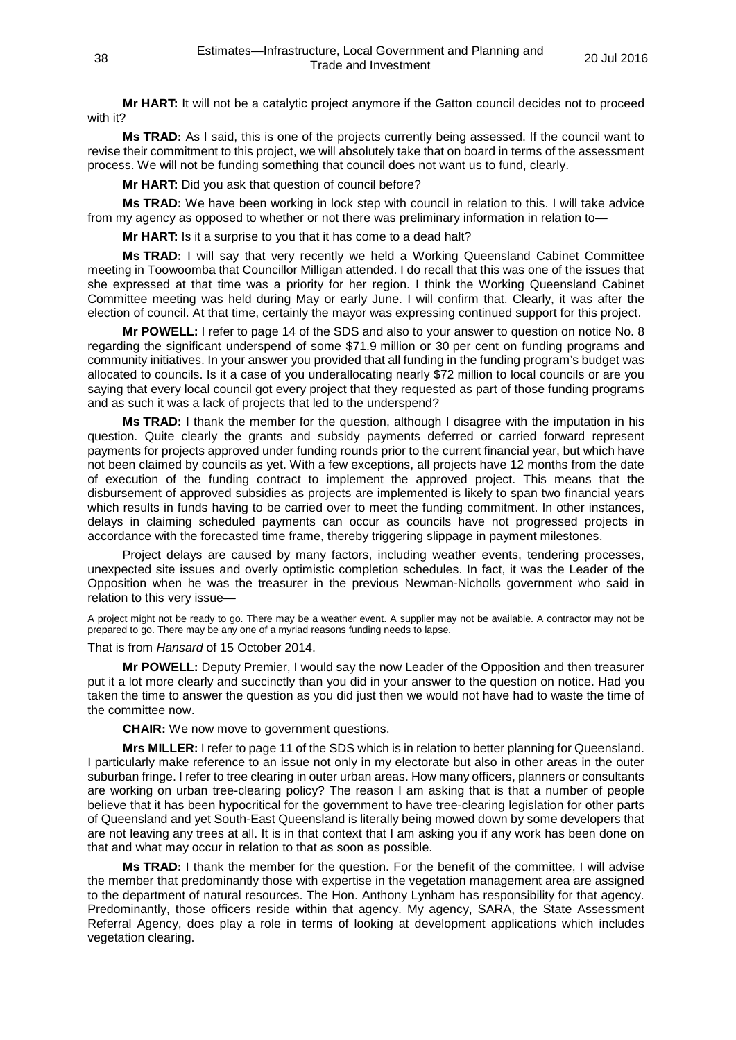**Mr HART:** It will not be a catalytic project anymore if the Gatton council decides not to proceed with it?

**Ms TRAD:** As I said, this is one of the projects currently being assessed. If the council want to revise their commitment to this project, we will absolutely take that on board in terms of the assessment process. We will not be funding something that council does not want us to fund, clearly.

**Mr HART:** Did you ask that question of council before?

**Ms TRAD:** We have been working in lock step with council in relation to this. I will take advice from my agency as opposed to whether or not there was preliminary information in relation to—

**Mr HART:** Is it a surprise to you that it has come to a dead halt?

**Ms TRAD:** I will say that very recently we held a Working Queensland Cabinet Committee meeting in Toowoomba that Councillor Milligan attended. I do recall that this was one of the issues that she expressed at that time was a priority for her region. I think the Working Queensland Cabinet Committee meeting was held during May or early June. I will confirm that. Clearly, it was after the election of council. At that time, certainly the mayor was expressing continued support for this project.

**Mr POWELL:** I refer to page 14 of the SDS and also to your answer to question on notice No. 8 regarding the significant underspend of some $71.9 million or 30 per cent on funding programs and community initiatives. In your answer you provided that all funding in the funding program's budget was allocated to councils. Is it a case of you underallocating nearly $72 million to local councils or are you saying that every local council got every project that they requested as part of those funding programs and as such it was a lack of projects that led to the underspend?

**Ms TRAD:** I thank the member for the question, although I disagree with the imputation in his question. Quite clearly the grants and subsidy payments deferred or carried forward represent payments for projects approved under funding rounds prior to the current financial year, but which have not been claimed by councils as yet. With a few exceptions, all projects have 12 months from the date of execution of the funding contract to implement the approved project. This means that the disbursement of approved subsidies as projects are implemented is likely to span two financial years which results in funds having to be carried over to meet the funding commitment. In other instances, delays in claiming scheduled payments can occur as councils have not progressed projects in accordance with the forecasted time frame, thereby triggering slippage in payment milestones.

Project delays are caused by many factors, including weather events, tendering processes, unexpected site issues and overly optimistic completion schedules. In fact, it was the Leader of the Opposition when he was the treasurer in the previous Newman-Nicholls government who said in relation to this very issue—

> A project might not be ready to go. There may be a weather event. A supplier may not be available. A contractor may not be prepared to go. There may be any one of a myriad reasons funding needs to lapse.

That is from *Hansard* of 15 October 2014.

**Mr POWELL:** Deputy Premier, I would say the now Leader of the Opposition and then treasurer put it a lot more clearly and succinctly than you did in your answer to the question on notice. Had you taken the time to answer the question as you did just then we would not have had to waste the time of the committee now.

**CHAIR:** We now move to government questions.

**Mrs MILLER:** I refer to page 11 of the SDS which is in relation to better planning for Queensland. I particularly make reference to an issue not only in my electorate but also in other areas in the outer suburban fringe. I refer to tree clearing in outer urban areas. How many officers, planners or consultants are working on urban tree-clearing policy? The reason I am asking that is that a number of people believe that it has been hypocritical for the government to have tree-clearing legislation for other parts of Queensland and yet South-East Queensland is literally being mowed down by some developers that are not leaving any trees at all. It is in that context that I am asking you if any work has been done on that and what may occur in relation to that as soon as possible.

**Ms TRAD:** I thank the member for the question. For the benefit of the committee, I will advise the member that predominantly those with expertise in the vegetation management area are assigned to the department of natural resources. The Hon. Anthony Lynham has responsibility for that agency. Predominantly, those officers reside within that agency. My agency, SARA, the State Assessment Referral Agency, does play a role in terms of looking at development applications which includes vegetation clearing.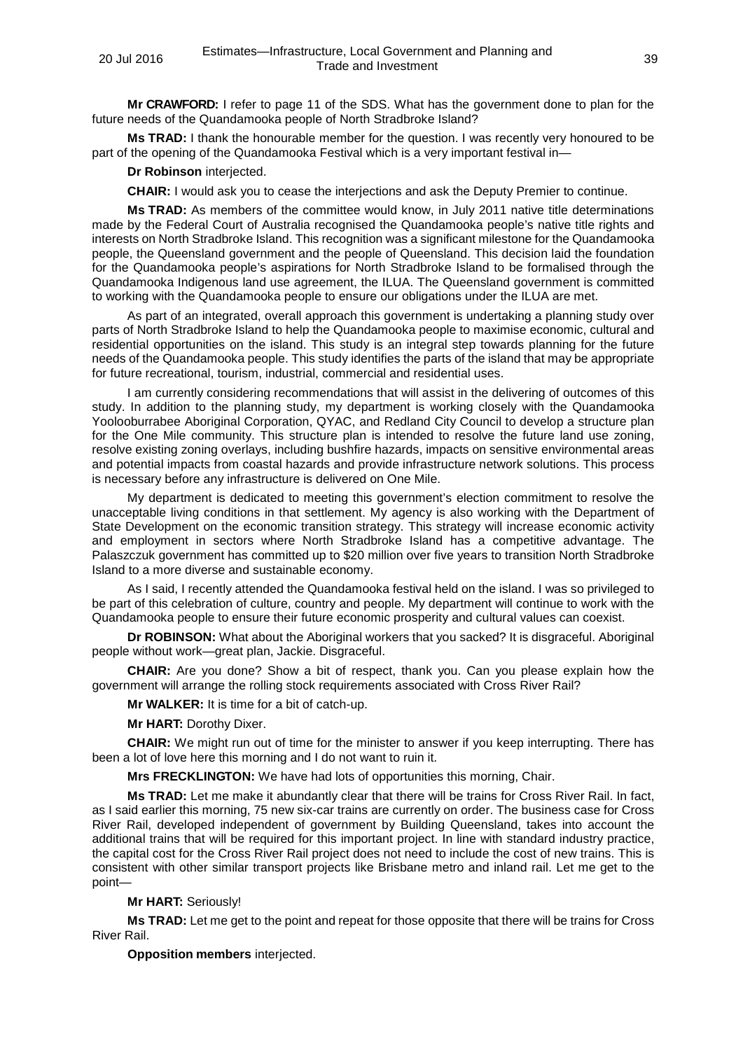**Mr CRAWFORD:** I refer to page 11 of the SDS. What has the government done to plan for the future needs of the Quandamooka people of North Stradbroke Island?

**Ms TRAD:** I thank the honourable member for the question. I was recently very honoured to be part of the opening of the Quandamooka Festival which is a very important festival in—

**Dr Robinson** interjected.

**CHAIR:** I would ask you to cease the interjections and ask the Deputy Premier to continue.

**Ms TRAD:** As members of the committee would know, in July 2011 native title determinations made by the Federal Court of Australia recognised the Quandamooka people's native title rights and interests on North Stradbroke Island. This recognition was a significant milestone for the Quandamooka people, the Queensland government and the people of Queensland. This decision laid the foundation for the Quandamooka people's aspirations for North Stradbroke Island to be formalised through the Quandamooka Indigenous land use agreement, the ILUA. The Queensland government is committed to working with the Quandamooka people to ensure our obligations under the ILUA are met.

As part of an integrated, overall approach this government is undertaking a planning study over parts of North Stradbroke Island to help the Quandamooka people to maximise economic, cultural and residential opportunities on the island. This study is an integral step towards planning for the future needs of the Quandamooka people. This study identifies the parts of the island that may be appropriate for future recreational, tourism, industrial, commercial and residential uses.

I am currently considering recommendations that will assist in the delivering of outcomes of this study. In addition to the planning study, my department is working closely with the Quandamooka Yoolooburrabee Aboriginal Corporation, QYAC, and Redland City Council to develop a structure plan for the One Mile community. This structure plan is intended to resolve the future land use zoning, resolve existing zoning overlays, including bushfire hazards, impacts on sensitive environmental areas and potential impacts from coastal hazards and provide infrastructure network solutions. This process is necessary before any infrastructure is delivered on One Mile.

My department is dedicated to meeting this government's election commitment to resolve the unacceptable living conditions in that settlement. My agency is also working with the Department of State Development on the economic transition strategy. This strategy will increase economic activity and employment in sectors where North Stradbroke Island has a competitive advantage. The Palaszczuk government has committed up to $20 million over five years to transition North Stradbroke Island to a more diverse and sustainable economy.

As I said, I recently attended the Quandamooka festival held on the island. I was so privileged to be part of this celebration of culture, country and people. My department will continue to work with the Quandamooka people to ensure their future economic prosperity and cultural values can coexist.

**Dr ROBINSON:** What about the Aboriginal workers that you sacked? It is disgraceful. Aboriginal people without work—great plan, Jackie. Disgraceful.

**CHAIR:** Are you done? Show a bit of respect, thank you. Can you please explain how the government will arrange the rolling stock requirements associated with Cross River Rail?

**Mr WALKER:** It is time for a bit of catch-up.

**Mr HART:** Dorothy Dixer.

**CHAIR:** We might run out of time for the minister to answer if you keep interrupting. There has been a lot of love here this morning and I do not want to ruin it.

**Mrs FRECKLINGTON:** We have had lots of opportunities this morning, Chair.

**Ms TRAD:** Let me make it abundantly clear that there will be trains for Cross River Rail. In fact, as I said earlier this morning, 75 new six-car trains are currently on order. The business case for Cross River Rail, developed independent of government by Building Queensland, takes into account the additional trains that will be required for this important project. In line with standard industry practice, the capital cost for the Cross River Rail project does not need to include the cost of new trains. This is consistent with other similar transport projects like Brisbane metro and inland rail. Let me get to the point—

**Mr HART:** Seriously!

**Ms TRAD:** Let me get to the point and repeat for those opposite that there will be trains for Cross River Rail.

**Opposition members** interjected.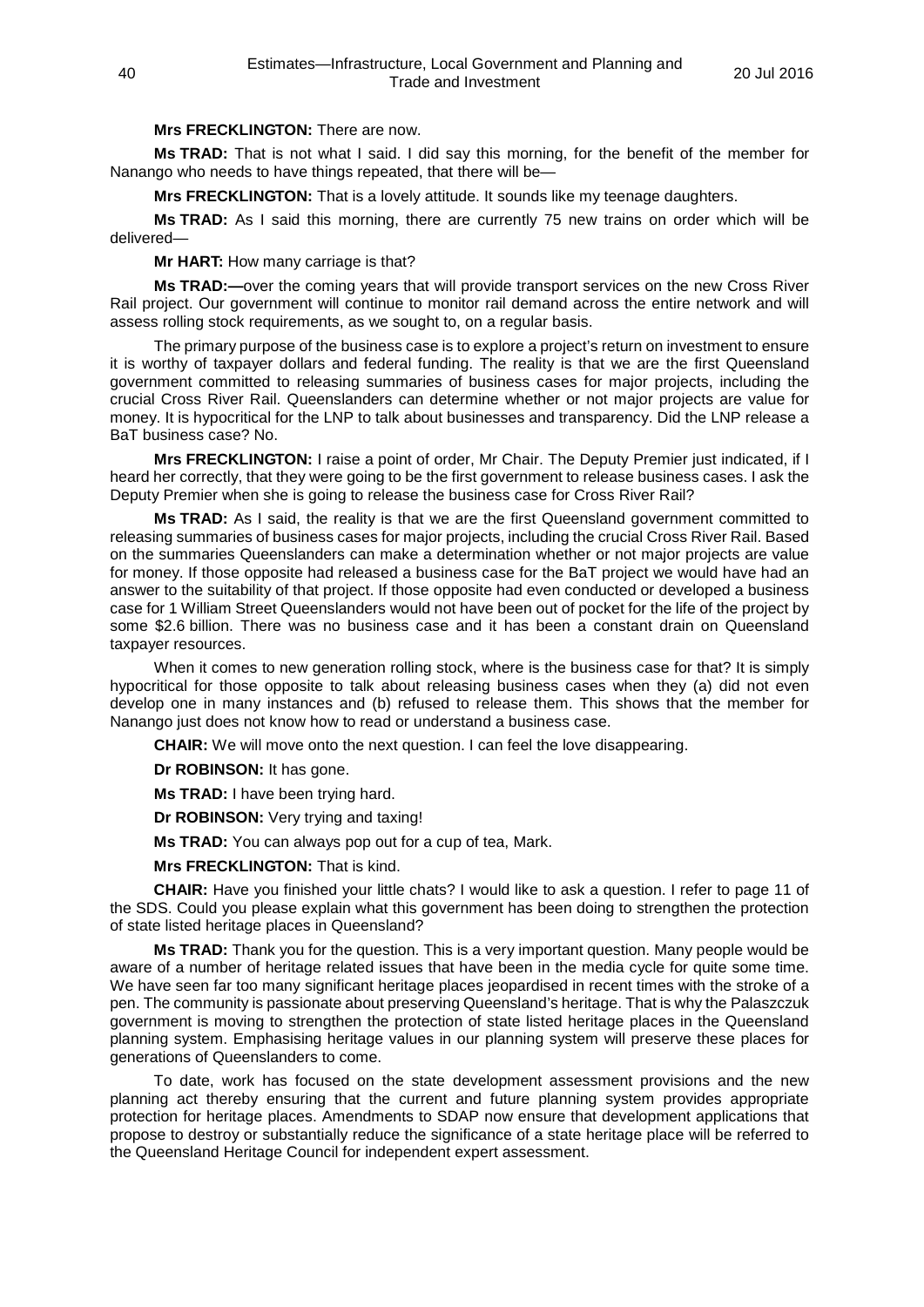**Mrs FRECKLINGTON:** There are now.

**Ms TRAD:** That is not what I said. I did say this morning, for the benefit of the member for Nanango who needs to have things repeated, that there will be—

**Mrs FRECKLINGTON:** That is a lovely attitude. It sounds like my teenage daughters.

**Ms TRAD:** As I said this morning, there are currently 75 new trains on order which will be delivered—

**Mr HART:** How many carriage is that?

**Ms TRAD:—**over the coming years that will provide transport services on the new Cross River Rail project. Our government will continue to monitor rail demand across the entire network and will assess rolling stock requirements, as we sought to, on a regular basis.

The primary purpose of the business case is to explore a project's return on investment to ensure it is worthy of taxpayer dollars and federal funding. The reality is that we are the first Queensland government committed to releasing summaries of business cases for major projects, including the crucial Cross River Rail. Queenslanders can determine whether or not major projects are value for money. It is hypocritical for the LNP to talk about businesses and transparency. Did the LNP release a BaT business case? No.

**Mrs FRECKLINGTON:** I raise a point of order, Mr Chair. The Deputy Premier just indicated, if I heard her correctly, that they were going to be the first government to release business cases. I ask the Deputy Premier when she is going to release the business case for Cross River Rail?

**Ms TRAD:** As I said, the reality is that we are the first Queensland government committed to releasing summaries of business cases for major projects, including the crucial Cross River Rail. Based on the summaries Queenslanders can make a determination whether or not major projects are value for money. If those opposite had released a business case for the BaT project we would have had an answer to the suitability of that project. If those opposite had even conducted or developed a business case for 1 William Street Queenslanders would not have been out of pocket for the life of the project by some $2.6 billion. There was no business case and it has been a constant drain on Queensland taxpayer resources.

When it comes to new generation rolling stock, where is the business case for that? It is simply hypocritical for those opposite to talk about releasing business cases when they (a) did not even develop one in many instances and (b) refused to release them. This shows that the member for Nanango just does not know how to read or understand a business case.

**CHAIR:** We will move onto the next question. I can feel the love disappearing.

**Dr ROBINSON:** It has gone.

**Ms TRAD:** I have been trying hard.

**Dr ROBINSON:** Very trying and taxing!

**Ms TRAD:** You can always pop out for a cup of tea, Mark.

**Mrs FRECKLINGTON:** That is kind.

**CHAIR:** Have you finished your little chats? I would like to ask a question. I refer to page 11 of the SDS. Could you please explain what this government has been doing to strengthen the protection of state listed heritage places in Queensland?

**Ms TRAD:** Thank you for the question. This is a very important question. Many people would be aware of a number of heritage related issues that have been in the media cycle for quite some time. We have seen far too many significant heritage places jeopardised in recent times with the stroke of a pen. The community is passionate about preserving Queensland's heritage. That is why the Palaszczuk government is moving to strengthen the protection of state listed heritage places in the Queensland planning system. Emphasising heritage values in our planning system will preserve these places for generations of Queenslanders to come.

To date, work has focused on the state development assessment provisions and the new planning act thereby ensuring that the current and future planning system provides appropriate protection for heritage places. Amendments to SDAP now ensure that development applications that propose to destroy or substantially reduce the significance of a state heritage place will be referred to the Queensland Heritage Council for independent expert assessment.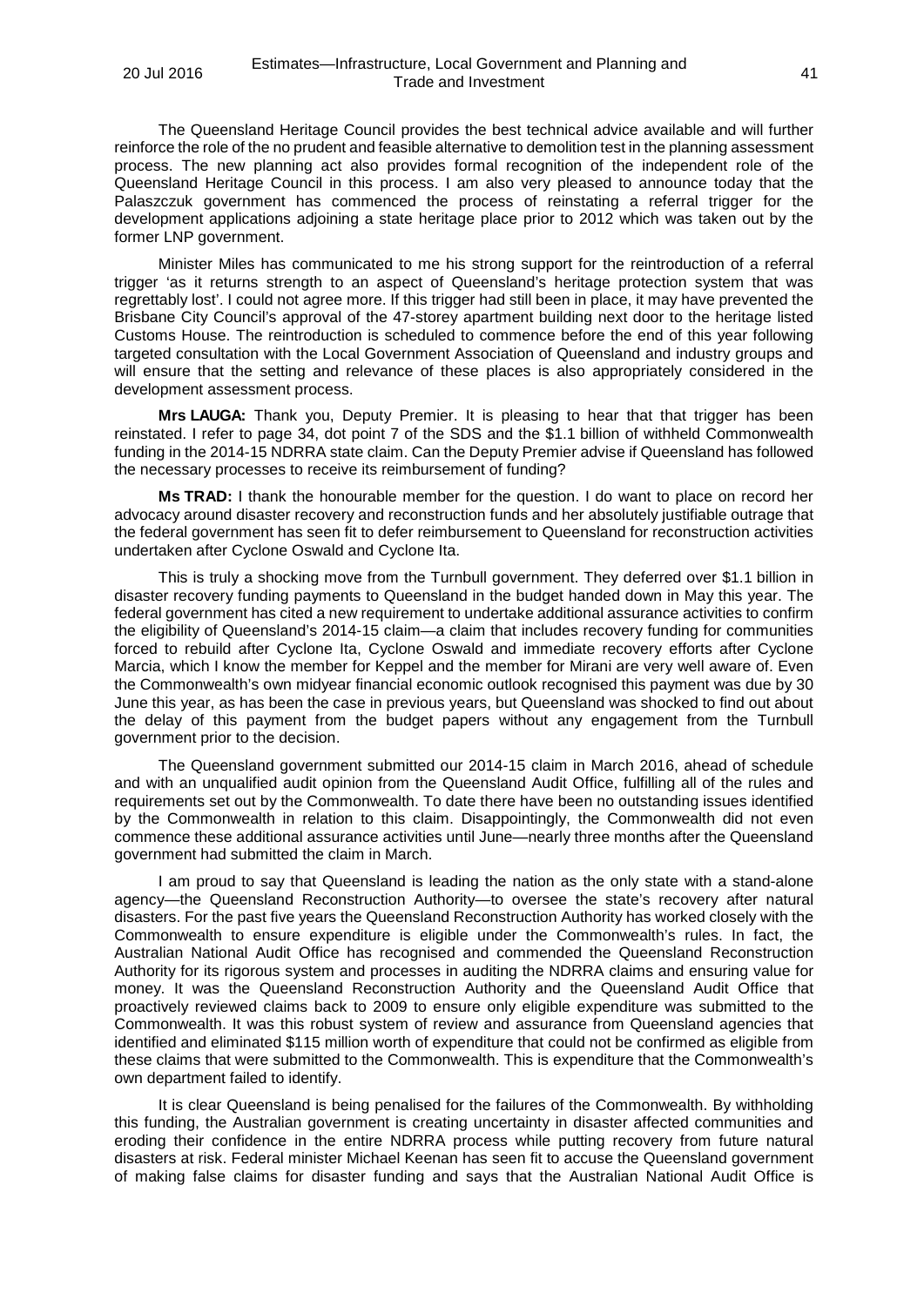The Queensland Heritage Council provides the best technical advice available and will further reinforce the role of the no prudent and feasible alternative to demolition test in the planning assessment process. The new planning act also provides formal recognition of the independent role of the Queensland Heritage Council in this process. I am also very pleased to announce today that the Palaszczuk government has commenced the process of reinstating a referral trigger for the development applications adjoining a state heritage place prior to 2012 which was taken out by the former LNP government.

Minister Miles has communicated to me his strong support for the reintroduction of a referral trigger 'as it returns strength to an aspect of Queensland's heritage protection system that was regrettably lost'. I could not agree more. If this trigger had still been in place, it may have prevented the Brisbane City Council's approval of the 47-storey apartment building next door to the heritage listed Customs House. The reintroduction is scheduled to commence before the end of this year following targeted consultation with the Local Government Association of Queensland and industry groups and will ensure that the setting and relevance of these places is also appropriately considered in the development assessment process.

**Mrs LAUGA:** Thank you, Deputy Premier. It is pleasing to hear that that trigger has been reinstated. I refer to page 34, dot point 7 of the SDS and the $1.1 billion of withheld Commonwealth funding in the 2014-15 NDRRA state claim. Can the Deputy Premier advise if Queensland has followed the necessary processes to receive its reimbursement of funding?

**Ms TRAD:** I thank the honourable member for the question. I do want to place on record her advocacy around disaster recovery and reconstruction funds and her absolutely justifiable outrage that the federal government has seen fit to defer reimbursement to Queensland for reconstruction activities undertaken after Cyclone Oswald and Cyclone Ita.

This is truly a shocking move from the Turnbull government. They deferred over $1.1 billion in disaster recovery funding payments to Queensland in the budget handed down in May this year. The federal government has cited a new requirement to undertake additional assurance activities to confirm the eligibility of Queensland's 2014-15 claim—a claim that includes recovery funding for communities forced to rebuild after Cyclone Ita, Cyclone Oswald and immediate recovery efforts after Cyclone Marcia, which I know the member for Keppel and the member for Mirani are very well aware of. Even the Commonwealth's own midyear financial economic outlook recognised this payment was due by 30 June this year, as has been the case in previous years, but Queensland was shocked to find out about the delay of this payment from the budget papers without any engagement from the Turnbull government prior to the decision.

The Queensland government submitted our 2014-15 claim in March 2016, ahead of schedule and with an unqualified audit opinion from the Queensland Audit Office, fulfilling all of the rules and requirements set out by the Commonwealth. To date there have been no outstanding issues identified by the Commonwealth in relation to this claim. Disappointingly, the Commonwealth did not even commence these additional assurance activities until June—nearly three months after the Queensland government had submitted the claim in March.

I am proud to say that Queensland is leading the nation as the only state with a stand-alone agency—the Queensland Reconstruction Authority—to oversee the state's recovery after natural disasters. For the past five years the Queensland Reconstruction Authority has worked closely with the Commonwealth to ensure expenditure is eligible under the Commonwealth's rules. In fact, the Australian National Audit Office has recognised and commended the Queensland Reconstruction Authority for its rigorous system and processes in auditing the NDRRA claims and ensuring value for money. It was the Queensland Reconstruction Authority and the Queensland Audit Office that proactively reviewed claims back to 2009 to ensure only eligible expenditure was submitted to the Commonwealth. It was this robust system of review and assurance from Queensland agencies that identified and eliminated $115 million worth of expenditure that could not be confirmed as eligible from these claims that were submitted to the Commonwealth. This is expenditure that the Commonwealth's own department failed to identify.

It is clear Queensland is being penalised for the failures of the Commonwealth. By withholding this funding, the Australian government is creating uncertainty in disaster affected communities and eroding their confidence in the entire NDRRA process while putting recovery from future natural disasters at risk. Federal minister Michael Keenan has seen fit to accuse the Queensland government of making false claims for disaster funding and says that the Australian National Audit Office is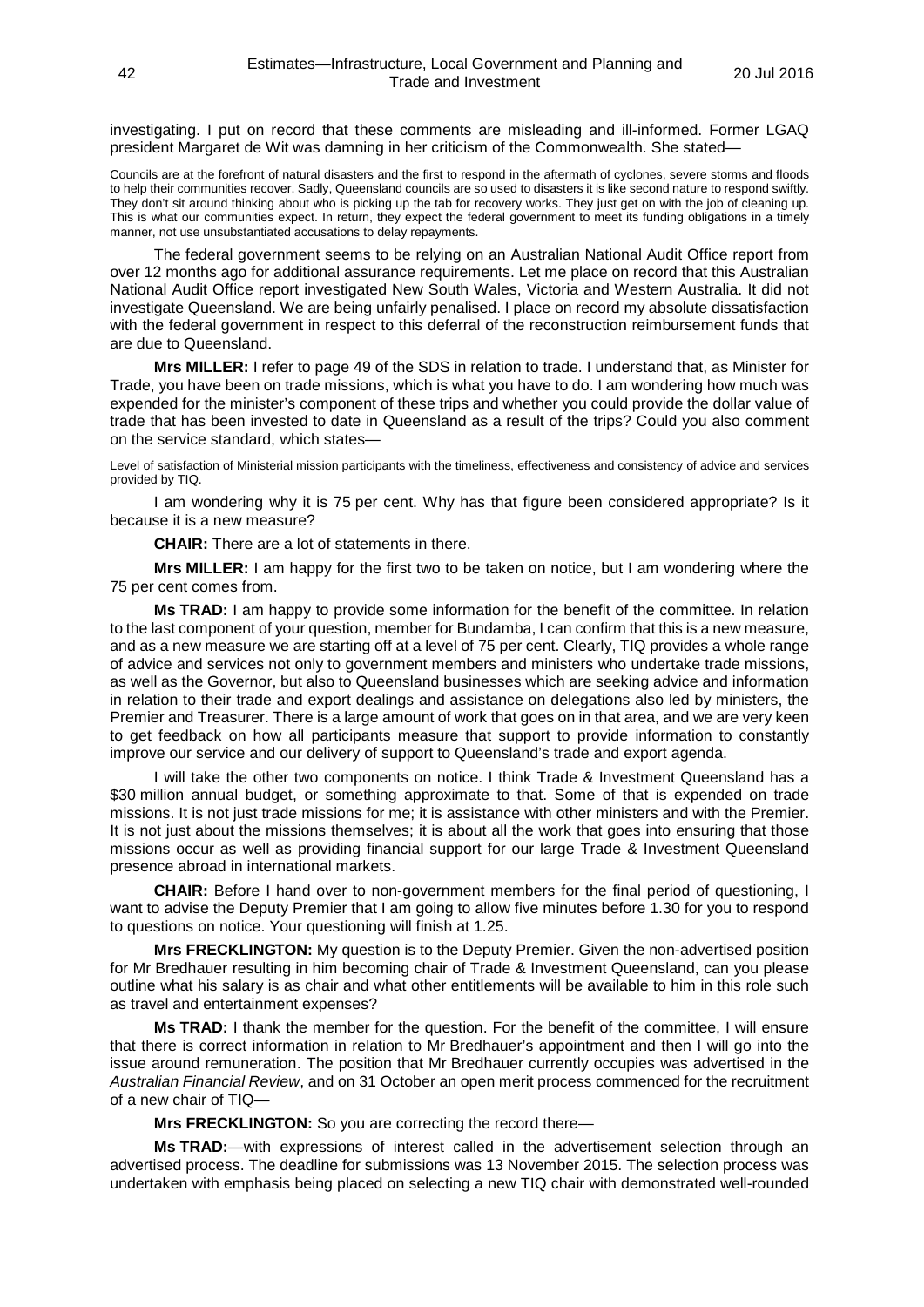investigating. I put on record that these comments are misleading and ill-informed. Former LGAQ president Margaret de Wit was damning in her criticism of the Commonwealth. She stated—

> Councils are at the forefront of natural disasters and the first to respond in the aftermath of cyclones, severe storms and floods to help their communities recover. Sadly, Queensland councils are so used to disasters it is like second nature to respond swiftly. They don't sit around thinking about who is picking up the tab for recovery works. They just get on with the job of cleaning up. This is what our communities expect. In return, they expect the federal government to meet its funding obligations in a timely manner, not use unsubstantiated accusations to delay repayments.

The federal government seems to be relying on an Australian National Audit Office report from over 12 months ago for additional assurance requirements. Let me place on record that this Australian National Audit Office report investigated New South Wales, Victoria and Western Australia. It did not investigate Queensland. We are being unfairly penalised. I place on record my absolute dissatisfaction with the federal government in respect to this deferral of the reconstruction reimbursement funds that are due to Queensland.

**Mrs MILLER:** I refer to page 49 of the SDS in relation to trade. I understand that, as Minister for Trade, you have been on trade missions, which is what you have to do. I am wondering how much was expended for the minister's component of these trips and whether you could provide the dollar value of trade that has been invested to date in Queensland as a result of the trips? Could you also comment on the service standard, which states—

> Level of satisfaction of Ministerial mission participants with the timeliness, effectiveness and consistency of advice and services provided by TIQ.

I am wondering why it is 75 per cent. Why has that figure been considered appropriate? Is it because it is a new measure?

**CHAIR:** There are a lot of statements in there.

**Mrs MILLER:** I am happy for the first two to be taken on notice, but I am wondering where the 75 per cent comes from.

**Ms TRAD:** I am happy to provide some information for the benefit of the committee. In relation to the last component of your question, member for Bundamba, I can confirm that this is a new measure, and as a new measure we are starting off at a level of 75 per cent. Clearly, TIQ provides a whole range of advice and services not only to government members and ministers who undertake trade missions, as well as the Governor, but also to Queensland businesses which are seeking advice and information in relation to their trade and export dealings and assistance on delegations also led by ministers, the Premier and Treasurer. There is a large amount of work that goes on in that area, and we are very keen to get feedback on how all participants measure that support to provide information to constantly improve our service and our delivery of support to Queensland's trade and export agenda.

I will take the other two components on notice. I think Trade & Investment Queensland has a $30 million annual budget, or something approximate to that. Some of that is expended on trade missions. It is not just trade missions for me; it is assistance with other ministers and with the Premier. It is not just about the missions themselves; it is about all the work that goes into ensuring that those missions occur as well as providing financial support for our large Trade & Investment Queensland presence abroad in international markets.

**CHAIR:** Before I hand over to non-government members for the final period of questioning, I want to advise the Deputy Premier that I am going to allow five minutes before 1.30 for you to respond to questions on notice. Your questioning will finish at 1.25.

**Mrs FRECKLINGTON:** My question is to the Deputy Premier. Given the non-advertised position for Mr Bredhauer resulting in him becoming chair of Trade & Investment Queensland, can you please outline what his salary is as chair and what other entitlements will be available to him in this role such as travel and entertainment expenses?

**Ms TRAD:** I thank the member for the question. For the benefit of the committee, I will ensure that there is correct information in relation to Mr Bredhauer's appointment and then I will go into the issue around remuneration. The position that Mr Bredhauer currently occupies was advertised in the *Australian Financial Review*, and on 31 October an open merit process commenced for the recruitment of a new chair of TIQ—

**Mrs FRECKLINGTON:** So you are correcting the record there—

**Ms TRAD:**—with expressions of interest called in the advertisement selection through an advertised process. The deadline for submissions was 13 November 2015. The selection process was undertaken with emphasis being placed on selecting a new TIQ chair with demonstrated well-rounded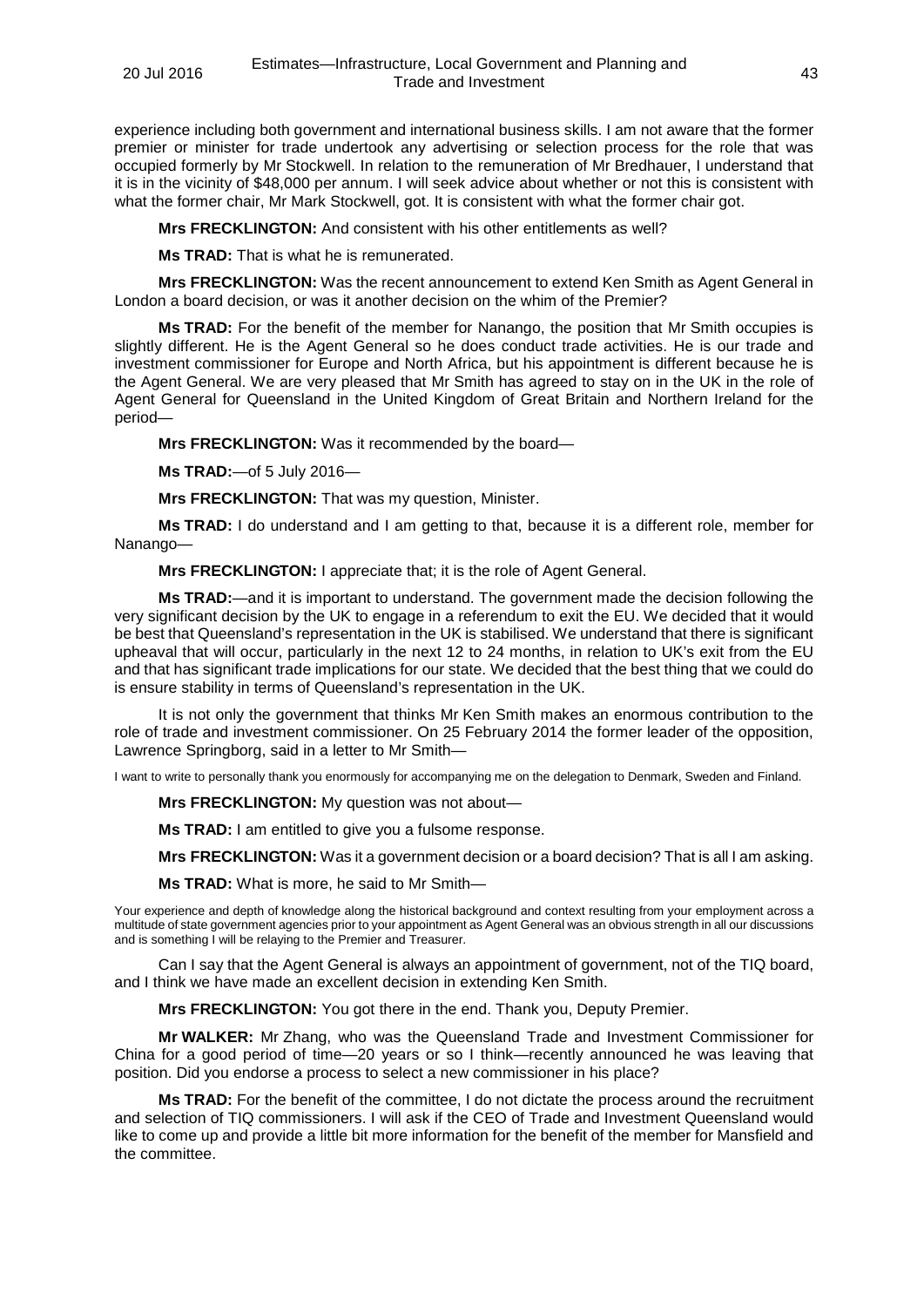experience including both government and international business skills. I am not aware that the former premier or minister for trade undertook any advertising or selection process for the role that was occupied formerly by Mr Stockwell. In relation to the remuneration of Mr Bredhauer, I understand that it is in the vicinity of $48,000 per annum. I will seek advice about whether or not this is consistent with what the former chair, Mr Mark Stockwell, got. It is consistent with what the former chair got.

**Mrs FRECKLINGTON:** And consistent with his other entitlements as well?

**Ms TRAD:** That is what he is remunerated.

**Mrs FRECKLINGTON:** Was the recent announcement to extend Ken Smith as Agent General in London a board decision, or was it another decision on the whim of the Premier?

**Ms TRAD:** For the benefit of the member for Nanango, the position that Mr Smith occupies is slightly different. He is the Agent General so he does conduct trade activities. He is our trade and investment commissioner for Europe and North Africa, but his appointment is different because he is the Agent General. We are very pleased that Mr Smith has agreed to stay on in the UK in the role of Agent General for Queensland in the United Kingdom of Great Britain and Northern Ireland for the period—

**Mrs FRECKLINGTON:** Was it recommended by the board—

**Ms TRAD:**—of 5 July 2016—

**Mrs FRECKLINGTON:** That was my question, Minister.

**Ms TRAD:** I do understand and I am getting to that, because it is a different role, member for Nanango—

**Mrs FRECKLINGTON:** I appreciate that; it is the role of Agent General.

**Ms TRAD:**—and it is important to understand. The government made the decision following the very significant decision by the UK to engage in a referendum to exit the EU. We decided that it would be best that Queensland's representation in the UK is stabilised. We understand that there is significant upheaval that will occur, particularly in the next 12 to 24 months, in relation to UK's exit from the EU and that has significant trade implications for our state. We decided that the best thing that we could do is ensure stability in terms of Queensland's representation in the UK.

It is not only the government that thinks Mr Ken Smith makes an enormous contribution to the role of trade and investment commissioner. On 25 February 2014 the former leader of the opposition, Lawrence Springborg, said in a letter to Mr Smith—

I want to write to personally thank you enormously for accompanying me on the delegation to Denmark, Sweden and Finland.

**Mrs FRECKLINGTON:** My question was not about—

**Ms TRAD:** I am entitled to give you a fulsome response.

**Mrs FRECKLINGTON:** Was it a government decision or a board decision? That is all I am asking.

**Ms TRAD:** What is more, he said to Mr Smith—

Your experience and depth of knowledge along the historical background and context resulting from your employment across a multitude of state government agencies prior to your appointment as Agent General was an obvious strength in all our discussions and is something I will be relaying to the Premier and Treasurer.

Can I say that the Agent General is always an appointment of government, not of the TIQ board, and I think we have made an excellent decision in extending Ken Smith.

**Mrs FRECKLINGTON:** You got there in the end. Thank you, Deputy Premier.

**Mr WALKER:** Mr Zhang, who was the Queensland Trade and Investment Commissioner for China for a good period of time—20 years or so I think—recently announced he was leaving that position. Did you endorse a process to select a new commissioner in his place?

**Ms TRAD:** For the benefit of the committee, I do not dictate the process around the recruitment and selection of TIQ commissioners. I will ask if the CEO of Trade and Investment Queensland would like to come up and provide a little bit more information for the benefit of the member for Mansfield and the committee.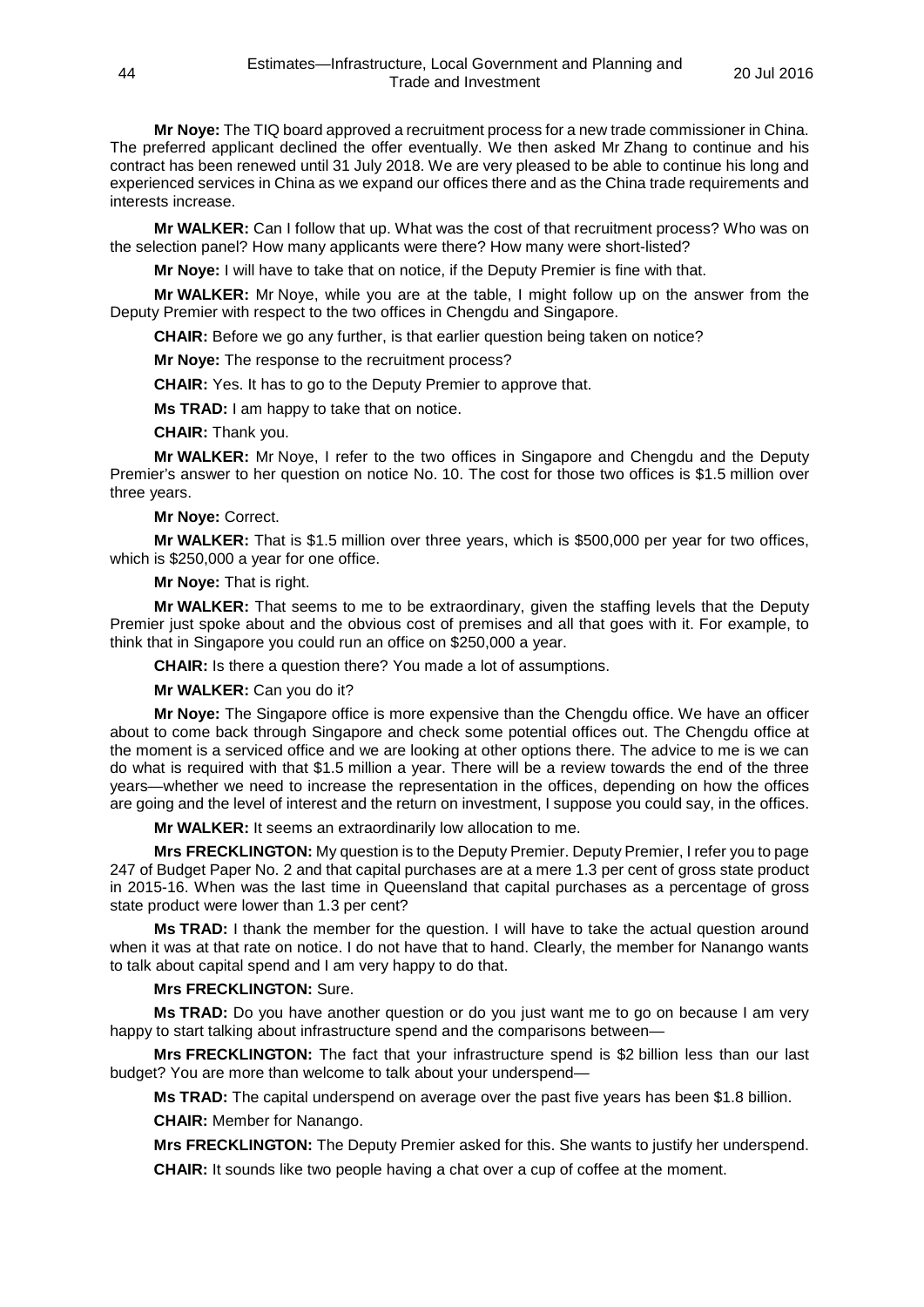**Mr Noye:** The TIQ board approved a recruitment process for a new trade commissioner in China. The preferred applicant declined the offer eventually. We then asked Mr Zhang to continue and his contract has been renewed until 31 July 2018. We are very pleased to be able to continue his long and experienced services in China as we expand our offices there and as the China trade requirements and interests increase.

**Mr WALKER:** Can I follow that up. What was the cost of that recruitment process? Who was on the selection panel? How many applicants were there? How many were short-listed?

**Mr Noye:** I will have to take that on notice, if the Deputy Premier is fine with that.

**Mr WALKER:** Mr Noye, while you are at the table, I might follow up on the answer from the Deputy Premier with respect to the two offices in Chengdu and Singapore.

**CHAIR:** Before we go any further, is that earlier question being taken on notice?

**Mr Noye:** The response to the recruitment process?

**CHAIR:** Yes. It has to go to the Deputy Premier to approve that.

**Ms TRAD:** I am happy to take that on notice.

**CHAIR:** Thank you.

**Mr WALKER:** Mr Noye, I refer to the two offices in Singapore and Chengdu and the Deputy Premier's answer to her question on notice No. 10. The cost for those two offices is $1.5 million over three years.

**Mr Noye:** Correct.

**Mr WALKER:** That is $1.5 million over three years, which is $500,000 per year for two offices, which is $250,000 a year for one office.

**Mr Noye:** That is right.

**Mr WALKER:** That seems to me to be extraordinary, given the staffing levels that the Deputy Premier just spoke about and the obvious cost of premises and all that goes with it. For example, to think that in Singapore you could run an office on $250,000 a year.

**CHAIR:** Is there a question there? You made a lot of assumptions.

**Mr WALKER:** Can you do it?

**Mr Noye:** The Singapore office is more expensive than the Chengdu office. We have an officer about to come back through Singapore and check some potential offices out. The Chengdu office at the moment is a serviced office and we are looking at other options there. The advice to me is we can do what is required with that $1.5 million a year. There will be a review towards the end of the three years—whether we need to increase the representation in the offices, depending on how the offices are going and the level of interest and the return on investment, I suppose you could say, in the offices.

**Mr WALKER:** It seems an extraordinarily low allocation to me.

**Mrs FRECKLINGTON:** My question is to the Deputy Premier. Deputy Premier, I refer you to page 247 of Budget Paper No. 2 and that capital purchases are at a mere 1.3 per cent of gross state product in 2015-16. When was the last time in Queensland that capital purchases as a percentage of gross state product were lower than 1.3 per cent?

**Ms TRAD:** I thank the member for the question. I will have to take the actual question around when it was at that rate on notice. I do not have that to hand. Clearly, the member for Nanango wants to talk about capital spend and I am very happy to do that.

**Mrs FRECKLINGTON:** Sure.

**Ms TRAD:** Do you have another question or do you just want me to go on because I am very happy to start talking about infrastructure spend and the comparisons between—

**Mrs FRECKLINGTON:** The fact that your infrastructure spend is $2 billion less than our last budget? You are more than welcome to talk about your underspend—

**Ms TRAD:** The capital underspend on average over the past five years has been $1.8 billion.

**CHAIR:** Member for Nanango.

**Mrs FRECKLINGTON:** The Deputy Premier asked for this. She wants to justify her underspend.

**CHAIR:** It sounds like two people having a chat over a cup of coffee at the moment.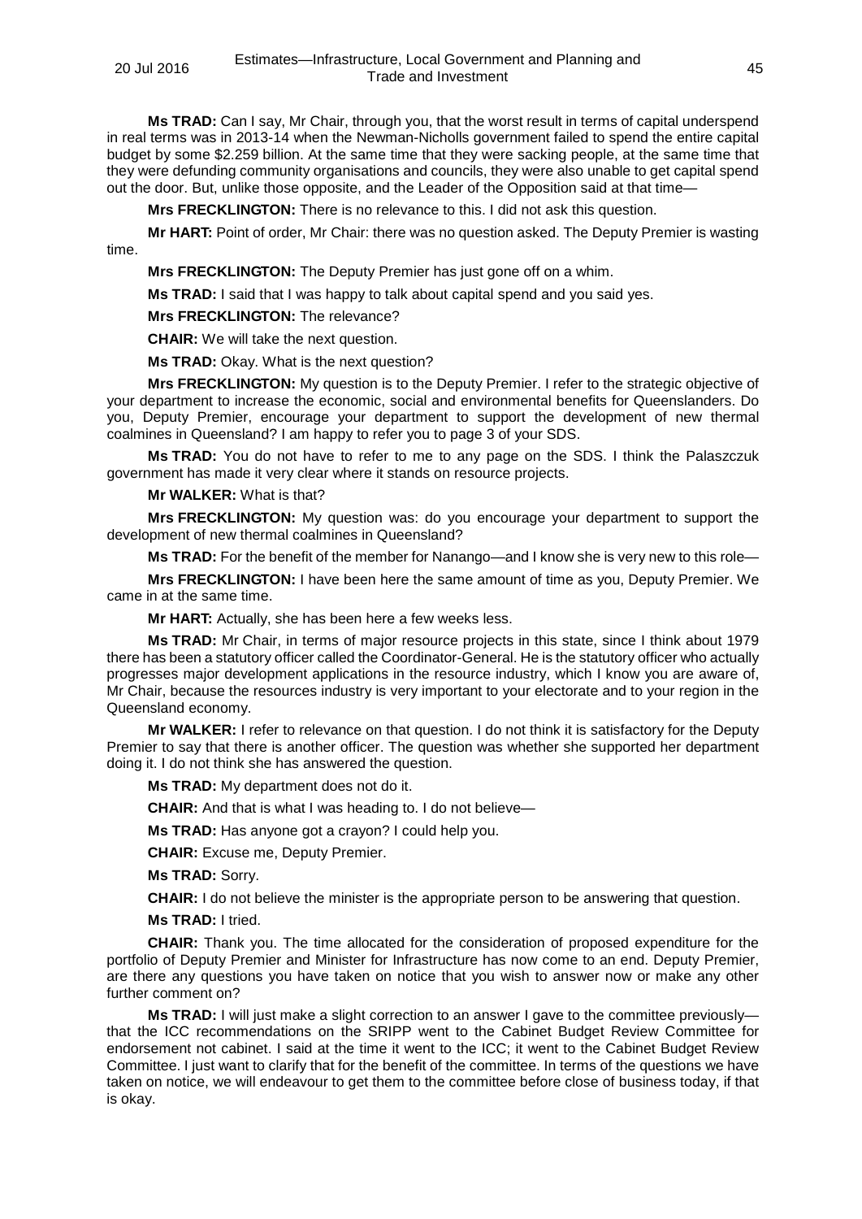**Ms TRAD:** Can I say, Mr Chair, through you, that the worst result in terms of capital underspend in real terms was in 2013-14 when the Newman-Nicholls government failed to spend the entire capital budget by some $2.259 billion. At the same time that they were sacking people, at the same time that they were defunding community organisations and councils, they were also unable to get capital spend out the door. But, unlike those opposite, and the Leader of the Opposition said at that time—

**Mrs FRECKLINGTON:** There is no relevance to this. I did not ask this question.

**Mr HART:** Point of order, Mr Chair: there was no question asked. The Deputy Premier is wasting time.

**Mrs FRECKLINGTON:** The Deputy Premier has just gone off on a whim.

**Ms TRAD:** I said that I was happy to talk about capital spend and you said yes.

**Mrs FRECKLINGTON:** The relevance?

**CHAIR:** We will take the next question.

**Ms TRAD:** Okay. What is the next question?

**Mrs FRECKLINGTON:** My question is to the Deputy Premier. I refer to the strategic objective of your department to increase the economic, social and environmental benefits for Queenslanders. Do you, Deputy Premier, encourage your department to support the development of new thermal coalmines in Queensland? I am happy to refer you to page 3 of your SDS.

**Ms TRAD:** You do not have to refer to me to any page on the SDS. I think the Palaszczuk government has made it very clear where it stands on resource projects.

**Mr WALKER:** What is that?

**Mrs FRECKLINGTON:** My question was: do you encourage your department to support the development of new thermal coalmines in Queensland?

**Ms TRAD:** For the benefit of the member for Nanango—and I know she is very new to this role—

**Mrs FRECKLINGTON:** I have been here the same amount of time as you, Deputy Premier. We came in at the same time.

**Mr HART:** Actually, she has been here a few weeks less.

**Ms TRAD:** Mr Chair, in terms of major resource projects in this state, since I think about 1979 there has been a statutory officer called the Coordinator-General. He is the statutory officer who actually progresses major development applications in the resource industry, which I know you are aware of, Mr Chair, because the resources industry is very important to your electorate and to your region in the Queensland economy.

**Mr WALKER:** I refer to relevance on that question. I do not think it is satisfactory for the Deputy Premier to say that there is another officer. The question was whether she supported her department doing it. I do not think she has answered the question.

**Ms TRAD:** My department does not do it.

**CHAIR:** And that is what I was heading to. I do not believe—

**Ms TRAD:** Has anyone got a crayon? I could help you.

**CHAIR:** Excuse me, Deputy Premier.

**Ms TRAD:** Sorry.

**CHAIR:** I do not believe the minister is the appropriate person to be answering that question.

**Ms TRAD:** I tried.

**CHAIR:** Thank you. The time allocated for the consideration of proposed expenditure for the portfolio of Deputy Premier and Minister for Infrastructure has now come to an end. Deputy Premier, are there any questions you have taken on notice that you wish to answer now or make any other further comment on?

**Ms TRAD:** I will just make a slight correction to an answer I gave to the committee previously—that the ICC recommendations on the SRIPP went to the Cabinet Budget Review Committee for endorsement not cabinet. I said at the time it went to the ICC; it went to the Cabinet Budget Review Committee. I just want to clarify that for the benefit of the committee. In terms of the questions we have taken on notice, we will endeavour to get them to the committee before close of business today, if that is okay.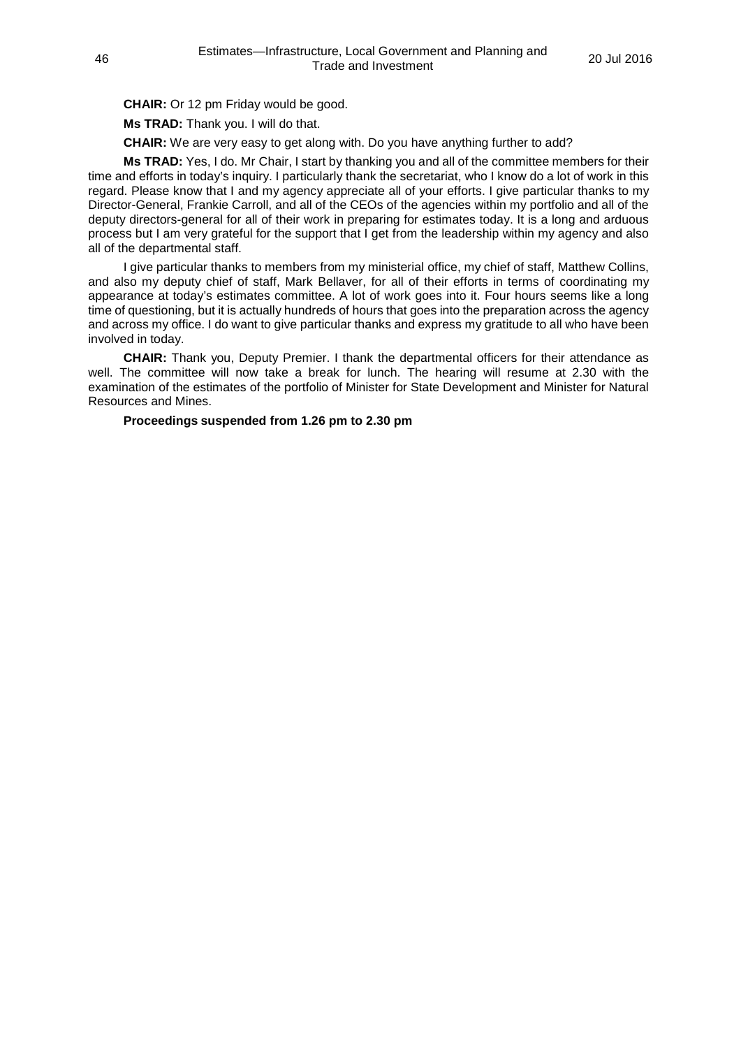**CHAIR:** Or 12 pm Friday would be good.

**Ms TRAD:** Thank you. I will do that.

**CHAIR:** We are very easy to get along with. Do you have anything further to add?

**Ms TRAD:** Yes, I do. Mr Chair, I start by thanking you and all of the committee members for their time and efforts in today's inquiry. I particularly thank the secretariat, who I know do a lot of work in this regard. Please know that I and my agency appreciate all of your efforts. I give particular thanks to my Director-General, Frankie Carroll, and all of the CEOs of the agencies within my portfolio and all of the deputy directors-general for all of their work in preparing for estimates today. It is a long and arduous process but I am very grateful for the support that I get from the leadership within my agency and also all of the departmental staff.

I give particular thanks to members from my ministerial office, my chief of staff, Matthew Collins, and also my deputy chief of staff, Mark Bellaver, for all of their efforts in terms of coordinating my appearance at today's estimates committee. A lot of work goes into it. Four hours seems like a long time of questioning, but it is actually hundreds of hours that goes into the preparation across the agency and across my office. I do want to give particular thanks and express my gratitude to all who have been involved in today.

**CHAIR:** Thank you, Deputy Premier. I thank the departmental officers for their attendance as well. The committee will now take a break for lunch. The hearing will resume at 2.30 with the examination of the estimates of the portfolio of Minister for State Development and Minister for Natural Resources and Mines.

**Proceedings suspended from 1.26 pm to 2.30 pm**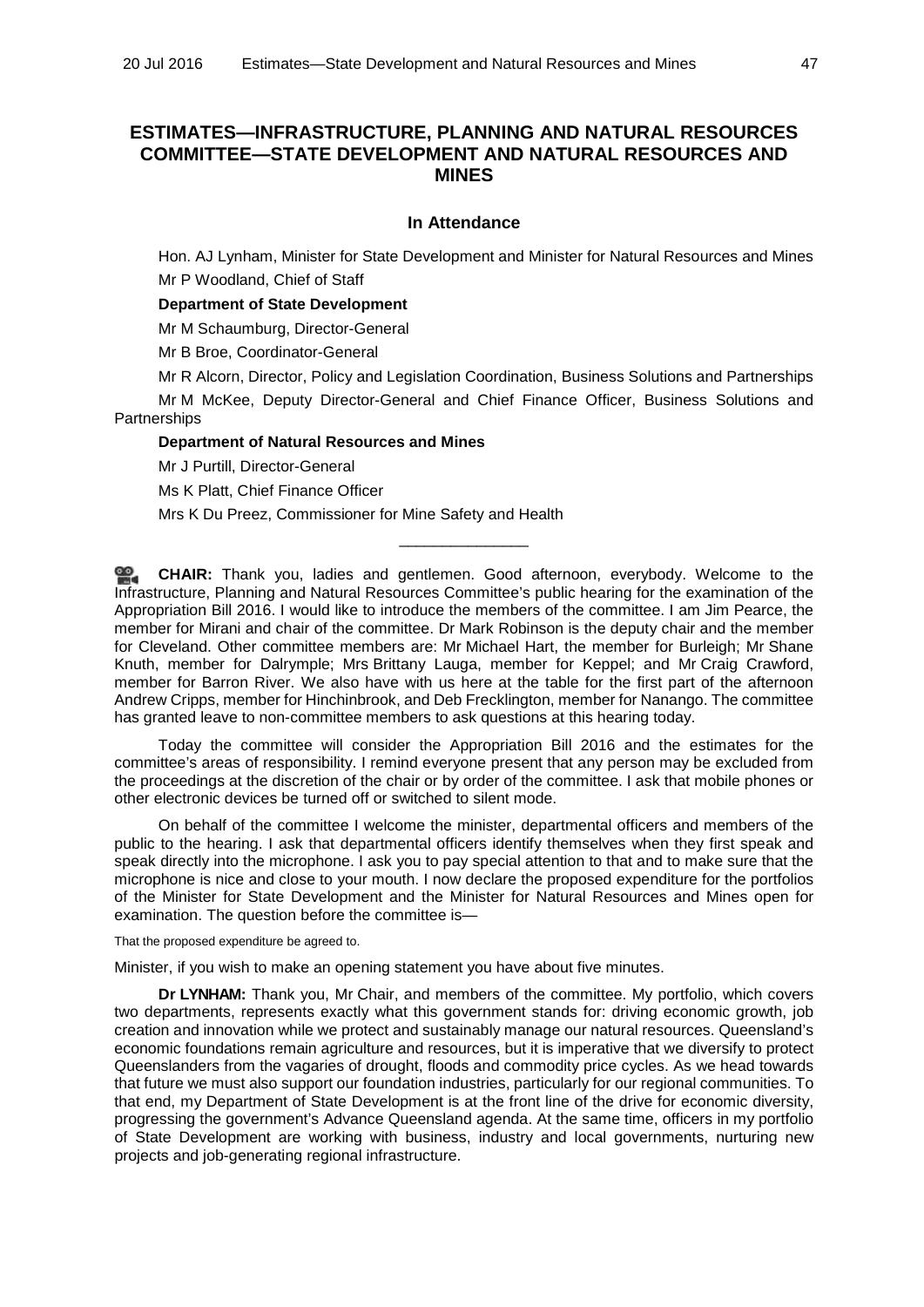## ESTIMATES—INFRASTRUCTURE, PLANNING AND NATURAL RESOURCES COMMITTEE—STATE DEVELOPMENT AND NATURAL RESOURCES AND MINES

### In Attendance

Hon. AJ Lynham, Minister for State Development and Minister for Natural Resources and Mines

Mr P Woodland, Chief of Staff

**Department of State Development**

Mr M Schaumburg, Director-General

Mr B Broe, Coordinator-General

Mr R Alcorn, Director, Policy and Legislation Coordination, Business Solutions and Partnerships

Mr M McKee, Deputy Director-General and Chief Finance Officer, Business Solutions and Partnerships

**Department of Natural Resources and Mines**

Mr J Purtill, Director-General

Ms K Platt, Chief Finance Officer

Mrs K Du Preez, Commissioner for Mine Safety and Health

---

**CHAIR:** Thank you, ladies and gentlemen. Good afternoon, everybody. Welcome to the Infrastructure, Planning and Natural Resources Committee's public hearing for the examination of the Appropriation Bill 2016. I would like to introduce the members of the committee. I am Jim Pearce, the member for Mirani and chair of the committee. Dr Mark Robinson is the deputy chair and the member for Cleveland. Other committee members are: Mr Michael Hart, the member for Burleigh; Mr Shane Knuth, member for Dalrymple; Mrs Brittany Lauga, member for Keppel; and Mr Craig Crawford, member for Barron River. We also have with us here at the table for the first part of the afternoon Andrew Cripps, member for Hinchinbrook, and Deb Frecklington, member for Nanango. The committee has granted leave to non-committee members to ask questions at this hearing today.

Today the committee will consider the Appropriation Bill 2016 and the estimates for the committee's areas of responsibility. I remind everyone present that any person may be excluded from the proceedings at the discretion of the chair or by order of the committee. I ask that mobile phones or other electronic devices be turned off or switched to silent mode.

On behalf of the committee I welcome the minister, departmental officers and members of the public to the hearing. I ask that departmental officers identify themselves when they first speak and speak directly into the microphone. I ask you to pay special attention to that and to make sure that the microphone is nice and close to your mouth. I now declare the proposed expenditure for the portfolios of the Minister for State Development and the Minister for Natural Resources and Mines open for examination. The question before the committee is—

That the proposed expenditure be agreed to.

Minister, if you wish to make an opening statement you have about five minutes.

**Dr LYNHAM:** Thank you, Mr Chair, and members of the committee. My portfolio, which covers two departments, represents exactly what this government stands for: driving economic growth, job creation and innovation while we protect and sustainably manage our natural resources. Queensland's economic foundations remain agriculture and resources, but it is imperative that we diversify to protect Queenslanders from the vagaries of drought, floods and commodity price cycles. As we head towards that future we must also support our foundation industries, particularly for our regional communities. To that end, my Department of State Development is at the front line of the drive for economic diversity, progressing the government's Advance Queensland agenda. At the same time, officers in my portfolio of State Development are working with business, industry and local governments, nurturing new projects and job-generating regional infrastructure.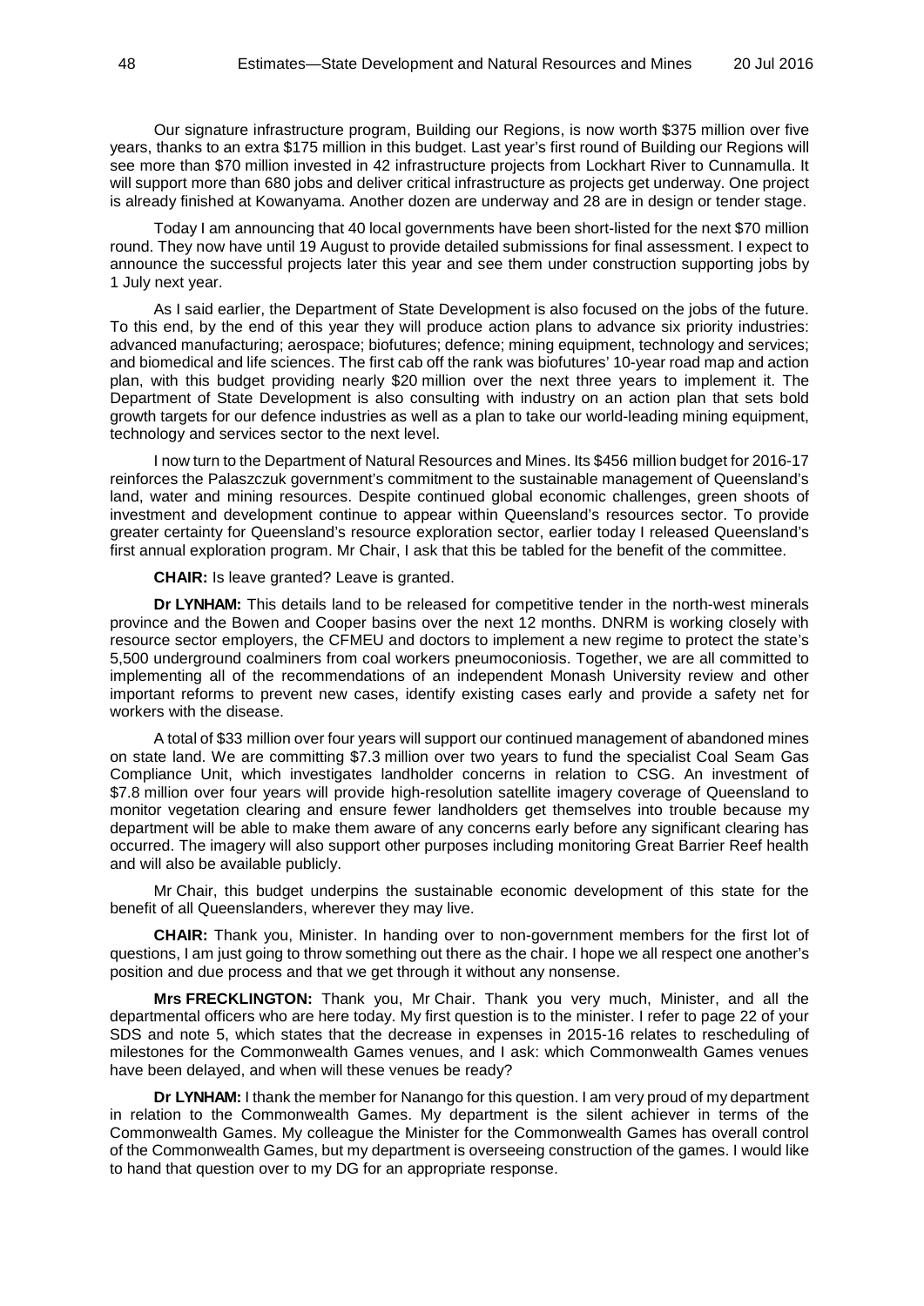Our signature infrastructure program, Building our Regions, is now worth $375 million over five years, thanks to an extra $175 million in this budget. Last year's first round of Building our Regions will see more than $70 million invested in 42 infrastructure projects from Lockhart River to Cunnamulla. It will support more than 680 jobs and deliver critical infrastructure as projects get underway. One project is already finished at Kowanyama. Another dozen are underway and 28 are in design or tender stage.

Today I am announcing that 40 local governments have been short-listed for the next $70 million round. They now have until 19 August to provide detailed submissions for final assessment. I expect to announce the successful projects later this year and see them under construction supporting jobs by 1 July next year.

As I said earlier, the Department of State Development is also focused on the jobs of the future. To this end, by the end of this year they will produce action plans to advance six priority industries: advanced manufacturing; aerospace; biofutures; defence; mining equipment, technology and services; and biomedical and life sciences. The first cab off the rank was biofutures' 10-year road map and action plan, with this budget providing nearly $20 million over the next three years to implement it. The Department of State Development is also consulting with industry on an action plan that sets bold growth targets for our defence industries as well as a plan to take our world-leading mining equipment, technology and services sector to the next level.

I now turn to the Department of Natural Resources and Mines. Its $456 million budget for 2016-17 reinforces the Palaszczuk government's commitment to the sustainable management of Queensland's land, water and mining resources. Despite continued global economic challenges, green shoots of investment and development continue to appear within Queensland's resources sector. To provide greater certainty for Queensland's resource exploration sector, earlier today I released Queensland's first annual exploration program. Mr Chair, I ask that this be tabled for the benefit of the committee.

**CHAIR:** Is leave granted? Leave is granted.

**Dr LYNHAM:** This details land to be released for competitive tender in the north-west minerals province and the Bowen and Cooper basins over the next 12 months. DNRM is working closely with resource sector employers, the CFMEU and doctors to implement a new regime to protect the state's 5,500 underground coalminers from coal workers pneumoconiosis. Together, we are all committed to implementing all of the recommendations of an independent Monash University review and other important reforms to prevent new cases, identify existing cases early and provide a safety net for workers with the disease.

A total of $33 million over four years will support our continued management of abandoned mines on state land. We are committing $7.3 million over two years to fund the specialist Coal Seam Gas Compliance Unit, which investigates landholder concerns in relation to CSG. An investment of $7.8 million over four years will provide high-resolution satellite imagery coverage of Queensland to monitor vegetation clearing and ensure fewer landholders get themselves into trouble because my department will be able to make them aware of any concerns early before any significant clearing has occurred. The imagery will also support other purposes including monitoring Great Barrier Reef health and will also be available publicly.

Mr Chair, this budget underpins the sustainable economic development of this state for the benefit of all Queenslanders, wherever they may live.

**CHAIR:** Thank you, Minister. In handing over to non-government members for the first lot of questions, I am just going to throw something out there as the chair. I hope we all respect one another's position and due process and that we get through it without any nonsense.

**Mrs FRECKLINGTON:** Thank you, Mr Chair. Thank you very much, Minister, and all the departmental officers who are here today. My first question is to the minister. I refer to page 22 of your SDS and note 5, which states that the decrease in expenses in 2015-16 relates to rescheduling of milestones for the Commonwealth Games venues, and I ask: which Commonwealth Games venues have been delayed, and when will these venues be ready?

**Dr LYNHAM:** I thank the member for Nanango for this question. I am very proud of my department in relation to the Commonwealth Games. My department is the silent achiever in terms of the Commonwealth Games. My colleague the Minister for the Commonwealth Games has overall control of the Commonwealth Games, but my department is overseeing construction of the games. I would like to hand that question over to my DG for an appropriate response.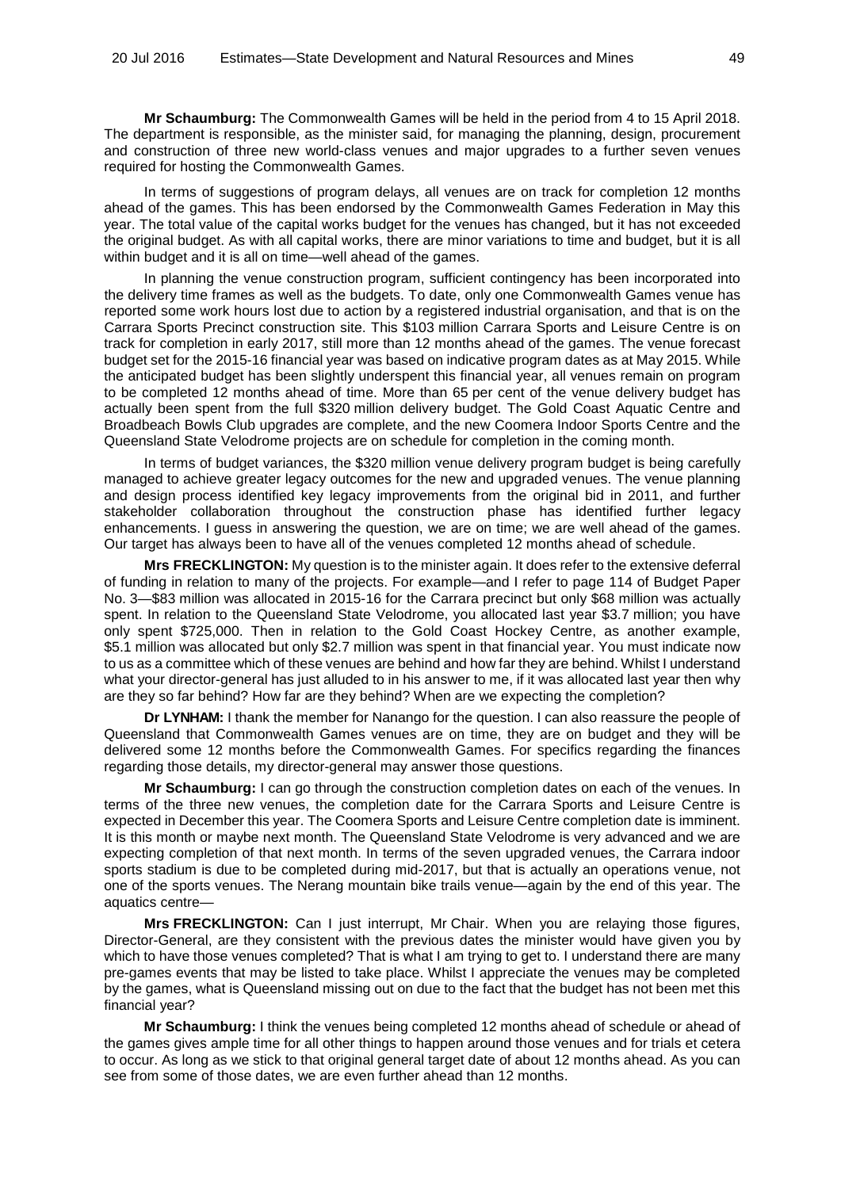**Mr Schaumburg:** The Commonwealth Games will be held in the period from 4 to 15 April 2018. The department is responsible, as the minister said, for managing the planning, design, procurement and construction of three new world-class venues and major upgrades to a further seven venues required for hosting the Commonwealth Games.

In terms of suggestions of program delays, all venues are on track for completion 12 months ahead of the games. This has been endorsed by the Commonwealth Games Federation in May this year. The total value of the capital works budget for the venues has changed, but it has not exceeded the original budget. As with all capital works, there are minor variations to time and budget, but it is all within budget and it is all on time—well ahead of the games.

In planning the venue construction program, sufficient contingency has been incorporated into the delivery time frames as well as the budgets. To date, only one Commonwealth Games venue has reported some work hours lost due to action by a registered industrial organisation, and that is on the Carrara Sports Precinct construction site. This $103 million Carrara Sports and Leisure Centre is on track for completion in early 2017, still more than 12 months ahead of the games. The venue forecast budget set for the 2015-16 financial year was based on indicative program dates as at May 2015. While the anticipated budget has been slightly underspent this financial year, all venues remain on program to be completed 12 months ahead of time. More than 65 per cent of the venue delivery budget has actually been spent from the full $320 million delivery budget. The Gold Coast Aquatic Centre and Broadbeach Bowls Club upgrades are complete, and the new Coomera Indoor Sports Centre and the Queensland State Velodrome projects are on schedule for completion in the coming month.

In terms of budget variances, the $320 million venue delivery program budget is being carefully managed to achieve greater legacy outcomes for the new and upgraded venues. The venue planning and design process identified key legacy improvements from the original bid in 2011, and further stakeholder collaboration throughout the construction phase has identified further legacy enhancements. I guess in answering the question, we are on time; we are well ahead of the games. Our target has always been to have all of the venues completed 12 months ahead of schedule.

**Mrs FRECKLINGTON:** My question is to the minister again. It does refer to the extensive deferral of funding in relation to many of the projects. For example—and I refer to page 114 of Budget Paper No. 3—$83 million was allocated in 2015-16 for the Carrara precinct but only $68 million was actually spent. In relation to the Queensland State Velodrome, you allocated last year $3.7 million; you have only spent $725,000. Then in relation to the Gold Coast Hockey Centre, as another example, $5.1 million was allocated but only $2.7 million was spent in that financial year. You must indicate now to us as a committee which of these venues are behind and how far they are behind. Whilst I understand what your director-general has just alluded to in his answer to me, if it was allocated last year then why are they so far behind? How far are they behind? When are we expecting the completion?

**Dr LYNHAM:** I thank the member for Nanango for the question. I can also reassure the people of Queensland that Commonwealth Games venues are on time, they are on budget and they will be delivered some 12 months before the Commonwealth Games. For specifics regarding the finances regarding those details, my director-general may answer those questions.

**Mr Schaumburg:** I can go through the construction completion dates on each of the venues. In terms of the three new venues, the completion date for the Carrara Sports and Leisure Centre is expected in December this year. The Coomera Sports and Leisure Centre completion date is imminent. It is this month or maybe next month. The Queensland State Velodrome is very advanced and we are expecting completion of that next month. In terms of the seven upgraded venues, the Carrara indoor sports stadium is due to be completed during mid-2017, but that is actually an operations venue, not one of the sports venues. The Nerang mountain bike trails venue—again by the end of this year. The aquatics centre—

**Mrs FRECKLINGTON:** Can I just interrupt, Mr Chair. When you are relaying those figures, Director-General, are they consistent with the previous dates the minister would have given you by which to have those venues completed? That is what I am trying to get to. I understand there are many pre-games events that may be listed to take place. Whilst I appreciate the venues may be completed by the games, what is Queensland missing out on due to the fact that the budget has not been met this financial year?

**Mr Schaumburg:** I think the venues being completed 12 months ahead of schedule or ahead of the games gives ample time for all other things to happen around those venues and for trials et cetera to occur. As long as we stick to that original general target date of about 12 months ahead. As you can see from some of those dates, we are even further ahead than 12 months.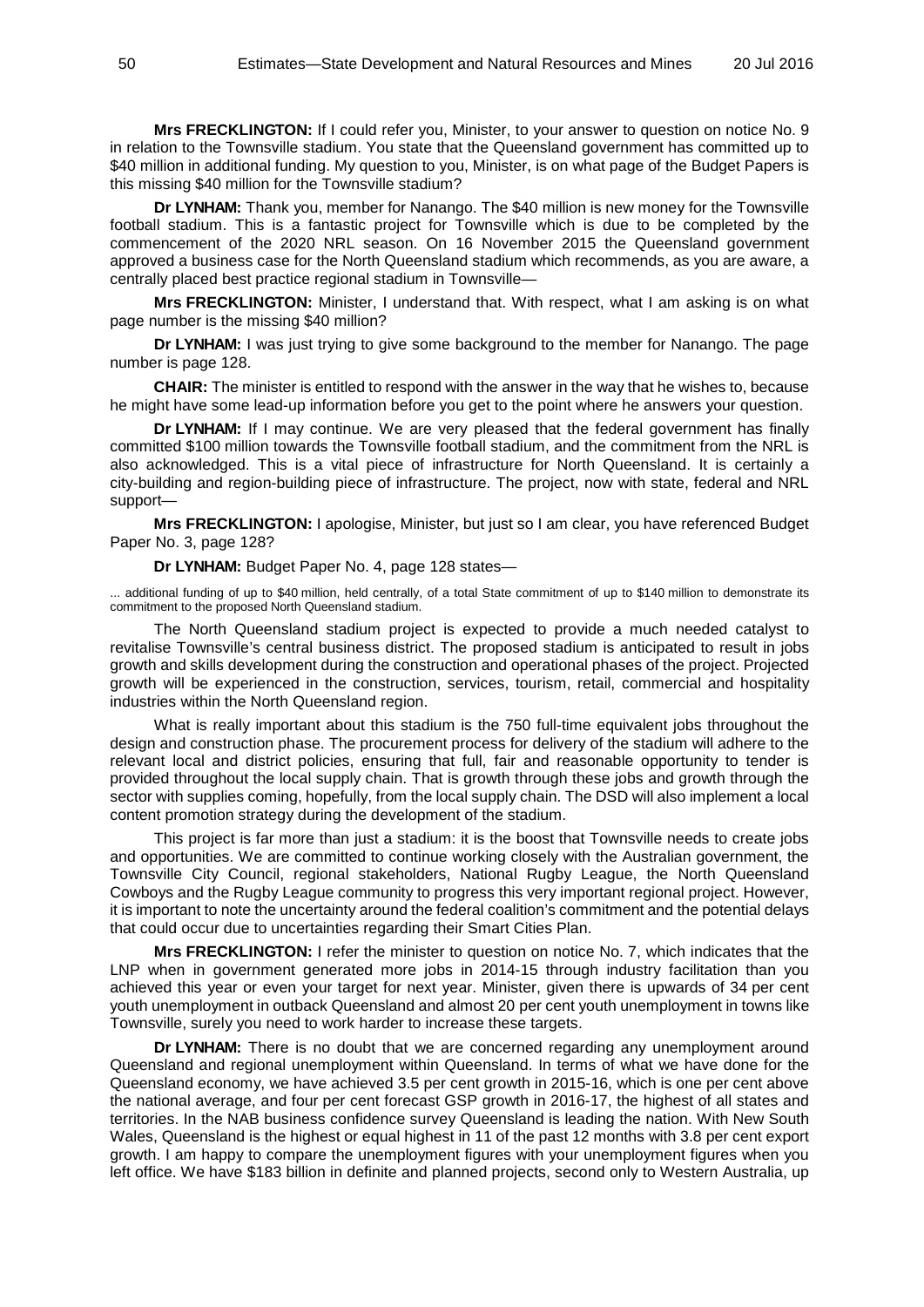**Mrs FRECKLINGTON:** If I could refer you, Minister, to your answer to question on notice No. 9 in relation to the Townsville stadium. You state that the Queensland government has committed up to $40 million in additional funding. My question to you, Minister, is on what page of the Budget Papers is this missing $40 million for the Townsville stadium?

**Dr LYNHAM:** Thank you, member for Nanango. The $40 million is new money for the Townsville football stadium. This is a fantastic project for Townsville which is due to be completed by the commencement of the 2020 NRL season. On 16 November 2015 the Queensland government approved a business case for the North Queensland stadium which recommends, as you are aware, a centrally placed best practice regional stadium in Townsville—

**Mrs FRECKLINGTON:** Minister, I understand that. With respect, what I am asking is on what page number is the missing $40 million?

**Dr LYNHAM:** I was just trying to give some background to the member for Nanango. The page number is page 128.

**CHAIR:** The minister is entitled to respond with the answer in the way that he wishes to, because he might have some lead-up information before you get to the point where he answers your question.

**Dr LYNHAM:** If I may continue. We are very pleased that the federal government has finally committed $100 million towards the Townsville football stadium, and the commitment from the NRL is also acknowledged. This is a vital piece of infrastructure for North Queensland. It is certainly a city-building and region-building piece of infrastructure. The project, now with state, federal and NRL support—

**Mrs FRECKLINGTON:** I apologise, Minister, but just so I am clear, you have referenced Budget Paper No. 3, page 128?

**Dr LYNHAM:** Budget Paper No. 4, page 128 states—

> ... additional funding of up to $40 million, held centrally, of a total State commitment of up to $140 million to demonstrate its commitment to the proposed North Queensland stadium.

The North Queensland stadium project is expected to provide a much needed catalyst to revitalise Townsville's central business district. The proposed stadium is anticipated to result in jobs growth and skills development during the construction and operational phases of the project. Projected growth will be experienced in the construction, services, tourism, retail, commercial and hospitality industries within the North Queensland region.

What is really important about this stadium is the 750 full-time equivalent jobs throughout the design and construction phase. The procurement process for delivery of the stadium will adhere to the relevant local and district policies, ensuring that full, fair and reasonable opportunity to tender is provided throughout the local supply chain. That is growth through these jobs and growth through the sector with supplies coming, hopefully, from the local supply chain. The DSD will also implement a local content promotion strategy during the development of the stadium.

This project is far more than just a stadium: it is the boost that Townsville needs to create jobs and opportunities. We are committed to continue working closely with the Australian government, the Townsville City Council, regional stakeholders, National Rugby League, the North Queensland Cowboys and the Rugby League community to progress this very important regional project. However, it is important to note the uncertainty around the federal coalition's commitment and the potential delays that could occur due to uncertainties regarding their Smart Cities Plan.

**Mrs FRECKLINGTON:** I refer the minister to question on notice No. 7, which indicates that the LNP when in government generated more jobs in 2014-15 through industry facilitation than you achieved this year or even your target for next year. Minister, given there is upwards of 34 per cent youth unemployment in outback Queensland and almost 20 per cent youth unemployment in towns like Townsville, surely you need to work harder to increase these targets.

**Dr LYNHAM:** There is no doubt that we are concerned regarding any unemployment around Queensland and regional unemployment within Queensland. In terms of what we have done for the Queensland economy, we have achieved 3.5 per cent growth in 2015-16, which is one per cent above the national average, and four per cent forecast GSP growth in 2016-17, the highest of all states and territories. In the NAB business confidence survey Queensland is leading the nation. With New South Wales, Queensland is the highest or equal highest in 11 of the past 12 months with 3.8 per cent export growth. I am happy to compare the unemployment figures with your unemployment figures when you left office. We have $183 billion in definite and planned projects, second only to Western Australia, up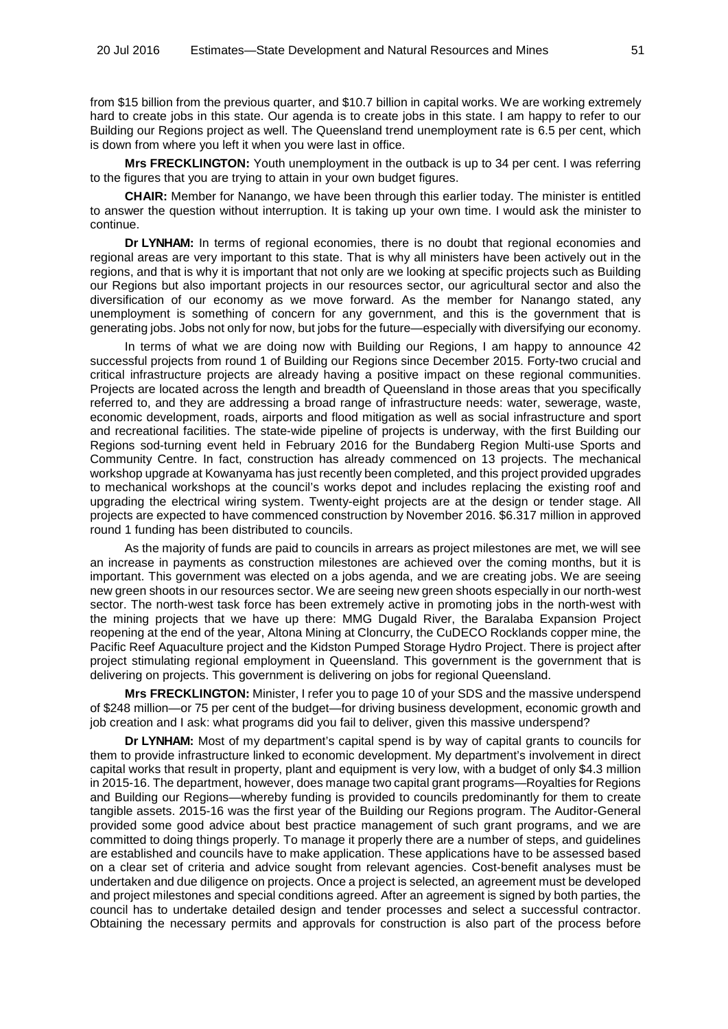from $15 billion from the previous quarter, and $10.7 billion in capital works. We are working extremely hard to create jobs in this state. Our agenda is to create jobs in this state. I am happy to refer to our Building our Regions project as well. The Queensland trend unemployment rate is 6.5 per cent, which is down from where you left it when you were last in office.

**Mrs FRECKLINGTON:** Youth unemployment in the outback is up to 34 per cent. I was referring to the figures that you are trying to attain in your own budget figures.

**CHAIR:** Member for Nanango, we have been through this earlier today. The minister is entitled to answer the question without interruption. It is taking up your own time. I would ask the minister to continue.

**Dr LYNHAM:** In terms of regional economies, there is no doubt that regional economies and regional areas are very important to this state. That is why all ministers have been actively out in the regions, and that is why it is important that not only are we looking at specific projects such as Building our Regions but also important projects in our resources sector, our agricultural sector and also the diversification of our economy as we move forward. As the member for Nanango stated, any unemployment is something of concern for any government, and this is the government that is generating jobs. Jobs not only for now, but jobs for the future—especially with diversifying our economy.

In terms of what we are doing now with Building our Regions, I am happy to announce 42 successful projects from round 1 of Building our Regions since December 2015. Forty-two crucial and critical infrastructure projects are already having a positive impact on these regional communities. Projects are located across the length and breadth of Queensland in those areas that you specifically referred to, and they are addressing a broad range of infrastructure needs: water, sewerage, waste, economic development, roads, airports and flood mitigation as well as social infrastructure and sport and recreational facilities. The state-wide pipeline of projects is underway, with the first Building our Regions sod-turning event held in February 2016 for the Bundaberg Region Multi-use Sports and Community Centre. In fact, construction has already commenced on 13 projects. The mechanical workshop upgrade at Kowanyama has just recently been completed, and this project provided upgrades to mechanical workshops at the council's works depot and includes replacing the existing roof and upgrading the electrical wiring system. Twenty-eight projects are at the design or tender stage. All projects are expected to have commenced construction by November 2016. $6.317 million in approved round 1 funding has been distributed to councils.

As the majority of funds are paid to councils in arrears as project milestones are met, we will see an increase in payments as construction milestones are achieved over the coming months, but it is important. This government was elected on a jobs agenda, and we are creating jobs. We are seeing new green shoots in our resources sector. We are seeing new green shoots especially in our north-west sector. The north-west task force has been extremely active in promoting jobs in the north-west with the mining projects that we have up there: MMG Dugald River, the Baralaba Expansion Project reopening at the end of the year, Altona Mining at Cloncurry, the CuDECO Rocklands copper mine, the Pacific Reef Aquaculture project and the Kidston Pumped Storage Hydro Project. There is project after project stimulating regional employment in Queensland. This government is the government that is delivering on projects. This government is delivering on jobs for regional Queensland.

**Mrs FRECKLINGTON:** Minister, I refer you to page 10 of your SDS and the massive underspend of $248 million—or 75 per cent of the budget—for driving business development, economic growth and job creation and I ask: what programs did you fail to deliver, given this massive underspend?

**Dr LYNHAM:** Most of my department's capital spend is by way of capital grants to councils for them to provide infrastructure linked to economic development. My department's involvement in direct capital works that result in property, plant and equipment is very low, with a budget of only $4.3 million in 2015-16. The department, however, does manage two capital grant programs—Royalties for Regions and Building our Regions—whereby funding is provided to councils predominantly for them to create tangible assets. 2015-16 was the first year of the Building our Regions program. The Auditor-General provided some good advice about best practice management of such grant programs, and we are committed to doing things properly. To manage it properly there are a number of steps, and guidelines are established and councils have to make application. These applications have to be assessed based on a clear set of criteria and advice sought from relevant agencies. Cost-benefit analyses must be undertaken and due diligence on projects. Once a project is selected, an agreement must be developed and project milestones and special conditions agreed. After an agreement is signed by both parties, the council has to undertake detailed design and tender processes and select a successful contractor. Obtaining the necessary permits and approvals for construction is also part of the process before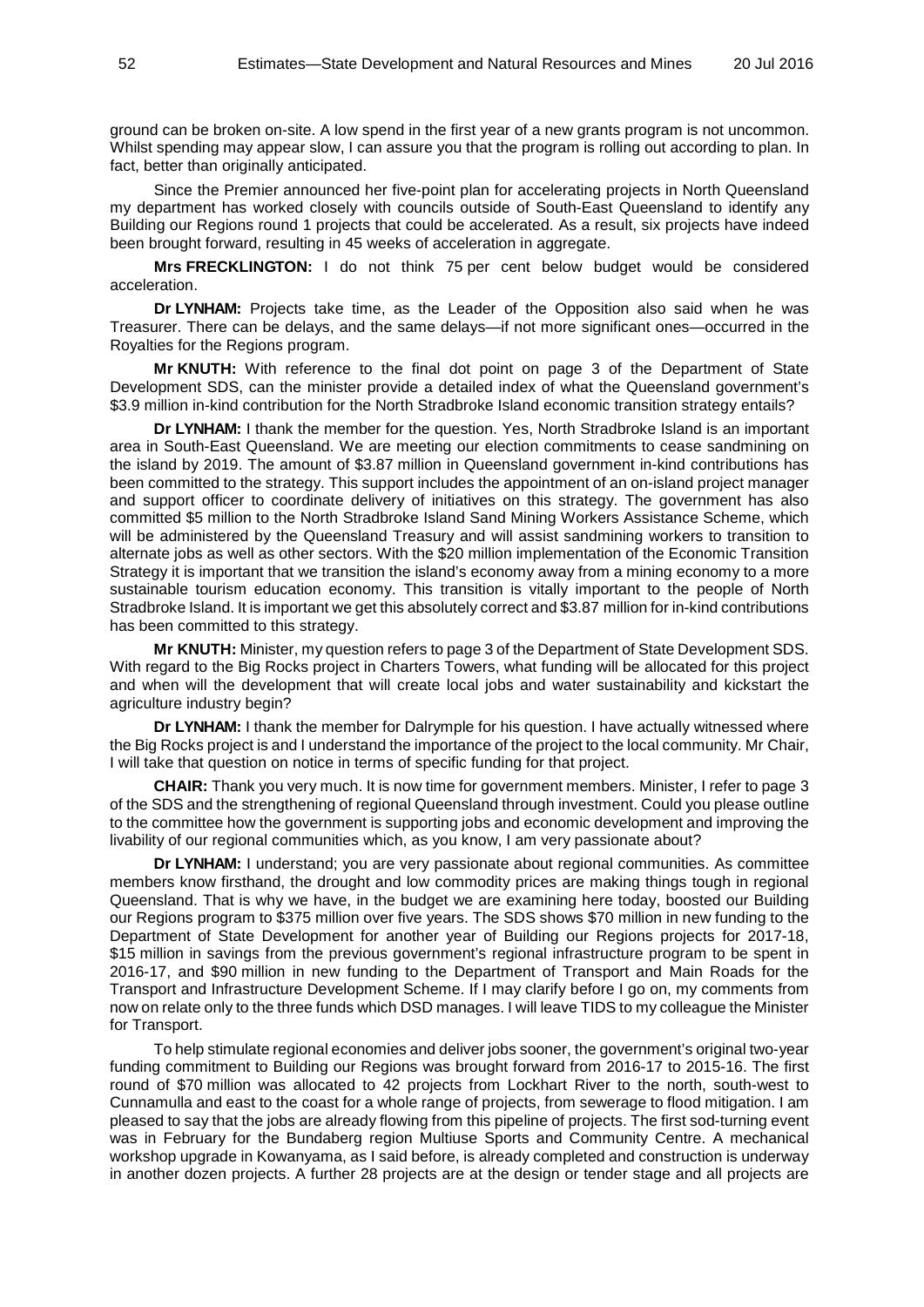ground can be broken on-site. A low spend in the first year of a new grants program is not uncommon. Whilst spending may appear slow, I can assure you that the program is rolling out according to plan. In fact, better than originally anticipated.

Since the Premier announced her five-point plan for accelerating projects in North Queensland my department has worked closely with councils outside of South-East Queensland to identify any Building our Regions round 1 projects that could be accelerated. As a result, six projects have indeed been brought forward, resulting in 45 weeks of acceleration in aggregate.

**Mrs FRECKLINGTON:** I do not think 75 per cent below budget would be considered acceleration.

**Dr LYNHAM:** Projects take time, as the Leader of the Opposition also said when he was Treasurer. There can be delays, and the same delays—if not more significant ones—occurred in the Royalties for the Regions program.

**Mr KNUTH:** With reference to the final dot point on page 3 of the Department of State Development SDS, can the minister provide a detailed index of what the Queensland government's $3.9 million in-kind contribution for the North Stradbroke Island economic transition strategy entails?

**Dr LYNHAM:** I thank the member for the question. Yes, North Stradbroke Island is an important area in South-East Queensland. We are meeting our election commitments to cease sandmining on the island by 2019. The amount of $3.87 million in Queensland government in-kind contributions has been committed to the strategy. This support includes the appointment of an on-island project manager and support officer to coordinate delivery of initiatives on this strategy. The government has also committed $5 million to the North Stradbroke Island Sand Mining Workers Assistance Scheme, which will be administered by the Queensland Treasury and will assist sandmining workers to transition to alternate jobs as well as other sectors. With the $20 million implementation of the Economic Transition Strategy it is important that we transition the island's economy away from a mining economy to a more sustainable tourism education economy. This transition is vitally important to the people of North Stradbroke Island. It is important we get this absolutely correct and $3.87 million for in-kind contributions has been committed to this strategy.

**Mr KNUTH:** Minister, my question refers to page 3 of the Department of State Development SDS. With regard to the Big Rocks project in Charters Towers, what funding will be allocated for this project and when will the development that will create local jobs and water sustainability and kickstart the agriculture industry begin?

**Dr LYNHAM:** I thank the member for Dalrymple for his question. I have actually witnessed where the Big Rocks project is and I understand the importance of the project to the local community. Mr Chair, I will take that question on notice in terms of specific funding for that project.

**CHAIR:** Thank you very much. It is now time for government members. Minister, I refer to page 3 of the SDS and the strengthening of regional Queensland through investment. Could you please outline to the committee how the government is supporting jobs and economic development and improving the livability of our regional communities which, as you know, I am very passionate about?

**Dr LYNHAM:** I understand; you are very passionate about regional communities. As committee members know firsthand, the drought and low commodity prices are making things tough in regional Queensland. That is why we have, in the budget we are examining here today, boosted our Building our Regions program to $375 million over five years. The SDS shows $70 million in new funding to the Department of State Development for another year of Building our Regions projects for 2017-18, $15 million in savings from the previous government's regional infrastructure program to be spent in 2016-17, and $90 million in new funding to the Department of Transport and Main Roads for the Transport and Infrastructure Development Scheme. If I may clarify before I go on, my comments from now on relate only to the three funds which DSD manages. I will leave TIDS to my colleague the Minister for Transport.

To help stimulate regional economies and deliver jobs sooner, the government's original two-year funding commitment to Building our Regions was brought forward from 2016-17 to 2015-16. The first round of $70 million was allocated to 42 projects from Lockhart River to the north, south-west to Cunnamulla and east to the coast for a whole range of projects, from sewerage to flood mitigation. I am pleased to say that the jobs are already flowing from this pipeline of projects. The first sod-turning event was in February for the Bundaberg region Multiuse Sports and Community Centre. A mechanical workshop upgrade in Kowanyama, as I said before, is already completed and construction is underway in another dozen projects. A further 28 projects are at the design or tender stage and all projects are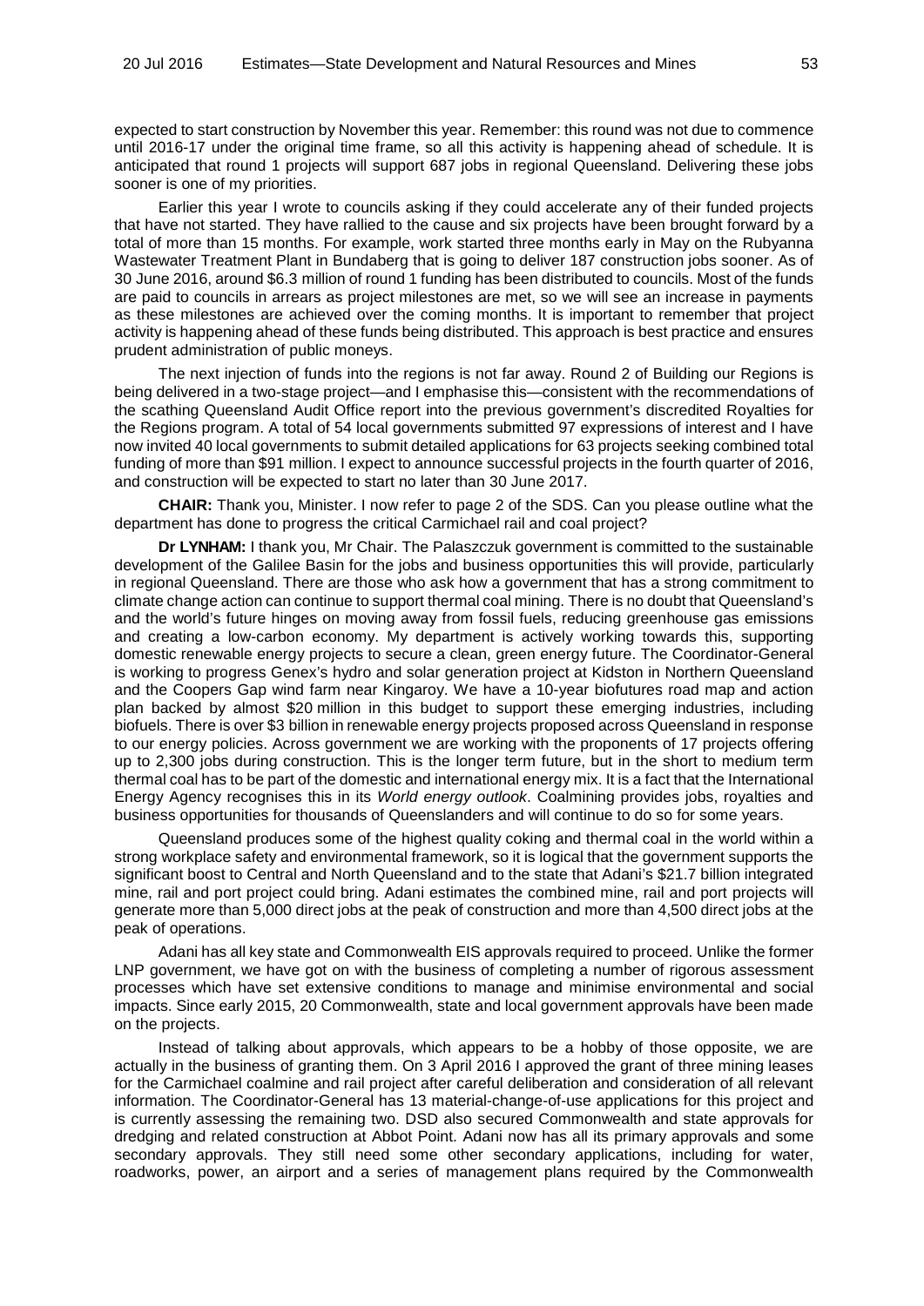expected to start construction by November this year. Remember: this round was not due to commence until 2016-17 under the original time frame, so all this activity is happening ahead of schedule. It is anticipated that round 1 projects will support 687 jobs in regional Queensland. Delivering these jobs sooner is one of my priorities.

Earlier this year I wrote to councils asking if they could accelerate any of their funded projects that have not started. They have rallied to the cause and six projects have been brought forward by a total of more than 15 months. For example, work started three months early in May on the Rubyanna Wastewater Treatment Plant in Bundaberg that is going to deliver 187 construction jobs sooner. As of 30 June 2016, around $6.3 million of round 1 funding has been distributed to councils. Most of the funds are paid to councils in arrears as project milestones are met, so we will see an increase in payments as these milestones are achieved over the coming months. It is important to remember that project activity is happening ahead of these funds being distributed. This approach is best practice and ensures prudent administration of public moneys.

The next injection of funds into the regions is not far away. Round 2 of Building our Regions is being delivered in a two-stage project—and I emphasise this—consistent with the recommendations of the scathing Queensland Audit Office report into the previous government's discredited Royalties for the Regions program. A total of 54 local governments submitted 97 expressions of interest and I have now invited 40 local governments to submit detailed applications for 63 projects seeking combined total funding of more than $91 million. I expect to announce successful projects in the fourth quarter of 2016, and construction will be expected to start no later than 30 June 2017.

**CHAIR:** Thank you, Minister. I now refer to page 2 of the SDS. Can you please outline what the department has done to progress the critical Carmichael rail and coal project?

**Dr LYNHAM:** I thank you, Mr Chair. The Palaszczuk government is committed to the sustainable development of the Galilee Basin for the jobs and business opportunities this will provide, particularly in regional Queensland. There are those who ask how a government that has a strong commitment to climate change action can continue to support thermal coal mining. There is no doubt that Queensland's and the world's future hinges on moving away from fossil fuels, reducing greenhouse gas emissions and creating a low-carbon economy. My department is actively working towards this, supporting domestic renewable energy projects to secure a clean, green energy future. The Coordinator-General is working to progress Genex's hydro and solar generation project at Kidston in Northern Queensland and the Coopers Gap wind farm near Kingaroy. We have a 10-year biofutures road map and action plan backed by almost $20 million in this budget to support these emerging industries, including biofuels. There is over $3 billion in renewable energy projects proposed across Queensland in response to our energy policies. Across government we are working with the proponents of 17 projects offering up to 2,300 jobs during construction. This is the longer term future, but in the short to medium term thermal coal has to be part of the domestic and international energy mix. It is a fact that the International Energy Agency recognises this in its *World energy outlook*. Coalmining provides jobs, royalties and business opportunities for thousands of Queenslanders and will continue to do so for some years.

Queensland produces some of the highest quality coking and thermal coal in the world within a strong workplace safety and environmental framework, so it is logical that the government supports the significant boost to Central and North Queensland and to the state that Adani's $21.7 billion integrated mine, rail and port project could bring. Adani estimates the combined mine, rail and port projects will generate more than 5,000 direct jobs at the peak of construction and more than 4,500 direct jobs at the peak of operations.

Adani has all key state and Commonwealth EIS approvals required to proceed. Unlike the former LNP government, we have got on with the business of completing a number of rigorous assessment processes which have set extensive conditions to manage and minimise environmental and social impacts. Since early 2015, 20 Commonwealth, state and local government approvals have been made on the projects.

Instead of talking about approvals, which appears to be a hobby of those opposite, we are actually in the business of granting them. On 3 April 2016 I approved the grant of three mining leases for the Carmichael coalmine and rail project after careful deliberation and consideration of all relevant information. The Coordinator-General has 13 material-change-of-use applications for this project and is currently assessing the remaining two. DSD also secured Commonwealth and state approvals for dredging and related construction at Abbot Point. Adani now has all its primary approvals and some secondary approvals. They still need some other secondary applications, including for water, roadworks, power, an airport and a series of management plans required by the Commonwealth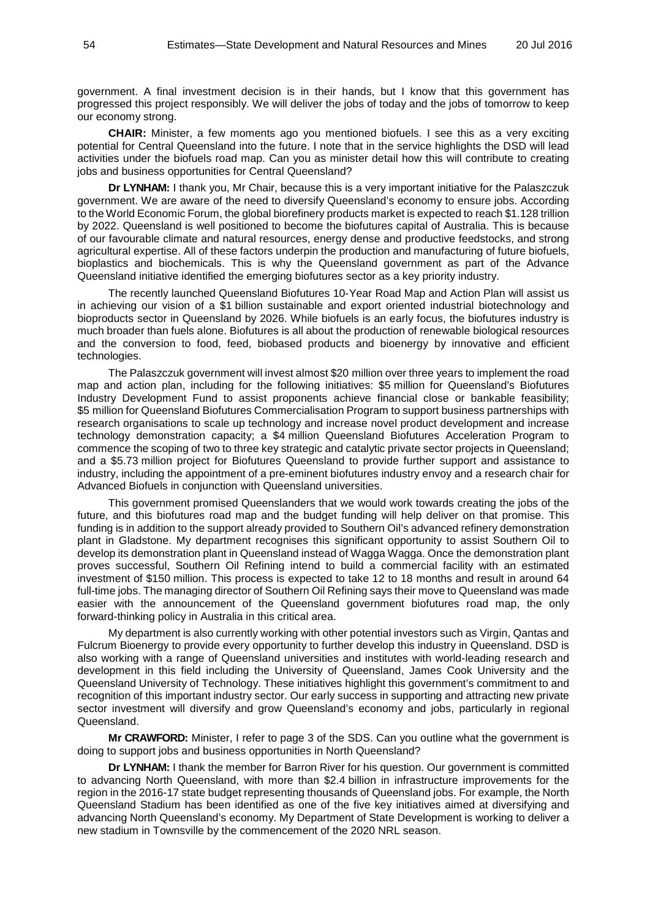government. A final investment decision is in their hands, but I know that this government has progressed this project responsibly. We will deliver the jobs of today and the jobs of tomorrow to keep our economy strong.

**CHAIR:** Minister, a few moments ago you mentioned biofuels. I see this as a very exciting potential for Central Queensland into the future. I note that in the service highlights the DSD will lead activities under the biofuels road map. Can you as minister detail how this will contribute to creating jobs and business opportunities for Central Queensland?

**Dr LYNHAM:** I thank you, Mr Chair, because this is a very important initiative for the Palaszczuk government. We are aware of the need to diversify Queensland's economy to ensure jobs. According to the World Economic Forum, the global biorefinery products market is expected to reach $1.128 trillion by 2022. Queensland is well positioned to become the biofutures capital of Australia. This is because of our favourable climate and natural resources, energy dense and productive feedstocks, and strong agricultural expertise. All of these factors underpin the production and manufacturing of future biofuels, bioplastics and biochemicals. This is why the Queensland government as part of the Advance Queensland initiative identified the emerging biofutures sector as a key priority industry.

The recently launched Queensland Biofutures 10-Year Road Map and Action Plan will assist us in achieving our vision of a $1 billion sustainable and export oriented industrial biotechnology and bioproducts sector in Queensland by 2026. While biofuels is an early focus, the biofutures industry is much broader than fuels alone. Biofutures is all about the production of renewable biological resources and the conversion to food, feed, biobased products and bioenergy by innovative and efficient technologies.

The Palaszczuk government will invest almost $20 million over three years to implement the road map and action plan, including for the following initiatives: $5 million for Queensland's Biofutures Industry Development Fund to assist proponents achieve financial close or bankable feasibility; $5 million for Queensland Biofutures Commercialisation Program to support business partnerships with research organisations to scale up technology and increase novel product development and increase technology demonstration capacity; a $4 million Queensland Biofutures Acceleration Program to commence the scoping of two to three key strategic and catalytic private sector projects in Queensland; and a $5.73 million project for Biofutures Queensland to provide further support and assistance to industry, including the appointment of a pre-eminent biofutures industry envoy and a research chair for Advanced Biofuels in conjunction with Queensland universities.

This government promised Queenslanders that we would work towards creating the jobs of the future, and this biofutures road map and the budget funding will help deliver on that promise. This funding is in addition to the support already provided to Southern Oil's advanced refinery demonstration plant in Gladstone. My department recognises this significant opportunity to assist Southern Oil to develop its demonstration plant in Queensland instead of Wagga Wagga. Once the demonstration plant proves successful, Southern Oil Refining intend to build a commercial facility with an estimated investment of $150 million. This process is expected to take 12 to 18 months and result in around 64 full-time jobs. The managing director of Southern Oil Refining says their move to Queensland was made easier with the announcement of the Queensland government biofutures road map, the only forward-thinking policy in Australia in this critical area.

My department is also currently working with other potential investors such as Virgin, Qantas and Fulcrum Bioenergy to provide every opportunity to further develop this industry in Queensland. DSD is also working with a range of Queensland universities and institutes with world-leading research and development in this field including the University of Queensland, James Cook University and the Queensland University of Technology. These initiatives highlight this government's commitment to and recognition of this important industry sector. Our early success in supporting and attracting new private sector investment will diversify and grow Queensland's economy and jobs, particularly in regional Queensland.

**Mr CRAWFORD:** Minister, I refer to page 3 of the SDS. Can you outline what the government is doing to support jobs and business opportunities in North Queensland?

**Dr LYNHAM:** I thank the member for Barron River for his question. Our government is committed to advancing North Queensland, with more than $2.4 billion in infrastructure improvements for the region in the 2016-17 state budget representing thousands of Queensland jobs. For example, the North Queensland Stadium has been identified as one of the five key initiatives aimed at diversifying and advancing North Queensland's economy. My Department of State Development is working to deliver a new stadium in Townsville by the commencement of the 2020 NRL season.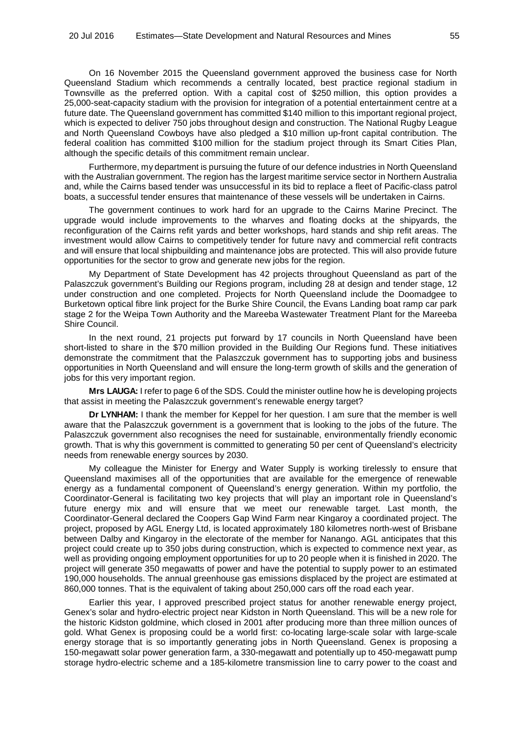On 16 November 2015 the Queensland government approved the business case for North Queensland Stadium which recommends a centrally located, best practice regional stadium in Townsville as the preferred option. With a capital cost of $250 million, this option provides a 25,000-seat-capacity stadium with the provision for integration of a potential entertainment centre at a future date. The Queensland government has committed $140 million to this important regional project, which is expected to deliver 750 jobs throughout design and construction. The National Rugby League and North Queensland Cowboys have also pledged a $10 million up-front capital contribution. The federal coalition has committed $100 million for the stadium project through its Smart Cities Plan, although the specific details of this commitment remain unclear.

Furthermore, my department is pursuing the future of our defence industries in North Queensland with the Australian government. The region has the largest maritime service sector in Northern Australia and, while the Cairns based tender was unsuccessful in its bid to replace a fleet of Pacific-class patrol boats, a successful tender ensures that maintenance of these vessels will be undertaken in Cairns.

The government continues to work hard for an upgrade to the Cairns Marine Precinct. The upgrade would include improvements to the wharves and floating docks at the shipyards, the reconfiguration of the Cairns refit yards and better workshops, hard stands and ship refit areas. The investment would allow Cairns to competitively tender for future navy and commercial refit contracts and will ensure that local shipbuilding and maintenance jobs are protected. This will also provide future opportunities for the sector to grow and generate new jobs for the region.

My Department of State Development has 42 projects throughout Queensland as part of the Palaszczuk government's Building our Regions program, including 28 at design and tender stage, 12 under construction and one completed. Projects for North Queensland include the Doomadgee to Burketown optical fibre link project for the Burke Shire Council, the Evans Landing boat ramp car park stage 2 for the Weipa Town Authority and the Mareeba Wastewater Treatment Plant for the Mareeba Shire Council.

In the next round, 21 projects put forward by 17 councils in North Queensland have been short-listed to share in the $70 million provided in the Building Our Regions fund. These initiatives demonstrate the commitment that the Palaszczuk government has to supporting jobs and business opportunities in North Queensland and will ensure the long-term growth of skills and the generation of jobs for this very important region.

**Mrs LAUGA:** I refer to page 6 of the SDS. Could the minister outline how he is developing projects that assist in meeting the Palaszczuk government's renewable energy target?

**Dr LYNHAM:** I thank the member for Keppel for her question. I am sure that the member is well aware that the Palaszczuk government is a government that is looking to the jobs of the future. The Palaszczuk government also recognises the need for sustainable, environmentally friendly economic growth. That is why this government is committed to generating 50 per cent of Queensland's electricity needs from renewable energy sources by 2030.

My colleague the Minister for Energy and Water Supply is working tirelessly to ensure that Queensland maximises all of the opportunities that are available for the emergence of renewable energy as a fundamental component of Queensland's energy generation. Within my portfolio, the Coordinator-General is facilitating two key projects that will play an important role in Queensland's future energy mix and will ensure that we meet our renewable target. Last month, the Coordinator-General declared the Coopers Gap Wind Farm near Kingaroy a coordinated project. The project, proposed by AGL Energy Ltd, is located approximately 180 kilometres north-west of Brisbane between Dalby and Kingaroy in the electorate of the member for Nanango. AGL anticipates that this project could create up to 350 jobs during construction, which is expected to commence next year, as well as providing ongoing employment opportunities for up to 20 people when it is finished in 2020. The project will generate 350 megawatts of power and have the potential to supply power to an estimated 190,000 households. The annual greenhouse gas emissions displaced by the project are estimated at 860,000 tonnes. That is the equivalent of taking about 250,000 cars off the road each year.

Earlier this year, I approved prescribed project status for another renewable energy project, Genex's solar and hydro-electric project near Kidston in North Queensland. This will be a new role for the historic Kidston goldmine, which closed in 2001 after producing more than three million ounces of gold. What Genex is proposing could be a world first: co-locating large-scale solar with large-scale energy storage that is so importantly generating jobs in North Queensland. Genex is proposing a 150-megawatt solar power generation farm, a 330-megawatt and potentially up to 450-megawatt pump storage hydro-electric scheme and a 185-kilometre transmission line to carry power to the coast and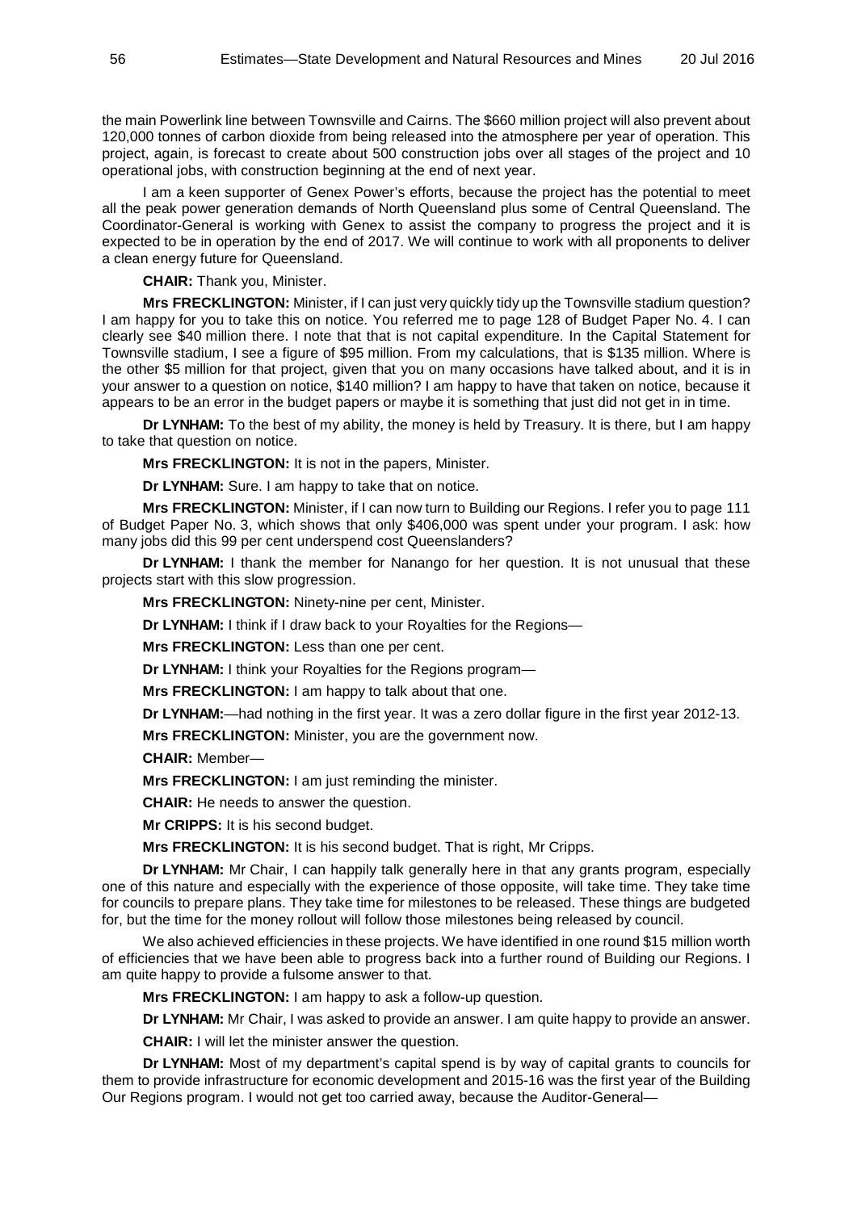the main Powerlink line between Townsville and Cairns. The $660 million project will also prevent about 120,000 tonnes of carbon dioxide from being released into the atmosphere per year of operation. This project, again, is forecast to create about 500 construction jobs over all stages of the project and 10 operational jobs, with construction beginning at the end of next year.

I am a keen supporter of Genex Power's efforts, because the project has the potential to meet all the peak power generation demands of North Queensland plus some of Central Queensland. The Coordinator-General is working with Genex to assist the company to progress the project and it is expected to be in operation by the end of 2017. We will continue to work with all proponents to deliver a clean energy future for Queensland.

**CHAIR:** Thank you, Minister.

**Mrs FRECKLINGTON:** Minister, if I can just very quickly tidy up the Townsville stadium question? I am happy for you to take this on notice. You referred me to page 128 of Budget Paper No. 4. I can clearly see $40 million there. I note that that is not capital expenditure. In the Capital Statement for Townsville stadium, I see a figure of $95 million. From my calculations, that is $135 million. Where is the other $5 million for that project, given that you on many occasions have talked about, and it is in your answer to a question on notice, $140 million? I am happy to have that taken on notice, because it appears to be an error in the budget papers or maybe it is something that just did not get in in time.

**Dr LYNHAM:** To the best of my ability, the money is held by Treasury. It is there, but I am happy to take that question on notice.

**Mrs FRECKLINGTON:** It is not in the papers, Minister.

**Dr LYNHAM:** Sure. I am happy to take that on notice.

**Mrs FRECKLINGTON:** Minister, if I can now turn to Building our Regions. I refer you to page 111 of Budget Paper No. 3, which shows that only $406,000 was spent under your program. I ask: how many jobs did this 99 per cent underspend cost Queenslanders?

**Dr LYNHAM:** I thank the member for Nanango for her question. It is not unusual that these projects start with this slow progression.

**Mrs FRECKLINGTON:** Ninety-nine per cent, Minister.

**Dr LYNHAM:** I think if I draw back to your Royalties for the Regions—

**Mrs FRECKLINGTON:** Less than one per cent.

**Dr LYNHAM:** I think your Royalties for the Regions program—

**Mrs FRECKLINGTON:** I am happy to talk about that one.

**Dr LYNHAM:**—had nothing in the first year. It was a zero dollar figure in the first year 2012-13.

**Mrs FRECKLINGTON:** Minister, you are the government now.

**CHAIR:** Member—

**Mrs FRECKLINGTON:** I am just reminding the minister.

**CHAIR:** He needs to answer the question.

**Mr CRIPPS:** It is his second budget.

**Mrs FRECKLINGTON:** It is his second budget. That is right, Mr Cripps.

**Dr LYNHAM:** Mr Chair, I can happily talk generally here in that any grants program, especially one of this nature and especially with the experience of those opposite, will take time. They take time for councils to prepare plans. They take time for milestones to be released. These things are budgeted for, but the time for the money rollout will follow those milestones being released by council.

We also achieved efficiencies in these projects. We have identified in one round $15 million worth of efficiencies that we have been able to progress back into a further round of Building our Regions. I am quite happy to provide a fulsome answer to that.

**Mrs FRECKLINGTON:** I am happy to ask a follow-up question.

**Dr LYNHAM:** Mr Chair, I was asked to provide an answer. I am quite happy to provide an answer.

**CHAIR:** I will let the minister answer the question.

**Dr LYNHAM:** Most of my department's capital spend is by way of capital grants to councils for them to provide infrastructure for economic development and 2015-16 was the first year of the Building Our Regions program. I would not get too carried away, because the Auditor-General—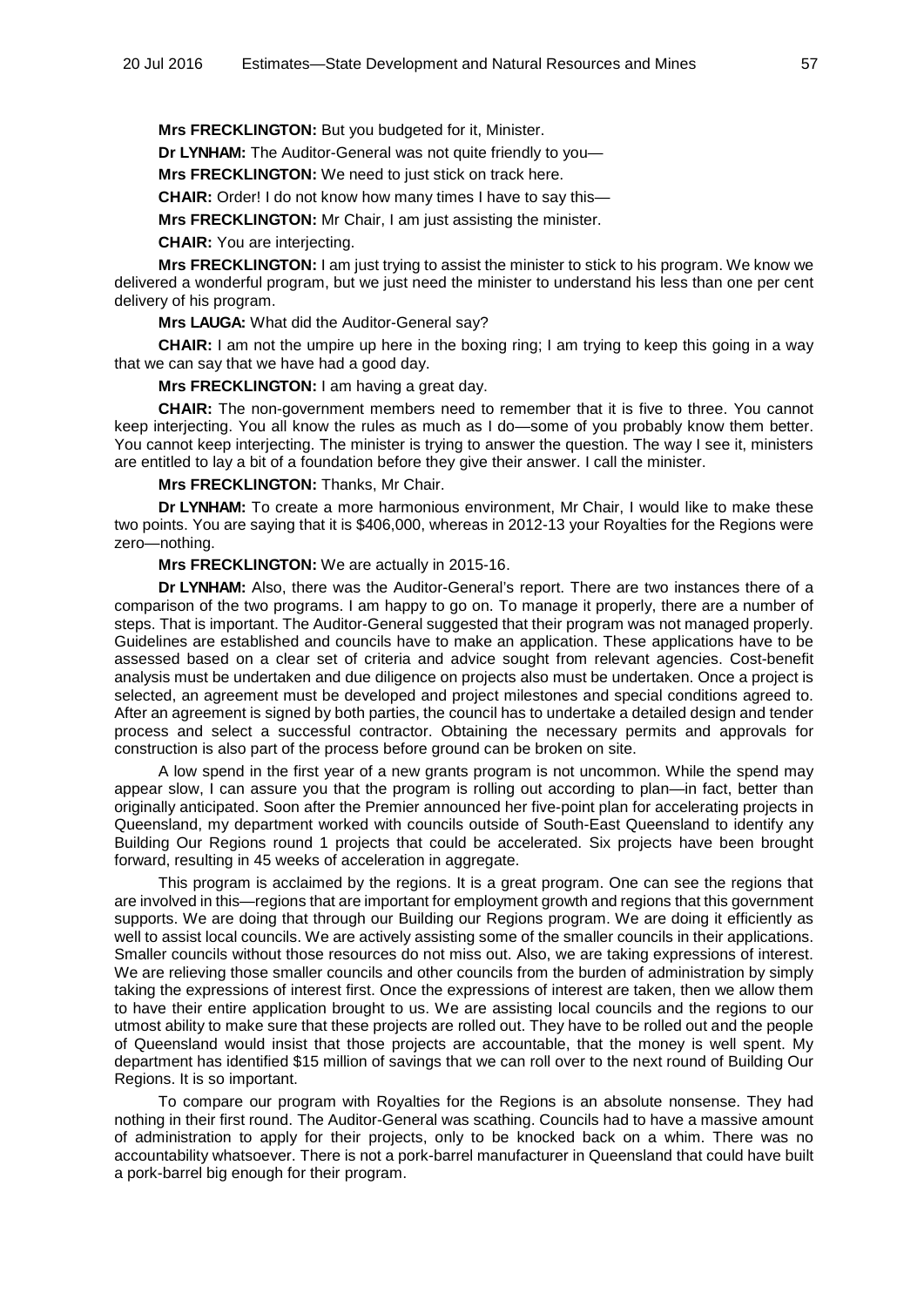**Mrs FRECKLINGTON:** But you budgeted for it, Minister.

**Dr LYNHAM:** The Auditor-General was not quite friendly to you—

**Mrs FRECKLINGTON:** We need to just stick on track here.

**CHAIR:** Order! I do not know how many times I have to say this—

**Mrs FRECKLINGTON:** Mr Chair, I am just assisting the minister.

**CHAIR:** You are interjecting.

**Mrs FRECKLINGTON:** I am just trying to assist the minister to stick to his program. We know we delivered a wonderful program, but we just need the minister to understand his less than one per cent delivery of his program.

**Mrs LAUGA:** What did the Auditor-General say?

**CHAIR:** I am not the umpire up here in the boxing ring; I am trying to keep this going in a way that we can say that we have had a good day.

**Mrs FRECKLINGTON:** I am having a great day.

**CHAIR:** The non-government members need to remember that it is five to three. You cannot keep interjecting. You all know the rules as much as I do—some of you probably know them better. You cannot keep interjecting. The minister is trying to answer the question. The way I see it, ministers are entitled to lay a bit of a foundation before they give their answer. I call the minister.

**Mrs FRECKLINGTON:** Thanks, Mr Chair.

**Dr LYNHAM:** To create a more harmonious environment, Mr Chair, I would like to make these two points. You are saying that it is $406,000, whereas in 2012-13 your Royalties for the Regions were zero—nothing.

**Mrs FRECKLINGTON:** We are actually in 2015-16.

**Dr LYNHAM:** Also, there was the Auditor-General's report. There are two instances there of a comparison of the two programs. I am happy to go on. To manage it properly, there are a number of steps. That is important. The Auditor-General suggested that their program was not managed properly. Guidelines are established and councils have to make an application. These applications have to be assessed based on a clear set of criteria and advice sought from relevant agencies. Cost-benefit analysis must be undertaken and due diligence on projects also must be undertaken. Once a project is selected, an agreement must be developed and project milestones and special conditions agreed to. After an agreement is signed by both parties, the council has to undertake a detailed design and tender process and select a successful contractor. Obtaining the necessary permits and approvals for construction is also part of the process before ground can be broken on site.

A low spend in the first year of a new grants program is not uncommon. While the spend may appear slow, I can assure you that the program is rolling out according to plan—in fact, better than originally anticipated. Soon after the Premier announced her five-point plan for accelerating projects in Queensland, my department worked with councils outside of South-East Queensland to identify any Building Our Regions round 1 projects that could be accelerated. Six projects have been brought forward, resulting in 45 weeks of acceleration in aggregate.

This program is acclaimed by the regions. It is a great program. One can see the regions that are involved in this—regions that are important for employment growth and regions that this government supports. We are doing that through our Building our Regions program. We are doing it efficiently as well to assist local councils. We are actively assisting some of the smaller councils in their applications. Smaller councils without those resources do not miss out. Also, we are taking expressions of interest. We are relieving those smaller councils and other councils from the burden of administration by simply taking the expressions of interest first. Once the expressions of interest are taken, then we allow them to have their entire application brought to us. We are assisting local councils and the regions to our utmost ability to make sure that these projects are rolled out. They have to be rolled out and the people of Queensland would insist that those projects are accountable, that the money is well spent. My department has identified $15 million of savings that we can roll over to the next round of Building Our Regions. It is so important.

To compare our program with Royalties for the Regions is an absolute nonsense. They had nothing in their first round. The Auditor-General was scathing. Councils had to have a massive amount of administration to apply for their projects, only to be knocked back on a whim. There was no accountability whatsoever. There is not a pork-barrel manufacturer in Queensland that could have built a pork-barrel big enough for their program.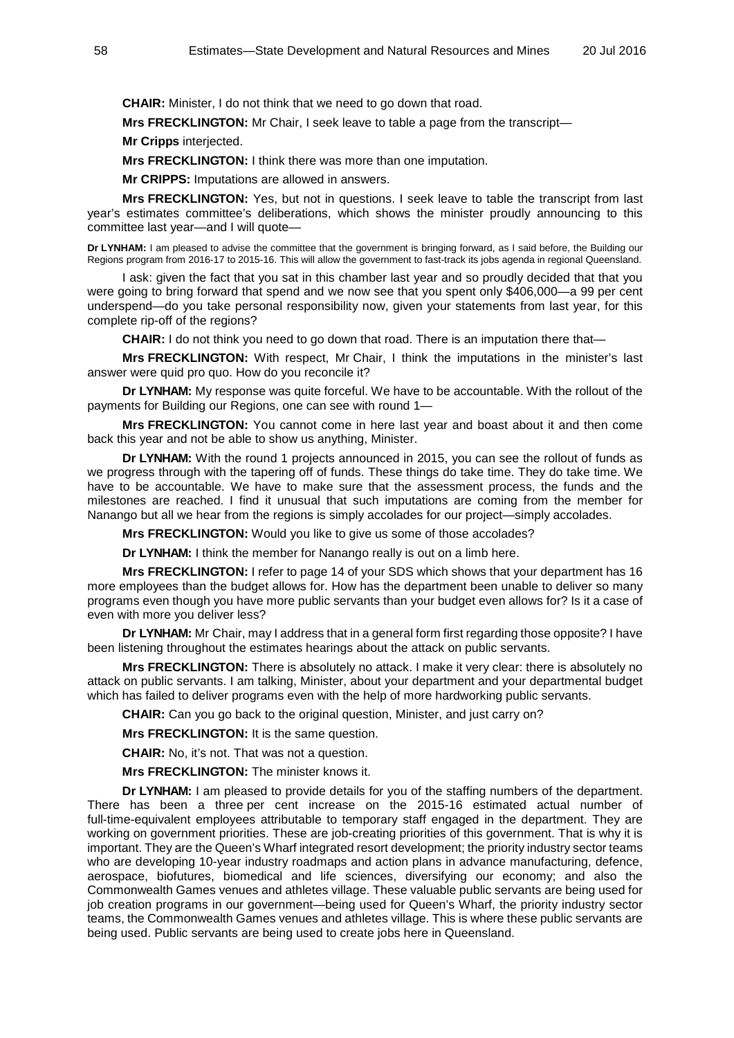**CHAIR:** Minister, I do not think that we need to go down that road.

**Mrs FRECKLINGTON:** Mr Chair, I seek leave to table a page from the transcript—

**Mr Cripps** interjected.

**Mrs FRECKLINGTON:** I think there was more than one imputation.

**Mr CRIPPS:** Imputations are allowed in answers.

**Mrs FRECKLINGTON:** Yes, but not in questions. I seek leave to table the transcript from last year's estimates committee's deliberations, which shows the minister proudly announcing to this committee last year—and I will quote—

**Dr LYNHAM:** I am pleased to advise the committee that the government is bringing forward, as I said before, the Building our Regions program from 2016-17 to 2015-16. This will allow the government to fast-track its jobs agenda in regional Queensland.

I ask: given the fact that you sat in this chamber last year and so proudly decided that that you were going to bring forward that spend and we now see that you spent only $406,000—a 99 per cent underspend—do you take personal responsibility now, given your statements from last year, for this complete rip-off of the regions?

**CHAIR:** I do not think you need to go down that road. There is an imputation there that—

**Mrs FRECKLINGTON:** With respect, Mr Chair, I think the imputations in the minister's last answer were quid pro quo. How do you reconcile it?

**Dr LYNHAM:** My response was quite forceful. We have to be accountable. With the rollout of the payments for Building our Regions, one can see with round 1—

**Mrs FRECKLINGTON:** You cannot come in here last year and boast about it and then come back this year and not be able to show us anything, Minister.

**Dr LYNHAM:** With the round 1 projects announced in 2015, you can see the rollout of funds as we progress through with the tapering off of funds. These things do take time. They do take time. We have to be accountable. We have to make sure that the assessment process, the funds and the milestones are reached. I find it unusual that such imputations are coming from the member for Nanango but all we hear from the regions is simply accolades for our project—simply accolades.

**Mrs FRECKLINGTON:** Would you like to give us some of those accolades?

**Dr LYNHAM:** I think the member for Nanango really is out on a limb here.

**Mrs FRECKLINGTON:** I refer to page 14 of your SDS which shows that your department has 16 more employees than the budget allows for. How has the department been unable to deliver so many programs even though you have more public servants than your budget even allows for? Is it a case of even with more you deliver less?

**Dr LYNHAM:** Mr Chair, may I address that in a general form first regarding those opposite? I have been listening throughout the estimates hearings about the attack on public servants.

**Mrs FRECKLINGTON:** There is absolutely no attack. I make it very clear: there is absolutely no attack on public servants. I am talking, Minister, about your department and your departmental budget which has failed to deliver programs even with the help of more hardworking public servants.

**CHAIR:** Can you go back to the original question, Minister, and just carry on?

**Mrs FRECKLINGTON:** It is the same question.

**CHAIR:** No, it's not. That was not a question.

**Mrs FRECKLINGTON:** The minister knows it.

**Dr LYNHAM:** I am pleased to provide details for you of the staffing numbers of the department. There has been a three per cent increase on the 2015-16 estimated actual number of full-time-equivalent employees attributable to temporary staff engaged in the department. They are working on government priorities. These are job-creating priorities of this government. That is why it is important. They are the Queen's Wharf integrated resort development; the priority industry sector teams who are developing 10-year industry roadmaps and action plans in advance manufacturing, defence, aerospace, biofutures, biomedical and life sciences, diversifying our economy; and also the Commonwealth Games venues and athletes village. These valuable public servants are being used for job creation programs in our government—being used for Queen's Wharf, the priority industry sector teams, the Commonwealth Games venues and athletes village. This is where these public servants are being used. Public servants are being used to create jobs here in Queensland.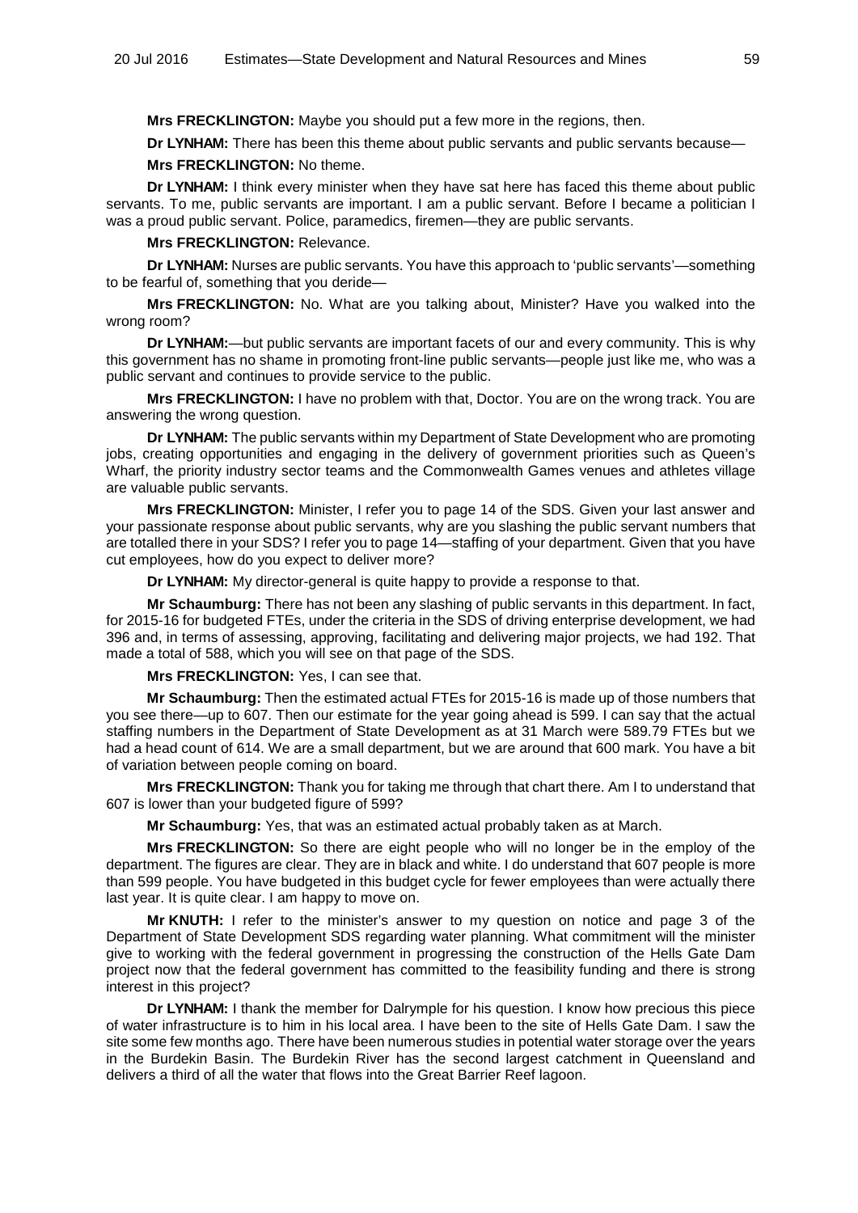**Mrs FRECKLINGTON:** Maybe you should put a few more in the regions, then.

**Dr LYNHAM:** There has been this theme about public servants and public servants because—

**Mrs FRECKLINGTON:** No theme.

**Dr LYNHAM:** I think every minister when they have sat here has faced this theme about public servants. To me, public servants are important. I am a public servant. Before I became a politician I was a proud public servant. Police, paramedics, firemen—they are public servants.

**Mrs FRECKLINGTON:** Relevance.

**Dr LYNHAM:** Nurses are public servants. You have this approach to 'public servants'—something to be fearful of, something that you deride—

**Mrs FRECKLINGTON:** No. What are you talking about, Minister? Have you walked into the wrong room?

**Dr LYNHAM:**—but public servants are important facets of our and every community. This is why this government has no shame in promoting front-line public servants—people just like me, who was a public servant and continues to provide service to the public.

**Mrs FRECKLINGTON:** I have no problem with that, Doctor. You are on the wrong track. You are answering the wrong question.

**Dr LYNHAM:** The public servants within my Department of State Development who are promoting jobs, creating opportunities and engaging in the delivery of government priorities such as Queen's Wharf, the priority industry sector teams and the Commonwealth Games venues and athletes village are valuable public servants.

**Mrs FRECKLINGTON:** Minister, I refer you to page 14 of the SDS. Given your last answer and your passionate response about public servants, why are you slashing the public servant numbers that are totalled there in your SDS? I refer you to page 14—staffing of your department. Given that you have cut employees, how do you expect to deliver more?

**Dr LYNHAM:** My director-general is quite happy to provide a response to that.

**Mr Schaumburg:** There has not been any slashing of public servants in this department. In fact, for 2015-16 for budgeted FTEs, under the criteria in the SDS of driving enterprise development, we had 396 and, in terms of assessing, approving, facilitating and delivering major projects, we had 192. That made a total of 588, which you will see on that page of the SDS.

**Mrs FRECKLINGTON:** Yes, I can see that.

**Mr Schaumburg:** Then the estimated actual FTEs for 2015-16 is made up of those numbers that you see there—up to 607. Then our estimate for the year going ahead is 599. I can say that the actual staffing numbers in the Department of State Development as at 31 March were 589.79 FTEs but we had a head count of 614. We are a small department, but we are around that 600 mark. You have a bit of variation between people coming on board.

**Mrs FRECKLINGTON:** Thank you for taking me through that chart there. Am I to understand that 607 is lower than your budgeted figure of 599?

**Mr Schaumburg:** Yes, that was an estimated actual probably taken as at March.

**Mrs FRECKLINGTON:** So there are eight people who will no longer be in the employ of the department. The figures are clear. They are in black and white. I do understand that 607 people is more than 599 people. You have budgeted in this budget cycle for fewer employees than were actually there last year. It is quite clear. I am happy to move on.

**Mr KNUTH:** I refer to the minister's answer to my question on notice and page 3 of the Department of State Development SDS regarding water planning. What commitment will the minister give to working with the federal government in progressing the construction of the Hells Gate Dam project now that the federal government has committed to the feasibility funding and there is strong interest in this project?

**Dr LYNHAM:** I thank the member for Dalrymple for his question. I know how precious this piece of water infrastructure is to him in his local area. I have been to the site of Hells Gate Dam. I saw the site some few months ago. There have been numerous studies in potential water storage over the years in the Burdekin Basin. The Burdekin River has the second largest catchment in Queensland and delivers a third of all the water that flows into the Great Barrier Reef lagoon.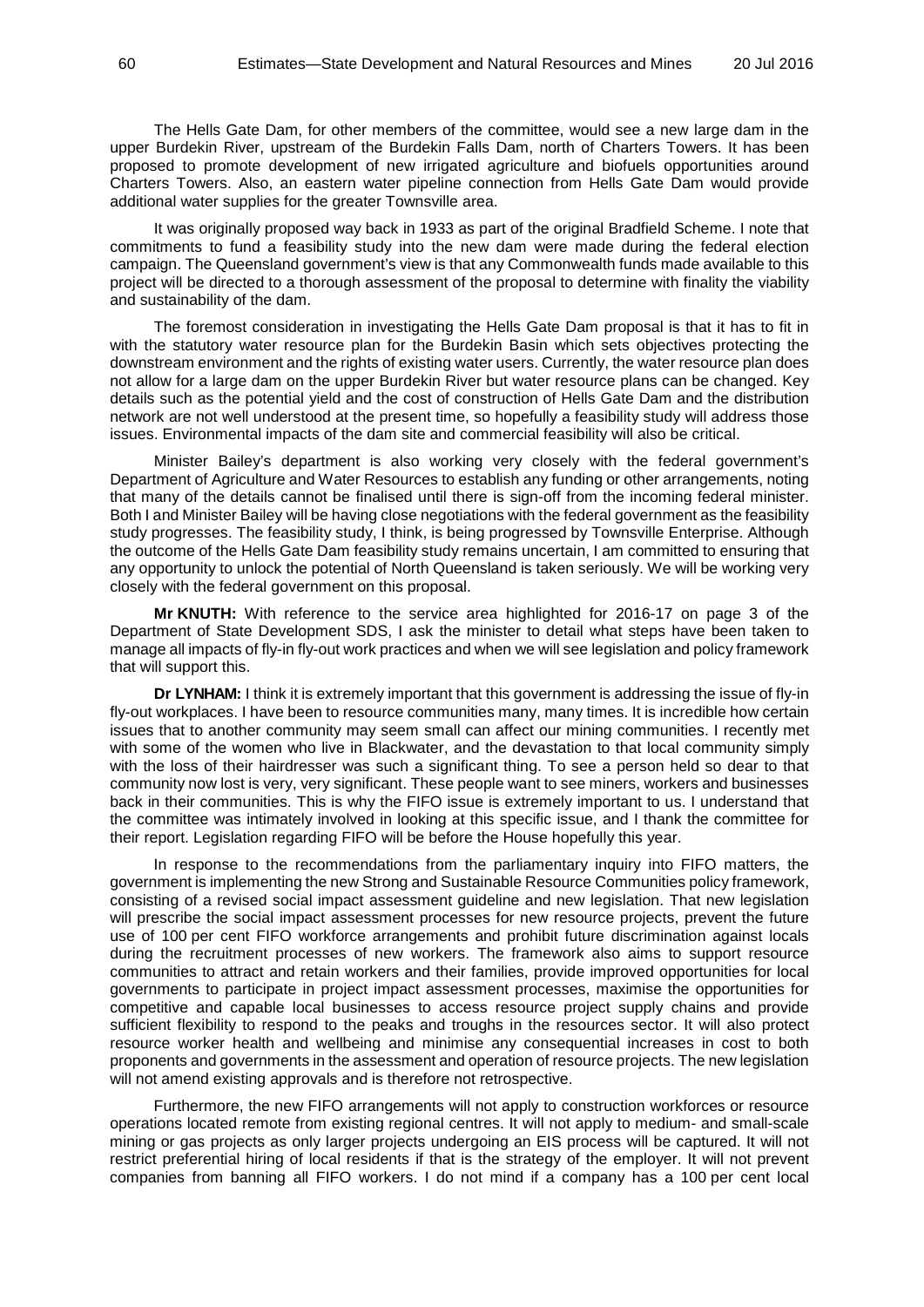The Hells Gate Dam, for other members of the committee, would see a new large dam in the upper Burdekin River, upstream of the Burdekin Falls Dam, north of Charters Towers. It has been proposed to promote development of new irrigated agriculture and biofuels opportunities around Charters Towers. Also, an eastern water pipeline connection from Hells Gate Dam would provide additional water supplies for the greater Townsville area.

It was originally proposed way back in 1933 as part of the original Bradfield Scheme. I note that commitments to fund a feasibility study into the new dam were made during the federal election campaign. The Queensland government's view is that any Commonwealth funds made available to this project will be directed to a thorough assessment of the proposal to determine with finality the viability and sustainability of the dam.

The foremost consideration in investigating the Hells Gate Dam proposal is that it has to fit in with the statutory water resource plan for the Burdekin Basin which sets objectives protecting the downstream environment and the rights of existing water users. Currently, the water resource plan does not allow for a large dam on the upper Burdekin River but water resource plans can be changed. Key details such as the potential yield and the cost of construction of Hells Gate Dam and the distribution network are not well understood at the present time, so hopefully a feasibility study will address those issues. Environmental impacts of the dam site and commercial feasibility will also be critical.

Minister Bailey's department is also working very closely with the federal government's Department of Agriculture and Water Resources to establish any funding or other arrangements, noting that many of the details cannot be finalised until there is sign-off from the incoming federal minister. Both I and Minister Bailey will be having close negotiations with the federal government as the feasibility study progresses. The feasibility study, I think, is being progressed by Townsville Enterprise. Although the outcome of the Hells Gate Dam feasibility study remains uncertain, I am committed to ensuring that any opportunity to unlock the potential of North Queensland is taken seriously. We will be working very closely with the federal government on this proposal.

**Mr KNUTH:** With reference to the service area highlighted for 2016-17 on page 3 of the Department of State Development SDS, I ask the minister to detail what steps have been taken to manage all impacts of fly-in fly-out work practices and when we will see legislation and policy framework that will support this.

**Dr LYNHAM:** I think it is extremely important that this government is addressing the issue of fly-in fly-out workplaces. I have been to resource communities many, many times. It is incredible how certain issues that to another community may seem small can affect our mining communities. I recently met with some of the women who live in Blackwater, and the devastation to that local community simply with the loss of their hairdresser was such a significant thing. To see a person held so dear to that community now lost is very, very significant. These people want to see miners, workers and businesses back in their communities. This is why the FIFO issue is extremely important to us. I understand that the committee was intimately involved in looking at this specific issue, and I thank the committee for their report. Legislation regarding FIFO will be before the House hopefully this year.

In response to the recommendations from the parliamentary inquiry into FIFO matters, the government is implementing the new Strong and Sustainable Resource Communities policy framework, consisting of a revised social impact assessment guideline and new legislation. That new legislation will prescribe the social impact assessment processes for new resource projects, prevent the future use of 100 per cent FIFO workforce arrangements and prohibit future discrimination against locals during the recruitment processes of new workers. The framework also aims to support resource communities to attract and retain workers and their families, provide improved opportunities for local governments to participate in project impact assessment processes, maximise the opportunities for competitive and capable local businesses to access resource project supply chains and provide sufficient flexibility to respond to the peaks and troughs in the resources sector. It will also protect resource worker health and wellbeing and minimise any consequential increases in cost to both proponents and governments in the assessment and operation of resource projects. The new legislation will not amend existing approvals and is therefore not retrospective.

Furthermore, the new FIFO arrangements will not apply to construction workforces or resource operations located remote from existing regional centres. It will not apply to medium- and small-scale mining or gas projects as only larger projects undergoing an EIS process will be captured. It will not restrict preferential hiring of local residents if that is the strategy of the employer. It will not prevent companies from banning all FIFO workers. I do not mind if a company has a 100 per cent local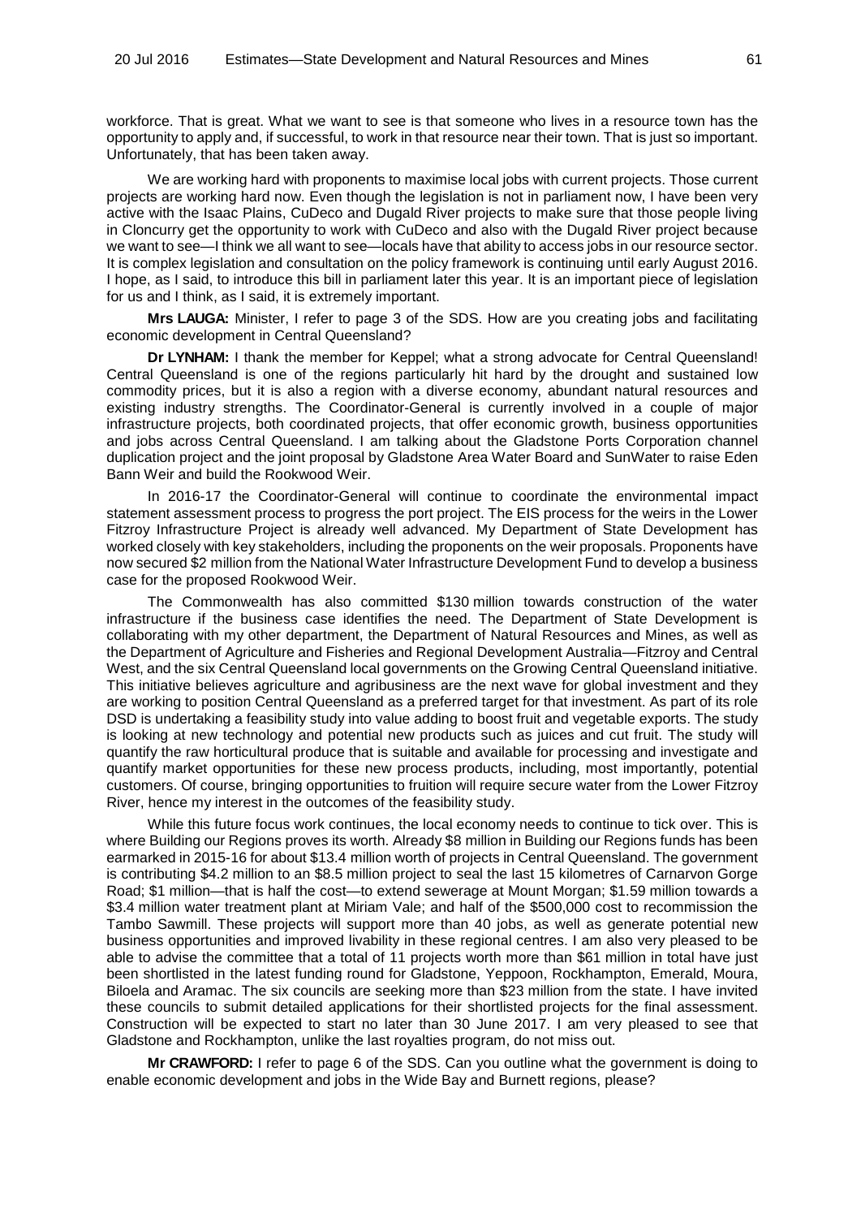workforce. That is great. What we want to see is that someone who lives in a resource town has the opportunity to apply and, if successful, to work in that resource near their town. That is just so important. Unfortunately, that has been taken away.

We are working hard with proponents to maximise local jobs with current projects. Those current projects are working hard now. Even though the legislation is not in parliament now, I have been very active with the Isaac Plains, CuDeco and Dugald River projects to make sure that those people living in Cloncurry get the opportunity to work with CuDeco and also with the Dugald River project because we want to see—I think we all want to see—locals have that ability to access jobs in our resource sector. It is complex legislation and consultation on the policy framework is continuing until early August 2016. I hope, as I said, to introduce this bill in parliament later this year. It is an important piece of legislation for us and I think, as I said, it is extremely important.

**Mrs LAUGA:** Minister, I refer to page 3 of the SDS. How are you creating jobs and facilitating economic development in Central Queensland?

**Dr LYNHAM:** I thank the member for Keppel; what a strong advocate for Central Queensland! Central Queensland is one of the regions particularly hit hard by the drought and sustained low commodity prices, but it is also a region with a diverse economy, abundant natural resources and existing industry strengths. The Coordinator-General is currently involved in a couple of major infrastructure projects, both coordinated projects, that offer economic growth, business opportunities and jobs across Central Queensland. I am talking about the Gladstone Ports Corporation channel duplication project and the joint proposal by Gladstone Area Water Board and SunWater to raise Eden Bann Weir and build the Rookwood Weir.

In 2016-17 the Coordinator-General will continue to coordinate the environmental impact statement assessment process to progress the port project. The EIS process for the weirs in the Lower Fitzroy Infrastructure Project is already well advanced. My Department of State Development has worked closely with key stakeholders, including the proponents on the weir proposals. Proponents have now secured $2 million from the National Water Infrastructure Development Fund to develop a business case for the proposed Rookwood Weir.

The Commonwealth has also committed $130 million towards construction of the water infrastructure if the business case identifies the need. The Department of State Development is collaborating with my other department, the Department of Natural Resources and Mines, as well as the Department of Agriculture and Fisheries and Regional Development Australia—Fitzroy and Central West, and the six Central Queensland local governments on the Growing Central Queensland initiative. This initiative believes agriculture and agribusiness are the next wave for global investment and they are working to position Central Queensland as a preferred target for that investment. As part of its role DSD is undertaking a feasibility study into value adding to boost fruit and vegetable exports. The study is looking at new technology and potential new products such as juices and cut fruit. The study will quantify the raw horticultural produce that is suitable and available for processing and investigate and quantify market opportunities for these new process products, including, most importantly, potential customers. Of course, bringing opportunities to fruition will require secure water from the Lower Fitzroy River, hence my interest in the outcomes of the feasibility study.

While this future focus work continues, the local economy needs to continue to tick over. This is where Building our Regions proves its worth. Already $8 million in Building our Regions funds has been earmarked in 2015-16 for about $13.4 million worth of projects in Central Queensland. The government is contributing $4.2 million to an $8.5 million project to seal the last 15 kilometres of Carnarvon Gorge Road; $1 million—that is half the cost—to extend sewerage at Mount Morgan; $1.59 million towards a $3.4 million water treatment plant at Miriam Vale; and half of the $500,000 cost to recommission the Tambo Sawmill. These projects will support more than 40 jobs, as well as generate potential new business opportunities and improved livability in these regional centres. I am also very pleased to be able to advise the committee that a total of 11 projects worth more than $61 million in total have just been shortlisted in the latest funding round for Gladstone, Yeppoon, Rockhampton, Emerald, Moura, Biloela and Aramac. The six councils are seeking more than $23 million from the state. I have invited these councils to submit detailed applications for their shortlisted projects for the final assessment. Construction will be expected to start no later than 30 June 2017. I am very pleased to see that Gladstone and Rockhampton, unlike the last royalties program, do not miss out.

**Mr CRAWFORD:** I refer to page 6 of the SDS. Can you outline what the government is doing to enable economic development and jobs in the Wide Bay and Burnett regions, please?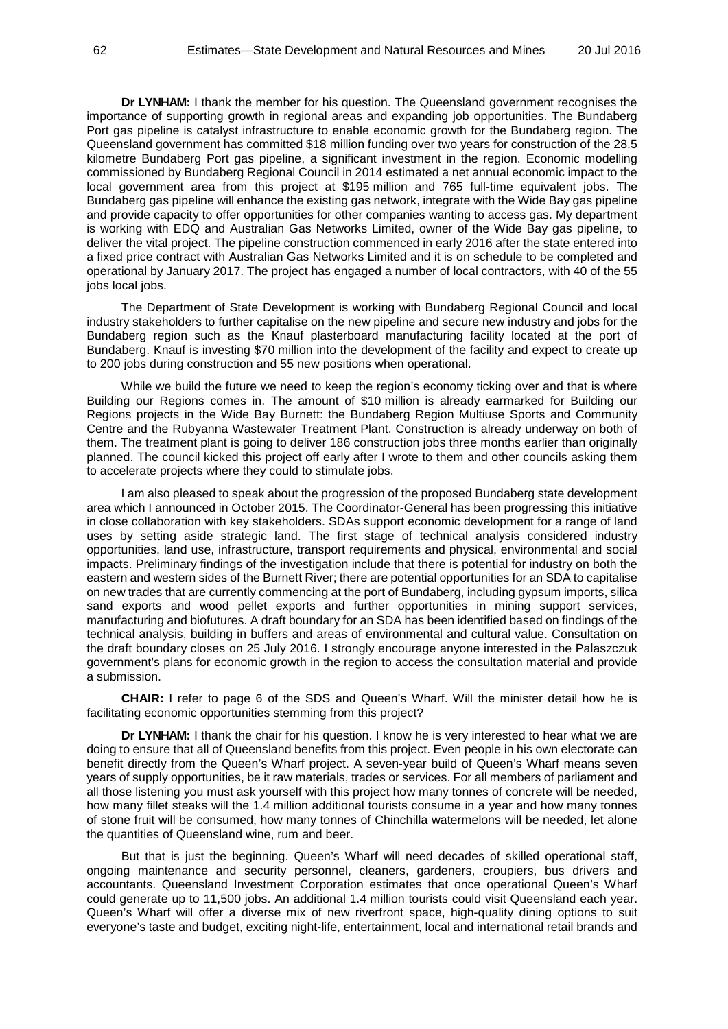**Dr LYNHAM:** I thank the member for his question. The Queensland government recognises the importance of supporting growth in regional areas and expanding job opportunities. The Bundaberg Port gas pipeline is catalyst infrastructure to enable economic growth for the Bundaberg region. The Queensland government has committed $18 million funding over two years for construction of the 28.5 kilometre Bundaberg Port gas pipeline, a significant investment in the region. Economic modelling commissioned by Bundaberg Regional Council in 2014 estimated a net annual economic impact to the local government area from this project at $195 million and 765 full-time equivalent jobs. The Bundaberg gas pipeline will enhance the existing gas network, integrate with the Wide Bay gas pipeline and provide capacity to offer opportunities for other companies wanting to access gas. My department is working with EDQ and Australian Gas Networks Limited, owner of the Wide Bay gas pipeline, to deliver the vital project. The pipeline construction commenced in early 2016 after the state entered into a fixed price contract with Australian Gas Networks Limited and it is on schedule to be completed and operational by January 2017. The project has engaged a number of local contractors, with 40 of the 55 jobs local jobs.

The Department of State Development is working with Bundaberg Regional Council and local industry stakeholders to further capitalise on the new pipeline and secure new industry and jobs for the Bundaberg region such as the Knauf plasterboard manufacturing facility located at the port of Bundaberg. Knauf is investing $70 million into the development of the facility and expect to create up to 200 jobs during construction and 55 new positions when operational.

While we build the future we need to keep the region's economy ticking over and that is where Building our Regions comes in. The amount of $10 million is already earmarked for Building our Regions projects in the Wide Bay Burnett: the Bundaberg Region Multiuse Sports and Community Centre and the Rubyanna Wastewater Treatment Plant. Construction is already underway on both of them. The treatment plant is going to deliver 186 construction jobs three months earlier than originally planned. The council kicked this project off early after I wrote to them and other councils asking them to accelerate projects where they could to stimulate jobs.

I am also pleased to speak about the progression of the proposed Bundaberg state development area which I announced in October 2015. The Coordinator-General has been progressing this initiative in close collaboration with key stakeholders. SDAs support economic development for a range of land uses by setting aside strategic land. The first stage of technical analysis considered industry opportunities, land use, infrastructure, transport requirements and physical, environmental and social impacts. Preliminary findings of the investigation include that there is potential for industry on both the eastern and western sides of the Burnett River; there are potential opportunities for an SDA to capitalise on new trades that are currently commencing at the port of Bundaberg, including gypsum imports, silica sand exports and wood pellet exports and further opportunities in mining support services, manufacturing and biofutures. A draft boundary for an SDA has been identified based on findings of the technical analysis, building in buffers and areas of environmental and cultural value. Consultation on the draft boundary closes on 25 July 2016. I strongly encourage anyone interested in the Palaszczuk government's plans for economic growth in the region to access the consultation material and provide a submission.

**CHAIR:** I refer to page 6 of the SDS and Queen's Wharf. Will the minister detail how he is facilitating economic opportunities stemming from this project?

**Dr LYNHAM:** I thank the chair for his question. I know he is very interested to hear what we are doing to ensure that all of Queensland benefits from this project. Even people in his own electorate can benefit directly from the Queen's Wharf project. A seven-year build of Queen's Wharf means seven years of supply opportunities, be it raw materials, trades or services. For all members of parliament and all those listening you must ask yourself with this project how many tonnes of concrete will be needed, how many fillet steaks will the 1.4 million additional tourists consume in a year and how many tonnes of stone fruit will be consumed, how many tonnes of Chinchilla watermelons will be needed, let alone the quantities of Queensland wine, rum and beer.

But that is just the beginning. Queen's Wharf will need decades of skilled operational staff, ongoing maintenance and security personnel, cleaners, gardeners, croupiers, bus drivers and accountants. Queensland Investment Corporation estimates that once operational Queen's Wharf could generate up to 11,500 jobs. An additional 1.4 million tourists could visit Queensland each year. Queen's Wharf will offer a diverse mix of new riverfront space, high-quality dining options to suit everyone's taste and budget, exciting night-life, entertainment, local and international retail brands and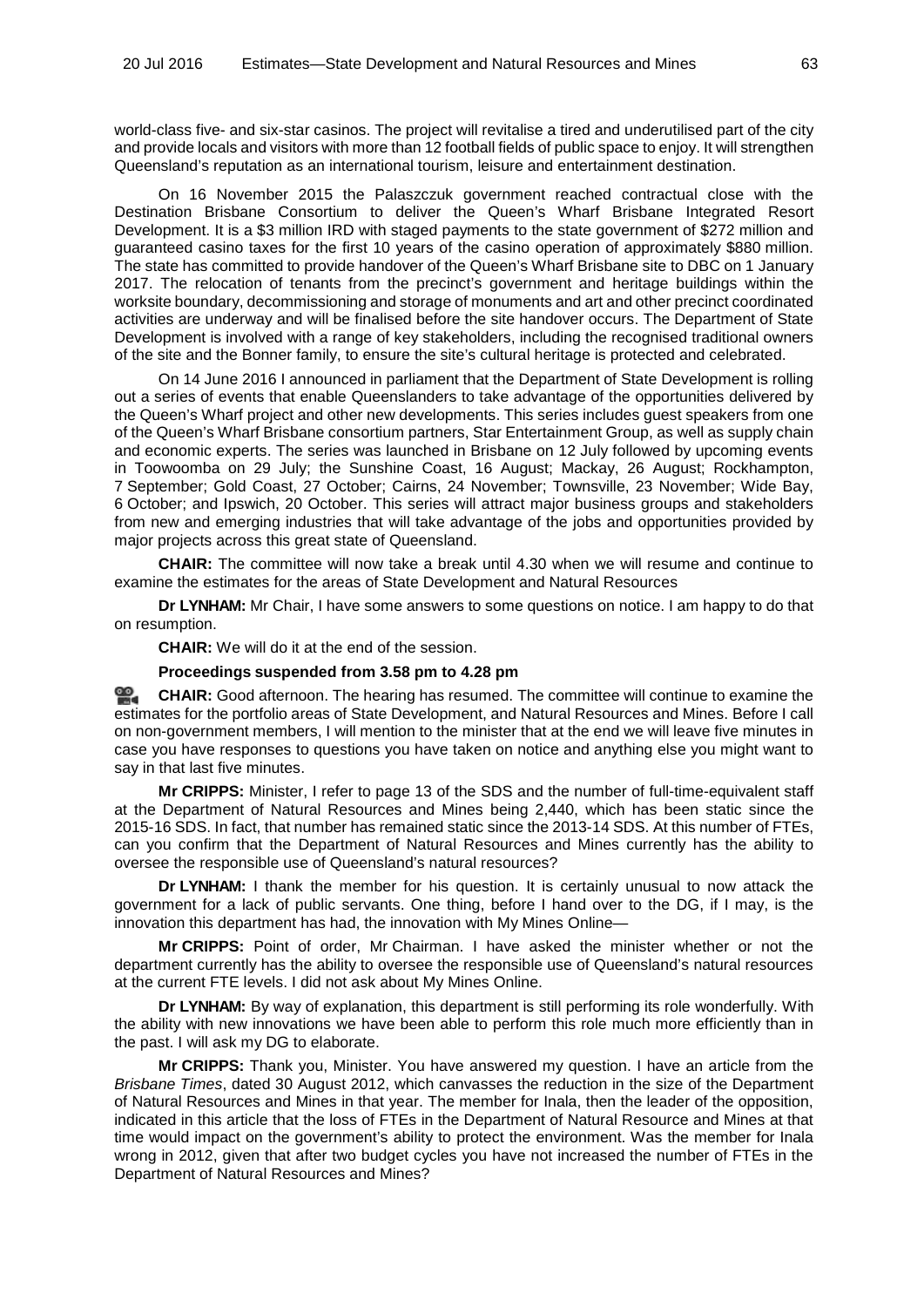world-class five- and six-star casinos. The project will revitalise a tired and underutilised part of the city and provide locals and visitors with more than 12 football fields of public space to enjoy. It will strengthen Queensland's reputation as an international tourism, leisure and entertainment destination.

On 16 November 2015 the Palaszczuk government reached contractual close with the Destination Brisbane Consortium to deliver the Queen's Wharf Brisbane Integrated Resort Development. It is a $3 million IRD with staged payments to the state government of $272 million and guaranteed casino taxes for the first 10 years of the casino operation of approximately $880 million. The state has committed to provide handover of the Queen's Wharf Brisbane site to DBC on 1 January 2017. The relocation of tenants from the precinct's government and heritage buildings within the worksite boundary, decommissioning and storage of monuments and art and other precinct coordinated activities are underway and will be finalised before the site handover occurs. The Department of State Development is involved with a range of key stakeholders, including the recognised traditional owners of the site and the Bonner family, to ensure the site's cultural heritage is protected and celebrated.

On 14 June 2016 I announced in parliament that the Department of State Development is rolling out a series of events that enable Queenslanders to take advantage of the opportunities delivered by the Queen's Wharf project and other new developments. This series includes guest speakers from one of the Queen's Wharf Brisbane consortium partners, Star Entertainment Group, as well as supply chain and economic experts. The series was launched in Brisbane on 12 July followed by upcoming events in Toowoomba on 29 July; the Sunshine Coast, 16 August; Mackay, 26 August; Rockhampton, 7 September; Gold Coast, 27 October; Cairns, 24 November; Townsville, 23 November; Wide Bay, 6 October; and Ipswich, 20 October. This series will attract major business groups and stakeholders from new and emerging industries that will take advantage of the jobs and opportunities provided by major projects across this great state of Queensland.

**CHAIR:** The committee will now take a break until 4.30 when we will resume and continue to examine the estimates for the areas of State Development and Natural Resources

**Dr LYNHAM:** Mr Chair, I have some answers to some questions on notice. I am happy to do that on resumption.

**CHAIR:** We will do it at the end of the session.

**Proceedings suspended from 3.58 pm to 4.28 pm**

**CHAIR:** Good afternoon. The hearing has resumed. The committee will continue to examine the estimates for the portfolio areas of State Development, and Natural Resources and Mines. Before I call on non-government members, I will mention to the minister that at the end we will leave five minutes in case you have responses to questions you have taken on notice and anything else you might want to say in that last five minutes.

**Mr CRIPPS:** Minister, I refer to page 13 of the SDS and the number of full-time-equivalent staff at the Department of Natural Resources and Mines being 2,440, which has been static since the 2015-16 SDS. In fact, that number has remained static since the 2013-14 SDS. At this number of FTEs, can you confirm that the Department of Natural Resources and Mines currently has the ability to oversee the responsible use of Queensland's natural resources?

**Dr LYNHAM:** I thank the member for his question. It is certainly unusual to now attack the government for a lack of public servants. One thing, before I hand over to the DG, if I may, is the innovation this department has had, the innovation with My Mines Online—

**Mr CRIPPS:** Point of order, Mr Chairman. I have asked the minister whether or not the department currently has the ability to oversee the responsible use of Queensland's natural resources at the current FTE levels. I did not ask about My Mines Online.

**Dr LYNHAM:** By way of explanation, this department is still performing its role wonderfully. With the ability with new innovations we have been able to perform this role much more efficiently than in the past. I will ask my DG to elaborate.

**Mr CRIPPS:** Thank you, Minister. You have answered my question. I have an article from the *Brisbane Times*, dated 30 August 2012, which canvasses the reduction in the size of the Department of Natural Resources and Mines in that year. The member for Inala, then the leader of the opposition, indicated in this article that the loss of FTEs in the Department of Natural Resource and Mines at that time would impact on the government's ability to protect the environment. Was the member for Inala wrong in 2012, given that after two budget cycles you have not increased the number of FTEs in the Department of Natural Resources and Mines?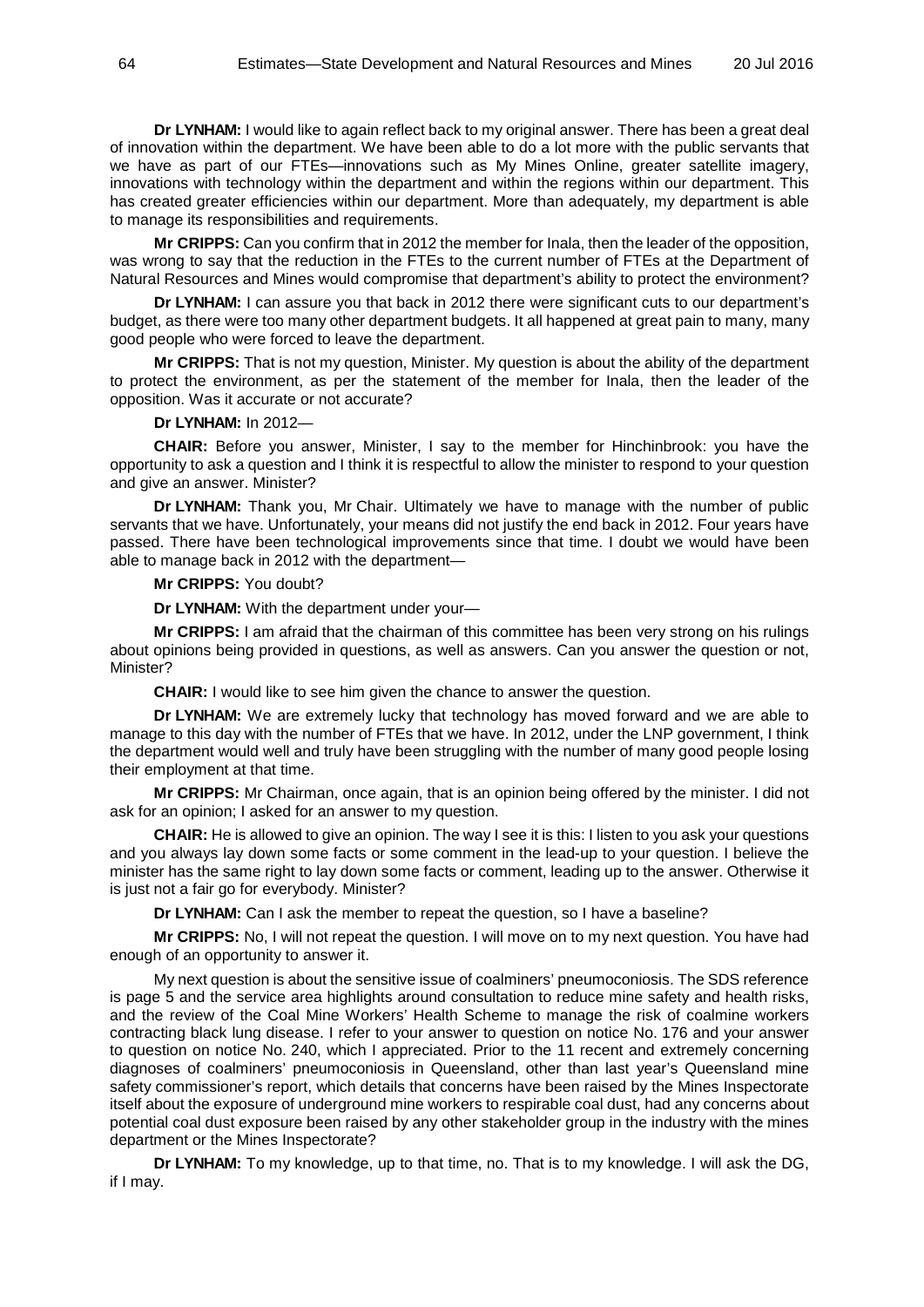**Dr LYNHAM:** I would like to again reflect back to my original answer. There has been a great deal of innovation within the department. We have been able to do a lot more with the public servants that we have as part of our FTEs—innovations such as My Mines Online, greater satellite imagery, innovations with technology within the department and within the regions within our department. This has created greater efficiencies within our department. More than adequately, my department is able to manage its responsibilities and requirements.

**Mr CRIPPS:** Can you confirm that in 2012 the member for Inala, then the leader of the opposition, was wrong to say that the reduction in the FTEs to the current number of FTEs at the Department of Natural Resources and Mines would compromise that department's ability to protect the environment?

**Dr LYNHAM:** I can assure you that back in 2012 there were significant cuts to our department's budget, as there were too many other department budgets. It all happened at great pain to many, many good people who were forced to leave the department.

**Mr CRIPPS:** That is not my question, Minister. My question is about the ability of the department to protect the environment, as per the statement of the member for Inala, then the leader of the opposition. Was it accurate or not accurate?

**Dr LYNHAM:** In 2012—

**CHAIR:** Before you answer, Minister, I say to the member for Hinchinbrook: you have the opportunity to ask a question and I think it is respectful to allow the minister to respond to your question and give an answer. Minister?

**Dr LYNHAM:** Thank you, Mr Chair. Ultimately we have to manage with the number of public servants that we have. Unfortunately, your means did not justify the end back in 2012. Four years have passed. There have been technological improvements since that time. I doubt we would have been able to manage back in 2012 with the department—

**Mr CRIPPS:** You doubt?

**Dr LYNHAM:** With the department under your—

**Mr CRIPPS:** I am afraid that the chairman of this committee has been very strong on his rulings about opinions being provided in questions, as well as answers. Can you answer the question or not, Minister?

**CHAIR:** I would like to see him given the chance to answer the question.

**Dr LYNHAM:** We are extremely lucky that technology has moved forward and we are able to manage to this day with the number of FTEs that we have. In 2012, under the LNP government, I think the department would well and truly have been struggling with the number of many good people losing their employment at that time.

**Mr CRIPPS:** Mr Chairman, once again, that is an opinion being offered by the minister. I did not ask for an opinion; I asked for an answer to my question.

**CHAIR:** He is allowed to give an opinion. The way I see it is this: I listen to you ask your questions and you always lay down some facts or some comment in the lead-up to your question. I believe the minister has the same right to lay down some facts or comment, leading up to the answer. Otherwise it is just not a fair go for everybody. Minister?

**Dr LYNHAM:** Can I ask the member to repeat the question, so I have a baseline?

**Mr CRIPPS:** No, I will not repeat the question. I will move on to my next question. You have had enough of an opportunity to answer it.

My next question is about the sensitive issue of coalminers' pneumoconiosis. The SDS reference is page 5 and the service area highlights around consultation to reduce mine safety and health risks, and the review of the Coal Mine Workers' Health Scheme to manage the risk of coalmine workers contracting black lung disease. I refer to your answer to question on notice No. 176 and your answer to question on notice No. 240, which I appreciated. Prior to the 11 recent and extremely concerning diagnoses of coalminers' pneumoconiosis in Queensland, other than last year's Queensland mine safety commissioner's report, which details that concerns have been raised by the Mines Inspectorate itself about the exposure of underground mine workers to respirable coal dust, had any concerns about potential coal dust exposure been raised by any other stakeholder group in the industry with the mines department or the Mines Inspectorate?

**Dr LYNHAM:** To my knowledge, up to that time, no. That is to my knowledge. I will ask the DG, if I may.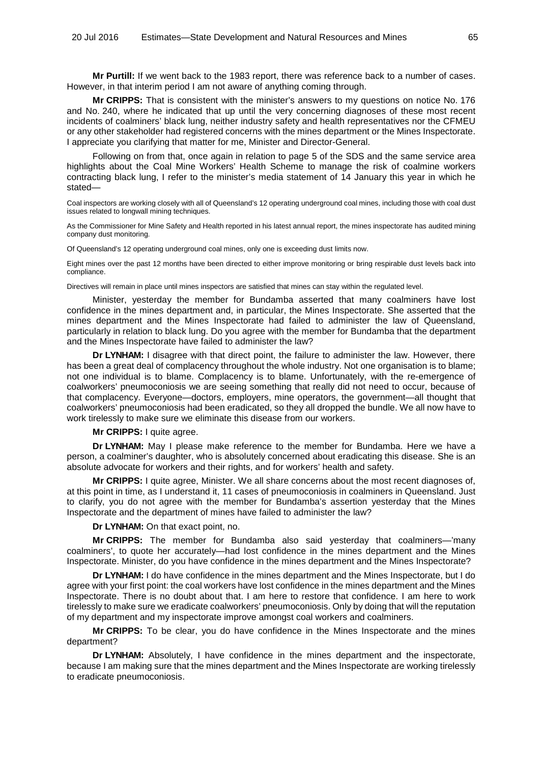**Mr Purtill:** If we went back to the 1983 report, there was reference back to a number of cases. However, in that interim period I am not aware of anything coming through.

**Mr CRIPPS:** That is consistent with the minister's answers to my questions on notice No. 176 and No. 240, where he indicated that up until the very concerning diagnoses of these most recent incidents of coalminers' black lung, neither industry safety and health representatives nor the CFMEU or any other stakeholder had registered concerns with the mines department or the Mines Inspectorate. I appreciate you clarifying that matter for me, Minister and Director-General.

Following on from that, once again in relation to page 5 of the SDS and the same service area highlights about the Coal Mine Workers' Health Scheme to manage the risk of coalmine workers contracting black lung, I refer to the minister's media statement of 14 January this year in which he stated—

Coal inspectors are working closely with all of Queensland's 12 operating underground coal mines, including those with coal dust issues related to longwall mining techniques.

As the Commissioner for Mine Safety and Health reported in his latest annual report, the mines inspectorate has audited mining company dust monitoring.

Of Queensland's 12 operating underground coal mines, only one is exceeding dust limits now.

Eight mines over the past 12 months have been directed to either improve monitoring or bring respirable dust levels back into compliance.

Directives will remain in place until mines inspectors are satisfied that mines can stay within the regulated level.

Minister, yesterday the member for Bundamba asserted that many coalminers have lost confidence in the mines department and, in particular, the Mines Inspectorate. She asserted that the mines department and the Mines Inspectorate had failed to administer the law of Queensland, particularly in relation to black lung. Do you agree with the member for Bundamba that the department and the Mines Inspectorate have failed to administer the law?

**Dr LYNHAM:** I disagree with that direct point, the failure to administer the law. However, there has been a great deal of complacency throughout the whole industry. Not one organisation is to blame; not one individual is to blame. Complacency is to blame. Unfortunately, with the re-emergence of coalworkers' pneumoconiosis we are seeing something that really did not need to occur, because of that complacency. Everyone—doctors, employers, mine operators, the government—all thought that coalworkers' pneumoconiosis had been eradicated, so they all dropped the bundle. We all now have to work tirelessly to make sure we eliminate this disease from our workers.

**Mr CRIPPS:** I quite agree.

**Dr LYNHAM:** May I please make reference to the member for Bundamba. Here we have a person, a coalminer's daughter, who is absolutely concerned about eradicating this disease. She is an absolute advocate for workers and their rights, and for workers' health and safety.

**Mr CRIPPS:** I quite agree, Minister. We all share concerns about the most recent diagnoses of, at this point in time, as I understand it, 11 cases of pneumoconiosis in coalminers in Queensland. Just to clarify, you do not agree with the member for Bundamba's assertion yesterday that the Mines Inspectorate and the department of mines have failed to administer the law?

**Dr LYNHAM:** On that exact point, no.

**Mr CRIPPS:** The member for Bundamba also said yesterday that coalminers—'many coalminers', to quote her accurately—had lost confidence in the mines department and the Mines Inspectorate. Minister, do you have confidence in the mines department and the Mines Inspectorate?

**Dr LYNHAM:** I do have confidence in the mines department and the Mines Inspectorate, but I do agree with your first point: the coal workers have lost confidence in the mines department and the Mines Inspectorate. There is no doubt about that. I am here to restore that confidence. I am here to work tirelessly to make sure we eradicate coalworkers' pneumoconiosis. Only by doing that will the reputation of my department and my inspectorate improve amongst coal workers and coalminers.

**Mr CRIPPS:** To be clear, you do have confidence in the Mines Inspectorate and the mines department?

**Dr LYNHAM:** Absolutely, I have confidence in the mines department and the inspectorate, because I am making sure that the mines department and the Mines Inspectorate are working tirelessly to eradicate pneumoconiosis.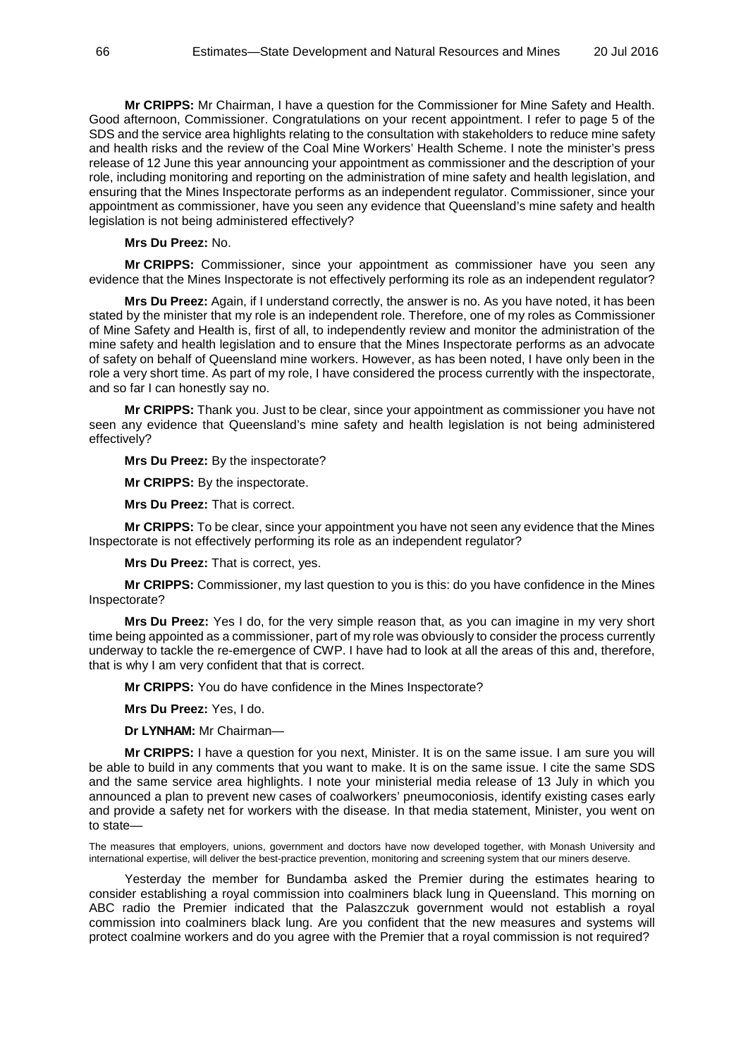**Mr CRIPPS:** Mr Chairman, I have a question for the Commissioner for Mine Safety and Health. Good afternoon, Commissioner. Congratulations on your recent appointment. I refer to page 5 of the SDS and the service area highlights relating to the consultation with stakeholders to reduce mine safety and health risks and the review of the Coal Mine Workers' Health Scheme. I note the minister's press release of 12 June this year announcing your appointment as commissioner and the description of your role, including monitoring and reporting on the administration of mine safety and health legislation, and ensuring that the Mines Inspectorate performs as an independent regulator. Commissioner, since your appointment as commissioner, have you seen any evidence that Queensland's mine safety and health legislation is not being administered effectively?

**Mrs Du Preez:** No.

**Mr CRIPPS:** Commissioner, since your appointment as commissioner have you seen any evidence that the Mines Inspectorate is not effectively performing its role as an independent regulator?

**Mrs Du Preez:** Again, if I understand correctly, the answer is no. As you have noted, it has been stated by the minister that my role is an independent role. Therefore, one of my roles as Commissioner of Mine Safety and Health is, first of all, to independently review and monitor the administration of the mine safety and health legislation and to ensure that the Mines Inspectorate performs as an advocate of safety on behalf of Queensland mine workers. However, as has been noted, I have only been in the role a very short time. As part of my role, I have considered the process currently with the inspectorate, and so far I can honestly say no.

**Mr CRIPPS:** Thank you. Just to be clear, since your appointment as commissioner you have not seen any evidence that Queensland's mine safety and health legislation is not being administered effectively?

**Mrs Du Preez:** By the inspectorate?

**Mr CRIPPS:** By the inspectorate.

**Mrs Du Preez:** That is correct.

**Mr CRIPPS:** To be clear, since your appointment you have not seen any evidence that the Mines Inspectorate is not effectively performing its role as an independent regulator?

**Mrs Du Preez:** That is correct, yes.

**Mr CRIPPS:** Commissioner, my last question to you is this: do you have confidence in the Mines Inspectorate?

**Mrs Du Preez:** Yes I do, for the very simple reason that, as you can imagine in my very short time being appointed as a commissioner, part of my role was obviously to consider the process currently underway to tackle the re-emergence of CWP. I have had to look at all the areas of this and, therefore, that is why I am very confident that that is correct.

**Mr CRIPPS:** You do have confidence in the Mines Inspectorate?

**Mrs Du Preez:** Yes, I do.

**Dr LYNHAM:** Mr Chairman—

**Mr CRIPPS:** I have a question for you next, Minister. It is on the same issue. I am sure you will be able to build in any comments that you want to make. It is on the same issue. I cite the same SDS and the same service area highlights. I note your ministerial media release of 13 July in which you announced a plan to prevent new cases of coalworkers' pneumoconiosis, identify existing cases early and provide a safety net for workers with the disease. In that media statement, Minister, you went on to state—

> The measures that employers, unions, government and doctors have now developed together, with Monash University and international expertise, will deliver the best-practice prevention, monitoring and screening system that our miners deserve.

Yesterday the member for Bundamba asked the Premier during the estimates hearing to consider establishing a royal commission into coalminers black lung in Queensland. This morning on ABC radio the Premier indicated that the Palaszczuk government would not establish a royal commission into coalminers black lung. Are you confident that the new measures and systems will protect coalmine workers and do you agree with the Premier that a royal commission is not required?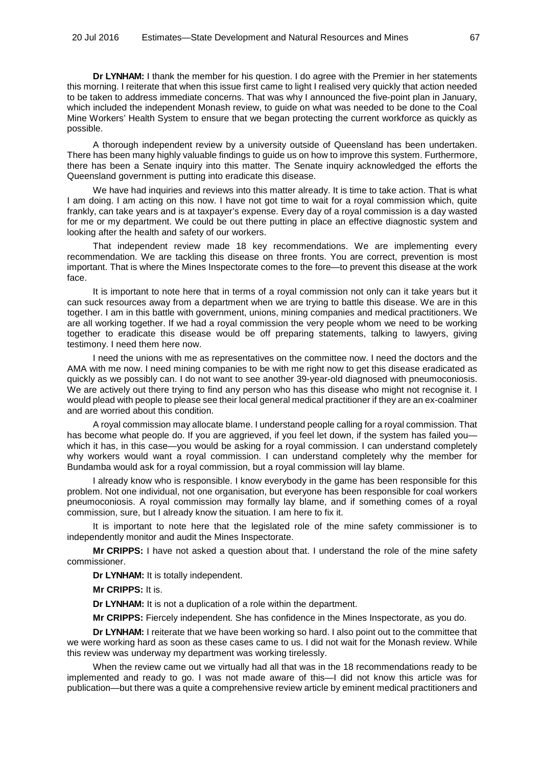**Dr LYNHAM:** I thank the member for his question. I do agree with the Premier in her statements this morning. I reiterate that when this issue first came to light I realised very quickly that action needed to be taken to address immediate concerns. That was why I announced the five-point plan in January, which included the independent Monash review, to guide on what was needed to be done to the Coal Mine Workers' Health System to ensure that we began protecting the current workforce as quickly as possible.

A thorough independent review by a university outside of Queensland has been undertaken. There has been many highly valuable findings to guide us on how to improve this system. Furthermore, there has been a Senate inquiry into this matter. The Senate inquiry acknowledged the efforts the Queensland government is putting into eradicate this disease.

We have had inquiries and reviews into this matter already. It is time to take action. That is what I am doing. I am acting on this now. I have not got time to wait for a royal commission which, quite frankly, can take years and is at taxpayer's expense. Every day of a royal commission is a day wasted for me or my department. We could be out there putting in place an effective diagnostic system and looking after the health and safety of our workers.

That independent review made 18 key recommendations. We are implementing every recommendation. We are tackling this disease on three fronts. You are correct, prevention is most important. That is where the Mines Inspectorate comes to the fore—to prevent this disease at the work face.

It is important to note here that in terms of a royal commission not only can it take years but it can suck resources away from a department when we are trying to battle this disease. We are in this together. I am in this battle with government, unions, mining companies and medical practitioners. We are all working together. If we had a royal commission the very people whom we need to be working together to eradicate this disease would be off preparing statements, talking to lawyers, giving testimony. I need them here now.

I need the unions with me as representatives on the committee now. I need the doctors and the AMA with me now. I need mining companies to be with me right now to get this disease eradicated as quickly as we possibly can. I do not want to see another 39-year-old diagnosed with pneumoconiosis. We are actively out there trying to find any person who has this disease who might not recognise it. I would plead with people to please see their local general medical practitioner if they are an ex-coalminer and are worried about this condition.

A royal commission may allocate blame. I understand people calling for a royal commission. That has become what people do. If you are aggrieved, if you feel let down, if the system has failed you—which it has, in this case—you would be asking for a royal commission. I can understand completely why workers would want a royal commission. I can understand completely why the member for Bundamba would ask for a royal commission, but a royal commission will lay blame.

I already know who is responsible. I know everybody in the game has been responsible for this problem. Not one individual, not one organisation, but everyone has been responsible for coal workers pneumoconiosis. A royal commission may formally lay blame, and if something comes of a royal commission, sure, but I already know the situation. I am here to fix it.

It is important to note here that the legislated role of the mine safety commissioner is to independently monitor and audit the Mines Inspectorate.

**Mr CRIPPS:** I have not asked a question about that. I understand the role of the mine safety commissioner.

**Dr LYNHAM:** It is totally independent.

**Mr CRIPPS:** It is.

**Dr LYNHAM:** It is not a duplication of a role within the department.

**Mr CRIPPS:** Fiercely independent. She has confidence in the Mines Inspectorate, as you do.

**Dr LYNHAM:** I reiterate that we have been working so hard. I also point out to the committee that we were working hard as soon as these cases came to us. I did not wait for the Monash review. While this review was underway my department was working tirelessly.

When the review came out we virtually had all that was in the 18 recommendations ready to be implemented and ready to go. I was not made aware of this—I did not know this article was for publication—but there was a quite a comprehensive review article by eminent medical practitioners and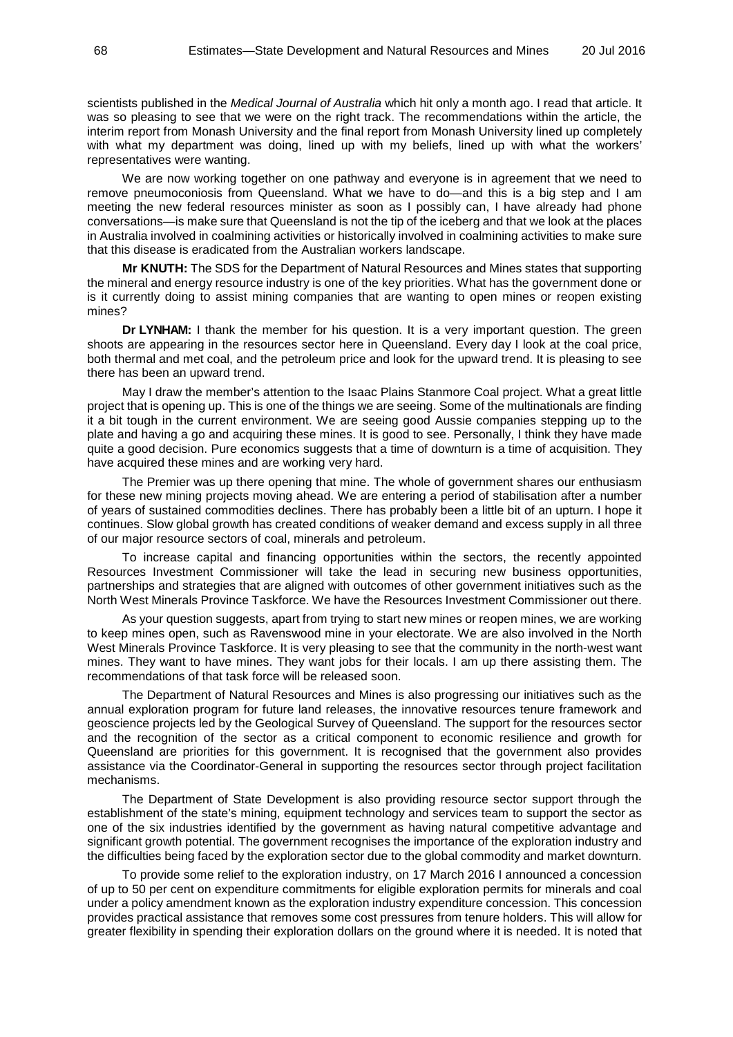scientists published in the *Medical Journal of Australia* which hit only a month ago. I read that article. It was so pleasing to see that we were on the right track. The recommendations within the article, the interim report from Monash University and the final report from Monash University lined up completely with what my department was doing, lined up with my beliefs, lined up with what the workers' representatives were wanting.

We are now working together on one pathway and everyone is in agreement that we need to remove pneumoconiosis from Queensland. What we have to do—and this is a big step and I am meeting the new federal resources minister as soon as I possibly can, I have already had phone conversations—is make sure that Queensland is not the tip of the iceberg and that we look at the places in Australia involved in coalmining activities or historically involved in coalmining activities to make sure that this disease is eradicated from the Australian workers landscape.

**Mr KNUTH:** The SDS for the Department of Natural Resources and Mines states that supporting the mineral and energy resource industry is one of the key priorities. What has the government done or is it currently doing to assist mining companies that are wanting to open mines or reopen existing mines?

**Dr LYNHAM:** I thank the member for his question. It is a very important question. The green shoots are appearing in the resources sector here in Queensland. Every day I look at the coal price, both thermal and met coal, and the petroleum price and look for the upward trend. It is pleasing to see there has been an upward trend.

May I draw the member's attention to the Isaac Plains Stanmore Coal project. What a great little project that is opening up. This is one of the things we are seeing. Some of the multinationals are finding it a bit tough in the current environment. We are seeing good Aussie companies stepping up to the plate and having a go and acquiring these mines. It is good to see. Personally, I think they have made quite a good decision. Pure economics suggests that a time of downturn is a time of acquisition. They have acquired these mines and are working very hard.

The Premier was up there opening that mine. The whole of government shares our enthusiasm for these new mining projects moving ahead. We are entering a period of stabilisation after a number of years of sustained commodities declines. There has probably been a little bit of an upturn. I hope it continues. Slow global growth has created conditions of weaker demand and excess supply in all three of our major resource sectors of coal, minerals and petroleum.

To increase capital and financing opportunities within the sectors, the recently appointed Resources Investment Commissioner will take the lead in securing new business opportunities, partnerships and strategies that are aligned with outcomes of other government initiatives such as the North West Minerals Province Taskforce. We have the Resources Investment Commissioner out there.

As your question suggests, apart from trying to start new mines or reopen mines, we are working to keep mines open, such as Ravenswood mine in your electorate. We are also involved in the North West Minerals Province Taskforce. It is very pleasing to see that the community in the north-west want mines. They want to have mines. They want jobs for their locals. I am up there assisting them. The recommendations of that task force will be released soon.

The Department of Natural Resources and Mines is also progressing our initiatives such as the annual exploration program for future land releases, the innovative resources tenure framework and geoscience projects led by the Geological Survey of Queensland. The support for the resources sector and the recognition of the sector as a critical component to economic resilience and growth for Queensland are priorities for this government. It is recognised that the government also provides assistance via the Coordinator-General in supporting the resources sector through project facilitation mechanisms.

The Department of State Development is also providing resource sector support through the establishment of the state's mining, equipment technology and services team to support the sector as one of the six industries identified by the government as having natural competitive advantage and significant growth potential. The government recognises the importance of the exploration industry and the difficulties being faced by the exploration sector due to the global commodity and market downturn.

To provide some relief to the exploration industry, on 17 March 2016 I announced a concession of up to 50 per cent on expenditure commitments for eligible exploration permits for minerals and coal under a policy amendment known as the exploration industry expenditure concession. This concession provides practical assistance that removes some cost pressures from tenure holders. This will allow for greater flexibility in spending their exploration dollars on the ground where it is needed. It is noted that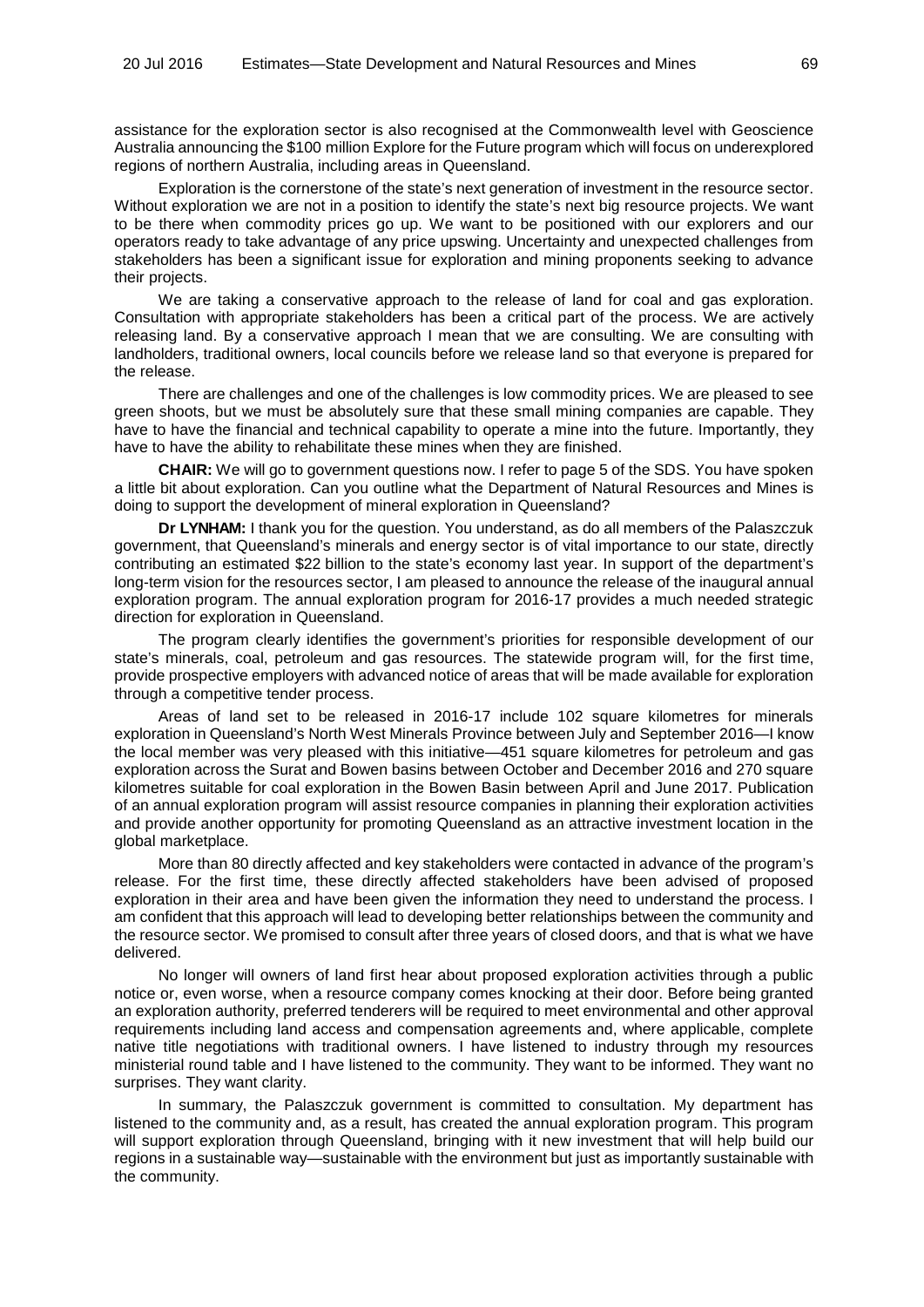assistance for the exploration sector is also recognised at the Commonwealth level with Geoscience Australia announcing the $100 million Explore for the Future program which will focus on underexplored regions of northern Australia, including areas in Queensland.

Exploration is the cornerstone of the state's next generation of investment in the resource sector. Without exploration we are not in a position to identify the state's next big resource projects. We want to be there when commodity prices go up. We want to be positioned with our explorers and our operators ready to take advantage of any price upswing. Uncertainty and unexpected challenges from stakeholders has been a significant issue for exploration and mining proponents seeking to advance their projects.

We are taking a conservative approach to the release of land for coal and gas exploration. Consultation with appropriate stakeholders has been a critical part of the process. We are actively releasing land. By a conservative approach I mean that we are consulting. We are consulting with landholders, traditional owners, local councils before we release land so that everyone is prepared for the release.

There are challenges and one of the challenges is low commodity prices. We are pleased to see green shoots, but we must be absolutely sure that these small mining companies are capable. They have to have the financial and technical capability to operate a mine into the future. Importantly, they have to have the ability to rehabilitate these mines when they are finished.

**CHAIR:** We will go to government questions now. I refer to page 5 of the SDS. You have spoken a little bit about exploration. Can you outline what the Department of Natural Resources and Mines is doing to support the development of mineral exploration in Queensland?

**Dr LYNHAM:** I thank you for the question. You understand, as do all members of the Palaszczuk government, that Queensland's minerals and energy sector is of vital importance to our state, directly contributing an estimated $22 billion to the state's economy last year. In support of the department's long-term vision for the resources sector, I am pleased to announce the release of the inaugural annual exploration program. The annual exploration program for 2016-17 provides a much needed strategic direction for exploration in Queensland.

The program clearly identifies the government's priorities for responsible development of our state's minerals, coal, petroleum and gas resources. The statewide program will, for the first time, provide prospective employers with advanced notice of areas that will be made available for exploration through a competitive tender process.

Areas of land set to be released in 2016-17 include 102 square kilometres for minerals exploration in Queensland's North West Minerals Province between July and September 2016—I know the local member was very pleased with this initiative—451 square kilometres for petroleum and gas exploration across the Surat and Bowen basins between October and December 2016 and 270 square kilometres suitable for coal exploration in the Bowen Basin between April and June 2017. Publication of an annual exploration program will assist resource companies in planning their exploration activities and provide another opportunity for promoting Queensland as an attractive investment location in the global marketplace.

More than 80 directly affected and key stakeholders were contacted in advance of the program's release. For the first time, these directly affected stakeholders have been advised of proposed exploration in their area and have been given the information they need to understand the process. I am confident that this approach will lead to developing better relationships between the community and the resource sector. We promised to consult after three years of closed doors, and that is what we have delivered.

No longer will owners of land first hear about proposed exploration activities through a public notice or, even worse, when a resource company comes knocking at their door. Before being granted an exploration authority, preferred tenderers will be required to meet environmental and other approval requirements including land access and compensation agreements and, where applicable, complete native title negotiations with traditional owners. I have listened to industry through my resources ministerial round table and I have listened to the community. They want to be informed. They want no surprises. They want clarity.

In summary, the Palaszczuk government is committed to consultation. My department has listened to the community and, as a result, has created the annual exploration program. This program will support exploration through Queensland, bringing with it new investment that will help build our regions in a sustainable way—sustainable with the environment but just as importantly sustainable with the community.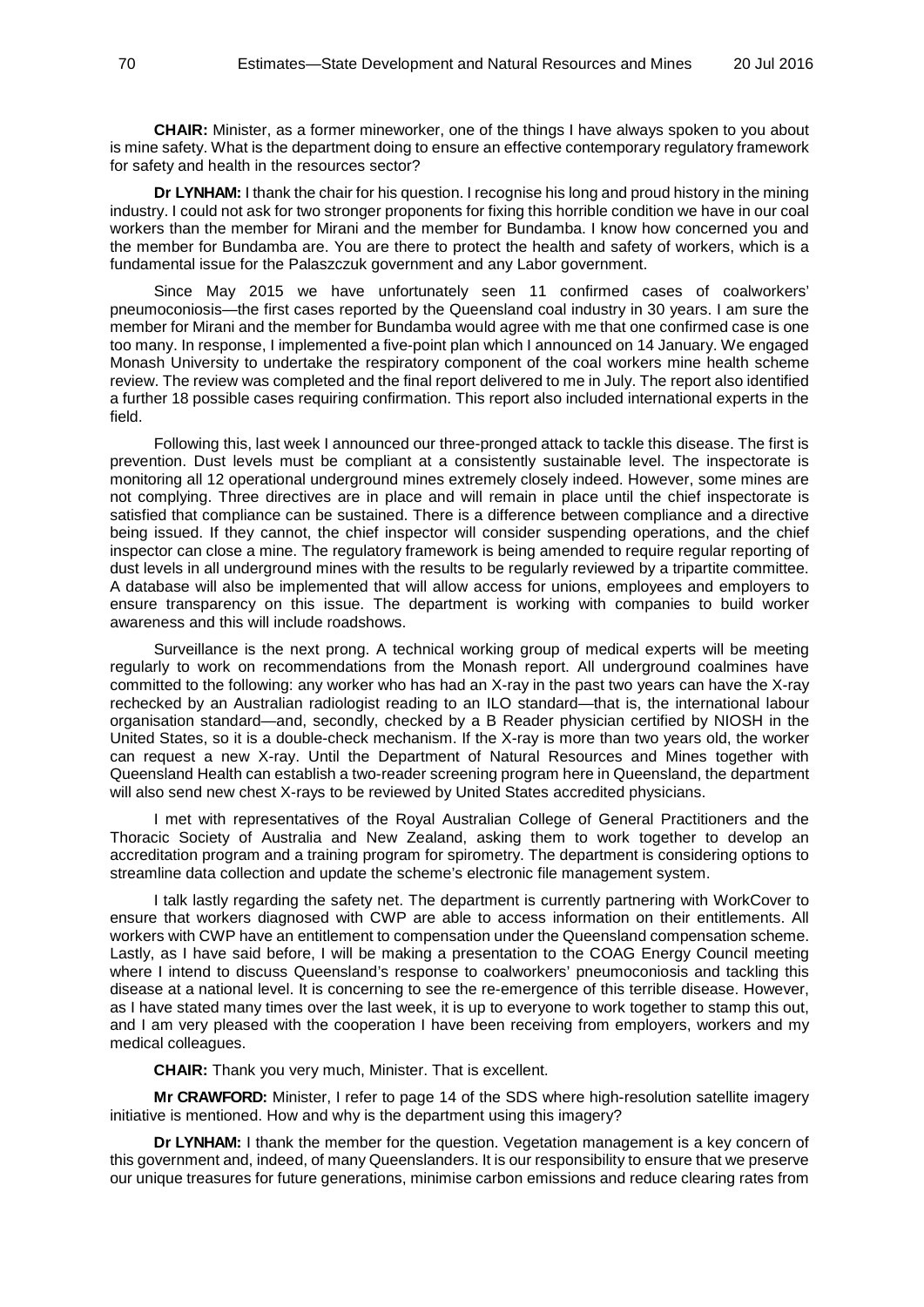**CHAIR:** Minister, as a former mineworker, one of the things I have always spoken to you about is mine safety. What is the department doing to ensure an effective contemporary regulatory framework for safety and health in the resources sector?

**Dr LYNHAM:** I thank the chair for his question. I recognise his long and proud history in the mining industry. I could not ask for two stronger proponents for fixing this horrible condition we have in our coal workers than the member for Mirani and the member for Bundamba. I know how concerned you and the member for Bundamba are. You are there to protect the health and safety of workers, which is a fundamental issue for the Palaszczuk government and any Labor government.

Since May 2015 we have unfortunately seen 11 confirmed cases of coalworkers' pneumoconiosis—the first cases reported by the Queensland coal industry in 30 years. I am sure the member for Mirani and the member for Bundamba would agree with me that one confirmed case is one too many. In response, I implemented a five-point plan which I announced on 14 January. We engaged Monash University to undertake the respiratory component of the coal workers mine health scheme review. The review was completed and the final report delivered to me in July. The report also identified a further 18 possible cases requiring confirmation. This report also included international experts in the field.

Following this, last week I announced our three-pronged attack to tackle this disease. The first is prevention. Dust levels must be compliant at a consistently sustainable level. The inspectorate is monitoring all 12 operational underground mines extremely closely indeed. However, some mines are not complying. Three directives are in place and will remain in place until the chief inspectorate is satisfied that compliance can be sustained. There is a difference between compliance and a directive being issued. If they cannot, the chief inspector will consider suspending operations, and the chief inspector can close a mine. The regulatory framework is being amended to require regular reporting of dust levels in all underground mines with the results to be regularly reviewed by a tripartite committee. A database will also be implemented that will allow access for unions, employees and employers to ensure transparency on this issue. The department is working with companies to build worker awareness and this will include roadshows.

Surveillance is the next prong. A technical working group of medical experts will be meeting regularly to work on recommendations from the Monash report. All underground coalmines have committed to the following: any worker who has had an X-ray in the past two years can have the X-ray rechecked by an Australian radiologist reading to an ILO standard—that is, the international labour organisation standard—and, secondly, checked by a B Reader physician certified by NIOSH in the United States, so it is a double-check mechanism. If the X-ray is more than two years old, the worker can request a new X-ray. Until the Department of Natural Resources and Mines together with Queensland Health can establish a two-reader screening program here in Queensland, the department will also send new chest X-rays to be reviewed by United States accredited physicians.

I met with representatives of the Royal Australian College of General Practitioners and the Thoracic Society of Australia and New Zealand, asking them to work together to develop an accreditation program and a training program for spirometry. The department is considering options to streamline data collection and update the scheme's electronic file management system.

I talk lastly regarding the safety net. The department is currently partnering with WorkCover to ensure that workers diagnosed with CWP are able to access information on their entitlements. All workers with CWP have an entitlement to compensation under the Queensland compensation scheme. Lastly, as I have said before, I will be making a presentation to the COAG Energy Council meeting where I intend to discuss Queensland's response to coalworkers' pneumoconiosis and tackling this disease at a national level. It is concerning to see the re-emergence of this terrible disease. However, as I have stated many times over the last week, it is up to everyone to work together to stamp this out, and I am very pleased with the cooperation I have been receiving from employers, workers and my medical colleagues.

**CHAIR:** Thank you very much, Minister. That is excellent.

**Mr CRAWFORD:** Minister, I refer to page 14 of the SDS where high-resolution satellite imagery initiative is mentioned. How and why is the department using this imagery?

**Dr LYNHAM:** I thank the member for the question. Vegetation management is a key concern of this government and, indeed, of many Queenslanders. It is our responsibility to ensure that we preserve our unique treasures for future generations, minimise carbon emissions and reduce clearing rates from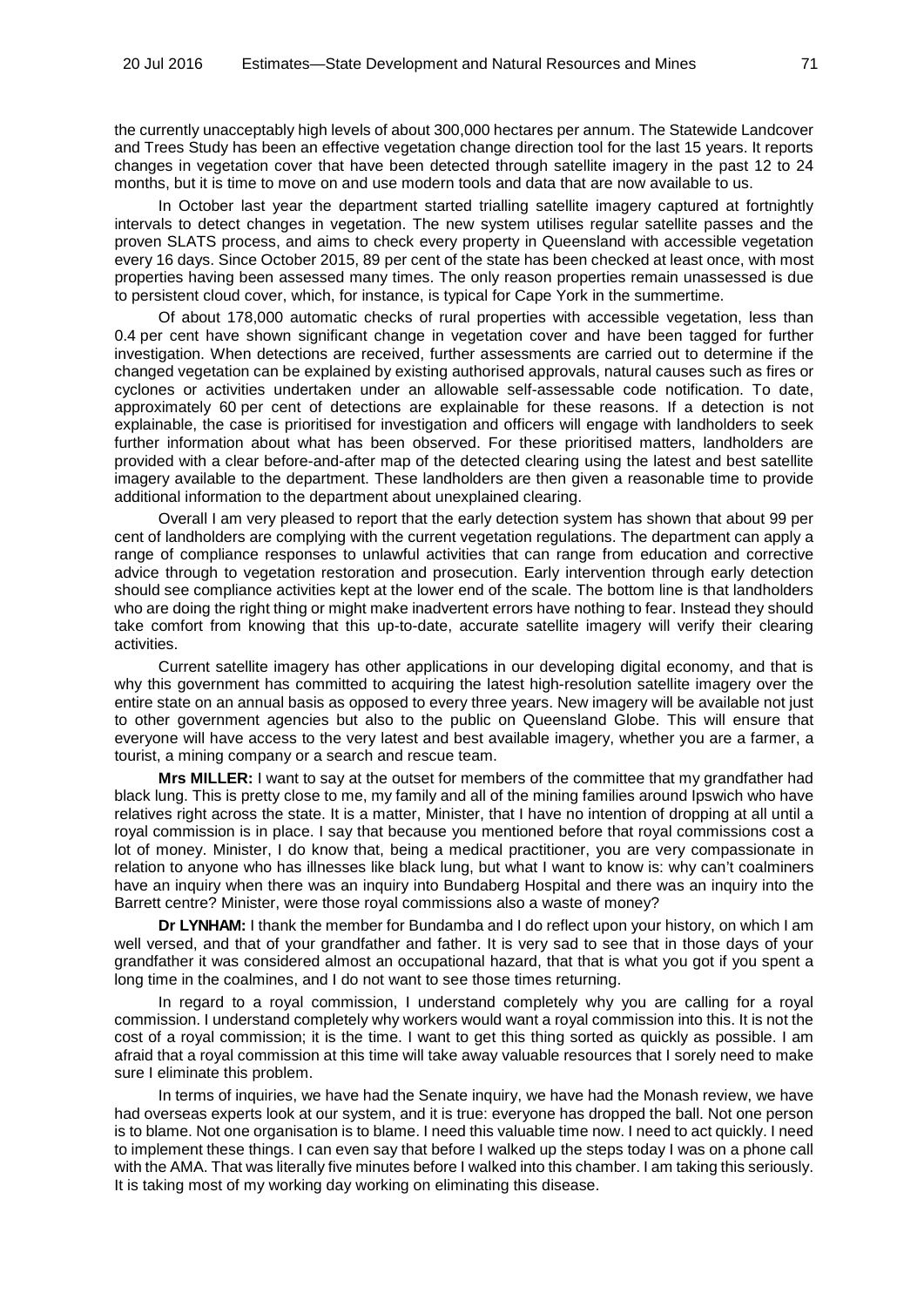the currently unacceptably high levels of about 300,000 hectares per annum. The Statewide Landcover and Trees Study has been an effective vegetation change direction tool for the last 15 years. It reports changes in vegetation cover that have been detected through satellite imagery in the past 12 to 24 months, but it is time to move on and use modern tools and data that are now available to us.

In October last year the department started trialling satellite imagery captured at fortnightly intervals to detect changes in vegetation. The new system utilises regular satellite passes and the proven SLATS process, and aims to check every property in Queensland with accessible vegetation every 16 days. Since October 2015, 89 per cent of the state has been checked at least once, with most properties having been assessed many times. The only reason properties remain unassessed is due to persistent cloud cover, which, for instance, is typical for Cape York in the summertime.

Of about 178,000 automatic checks of rural properties with accessible vegetation, less than 0.4 per cent have shown significant change in vegetation cover and have been tagged for further investigation. When detections are received, further assessments are carried out to determine if the changed vegetation can be explained by existing authorised approvals, natural causes such as fires or cyclones or activities undertaken under an allowable self-assessable code notification. To date, approximately 60 per cent of detections are explainable for these reasons. If a detection is not explainable, the case is prioritised for investigation and officers will engage with landholders to seek further information about what has been observed. For these prioritised matters, landholders are provided with a clear before-and-after map of the detected clearing using the latest and best satellite imagery available to the department. These landholders are then given a reasonable time to provide additional information to the department about unexplained clearing.

Overall I am very pleased to report that the early detection system has shown that about 99 per cent of landholders are complying with the current vegetation regulations. The department can apply a range of compliance responses to unlawful activities that can range from education and corrective advice through to vegetation restoration and prosecution. Early intervention through early detection should see compliance activities kept at the lower end of the scale. The bottom line is that landholders who are doing the right thing or might make inadvertent errors have nothing to fear. Instead they should take comfort from knowing that this up-to-date, accurate satellite imagery will verify their clearing activities.

Current satellite imagery has other applications in our developing digital economy, and that is why this government has committed to acquiring the latest high-resolution satellite imagery over the entire state on an annual basis as opposed to every three years. New imagery will be available not just to other government agencies but also to the public on Queensland Globe. This will ensure that everyone will have access to the very latest and best available imagery, whether you are a farmer, a tourist, a mining company or a search and rescue team.

**Mrs MILLER:** I want to say at the outset for members of the committee that my grandfather had black lung. This is pretty close to me, my family and all of the mining families around Ipswich who have relatives right across the state. It is a matter, Minister, that I have no intention of dropping at all until a royal commission is in place. I say that because you mentioned before that royal commissions cost a lot of money. Minister, I do know that, being a medical practitioner, you are very compassionate in relation to anyone who has illnesses like black lung, but what I want to know is: why can't coalminers have an inquiry when there was an inquiry into Bundaberg Hospital and there was an inquiry into the Barrett centre? Minister, were those royal commissions also a waste of money?

**Dr LYNHAM:** I thank the member for Bundamba and I do reflect upon your history, on which I am well versed, and that of your grandfather and father. It is very sad to see that in those days of your grandfather it was considered almost an occupational hazard, that that is what you got if you spent a long time in the coalmines, and I do not want to see those times returning.

In regard to a royal commission, I understand completely why you are calling for a royal commission. I understand completely why workers would want a royal commission into this. It is not the cost of a royal commission; it is the time. I want to get this thing sorted as quickly as possible. I am afraid that a royal commission at this time will take away valuable resources that I sorely need to make sure I eliminate this problem.

In terms of inquiries, we have had the Senate inquiry, we have had the Monash review, we have had overseas experts look at our system, and it is true: everyone has dropped the ball. Not one person is to blame. Not one organisation is to blame. I need this valuable time now. I need to act quickly. I need to implement these things. I can even say that before I walked up the steps today I was on a phone call with the AMA. That was literally five minutes before I walked into this chamber. I am taking this seriously. It is taking most of my working day working on eliminating this disease.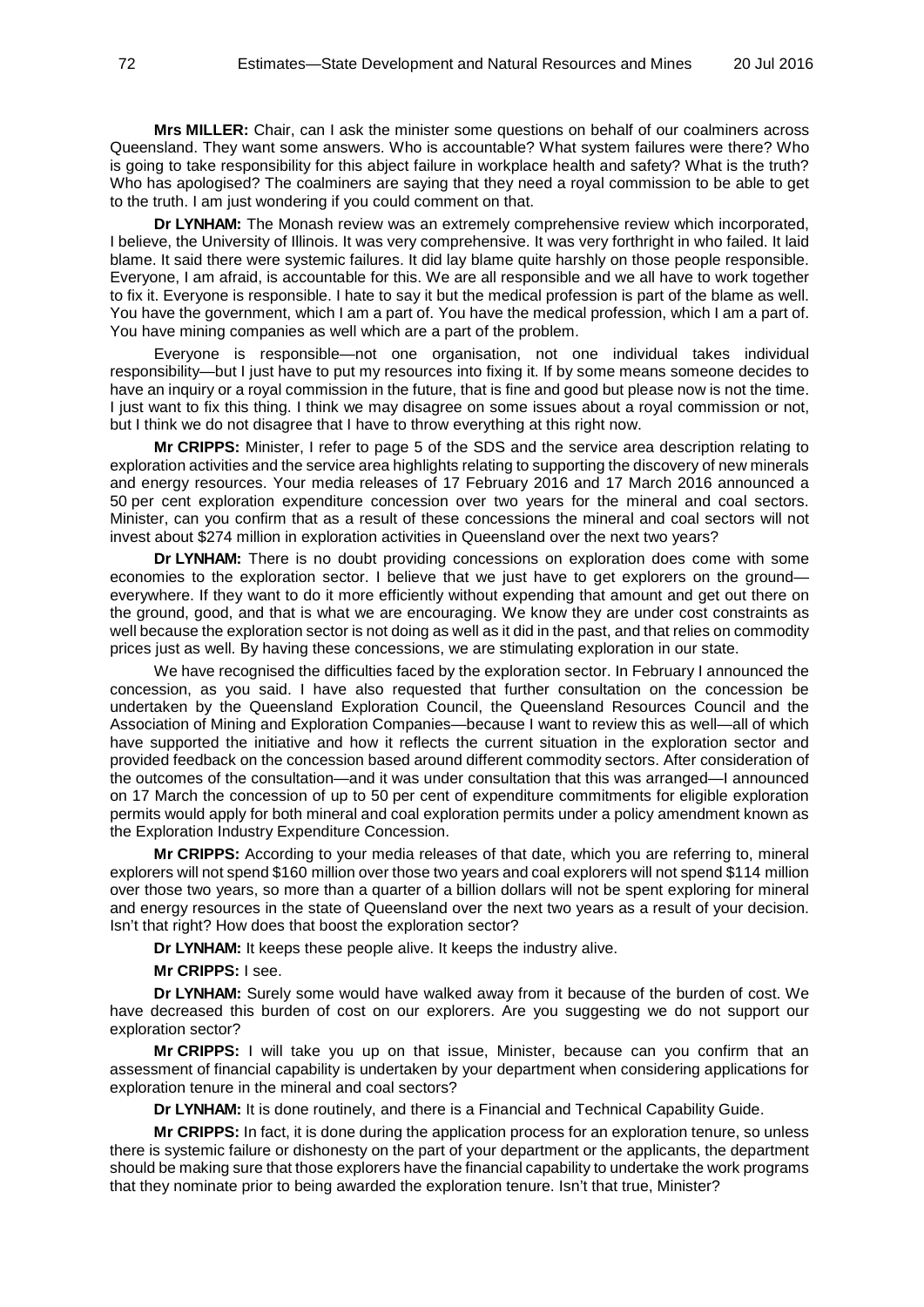**Mrs MILLER:** Chair, can I ask the minister some questions on behalf of our coalminers across Queensland. They want some answers. Who is accountable? What system failures were there? Who is going to take responsibility for this abject failure in workplace health and safety? What is the truth? Who has apologised? The coalminers are saying that they need a royal commission to be able to get to the truth. I am just wondering if you could comment on that.

**Dr LYNHAM:** The Monash review was an extremely comprehensive review which incorporated, I believe, the University of Illinois. It was very comprehensive. It was very forthright in who failed. It laid blame. It said there were systemic failures. It did lay blame quite harshly on those people responsible. Everyone, I am afraid, is accountable for this. We are all responsible and we all have to work together to fix it. Everyone is responsible. I hate to say it but the medical profession is part of the blame as well. You have the government, which I am a part of. You have the medical profession, which I am a part of. You have mining companies as well which are a part of the problem.

Everyone is responsible—not one organisation, not one individual takes individual responsibility—but I just have to put my resources into fixing it. If by some means someone decides to have an inquiry or a royal commission in the future, that is fine and good but please now is not the time. I just want to fix this thing. I think we may disagree on some issues about a royal commission or not, but I think we do not disagree that I have to throw everything at this right now.

**Mr CRIPPS:** Minister, I refer to page 5 of the SDS and the service area description relating to exploration activities and the service area highlights relating to supporting the discovery of new minerals and energy resources. Your media releases of 17 February 2016 and 17 March 2016 announced a 50 per cent exploration expenditure concession over two years for the mineral and coal sectors. Minister, can you confirm that as a result of these concessions the mineral and coal sectors will not invest about $274 million in exploration activities in Queensland over the next two years?

**Dr LYNHAM:** There is no doubt providing concessions on exploration does come with some economies to the exploration sector. I believe that we just have to get explorers on the ground—everywhere. If they want to do it more efficiently without expending that amount and get out there on the ground, good, and that is what we are encouraging. We know they are under cost constraints as well because the exploration sector is not doing as well as it did in the past, and that relies on commodity prices just as well. By having these concessions, we are stimulating exploration in our state.

We have recognised the difficulties faced by the exploration sector. In February I announced the concession, as you said. I have also requested that further consultation on the concession be undertaken by the Queensland Exploration Council, the Queensland Resources Council and the Association of Mining and Exploration Companies—because I want to review this as well—all of which have supported the initiative and how it reflects the current situation in the exploration sector and provided feedback on the concession based around different commodity sectors. After consideration of the outcomes of the consultation—and it was under consultation that this was arranged—I announced on 17 March the concession of up to 50 per cent of expenditure commitments for eligible exploration permits would apply for both mineral and coal exploration permits under a policy amendment known as the Exploration Industry Expenditure Concession.

**Mr CRIPPS:** According to your media releases of that date, which you are referring to, mineral explorers will not spend $160 million over those two years and coal explorers will not spend $114 million over those two years, so more than a quarter of a billion dollars will not be spent exploring for mineral and energy resources in the state of Queensland over the next two years as a result of your decision. Isn't that right? How does that boost the exploration sector?

**Dr LYNHAM:** It keeps these people alive. It keeps the industry alive.

**Mr CRIPPS:** I see.

**Dr LYNHAM:** Surely some would have walked away from it because of the burden of cost. We have decreased this burden of cost on our explorers. Are you suggesting we do not support our exploration sector?

**Mr CRIPPS:** I will take you up on that issue, Minister, because can you confirm that an assessment of financial capability is undertaken by your department when considering applications for exploration tenure in the mineral and coal sectors?

**Dr LYNHAM:** It is done routinely, and there is a Financial and Technical Capability Guide.

**Mr CRIPPS:** In fact, it is done during the application process for an exploration tenure, so unless there is systemic failure or dishonesty on the part of your department or the applicants, the department should be making sure that those explorers have the financial capability to undertake the work programs that they nominate prior to being awarded the exploration tenure. Isn't that true, Minister?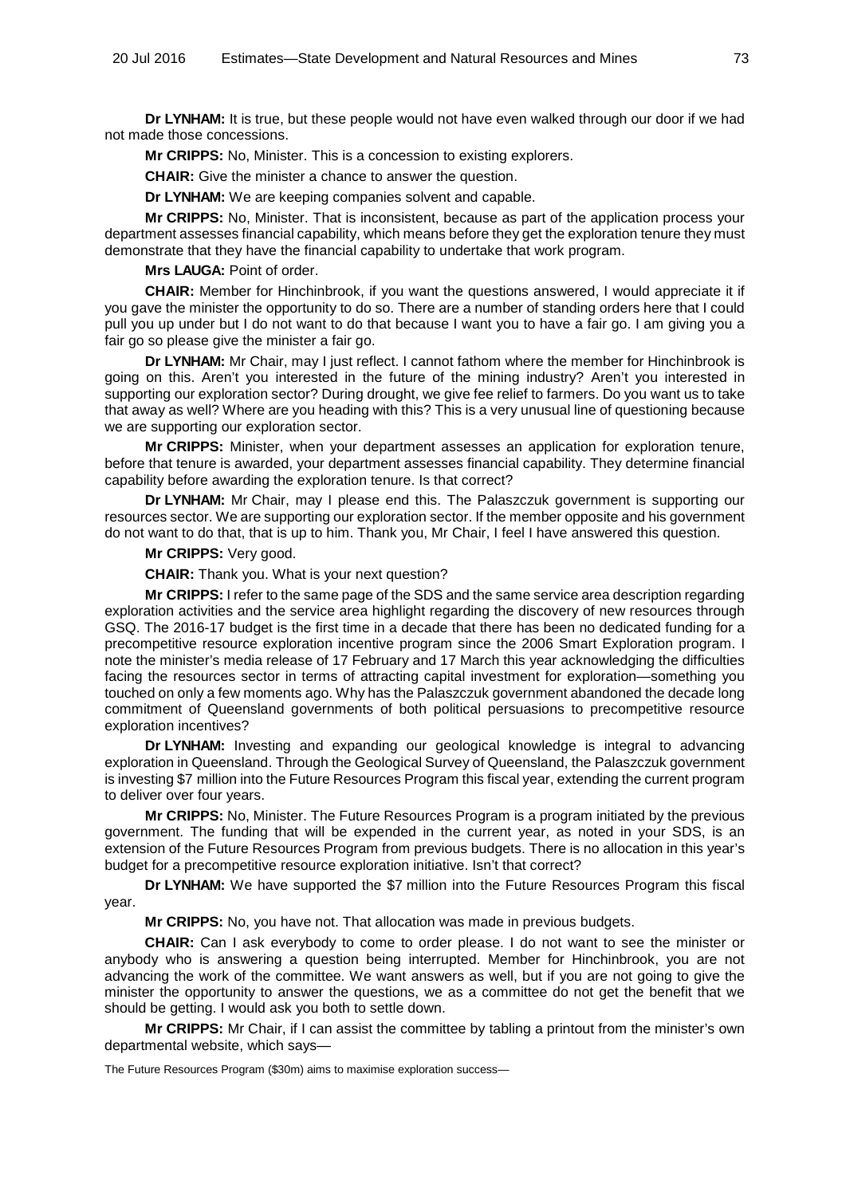**Dr LYNHAM:** It is true, but these people would not have even walked through our door if we had not made those concessions.

**Mr CRIPPS:** No, Minister. This is a concession to existing explorers.

**CHAIR:** Give the minister a chance to answer the question.

**Dr LYNHAM:** We are keeping companies solvent and capable.

**Mr CRIPPS:** No, Minister. That is inconsistent, because as part of the application process your department assesses financial capability, which means before they get the exploration tenure they must demonstrate that they have the financial capability to undertake that work program.

**Mrs LAUGA:** Point of order.

**CHAIR:** Member for Hinchinbrook, if you want the questions answered, I would appreciate it if you gave the minister the opportunity to do so. There are a number of standing orders here that I could pull you up under but I do not want to do that because I want you to have a fair go. I am giving you a fair go so please give the minister a fair go.

**Dr LYNHAM:** Mr Chair, may I just reflect. I cannot fathom where the member for Hinchinbrook is going on this. Aren't you interested in the future of the mining industry? Aren't you interested in supporting our exploration sector? During drought, we give fee relief to farmers. Do you want us to take that away as well? Where are you heading with this? This is a very unusual line of questioning because we are supporting our exploration sector.

**Mr CRIPPS:** Minister, when your department assesses an application for exploration tenure, before that tenure is awarded, your department assesses financial capability. They determine financial capability before awarding the exploration tenure. Is that correct?

**Dr LYNHAM:** Mr Chair, may I please end this. The Palaszczuk government is supporting our resources sector. We are supporting our exploration sector. If the member opposite and his government do not want to do that, that is up to him. Thank you, Mr Chair, I feel I have answered this question.

**Mr CRIPPS:** Very good.

**CHAIR:** Thank you. What is your next question?

**Mr CRIPPS:** I refer to the same page of the SDS and the same service area description regarding exploration activities and the service area highlight regarding the discovery of new resources through GSQ. The 2016-17 budget is the first time in a decade that there has been no dedicated funding for a precompetitive resource exploration incentive program since the 2006 Smart Exploration program. I note the minister's media release of 17 February and 17 March this year acknowledging the difficulties facing the resources sector in terms of attracting capital investment for exploration—something you touched on only a few moments ago. Why has the Palaszczuk government abandoned the decade long commitment of Queensland governments of both political persuasions to precompetitive resource exploration incentives?

**Dr LYNHAM:** Investing and expanding our geological knowledge is integral to advancing exploration in Queensland. Through the Geological Survey of Queensland, the Palaszczuk government is investing $7 million into the Future Resources Program this fiscal year, extending the current program to deliver over four years.

**Mr CRIPPS:** No, Minister. The Future Resources Program is a program initiated by the previous government. The funding that will be expended in the current year, as noted in your SDS, is an extension of the Future Resources Program from previous budgets. There is no allocation in this year's budget for a precompetitive resource exploration initiative. Isn't that correct?

**Dr LYNHAM:** We have supported the $7 million into the Future Resources Program this fiscal year.

**Mr CRIPPS:** No, you have not. That allocation was made in previous budgets.

**CHAIR:** Can I ask everybody to come to order please. I do not want to see the minister or anybody who is answering a question being interrupted. Member for Hinchinbrook, you are not advancing the work of the committee. We want answers as well, but if you are not going to give the minister the opportunity to answer the questions, we as a committee do not get the benefit that we should be getting. I would ask you both to settle down.

**Mr CRIPPS:** Mr Chair, if I can assist the committee by tabling a printout from the minister's own departmental website, which says—

The Future Resources Program ($30m) aims to maximise exploration success—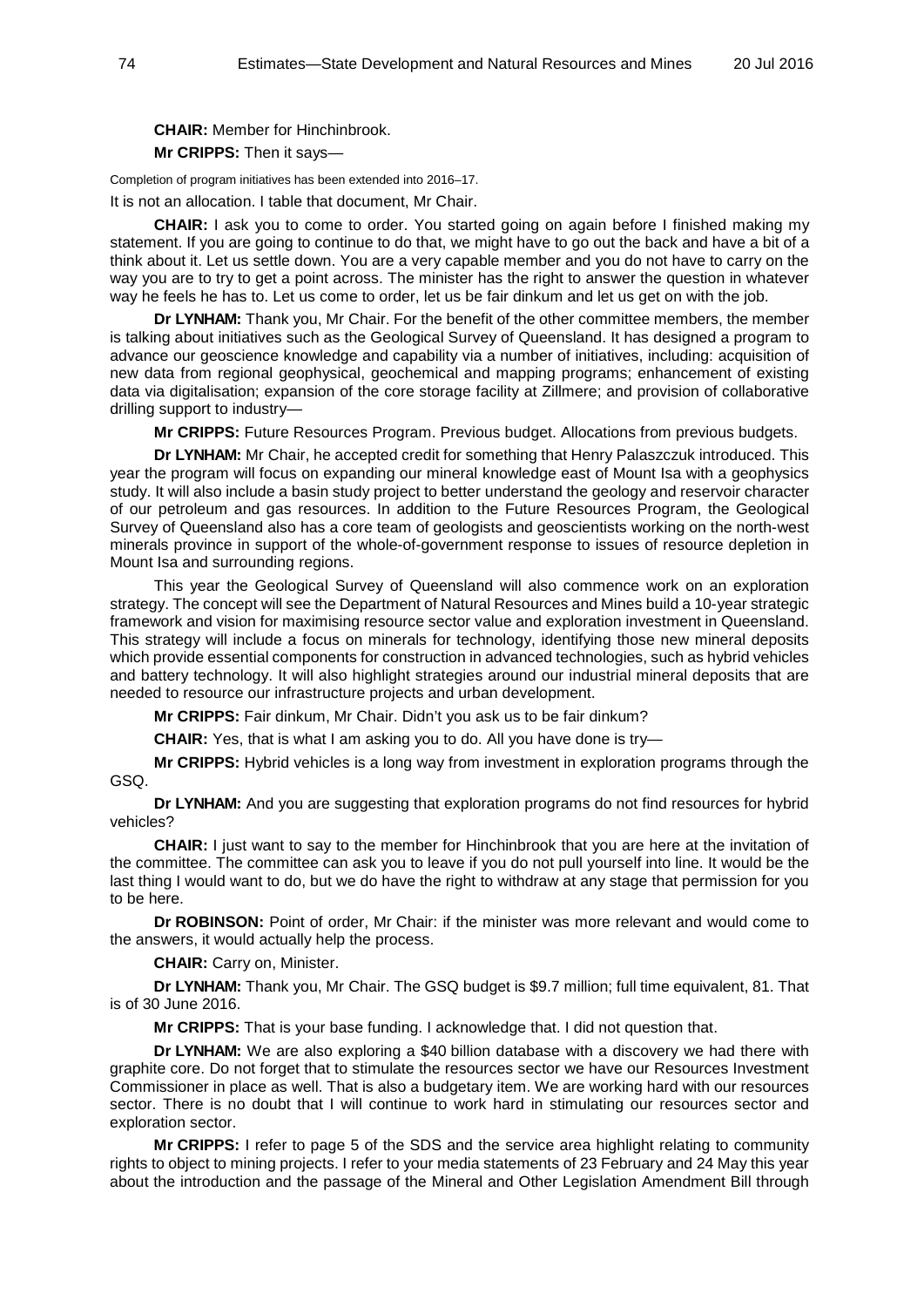**CHAIR:** Member for Hinchinbrook.

**Mr CRIPPS:** Then it says—

Completion of program initiatives has been extended into 2016–17.

It is not an allocation. I table that document, Mr Chair.

**CHAIR:** I ask you to come to order. You started going on again before I finished making my statement. If you are going to continue to do that, we might have to go out the back and have a bit of a think about it. Let us settle down. You are a very capable member and you do not have to carry on the way you are to try to get a point across. The minister has the right to answer the question in whatever way he feels he has to. Let us come to order, let us be fair dinkum and let us get on with the job.

**Dr LYNHAM:** Thank you, Mr Chair. For the benefit of the other committee members, the member is talking about initiatives such as the Geological Survey of Queensland. It has designed a program to advance our geoscience knowledge and capability via a number of initiatives, including: acquisition of new data from regional geophysical, geochemical and mapping programs; enhancement of existing data via digitalisation; expansion of the core storage facility at Zillmere; and provision of collaborative drilling support to industry—

**Mr CRIPPS:** Future Resources Program. Previous budget. Allocations from previous budgets.

**Dr LYNHAM:** Mr Chair, he accepted credit for something that Henry Palaszczuk introduced. This year the program will focus on expanding our mineral knowledge east of Mount Isa with a geophysics study. It will also include a basin study project to better understand the geology and reservoir character of our petroleum and gas resources. In addition to the Future Resources Program, the Geological Survey of Queensland also has a core team of geologists and geoscientists working on the north-west minerals province in support of the whole-of-government response to issues of resource depletion in Mount Isa and surrounding regions.

This year the Geological Survey of Queensland will also commence work on an exploration strategy. The concept will see the Department of Natural Resources and Mines build a 10-year strategic framework and vision for maximising resource sector value and exploration investment in Queensland. This strategy will include a focus on minerals for technology, identifying those new mineral deposits which provide essential components for construction in advanced technologies, such as hybrid vehicles and battery technology. It will also highlight strategies around our industrial mineral deposits that are needed to resource our infrastructure projects and urban development.

**Mr CRIPPS:** Fair dinkum, Mr Chair. Didn't you ask us to be fair dinkum?

**CHAIR:** Yes, that is what I am asking you to do. All you have done is try—

**Mr CRIPPS:** Hybrid vehicles is a long way from investment in exploration programs through the GSQ.

**Dr LYNHAM:** And you are suggesting that exploration programs do not find resources for hybrid vehicles?

**CHAIR:** I just want to say to the member for Hinchinbrook that you are here at the invitation of the committee. The committee can ask you to leave if you do not pull yourself into line. It would be the last thing I would want to do, but we do have the right to withdraw at any stage that permission for you to be here.

**Dr ROBINSON:** Point of order, Mr Chair: if the minister was more relevant and would come to the answers, it would actually help the process.

**CHAIR:** Carry on, Minister.

**Dr LYNHAM:** Thank you, Mr Chair. The GSQ budget is $9.7 million; full time equivalent, 81. That is of 30 June 2016.

**Mr CRIPPS:** That is your base funding. I acknowledge that. I did not question that.

**Dr LYNHAM:** We are also exploring a $40 billion database with a discovery we had there with graphite core. Do not forget that to stimulate the resources sector we have our Resources Investment Commissioner in place as well. That is also a budgetary item. We are working hard with our resources sector. There is no doubt that I will continue to work hard in stimulating our resources sector and exploration sector.

**Mr CRIPPS:** I refer to page 5 of the SDS and the service area highlight relating to community rights to object to mining projects. I refer to your media statements of 23 February and 24 May this year about the introduction and the passage of the Mineral and Other Legislation Amendment Bill through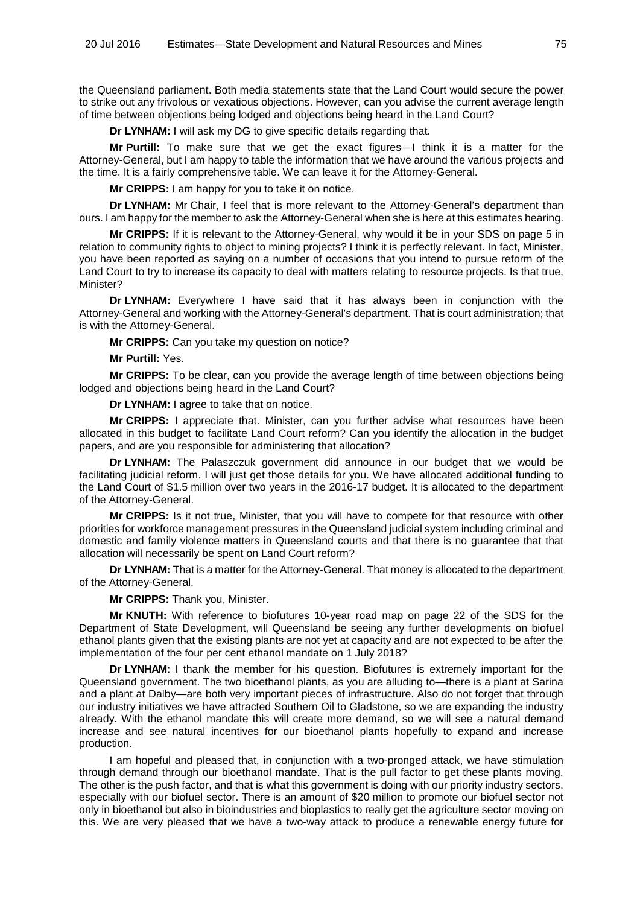the Queensland parliament. Both media statements state that the Land Court would secure the power to strike out any frivolous or vexatious objections. However, can you advise the current average length of time between objections being lodged and objections being heard in the Land Court?

**Dr LYNHAM:** I will ask my DG to give specific details regarding that.

**Mr Purtill:** To make sure that we get the exact figures—I think it is a matter for the Attorney-General, but I am happy to table the information that we have around the various projects and the time. It is a fairly comprehensive table. We can leave it for the Attorney-General.

**Mr CRIPPS:** I am happy for you to take it on notice.

**Dr LYNHAM:** Mr Chair, I feel that is more relevant to the Attorney-General's department than ours. I am happy for the member to ask the Attorney-General when she is here at this estimates hearing.

**Mr CRIPPS:** If it is relevant to the Attorney-General, why would it be in your SDS on page 5 in relation to community rights to object to mining projects? I think it is perfectly relevant. In fact, Minister, you have been reported as saying on a number of occasions that you intend to pursue reform of the Land Court to try to increase its capacity to deal with matters relating to resource projects. Is that true, Minister?

**Dr LYNHAM:** Everywhere I have said that it has always been in conjunction with the Attorney-General and working with the Attorney-General's department. That is court administration; that is with the Attorney-General.

**Mr CRIPPS:** Can you take my question on notice?

**Mr Purtill:** Yes.

**Mr CRIPPS:** To be clear, can you provide the average length of time between objections being lodged and objections being heard in the Land Court?

**Dr LYNHAM:** I agree to take that on notice.

**Mr CRIPPS:** I appreciate that. Minister, can you further advise what resources have been allocated in this budget to facilitate Land Court reform? Can you identify the allocation in the budget papers, and are you responsible for administering that allocation?

**Dr LYNHAM:** The Palaszczuk government did announce in our budget that we would be facilitating judicial reform. I will just get those details for you. We have allocated additional funding to the Land Court of $1.5 million over two years in the 2016-17 budget. It is allocated to the department of the Attorney-General.

**Mr CRIPPS:** Is it not true, Minister, that you will have to compete for that resource with other priorities for workforce management pressures in the Queensland judicial system including criminal and domestic and family violence matters in Queensland courts and that there is no guarantee that that allocation will necessarily be spent on Land Court reform?

**Dr LYNHAM:** That is a matter for the Attorney-General. That money is allocated to the department of the Attorney-General.

**Mr CRIPPS:** Thank you, Minister.

**Mr KNUTH:** With reference to biofutures 10-year road map on page 22 of the SDS for the Department of State Development, will Queensland be seeing any further developments on biofuel ethanol plants given that the existing plants are not yet at capacity and are not expected to be after the implementation of the four per cent ethanol mandate on 1 July 2018?

**Dr LYNHAM:** I thank the member for his question. Biofutures is extremely important for the Queensland government. The two bioethanol plants, as you are alluding to—there is a plant at Sarina and a plant at Dalby—are both very important pieces of infrastructure. Also do not forget that through our industry initiatives we have attracted Southern Oil to Gladstone, so we are expanding the industry already. With the ethanol mandate this will create more demand, so we will see a natural demand increase and see natural incentives for our bioethanol plants hopefully to expand and increase production.

I am hopeful and pleased that, in conjunction with a two-pronged attack, we have stimulation through demand through our bioethanol mandate. That is the pull factor to get these plants moving. The other is the push factor, and that is what this government is doing with our priority industry sectors, especially with our biofuel sector. There is an amount of $20 million to promote our biofuel sector not only in bioethanol but also in bioindustries and bioplastics to really get the agriculture sector moving on this. We are very pleased that we have a two-way attack to produce a renewable energy future for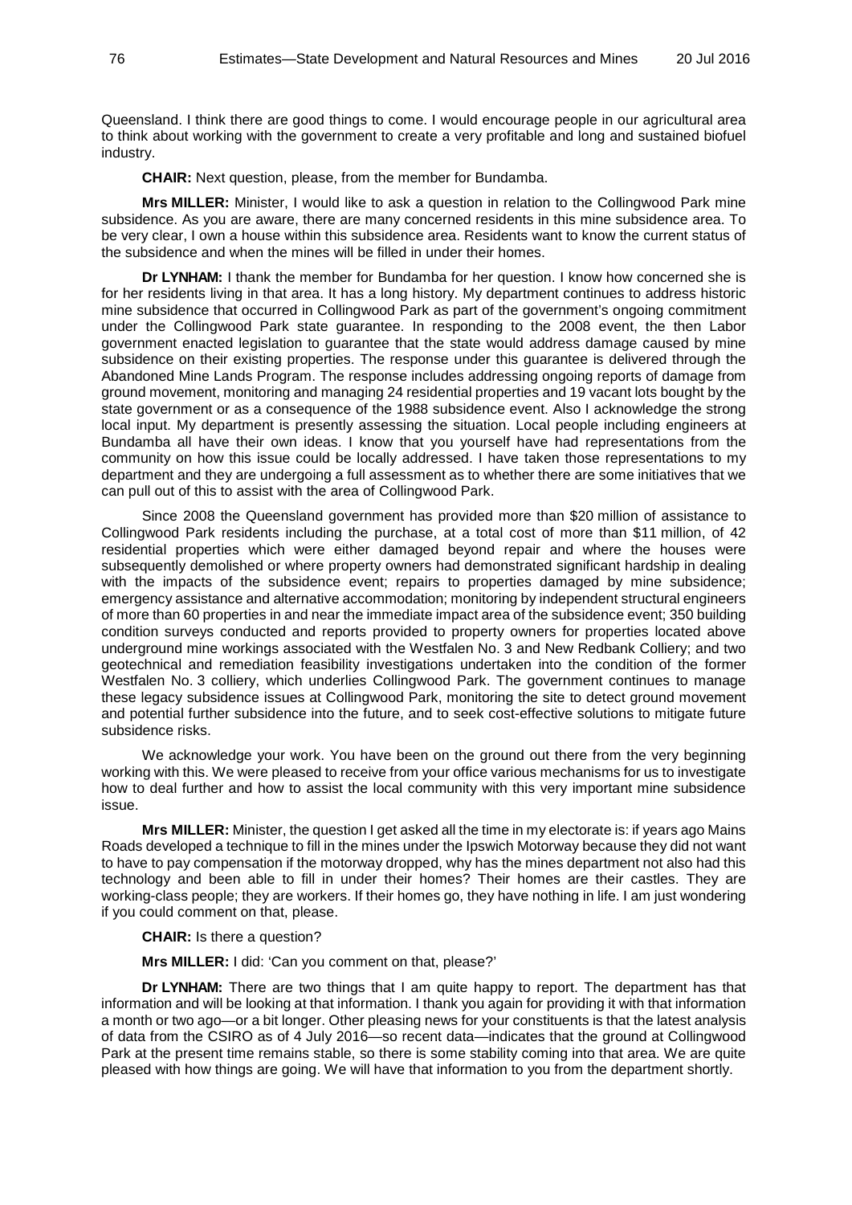Queensland. I think there are good things to come. I would encourage people in our agricultural area to think about working with the government to create a very profitable and long and sustained biofuel industry.

**CHAIR:** Next question, please, from the member for Bundamba.

**Mrs MILLER:** Minister, I would like to ask a question in relation to the Collingwood Park mine subsidence. As you are aware, there are many concerned residents in this mine subsidence area. To be very clear, I own a house within this subsidence area. Residents want to know the current status of the subsidence and when the mines will be filled in under their homes.

**Dr LYNHAM:** I thank the member for Bundamba for her question. I know how concerned she is for her residents living in that area. It has a long history. My department continues to address historic mine subsidence that occurred in Collingwood Park as part of the government's ongoing commitment under the Collingwood Park state guarantee. In responding to the 2008 event, the then Labor government enacted legislation to guarantee that the state would address damage caused by mine subsidence on their existing properties. The response under this guarantee is delivered through the Abandoned Mine Lands Program. The response includes addressing ongoing reports of damage from ground movement, monitoring and managing 24 residential properties and 19 vacant lots bought by the state government or as a consequence of the 1988 subsidence event. Also I acknowledge the strong local input. My department is presently assessing the situation. Local people including engineers at Bundamba all have their own ideas. I know that you yourself have had representations from the community on how this issue could be locally addressed. I have taken those representations to my department and they are undergoing a full assessment as to whether there are some initiatives that we can pull out of this to assist with the area of Collingwood Park.

Since 2008 the Queensland government has provided more than $20 million of assistance to Collingwood Park residents including the purchase, at a total cost of more than $11 million, of 42 residential properties which were either damaged beyond repair and where the houses were subsequently demolished or where property owners had demonstrated significant hardship in dealing with the impacts of the subsidence event; repairs to properties damaged by mine subsidence; emergency assistance and alternative accommodation; monitoring by independent structural engineers of more than 60 properties in and near the immediate impact area of the subsidence event; 350 building condition surveys conducted and reports provided to property owners for properties located above underground mine workings associated with the Westfalen No. 3 and New Redbank Colliery; and two geotechnical and remediation feasibility investigations undertaken into the condition of the former Westfalen No. 3 colliery, which underlies Collingwood Park. The government continues to manage these legacy subsidence issues at Collingwood Park, monitoring the site to detect ground movement and potential further subsidence into the future, and to seek cost-effective solutions to mitigate future subsidence risks.

We acknowledge your work. You have been on the ground out there from the very beginning working with this. We were pleased to receive from your office various mechanisms for us to investigate how to deal further and how to assist the local community with this very important mine subsidence issue.

**Mrs MILLER:** Minister, the question I get asked all the time in my electorate is: if years ago Mains Roads developed a technique to fill in the mines under the Ipswich Motorway because they did not want to have to pay compensation if the motorway dropped, why has the mines department not also had this technology and been able to fill in under their homes? Their homes are their castles. They are working-class people; they are workers. If their homes go, they have nothing in life. I am just wondering if you could comment on that, please.

**CHAIR:** Is there a question?

**Mrs MILLER:** I did: 'Can you comment on that, please?'

**Dr LYNHAM:** There are two things that I am quite happy to report. The department has that information and will be looking at that information. I thank you again for providing it with that information a month or two ago—or a bit longer. Other pleasing news for your constituents is that the latest analysis of data from the CSIRO as of 4 July 2016—so recent data—indicates that the ground at Collingwood Park at the present time remains stable, so there is some stability coming into that area. We are quite pleased with how things are going. We will have that information to you from the department shortly.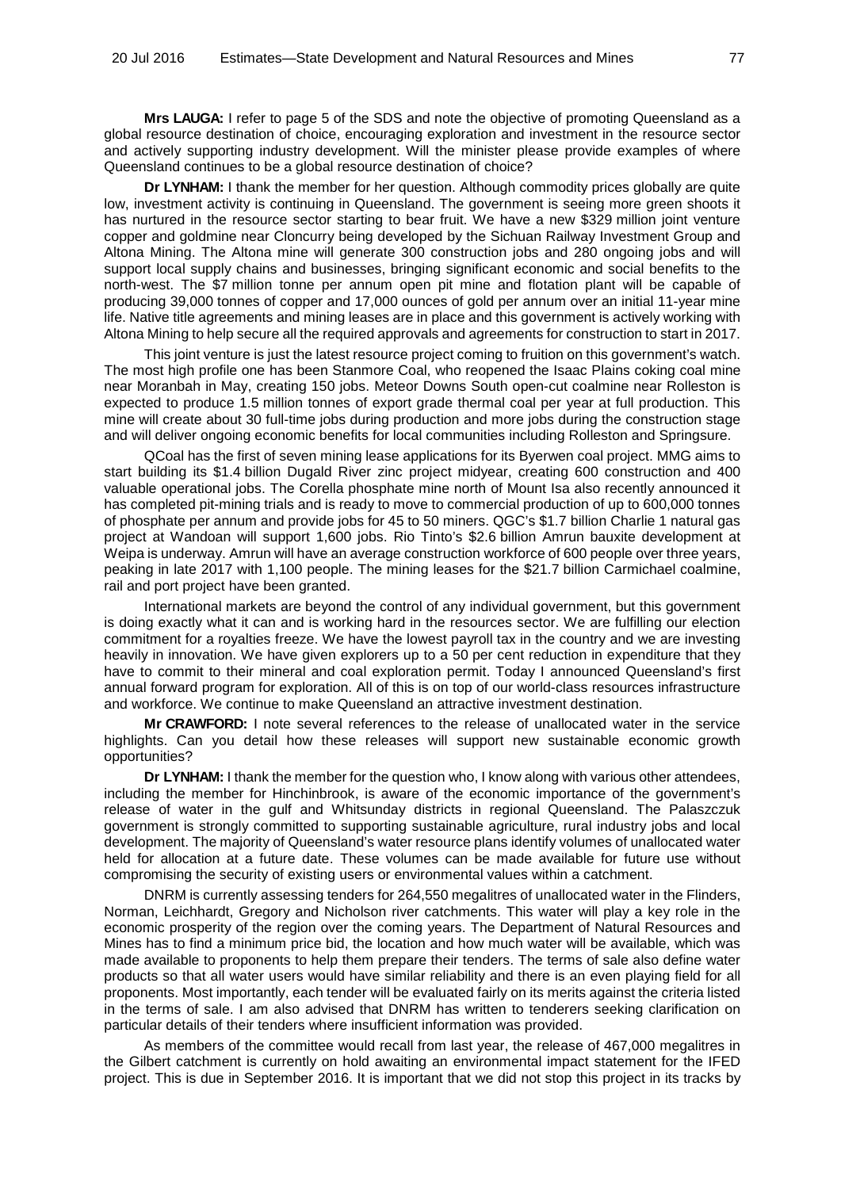**Mrs LAUGA:** I refer to page 5 of the SDS and note the objective of promoting Queensland as a global resource destination of choice, encouraging exploration and investment in the resource sector and actively supporting industry development. Will the minister please provide examples of where Queensland continues to be a global resource destination of choice?

**Dr LYNHAM:** I thank the member for her question. Although commodity prices globally are quite low, investment activity is continuing in Queensland. The government is seeing more green shoots it has nurtured in the resource sector starting to bear fruit. We have a new $329 million joint venture copper and goldmine near Cloncurry being developed by the Sichuan Railway Investment Group and Altona Mining. The Altona mine will generate 300 construction jobs and 280 ongoing jobs and will support local supply chains and businesses, bringing significant economic and social benefits to the north-west. The $7 million tonne per annum open pit mine and flotation plant will be capable of producing 39,000 tonnes of copper and 17,000 ounces of gold per annum over an initial 11-year mine life. Native title agreements and mining leases are in place and this government is actively working with Altona Mining to help secure all the required approvals and agreements for construction to start in 2017.

This joint venture is just the latest resource project coming to fruition on this government's watch. The most high profile one has been Stanmore Coal, who reopened the Isaac Plains coking coal mine near Moranbah in May, creating 150 jobs. Meteor Downs South open-cut coalmine near Rolleston is expected to produce 1.5 million tonnes of export grade thermal coal per year at full production. This mine will create about 30 full-time jobs during production and more jobs during the construction stage and will deliver ongoing economic benefits for local communities including Rolleston and Springsure.

QCoal has the first of seven mining lease applications for its Byerwen coal project. MMG aims to start building its $1.4 billion Dugald River zinc project midyear, creating 600 construction and 400 valuable operational jobs. The Corella phosphate mine north of Mount Isa also recently announced it has completed pit-mining trials and is ready to move to commercial production of up to 600,000 tonnes of phosphate per annum and provide jobs for 45 to 50 miners. QGC's $1.7 billion Charlie 1 natural gas project at Wandoan will support 1,600 jobs. Rio Tinto's $2.6 billion Amrun bauxite development at Weipa is underway. Amrun will have an average construction workforce of 600 people over three years, peaking in late 2017 with 1,100 people. The mining leases for the $21.7 billion Carmichael coalmine, rail and port project have been granted.

International markets are beyond the control of any individual government, but this government is doing exactly what it can and is working hard in the resources sector. We are fulfilling our election commitment for a royalties freeze. We have the lowest payroll tax in the country and we are investing heavily in innovation. We have given explorers up to a 50 per cent reduction in expenditure that they have to commit to their mineral and coal exploration permit. Today I announced Queensland's first annual forward program for exploration. All of this is on top of our world-class resources infrastructure and workforce. We continue to make Queensland an attractive investment destination.

**Mr CRAWFORD:** I note several references to the release of unallocated water in the service highlights. Can you detail how these releases will support new sustainable economic growth opportunities?

**Dr LYNHAM:** I thank the member for the question who, I know along with various other attendees, including the member for Hinchinbrook, is aware of the economic importance of the government's release of water in the gulf and Whitsunday districts in regional Queensland. The Palaszczuk government is strongly committed to supporting sustainable agriculture, rural industry jobs and local development. The majority of Queensland's water resource plans identify volumes of unallocated water held for allocation at a future date. These volumes can be made available for future use without compromising the security of existing users or environmental values within a catchment.

DNRM is currently assessing tenders for 264,550 megalitres of unallocated water in the Flinders, Norman, Leichhardt, Gregory and Nicholson river catchments. This water will play a key role in the economic prosperity of the region over the coming years. The Department of Natural Resources and Mines has to find a minimum price bid, the location and how much water will be available, which was made available to proponents to help them prepare their tenders. The terms of sale also define water products so that all water users would have similar reliability and there is an even playing field for all proponents. Most importantly, each tender will be evaluated fairly on its merits against the criteria listed in the terms of sale. I am also advised that DNRM has written to tenderers seeking clarification on particular details of their tenders where insufficient information was provided.

As members of the committee would recall from last year, the release of 467,000 megalitres in the Gilbert catchment is currently on hold awaiting an environmental impact statement for the IFED project. This is due in September 2016. It is important that we did not stop this project in its tracks by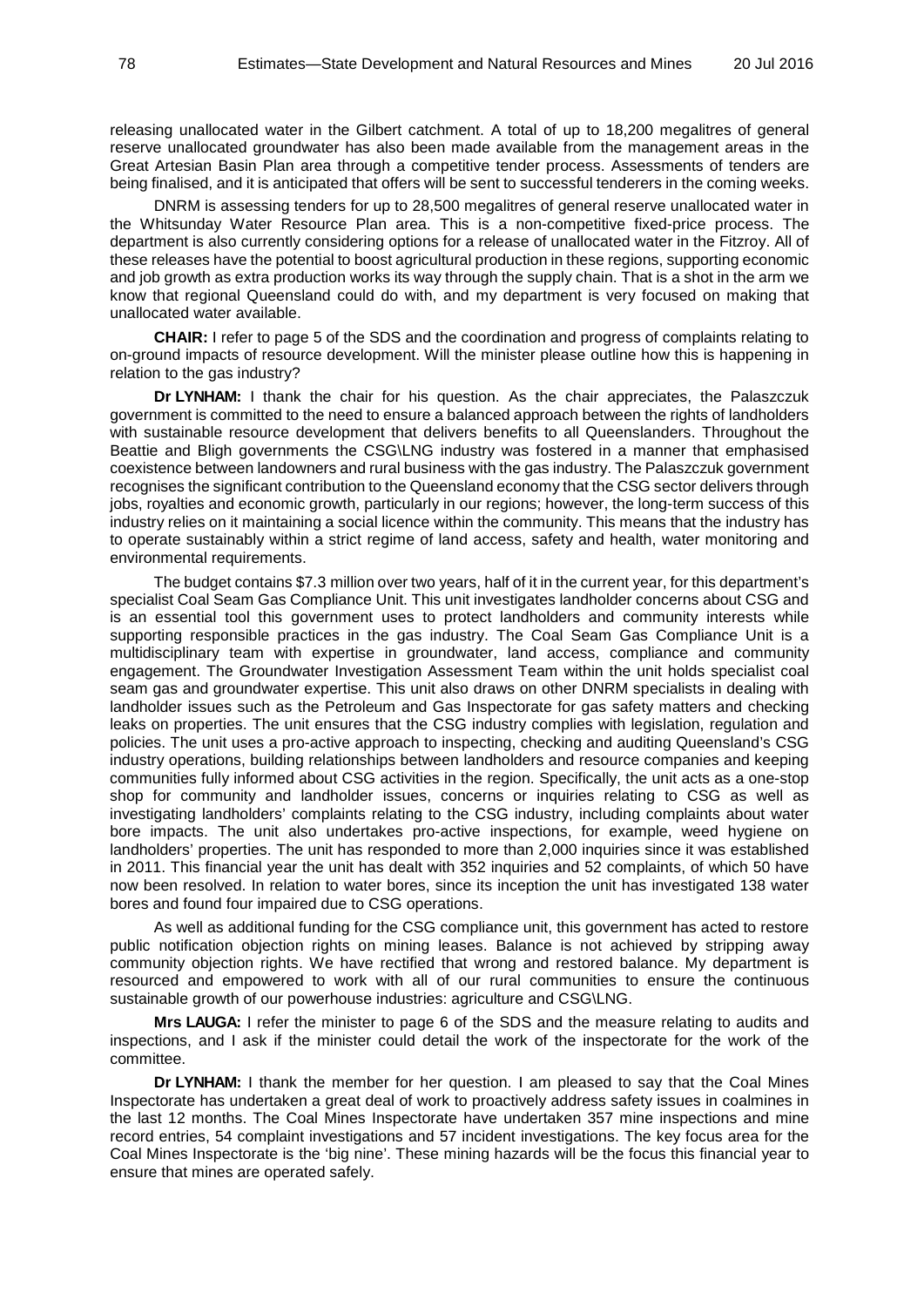releasing unallocated water in the Gilbert catchment. A total of up to 18,200 megalitres of general reserve unallocated groundwater has also been made available from the management areas in the Great Artesian Basin Plan area through a competitive tender process. Assessments of tenders are being finalised, and it is anticipated that offers will be sent to successful tenderers in the coming weeks.

DNRM is assessing tenders for up to 28,500 megalitres of general reserve unallocated water in the Whitsunday Water Resource Plan area. This is a non-competitive fixed-price process. The department is also currently considering options for a release of unallocated water in the Fitzroy. All of these releases have the potential to boost agricultural production in these regions, supporting economic and job growth as extra production works its way through the supply chain. That is a shot in the arm we know that regional Queensland could do with, and my department is very focused on making that unallocated water available.

**CHAIR:** I refer to page 5 of the SDS and the coordination and progress of complaints relating to on-ground impacts of resource development. Will the minister please outline how this is happening in relation to the gas industry?

**Dr LYNHAM:** I thank the chair for his question. As the chair appreciates, the Palaszczuk government is committed to the need to ensure a balanced approach between the rights of landholders with sustainable resource development that delivers benefits to all Queenslanders. Throughout the Beattie and Bligh governments the CSG\LNG industry was fostered in a manner that emphasised coexistence between landowners and rural business with the gas industry. The Palaszczuk government recognises the significant contribution to the Queensland economy that the CSG sector delivers through jobs, royalties and economic growth, particularly in our regions; however, the long-term success of this industry relies on it maintaining a social licence within the community. This means that the industry has to operate sustainably within a strict regime of land access, safety and health, water monitoring and environmental requirements.

The budget contains $7.3 million over two years, half of it in the current year, for this department's specialist Coal Seam Gas Compliance Unit. This unit investigates landholder concerns about CSG and is an essential tool this government uses to protect landholders and community interests while supporting responsible practices in the gas industry. The Coal Seam Gas Compliance Unit is a multidisciplinary team with expertise in groundwater, land access, compliance and community engagement. The Groundwater Investigation Assessment Team within the unit holds specialist coal seam gas and groundwater expertise. This unit also draws on other DNRM specialists in dealing with landholder issues such as the Petroleum and Gas Inspectorate for gas safety matters and checking leaks on properties. The unit ensures that the CSG industry complies with legislation, regulation and policies. The unit uses a pro-active approach to inspecting, checking and auditing Queensland's CSG industry operations, building relationships between landholders and resource companies and keeping communities fully informed about CSG activities in the region. Specifically, the unit acts as a one-stop shop for community and landholder issues, concerns or inquiries relating to CSG as well as investigating landholders' complaints relating to the CSG industry, including complaints about water bore impacts. The unit also undertakes pro-active inspections, for example, weed hygiene on landholders' properties. The unit has responded to more than 2,000 inquiries since it was established in 2011. This financial year the unit has dealt with 352 inquiries and 52 complaints, of which 50 have now been resolved. In relation to water bores, since its inception the unit has investigated 138 water bores and found four impaired due to CSG operations.

As well as additional funding for the CSG compliance unit, this government has acted to restore public notification objection rights on mining leases. Balance is not achieved by stripping away community objection rights. We have rectified that wrong and restored balance. My department is resourced and empowered to work with all of our rural communities to ensure the continuous sustainable growth of our powerhouse industries: agriculture and CSG\LNG.

**Mrs LAUGA:** I refer the minister to page 6 of the SDS and the measure relating to audits and inspections, and I ask if the minister could detail the work of the inspectorate for the work of the committee.

**Dr LYNHAM:** I thank the member for her question. I am pleased to say that the Coal Mines Inspectorate has undertaken a great deal of work to proactively address safety issues in coalmines in the last 12 months. The Coal Mines Inspectorate have undertaken 357 mine inspections and mine record entries, 54 complaint investigations and 57 incident investigations. The key focus area for the Coal Mines Inspectorate is the 'big nine'. These mining hazards will be the focus this financial year to ensure that mines are operated safely.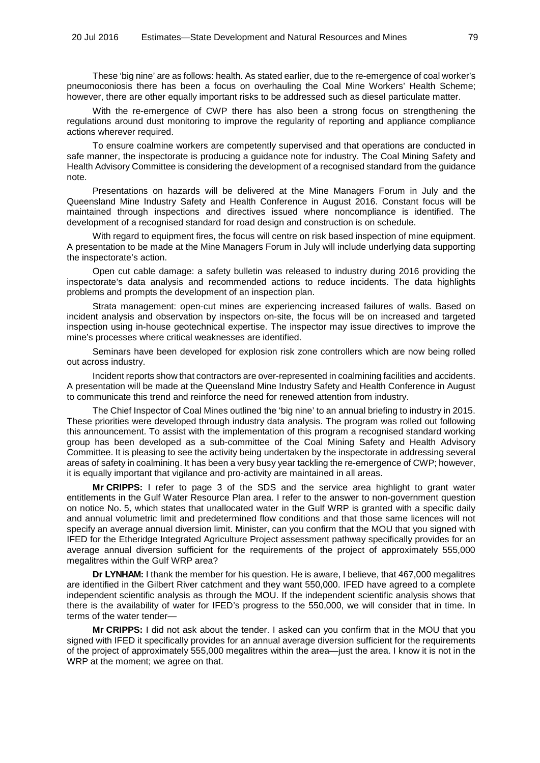These 'big nine' are as follows: health. As stated earlier, due to the re-emergence of coal worker's pneumoconiosis there has been a focus on overhauling the Coal Mine Workers' Health Scheme; however, there are other equally important risks to be addressed such as diesel particulate matter.

With the re-emergence of CWP there has also been a strong focus on strengthening the regulations around dust monitoring to improve the regularity of reporting and appliance compliance actions wherever required.

To ensure coalmine workers are competently supervised and that operations are conducted in safe manner, the inspectorate is producing a guidance note for industry. The Coal Mining Safety and Health Advisory Committee is considering the development of a recognised standard from the guidance note.

Presentations on hazards will be delivered at the Mine Managers Forum in July and the Queensland Mine Industry Safety and Health Conference in August 2016. Constant focus will be maintained through inspections and directives issued where noncompliance is identified. The development of a recognised standard for road design and construction is on schedule.

With regard to equipment fires, the focus will centre on risk based inspection of mine equipment. A presentation to be made at the Mine Managers Forum in July will include underlying data supporting the inspectorate's action.

Open cut cable damage: a safety bulletin was released to industry during 2016 providing the inspectorate's data analysis and recommended actions to reduce incidents. The data highlights problems and prompts the development of an inspection plan.

Strata management: open-cut mines are experiencing increased failures of walls. Based on incident analysis and observation by inspectors on-site, the focus will be on increased and targeted inspection using in-house geotechnical expertise. The inspector may issue directives to improve the mine's processes where critical weaknesses are identified.

Seminars have been developed for explosion risk zone controllers which are now being rolled out across industry.

Incident reports show that contractors are over-represented in coalmining facilities and accidents. A presentation will be made at the Queensland Mine Industry Safety and Health Conference in August to communicate this trend and reinforce the need for renewed attention from industry.

The Chief Inspector of Coal Mines outlined the 'big nine' to an annual briefing to industry in 2015. These priorities were developed through industry data analysis. The program was rolled out following this announcement. To assist with the implementation of this program a recognised standard working group has been developed as a sub-committee of the Coal Mining Safety and Health Advisory Committee. It is pleasing to see the activity being undertaken by the inspectorate in addressing several areas of safety in coalmining. It has been a very busy year tackling the re-emergence of CWP; however, it is equally important that vigilance and pro-activity are maintained in all areas.

**Mr CRIPPS:** I refer to page 3 of the SDS and the service area highlight to grant water entitlements in the Gulf Water Resource Plan area. I refer to the answer to non-government question on notice No. 5, which states that unallocated water in the Gulf WRP is granted with a specific daily and annual volumetric limit and predetermined flow conditions and that those same licences will not specify an average annual diversion limit. Minister, can you confirm that the MOU that you signed with IFED for the Etheridge Integrated Agriculture Project assessment pathway specifically provides for an average annual diversion sufficient for the requirements of the project of approximately 555,000 megalitres within the Gulf WRP area?

**Dr LYNHAM:** I thank the member for his question. He is aware, I believe, that 467,000 megalitres are identified in the Gilbert River catchment and they want 550,000. IFED have agreed to a complete independent scientific analysis as through the MOU. If the independent scientific analysis shows that there is the availability of water for IFED's progress to the 550,000, we will consider that in time. In terms of the water tender—

**Mr CRIPPS:** I did not ask about the tender. I asked can you confirm that in the MOU that you signed with IFED it specifically provides for an annual average diversion sufficient for the requirements of the project of approximately 555,000 megalitres within the area—just the area. I know it is not in the WRP at the moment; we agree on that.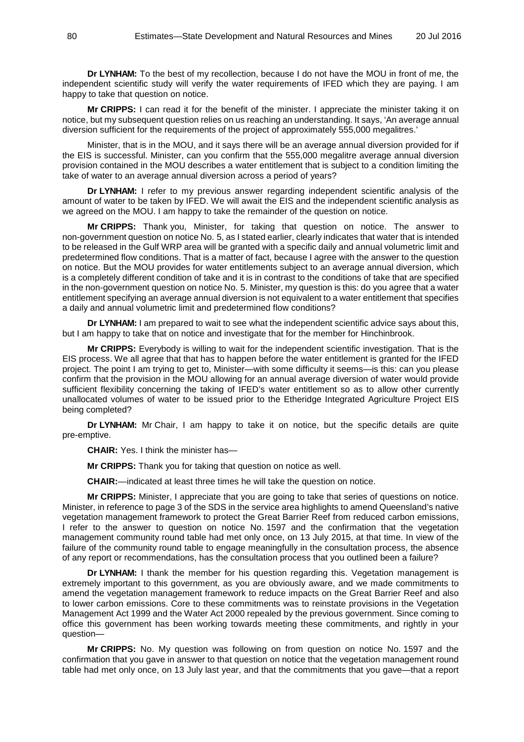**Dr LYNHAM:** To the best of my recollection, because I do not have the MOU in front of me, the independent scientific study will verify the water requirements of IFED which they are paying. I am happy to take that question on notice.

**Mr CRIPPS:** I can read it for the benefit of the minister. I appreciate the minister taking it on notice, but my subsequent question relies on us reaching an understanding. It says, 'An average annual diversion sufficient for the requirements of the project of approximately 555,000 megalitres.'

Minister, that is in the MOU, and it says there will be an average annual diversion provided for if the EIS is successful. Minister, can you confirm that the 555,000 megalitre average annual diversion provision contained in the MOU describes a water entitlement that is subject to a condition limiting the take of water to an average annual diversion across a period of years?

**Dr LYNHAM:** I refer to my previous answer regarding independent scientific analysis of the amount of water to be taken by IFED. We will await the EIS and the independent scientific analysis as we agreed on the MOU. I am happy to take the remainder of the question on notice.

**Mr CRIPPS:** Thank you, Minister, for taking that question on notice. The answer to non-government question on notice No. 5, as I stated earlier, clearly indicates that water that is intended to be released in the Gulf WRP area will be granted with a specific daily and annual volumetric limit and predetermined flow conditions. That is a matter of fact, because I agree with the answer to the question on notice. But the MOU provides for water entitlements subject to an average annual diversion, which is a completely different condition of take and it is in contrast to the conditions of take that are specified in the non-government question on notice No. 5. Minister, my question is this: do you agree that a water entitlement specifying an average annual diversion is not equivalent to a water entitlement that specifies a daily and annual volumetric limit and predetermined flow conditions?

**Dr LYNHAM:** I am prepared to wait to see what the independent scientific advice says about this, but I am happy to take that on notice and investigate that for the member for Hinchinbrook.

**Mr CRIPPS:** Everybody is willing to wait for the independent scientific investigation. That is the EIS process. We all agree that that has to happen before the water entitlement is granted for the IFED project. The point I am trying to get to, Minister—with some difficulty it seems—is this: can you please confirm that the provision in the MOU allowing for an annual average diversion of water would provide sufficient flexibility concerning the taking of IFED's water entitlement so as to allow other currently unallocated volumes of water to be issued prior to the Etheridge Integrated Agriculture Project EIS being completed?

**Dr LYNHAM:** Mr Chair, I am happy to take it on notice, but the specific details are quite pre-emptive.

**CHAIR:** Yes. I think the minister has—

**Mr CRIPPS:** Thank you for taking that question on notice as well.

**CHAIR:**—indicated at least three times he will take the question on notice.

**Mr CRIPPS:** Minister, I appreciate that you are going to take that series of questions on notice. Minister, in reference to page 3 of the SDS in the service area highlights to amend Queensland's native vegetation management framework to protect the Great Barrier Reef from reduced carbon emissions, I refer to the answer to question on notice No. 1597 and the confirmation that the vegetation management community round table had met only once, on 13 July 2015, at that time. In view of the failure of the community round table to engage meaningfully in the consultation process, the absence of any report or recommendations, has the consultation process that you outlined been a failure?

**Dr LYNHAM:** I thank the member for his question regarding this. Vegetation management is extremely important to this government, as you are obviously aware, and we made commitments to amend the vegetation management framework to reduce impacts on the Great Barrier Reef and also to lower carbon emissions. Core to these commitments was to reinstate provisions in the Vegetation Management Act 1999 and the Water Act 2000 repealed by the previous government. Since coming to office this government has been working towards meeting these commitments, and rightly in your question—

**Mr CRIPPS:** No. My question was following on from question on notice No. 1597 and the confirmation that you gave in answer to that question on notice that the vegetation management round table had met only once, on 13 July last year, and that the commitments that you gave—that a report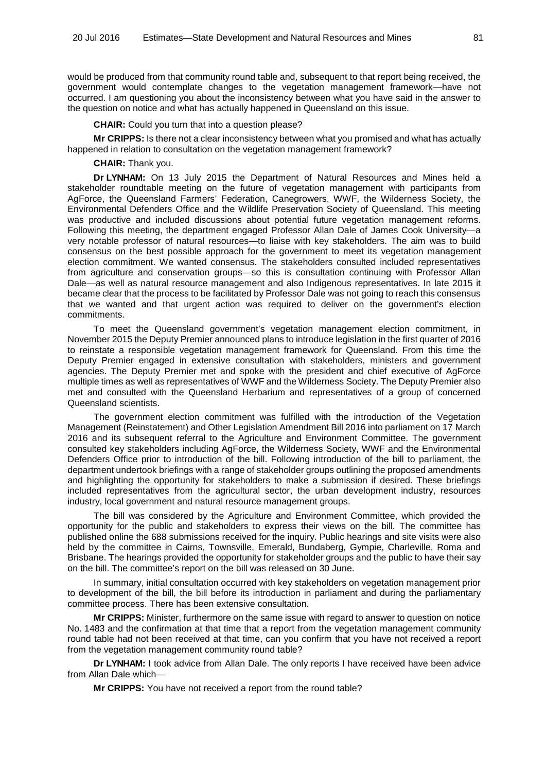would be produced from that community round table and, subsequent to that report being received, the government would contemplate changes to the vegetation management framework—have not occurred. I am questioning you about the inconsistency between what you have said in the answer to the question on notice and what has actually happened in Queensland on this issue.

**CHAIR:** Could you turn that into a question please?

**Mr CRIPPS:** Is there not a clear inconsistency between what you promised and what has actually happened in relation to consultation on the vegetation management framework?

**CHAIR:** Thank you.

**Dr LYNHAM:** On 13 July 2015 the Department of Natural Resources and Mines held a stakeholder roundtable meeting on the future of vegetation management with participants from AgForce, the Queensland Farmers' Federation, Canegrowers, WWF, the Wilderness Society, the Environmental Defenders Office and the Wildlife Preservation Society of Queensland. This meeting was productive and included discussions about potential future vegetation management reforms. Following this meeting, the department engaged Professor Allan Dale of James Cook University—a very notable professor of natural resources—to liaise with key stakeholders. The aim was to build consensus on the best possible approach for the government to meet its vegetation management election commitment. We wanted consensus. The stakeholders consulted included representatives from agriculture and conservation groups—so this is consultation continuing with Professor Allan Dale—as well as natural resource management and also Indigenous representatives. In late 2015 it became clear that the process to be facilitated by Professor Dale was not going to reach this consensus that we wanted and that urgent action was required to deliver on the government's election commitments.

To meet the Queensland government's vegetation management election commitment, in November 2015 the Deputy Premier announced plans to introduce legislation in the first quarter of 2016 to reinstate a responsible vegetation management framework for Queensland. From this time the Deputy Premier engaged in extensive consultation with stakeholders, ministers and government agencies. The Deputy Premier met and spoke with the president and chief executive of AgForce multiple times as well as representatives of WWF and the Wilderness Society. The Deputy Premier also met and consulted with the Queensland Herbarium and representatives of a group of concerned Queensland scientists.

The government election commitment was fulfilled with the introduction of the Vegetation Management (Reinstatement) and Other Legislation Amendment Bill 2016 into parliament on 17 March 2016 and its subsequent referral to the Agriculture and Environment Committee. The government consulted key stakeholders including AgForce, the Wilderness Society, WWF and the Environmental Defenders Office prior to introduction of the bill. Following introduction of the bill to parliament, the department undertook briefings with a range of stakeholder groups outlining the proposed amendments and highlighting the opportunity for stakeholders to make a submission if desired. These briefings included representatives from the agricultural sector, the urban development industry, resources industry, local government and natural resource management groups.

The bill was considered by the Agriculture and Environment Committee, which provided the opportunity for the public and stakeholders to express their views on the bill. The committee has published online the 688 submissions received for the inquiry. Public hearings and site visits were also held by the committee in Cairns, Townsville, Emerald, Bundaberg, Gympie, Charleville, Roma and Brisbane. The hearings provided the opportunity for stakeholder groups and the public to have their say on the bill. The committee's report on the bill was released on 30 June.

In summary, initial consultation occurred with key stakeholders on vegetation management prior to development of the bill, the bill before its introduction in parliament and during the parliamentary committee process. There has been extensive consultation.

**Mr CRIPPS:** Minister, furthermore on the same issue with regard to answer to question on notice No. 1483 and the confirmation at that time that a report from the vegetation management community round table had not been received at that time, can you confirm that you have not received a report from the vegetation management community round table?

**Dr LYNHAM:** I took advice from Allan Dale. The only reports I have received have been advice from Allan Dale which—

**Mr CRIPPS:** You have not received a report from the round table?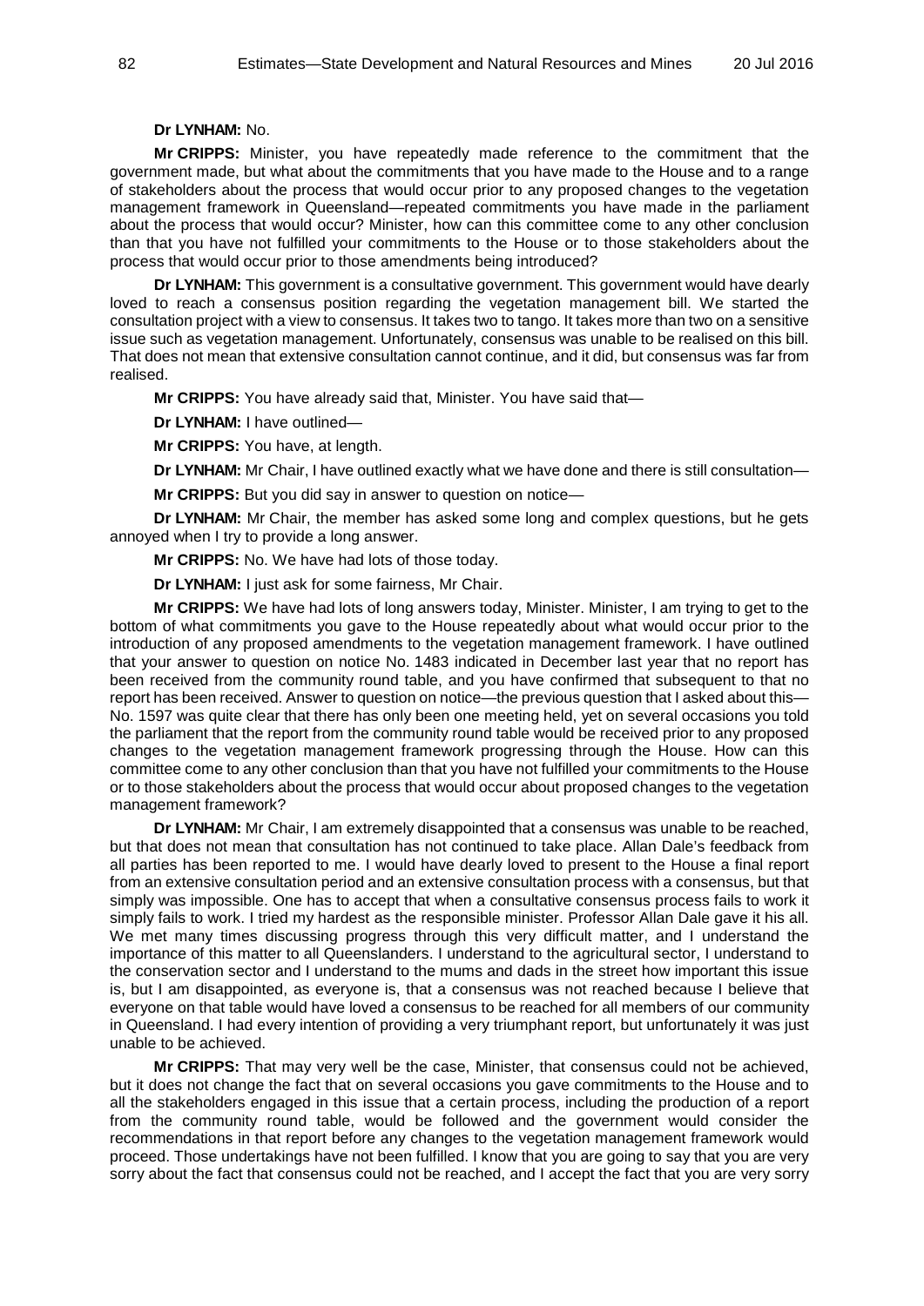**Dr LYNHAM:** No.

**Mr CRIPPS:** Minister, you have repeatedly made reference to the commitment that the government made, but what about the commitments that you have made to the House and to a range of stakeholders about the process that would occur prior to any proposed changes to the vegetation management framework in Queensland—repeated commitments you have made in the parliament about the process that would occur? Minister, how can this committee come to any other conclusion than that you have not fulfilled your commitments to the House or to those stakeholders about the process that would occur prior to those amendments being introduced?

**Dr LYNHAM:** This government is a consultative government. This government would have dearly loved to reach a consensus position regarding the vegetation management bill. We started the consultation project with a view to consensus. It takes two to tango. It takes more than two on a sensitive issue such as vegetation management. Unfortunately, consensus was unable to be realised on this bill. That does not mean that extensive consultation cannot continue, and it did, but consensus was far from realised.

**Mr CRIPPS:** You have already said that, Minister. You have said that—

**Dr LYNHAM:** I have outlined—

**Mr CRIPPS:** You have, at length.

**Dr LYNHAM:** Mr Chair, I have outlined exactly what we have done and there is still consultation—

**Mr CRIPPS:** But you did say in answer to question on notice—

**Dr LYNHAM:** Mr Chair, the member has asked some long and complex questions, but he gets annoyed when I try to provide a long answer.

**Mr CRIPPS:** No. We have had lots of those today.

**Dr LYNHAM:** I just ask for some fairness, Mr Chair.

**Mr CRIPPS:** We have had lots of long answers today, Minister. Minister, I am trying to get to the bottom of what commitments you gave to the House repeatedly about what would occur prior to the introduction of any proposed amendments to the vegetation management framework. I have outlined that your answer to question on notice No. 1483 indicated in December last year that no report has been received from the community round table, and you have confirmed that subsequent to that no report has been received. Answer to question on notice—the previous question that I asked about this—No. 1597 was quite clear that there has only been one meeting held, yet on several occasions you told the parliament that the report from the community round table would be received prior to any proposed changes to the vegetation management framework progressing through the House. How can this committee come to any other conclusion than that you have not fulfilled your commitments to the House or to those stakeholders about the process that would occur about proposed changes to the vegetation management framework?

**Dr LYNHAM:** Mr Chair, I am extremely disappointed that a consensus was unable to be reached, but that does not mean that consultation has not continued to take place. Allan Dale's feedback from all parties has been reported to me. I would have dearly loved to present to the House a final report from an extensive consultation period and an extensive consultation process with a consensus, but that simply was impossible. One has to accept that when a consultative consensus process fails to work it simply fails to work. I tried my hardest as the responsible minister. Professor Allan Dale gave it his all. We met many times discussing progress through this very difficult matter, and I understand the importance of this matter to all Queenslanders. I understand to the agricultural sector, I understand to the conservation sector and I understand to the mums and dads in the street how important this issue is, but I am disappointed, as everyone is, that a consensus was not reached because I believe that everyone on that table would have loved a consensus to be reached for all members of our community in Queensland. I had every intention of providing a very triumphant report, but unfortunately it was just unable to be achieved.

**Mr CRIPPS:** That may very well be the case, Minister, that consensus could not be achieved, but it does not change the fact that on several occasions you gave commitments to the House and to all the stakeholders engaged in this issue that a certain process, including the production of a report from the community round table, would be followed and the government would consider the recommendations in that report before any changes to the vegetation management framework would proceed. Those undertakings have not been fulfilled. I know that you are going to say that you are very sorry about the fact that consensus could not be reached, and I accept the fact that you are very sorry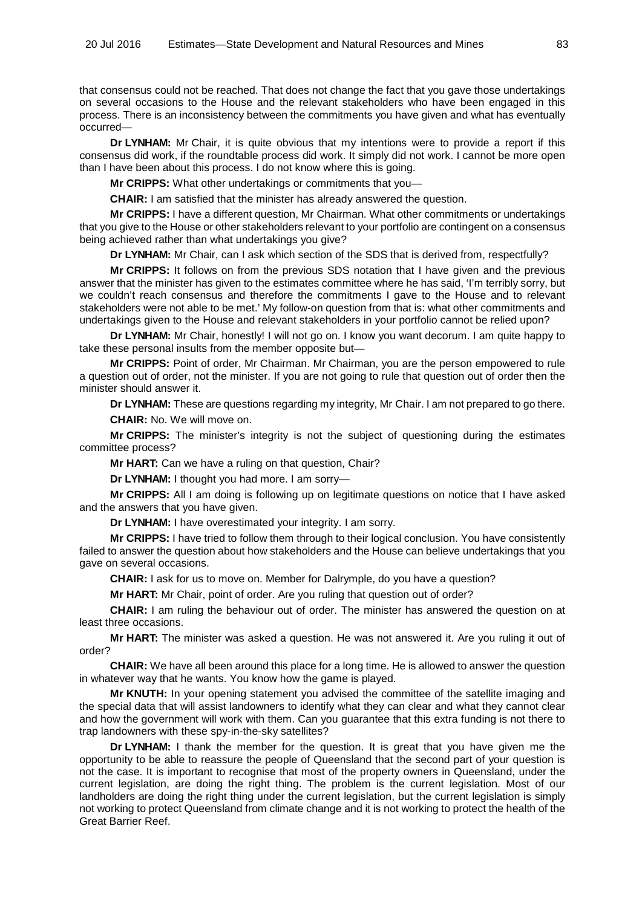that consensus could not be reached. That does not change the fact that you gave those undertakings on several occasions to the House and the relevant stakeholders who have been engaged in this process. There is an inconsistency between the commitments you have given and what has eventually occurred—

**Dr LYNHAM:** Mr Chair, it is quite obvious that my intentions were to provide a report if this consensus did work, if the roundtable process did work. It simply did not work. I cannot be more open than I have been about this process. I do not know where this is going.

**Mr CRIPPS:** What other undertakings or commitments that you—

**CHAIR:** I am satisfied that the minister has already answered the question.

**Mr CRIPPS:** I have a different question, Mr Chairman. What other commitments or undertakings that you give to the House or other stakeholders relevant to your portfolio are contingent on a consensus being achieved rather than what undertakings you give?

**Dr LYNHAM:** Mr Chair, can I ask which section of the SDS that is derived from, respectfully?

**Mr CRIPPS:** It follows on from the previous SDS notation that I have given and the previous answer that the minister has given to the estimates committee where he has said, 'I'm terribly sorry, but we couldn't reach consensus and therefore the commitments I gave to the House and to relevant stakeholders were not able to be met.' My follow-on question from that is: what other commitments and undertakings given to the House and relevant stakeholders in your portfolio cannot be relied upon?

**Dr LYNHAM:** Mr Chair, honestly! I will not go on. I know you want decorum. I am quite happy to take these personal insults from the member opposite but—

**Mr CRIPPS:** Point of order, Mr Chairman. Mr Chairman, you are the person empowered to rule a question out of order, not the minister. If you are not going to rule that question out of order then the minister should answer it.

**Dr LYNHAM:** These are questions regarding my integrity, Mr Chair. I am not prepared to go there.

**CHAIR:** No. We will move on.

**Mr CRIPPS:** The minister's integrity is not the subject of questioning during the estimates committee process?

**Mr HART:** Can we have a ruling on that question, Chair?

**Dr LYNHAM:** I thought you had more. I am sorry—

**Mr CRIPPS:** All I am doing is following up on legitimate questions on notice that I have asked and the answers that you have given.

**Dr LYNHAM:** I have overestimated your integrity. I am sorry.

**Mr CRIPPS:** I have tried to follow them through to their logical conclusion. You have consistently failed to answer the question about how stakeholders and the House can believe undertakings that you gave on several occasions.

**CHAIR:** I ask for us to move on. Member for Dalrymple, do you have a question?

**Mr HART:** Mr Chair, point of order. Are you ruling that question out of order?

**CHAIR:** I am ruling the behaviour out of order. The minister has answered the question on at least three occasions.

**Mr HART:** The minister was asked a question. He was not answered it. Are you ruling it out of order?

**CHAIR:** We have all been around this place for a long time. He is allowed to answer the question in whatever way that he wants. You know how the game is played.

**Mr KNUTH:** In your opening statement you advised the committee of the satellite imaging and the special data that will assist landowners to identify what they can clear and what they cannot clear and how the government will work with them. Can you guarantee that this extra funding is not there to trap landowners with these spy-in-the-sky satellites?

**Dr LYNHAM:** I thank the member for the question. It is great that you have given me the opportunity to be able to reassure the people of Queensland that the second part of your question is not the case. It is important to recognise that most of the property owners in Queensland, under the current legislation, are doing the right thing. The problem is the current legislation. Most of our landholders are doing the right thing under the current legislation, but the current legislation is simply not working to protect Queensland from climate change and it is not working to protect the health of the Great Barrier Reef.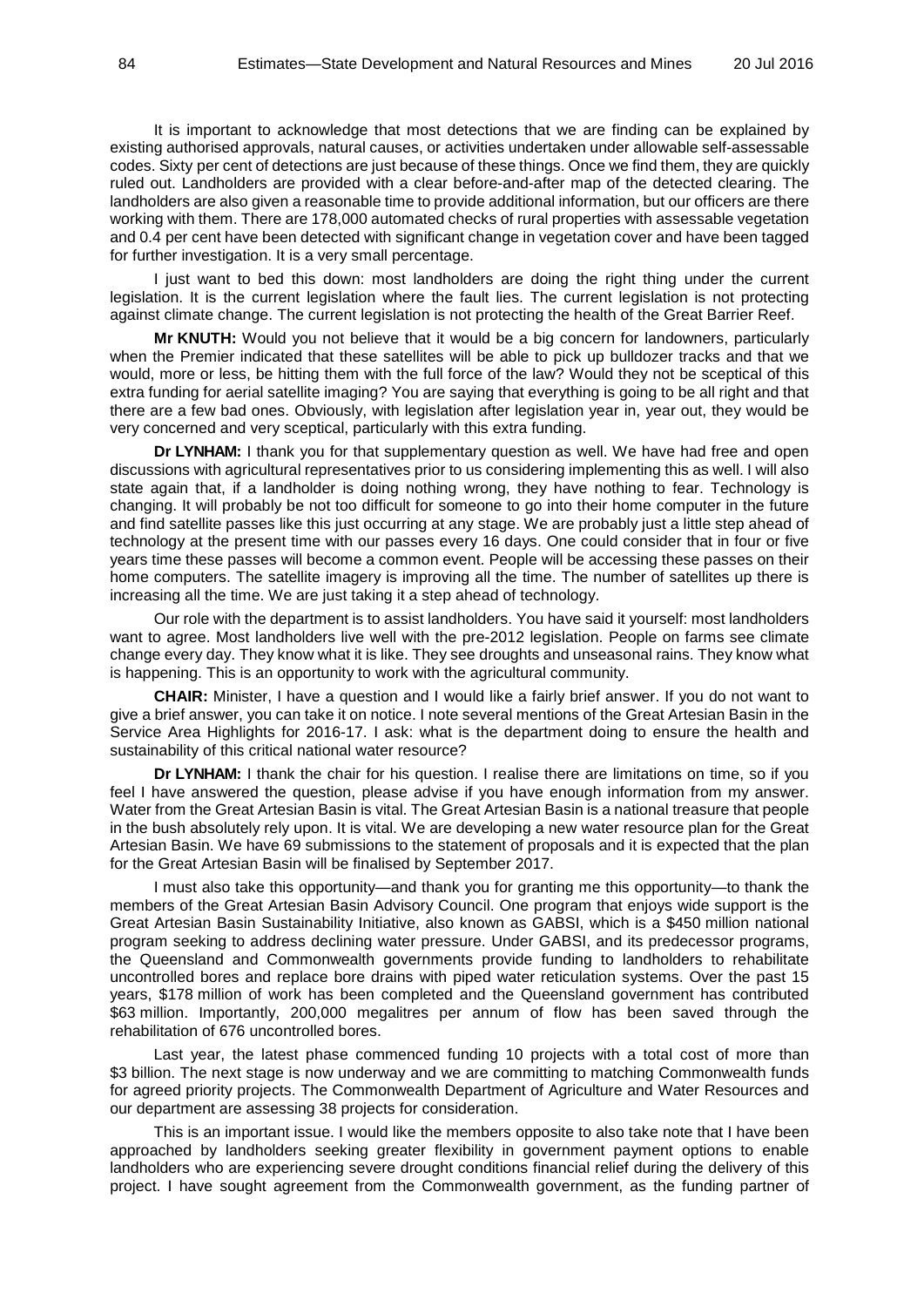It is important to acknowledge that most detections that we are finding can be explained by existing authorised approvals, natural causes, or activities undertaken under allowable self-assessable codes. Sixty per cent of detections are just because of these things. Once we find them, they are quickly ruled out. Landholders are provided with a clear before-and-after map of the detected clearing. The landholders are also given a reasonable time to provide additional information, but our officers are there working with them. There are 178,000 automated checks of rural properties with assessable vegetation and 0.4 per cent have been detected with significant change in vegetation cover and have been tagged for further investigation. It is a very small percentage.

I just want to bed this down: most landholders are doing the right thing under the current legislation. It is the current legislation where the fault lies. The current legislation is not protecting against climate change. The current legislation is not protecting the health of the Great Barrier Reef.

**Mr KNUTH:** Would you not believe that it would be a big concern for landowners, particularly when the Premier indicated that these satellites will be able to pick up bulldozer tracks and that we would, more or less, be hitting them with the full force of the law? Would they not be sceptical of this extra funding for aerial satellite imaging? You are saying that everything is going to be all right and that there are a few bad ones. Obviously, with legislation after legislation year in, year out, they would be very concerned and very sceptical, particularly with this extra funding.

**Dr LYNHAM:** I thank you for that supplementary question as well. We have had free and open discussions with agricultural representatives prior to us considering implementing this as well. I will also state again that, if a landholder is doing nothing wrong, they have nothing to fear. Technology is changing. It will probably be not too difficult for someone to go into their home computer in the future and find satellite passes like this just occurring at any stage. We are probably just a little step ahead of technology at the present time with our passes every 16 days. One could consider that in four or five years time these passes will become a common event. People will be accessing these passes on their home computers. The satellite imagery is improving all the time. The number of satellites up there is increasing all the time. We are just taking it a step ahead of technology.

Our role with the department is to assist landholders. You have said it yourself: most landholders want to agree. Most landholders live well with the pre-2012 legislation. People on farms see climate change every day. They know what it is like. They see droughts and unseasonal rains. They know what is happening. This is an opportunity to work with the agricultural community.

**CHAIR:** Minister, I have a question and I would like a fairly brief answer. If you do not want to give a brief answer, you can take it on notice. I note several mentions of the Great Artesian Basin in the Service Area Highlights for 2016-17. I ask: what is the department doing to ensure the health and sustainability of this critical national water resource?

**Dr LYNHAM:** I thank the chair for his question. I realise there are limitations on time, so if you feel I have answered the question, please advise if you have enough information from my answer. Water from the Great Artesian Basin is vital. The Great Artesian Basin is a national treasure that people in the bush absolutely rely upon. It is vital. We are developing a new water resource plan for the Great Artesian Basin. We have 69 submissions to the statement of proposals and it is expected that the plan for the Great Artesian Basin will be finalised by September 2017.

I must also take this opportunity—and thank you for granting me this opportunity—to thank the members of the Great Artesian Basin Advisory Council. One program that enjoys wide support is the Great Artesian Basin Sustainability Initiative, also known as GABSI, which is a $450 million national program seeking to address declining water pressure. Under GABSI, and its predecessor programs, the Queensland and Commonwealth governments provide funding to landholders to rehabilitate uncontrolled bores and replace bore drains with piped water reticulation systems. Over the past 15 years, $178 million of work has been completed and the Queensland government has contributed $63 million. Importantly, 200,000 megalitres per annum of flow has been saved through the rehabilitation of 676 uncontrolled bores.

Last year, the latest phase commenced funding 10 projects with a total cost of more than $3 billion. The next stage is now underway and we are committing to matching Commonwealth funds for agreed priority projects. The Commonwealth Department of Agriculture and Water Resources and our department are assessing 38 projects for consideration.

This is an important issue. I would like the members opposite to also take note that I have been approached by landholders seeking greater flexibility in government payment options to enable landholders who are experiencing severe drought conditions financial relief during the delivery of this project. I have sought agreement from the Commonwealth government, as the funding partner of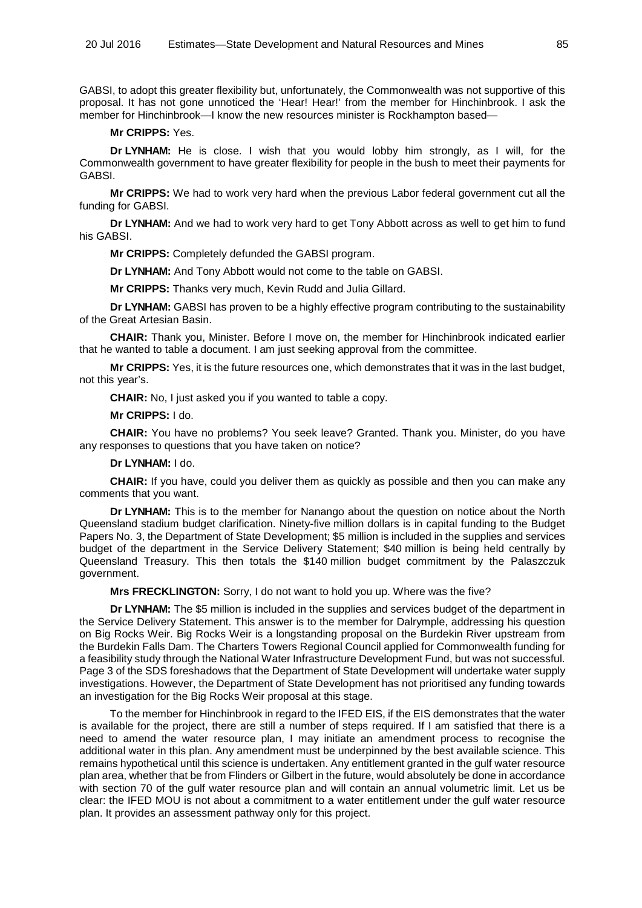GABSI, to adopt this greater flexibility but, unfortunately, the Commonwealth was not supportive of this proposal. It has not gone unnoticed the 'Hear! Hear!' from the member for Hinchinbrook. I ask the member for Hinchinbrook—I know the new resources minister is Rockhampton based—

**Mr CRIPPS:** Yes.

**Dr LYNHAM:** He is close. I wish that you would lobby him strongly, as I will, for the Commonwealth government to have greater flexibility for people in the bush to meet their payments for GABSI.

**Mr CRIPPS:** We had to work very hard when the previous Labor federal government cut all the funding for GABSI.

**Dr LYNHAM:** And we had to work very hard to get Tony Abbott across as well to get him to fund his GABSI.

**Mr CRIPPS:** Completely defunded the GABSI program.

**Dr LYNHAM:** And Tony Abbott would not come to the table on GABSI.

**Mr CRIPPS:** Thanks very much, Kevin Rudd and Julia Gillard.

**Dr LYNHAM:** GABSI has proven to be a highly effective program contributing to the sustainability of the Great Artesian Basin.

**CHAIR:** Thank you, Minister. Before I move on, the member for Hinchinbrook indicated earlier that he wanted to table a document. I am just seeking approval from the committee.

**Mr CRIPPS:** Yes, it is the future resources one, which demonstrates that it was in the last budget, not this year's.

**CHAIR:** No, I just asked you if you wanted to table a copy.

**Mr CRIPPS:** I do.

**CHAIR:** You have no problems? You seek leave? Granted. Thank you. Minister, do you have any responses to questions that you have taken on notice?

**Dr LYNHAM:** I do.

**CHAIR:** If you have, could you deliver them as quickly as possible and then you can make any comments that you want.

**Dr LYNHAM:** This is to the member for Nanango about the question on notice about the North Queensland stadium budget clarification. Ninety-five million dollars is in capital funding to the Budget Papers No. 3, the Department of State Development; $5 million is included in the supplies and services budget of the department in the Service Delivery Statement; $40 million is being held centrally by Queensland Treasury. This then totals the $140 million budget commitment by the Palaszczuk government.

**Mrs FRECKLINGTON:** Sorry, I do not want to hold you up. Where was the five?

**Dr LYNHAM:** The $5 million is included in the supplies and services budget of the department in the Service Delivery Statement. This answer is to the member for Dalrymple, addressing his question on Big Rocks Weir. Big Rocks Weir is a longstanding proposal on the Burdekin River upstream from the Burdekin Falls Dam. The Charters Towers Regional Council applied for Commonwealth funding for a feasibility study through the National Water Infrastructure Development Fund, but was not successful. Page 3 of the SDS foreshadows that the Department of State Development will undertake water supply investigations. However, the Department of State Development has not prioritised any funding towards an investigation for the Big Rocks Weir proposal at this stage.

To the member for Hinchinbrook in regard to the IFED EIS, if the EIS demonstrates that the water is available for the project, there are still a number of steps required. If I am satisfied that there is a need to amend the water resource plan, I may initiate an amendment process to recognise the additional water in this plan. Any amendment must be underpinned by the best available science. This remains hypothetical until this science is undertaken. Any entitlement granted in the gulf water resource plan area, whether that be from Flinders or Gilbert in the future, would absolutely be done in accordance with section 70 of the gulf water resource plan and will contain an annual volumetric limit. Let us be clear: the IFED MOU is not about a commitment to a water entitlement under the gulf water resource plan. It provides an assessment pathway only for this project.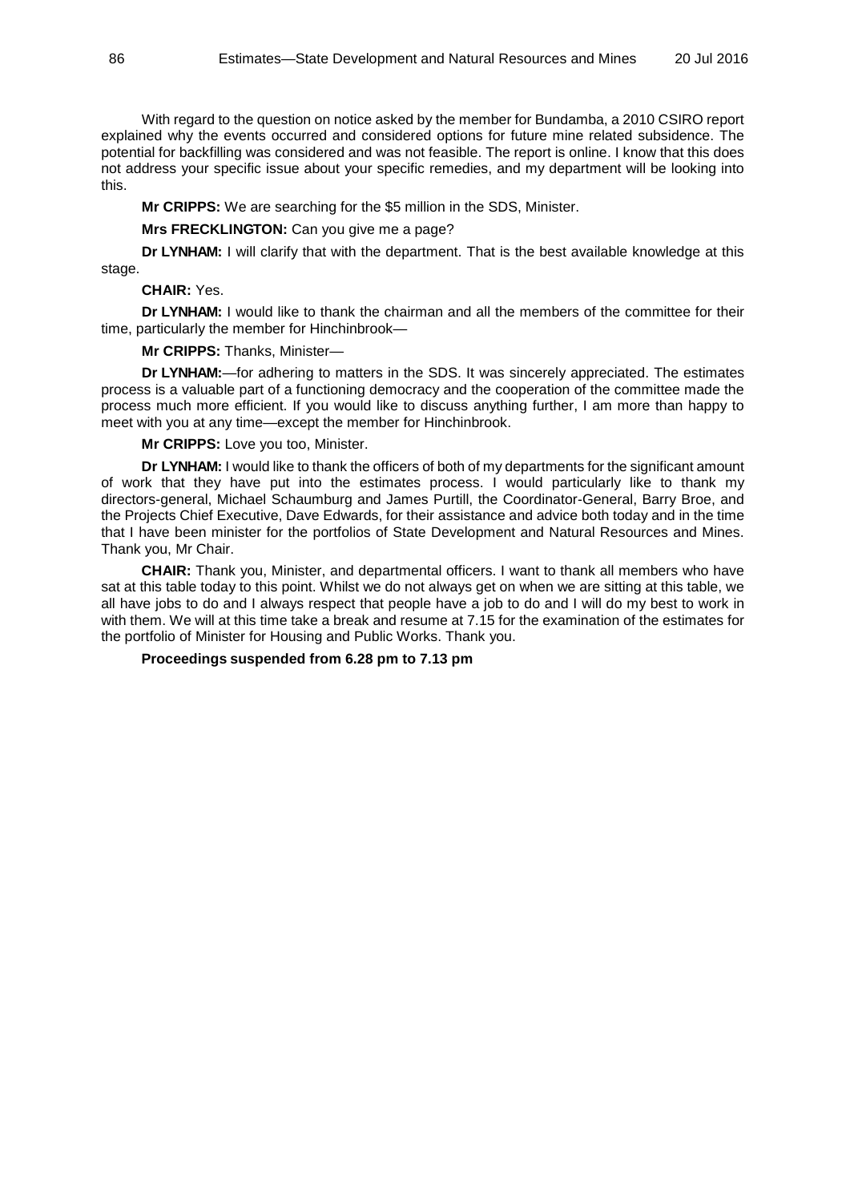With regard to the question on notice asked by the member for Bundamba, a 2010 CSIRO report explained why the events occurred and considered options for future mine related subsidence. The potential for backfilling was considered and was not feasible. The report is online. I know that this does not address your specific issue about your specific remedies, and my department will be looking into this.

**Mr CRIPPS:** We are searching for the $5 million in the SDS, Minister.

**Mrs FRECKLINGTON:** Can you give me a page?

**Dr LYNHAM:** I will clarify that with the department. That is the best available knowledge at this stage.

**CHAIR:** Yes.

**Dr LYNHAM:** I would like to thank the chairman and all the members of the committee for their time, particularly the member for Hinchinbrook—

**Mr CRIPPS:** Thanks, Minister—

**Dr LYNHAM:**—for adhering to matters in the SDS. It was sincerely appreciated. The estimates process is a valuable part of a functioning democracy and the cooperation of the committee made the process much more efficient. If you would like to discuss anything further, I am more than happy to meet with you at any time—except the member for Hinchinbrook.

**Mr CRIPPS:** Love you too, Minister.

**Dr LYNHAM:** I would like to thank the officers of both of my departments for the significant amount of work that they have put into the estimates process. I would particularly like to thank my directors-general, Michael Schaumburg and James Purtill, the Coordinator-General, Barry Broe, and the Projects Chief Executive, Dave Edwards, for their assistance and advice both today and in the time that I have been minister for the portfolios of State Development and Natural Resources and Mines. Thank you, Mr Chair.

**CHAIR:** Thank you, Minister, and departmental officers. I want to thank all members who have sat at this table today to this point. Whilst we do not always get on when we are sitting at this table, we all have jobs to do and I always respect that people have a job to do and I will do my best to work in with them. We will at this time take a break and resume at 7.15 for the examination of the estimates for the portfolio of Minister for Housing and Public Works. Thank you.

**Proceedings suspended from 6.28 pm to 7.13 pm**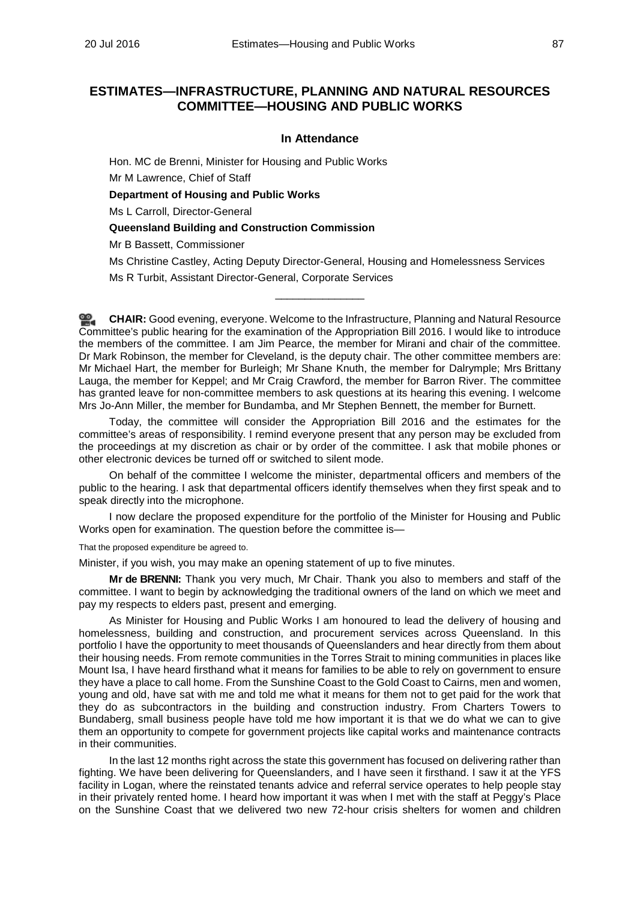## ESTIMATES—INFRASTRUCTURE, PLANNING AND NATURAL RESOURCES COMMITTEE—HOUSING AND PUBLIC WORKS

### In Attendance

Hon. MC de Brenni, Minister for Housing and Public Works

Mr M Lawrence, Chief of Staff

**Department of Housing and Public Works**

Ms L Carroll, Director-General

**Queensland Building and Construction Commission**

Mr B Bassett, Commissioner

Ms Christine Castley, Acting Deputy Director-General, Housing and Homelessness Services

Ms R Turbit, Assistant Director-General, Corporate Services

---

**CHAIR:** Good evening, everyone. Welcome to the Infrastructure, Planning and Natural Resource Committee's public hearing for the examination of the Appropriation Bill 2016. I would like to introduce the members of the committee. I am Jim Pearce, the member for Mirani and chair of the committee. Dr Mark Robinson, the member for Cleveland, is the deputy chair. The other committee members are: Mr Michael Hart, the member for Burleigh; Mr Shane Knuth, the member for Dalrymple; Mrs Brittany Lauga, the member for Keppel; and Mr Craig Crawford, the member for Barron River. The committee has granted leave for non-committee members to ask questions at its hearing this evening. I welcome Mrs Jo-Ann Miller, the member for Bundamba, and Mr Stephen Bennett, the member for Burnett.

Today, the committee will consider the Appropriation Bill 2016 and the estimates for the committee's areas of responsibility. I remind everyone present that any person may be excluded from the proceedings at my discretion as chair or by order of the committee. I ask that mobile phones or other electronic devices be turned off or switched to silent mode.

On behalf of the committee I welcome the minister, departmental officers and members of the public to the hearing. I ask that departmental officers identify themselves when they first speak and to speak directly into the microphone.

I now declare the proposed expenditure for the portfolio of the Minister for Housing and Public Works open for examination. The question before the committee is—

That the proposed expenditure be agreed to.

Minister, if you wish, you may make an opening statement of up to five minutes.

**Mr de BRENNI:** Thank you very much, Mr Chair. Thank you also to members and staff of the committee. I want to begin by acknowledging the traditional owners of the land on which we meet and pay my respects to elders past, present and emerging.

As Minister for Housing and Public Works I am honoured to lead the delivery of housing and homelessness, building and construction, and procurement services across Queensland. In this portfolio I have the opportunity to meet thousands of Queenslanders and hear directly from them about their housing needs. From remote communities in the Torres Strait to mining communities in places like Mount Isa, I have heard firsthand what it means for families to be able to rely on government to ensure they have a place to call home. From the Sunshine Coast to the Gold Coast to Cairns, men and women, young and old, have sat with me and told me what it means for them not to get paid for the work that they do as subcontractors in the building and construction industry. From Charters Towers to Bundaberg, small business people have told me how important it is that we do what we can to give them an opportunity to compete for government projects like capital works and maintenance contracts in their communities.

In the last 12 months right across the state this government has focused on delivering rather than fighting. We have been delivering for Queenslanders, and I have seen it firsthand. I saw it at the YFS facility in Logan, where the reinstated tenants advice and referral service operates to help people stay in their privately rented home. I heard how important it was when I met with the staff at Peggy's Place on the Sunshine Coast that we delivered two new 72-hour crisis shelters for women and children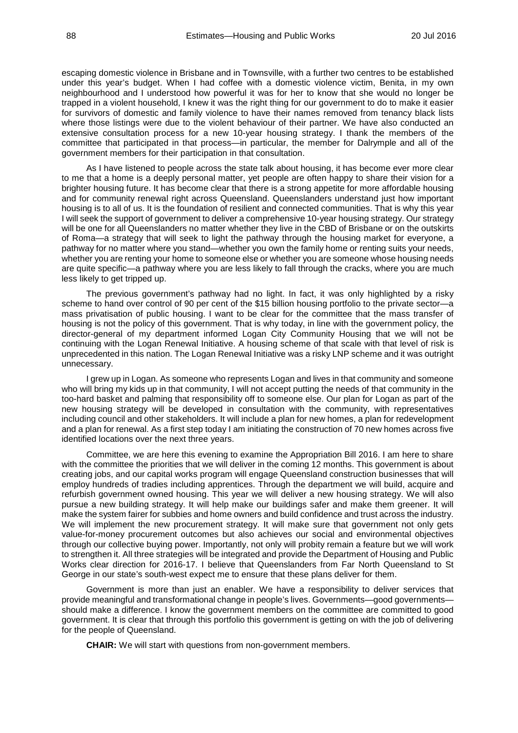escaping domestic violence in Brisbane and in Townsville, with a further two centres to be established under this year's budget. When I had coffee with a domestic violence victim, Benita, in my own neighbourhood and I understood how powerful it was for her to know that she would no longer be trapped in a violent household, I knew it was the right thing for our government to do to make it easier for survivors of domestic and family violence to have their names removed from tenancy black lists where those listings were due to the violent behaviour of their partner. We have also conducted an extensive consultation process for a new 10-year housing strategy. I thank the members of the committee that participated in that process—in particular, the member for Dalrymple and all of the government members for their participation in that consultation.

As I have listened to people across the state talk about housing, it has become ever more clear to me that a home is a deeply personal matter, yet people are often happy to share their vision for a brighter housing future. It has become clear that there is a strong appetite for more affordable housing and for community renewal right across Queensland. Queenslanders understand just how important housing is to all of us. It is the foundation of resilient and connected communities. That is why this year I will seek the support of government to deliver a comprehensive 10-year housing strategy. Our strategy will be one for all Queenslanders no matter whether they live in the CBD of Brisbane or on the outskirts of Roma—a strategy that will seek to light the pathway through the housing market for everyone, a pathway for no matter where you stand—whether you own the family home or renting suits your needs, whether you are renting your home to someone else or whether you are someone whose housing needs are quite specific—a pathway where you are less likely to fall through the cracks, where you are much less likely to get tripped up.

The previous government's pathway had no light. In fact, it was only highlighted by a risky scheme to hand over control of 90 per cent of the $15 billion housing portfolio to the private sector—a mass privatisation of public housing. I want to be clear for the committee that the mass transfer of housing is not the policy of this government. That is why today, in line with the government policy, the director-general of my department informed Logan City Community Housing that we will not be continuing with the Logan Renewal Initiative. A housing scheme of that scale with that level of risk is unprecedented in this nation. The Logan Renewal Initiative was a risky LNP scheme and it was outright unnecessary.

I grew up in Logan. As someone who represents Logan and lives in that community and someone who will bring my kids up in that community, I will not accept putting the needs of that community in the too-hard basket and palming that responsibility off to someone else. Our plan for Logan as part of the new housing strategy will be developed in consultation with the community, with representatives including council and other stakeholders. It will include a plan for new homes, a plan for redevelopment and a plan for renewal. As a first step today I am initiating the construction of 70 new homes across five identified locations over the next three years.

Committee, we are here this evening to examine the Appropriation Bill 2016. I am here to share with the committee the priorities that we will deliver in the coming 12 months. This government is about creating jobs, and our capital works program will engage Queensland construction businesses that will employ hundreds of tradies including apprentices. Through the department we will build, acquire and refurbish government owned housing. This year we will deliver a new housing strategy. We will also pursue a new building strategy. It will help make our buildings safer and make them greener. It will make the system fairer for subbies and home owners and build confidence and trust across the industry. We will implement the new procurement strategy. It will make sure that government not only gets value-for-money procurement outcomes but also achieves our social and environmental objectives through our collective buying power. Importantly, not only will probity remain a feature but we will work to strengthen it. All three strategies will be integrated and provide the Department of Housing and Public Works clear direction for 2016-17. I believe that Queenslanders from Far North Queensland to St George in our state's south-west expect me to ensure that these plans deliver for them.

Government is more than just an enabler. We have a responsibility to deliver services that provide meaningful and transformational change in people's lives. Governments—good governments—should make a difference. I know the government members on the committee are committed to good government. It is clear that through this portfolio this government is getting on with the job of delivering for the people of Queensland.

**CHAIR:** We will start with questions from non-government members.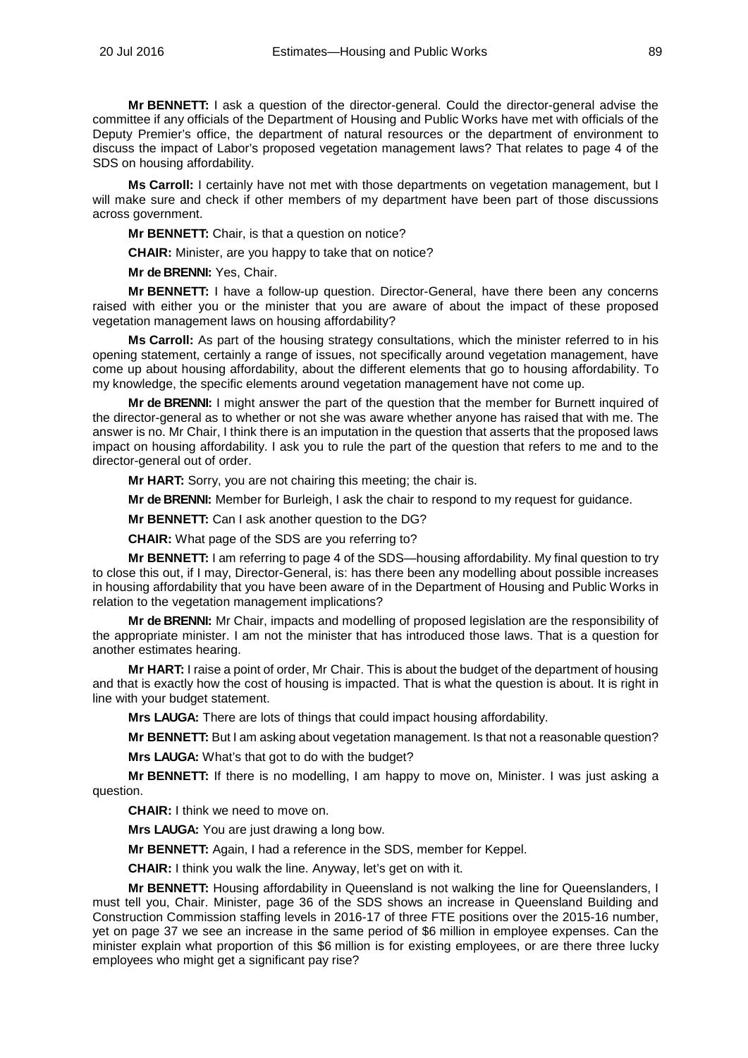**Mr BENNETT:** I ask a question of the director-general. Could the director-general advise the committee if any officials of the Department of Housing and Public Works have met with officials of the Deputy Premier's office, the department of natural resources or the department of environment to discuss the impact of Labor's proposed vegetation management laws? That relates to page 4 of the SDS on housing affordability.

**Ms Carroll:** I certainly have not met with those departments on vegetation management, but I will make sure and check if other members of my department have been part of those discussions across government.

**Mr BENNETT:** Chair, is that a question on notice?

**CHAIR:** Minister, are you happy to take that on notice?

**Mr de BRENNI:** Yes, Chair.

**Mr BENNETT:** I have a follow-up question. Director-General, have there been any concerns raised with either you or the minister that you are aware of about the impact of these proposed vegetation management laws on housing affordability?

**Ms Carroll:** As part of the housing strategy consultations, which the minister referred to in his opening statement, certainly a range of issues, not specifically around vegetation management, have come up about housing affordability, about the different elements that go to housing affordability. To my knowledge, the specific elements around vegetation management have not come up.

**Mr de BRENNI:** I might answer the part of the question that the member for Burnett inquired of the director-general as to whether or not she was aware whether anyone has raised that with me. The answer is no. Mr Chair, I think there is an imputation in the question that asserts that the proposed laws impact on housing affordability. I ask you to rule the part of the question that refers to me and to the director-general out of order.

**Mr HART:** Sorry, you are not chairing this meeting; the chair is.

**Mr de BRENNI:** Member for Burleigh, I ask the chair to respond to my request for guidance.

**Mr BENNETT:** Can I ask another question to the DG?

**CHAIR:** What page of the SDS are you referring to?

**Mr BENNETT:** I am referring to page 4 of the SDS—housing affordability. My final question to try to close this out, if I may, Director-General, is: has there been any modelling about possible increases in housing affordability that you have been aware of in the Department of Housing and Public Works in relation to the vegetation management implications?

**Mr de BRENNI:** Mr Chair, impacts and modelling of proposed legislation are the responsibility of the appropriate minister. I am not the minister that has introduced those laws. That is a question for another estimates hearing.

**Mr HART:** I raise a point of order, Mr Chair. This is about the budget of the department of housing and that is exactly how the cost of housing is impacted. That is what the question is about. It is right in line with your budget statement.

**Mrs LAUGA:** There are lots of things that could impact housing affordability.

**Mr BENNETT:** But I am asking about vegetation management. Is that not a reasonable question?

**Mrs LAUGA:** What's that got to do with the budget?

**Mr BENNETT:** If there is no modelling, I am happy to move on, Minister. I was just asking a question.

**CHAIR:** I think we need to move on.

**Mrs LAUGA:** You are just drawing a long bow.

**Mr BENNETT:** Again, I had a reference in the SDS, member for Keppel.

**CHAIR:** I think you walk the line. Anyway, let's get on with it.

**Mr BENNETT:** Housing affordability in Queensland is not walking the line for Queenslanders, I must tell you, Chair. Minister, page 36 of the SDS shows an increase in Queensland Building and Construction Commission staffing levels in 2016-17 of three FTE positions over the 2015-16 number, yet on page 37 we see an increase in the same period of $6 million in employee expenses. Can the minister explain what proportion of this $6 million is for existing employees, or are there three lucky employees who might get a significant pay rise?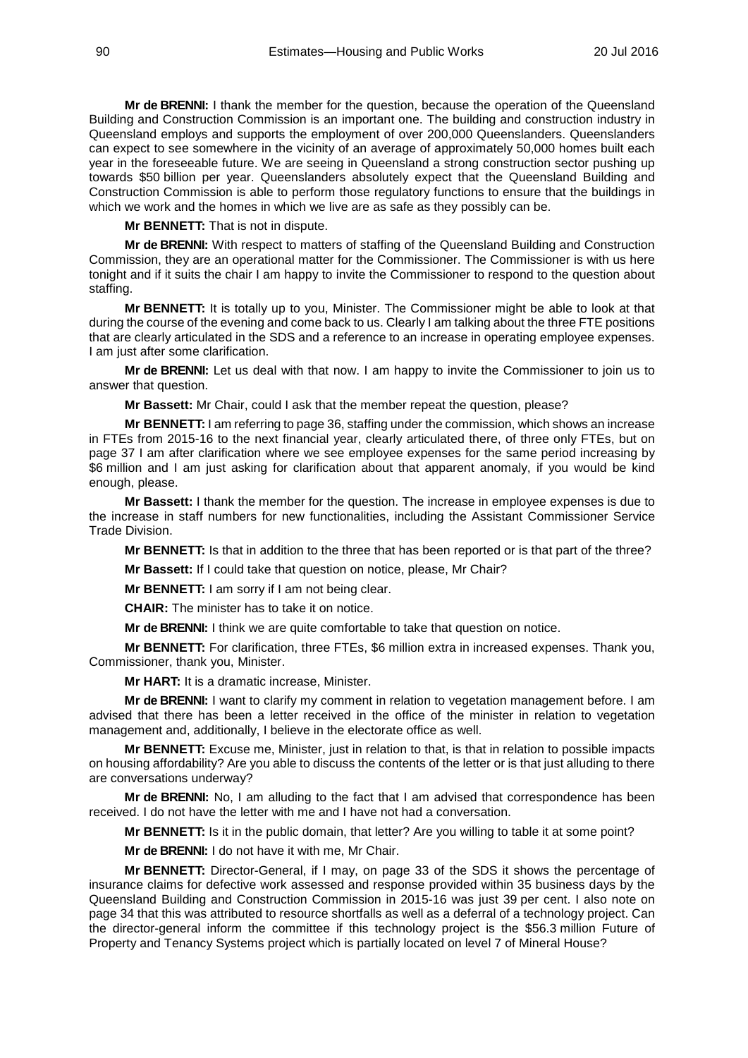**Mr de BRENNI:** I thank the member for the question, because the operation of the Queensland Building and Construction Commission is an important one. The building and construction industry in Queensland employs and supports the employment of over 200,000 Queenslanders. Queenslanders can expect to see somewhere in the vicinity of an average of approximately 50,000 homes built each year in the foreseeable future. We are seeing in Queensland a strong construction sector pushing up towards $50 billion per year. Queenslanders absolutely expect that the Queensland Building and Construction Commission is able to perform those regulatory functions to ensure that the buildings in which we work and the homes in which we live are as safe as they possibly can be.

**Mr BENNETT:** That is not in dispute.

**Mr de BRENNI:** With respect to matters of staffing of the Queensland Building and Construction Commission, they are an operational matter for the Commissioner. The Commissioner is with us here tonight and if it suits the chair I am happy to invite the Commissioner to respond to the question about staffing.

**Mr BENNETT:** It is totally up to you, Minister. The Commissioner might be able to look at that during the course of the evening and come back to us. Clearly I am talking about the three FTE positions that are clearly articulated in the SDS and a reference to an increase in operating employee expenses. I am just after some clarification.

**Mr de BRENNI:** Let us deal with that now. I am happy to invite the Commissioner to join us to answer that question.

**Mr Bassett:** Mr Chair, could I ask that the member repeat the question, please?

**Mr BENNETT:** I am referring to page 36, staffing under the commission, which shows an increase in FTEs from 2015-16 to the next financial year, clearly articulated there, of three only FTEs, but on page 37 I am after clarification where we see employee expenses for the same period increasing by $6 million and I am just asking for clarification about that apparent anomaly, if you would be kind enough, please.

**Mr Bassett:** I thank the member for the question. The increase in employee expenses is due to the increase in staff numbers for new functionalities, including the Assistant Commissioner Service Trade Division.

**Mr BENNETT:** Is that in addition to the three that has been reported or is that part of the three?

**Mr Bassett:** If I could take that question on notice, please, Mr Chair?

**Mr BENNETT:** I am sorry if I am not being clear.

**CHAIR:** The minister has to take it on notice.

**Mr de BRENNI:** I think we are quite comfortable to take that question on notice.

**Mr BENNETT:** For clarification, three FTEs, $6 million extra in increased expenses. Thank you, Commissioner, thank you, Minister.

**Mr HART:** It is a dramatic increase, Minister.

**Mr de BRENNI:** I want to clarify my comment in relation to vegetation management before. I am advised that there has been a letter received in the office of the minister in relation to vegetation management and, additionally, I believe in the electorate office as well.

**Mr BENNETT:** Excuse me, Minister, just in relation to that, is that in relation to possible impacts on housing affordability? Are you able to discuss the contents of the letter or is that just alluding to there are conversations underway?

**Mr de BRENNI:** No, I am alluding to the fact that I am advised that correspondence has been received. I do not have the letter with me and I have not had a conversation.

**Mr BENNETT:** Is it in the public domain, that letter? Are you willing to table it at some point?

**Mr de BRENNI:** I do not have it with me, Mr Chair.

**Mr BENNETT:** Director-General, if I may, on page 33 of the SDS it shows the percentage of insurance claims for defective work assessed and response provided within 35 business days by the Queensland Building and Construction Commission in 2015-16 was just 39 per cent. I also note on page 34 that this was attributed to resource shortfalls as well as a deferral of a technology project. Can the director-general inform the committee if this technology project is the $56.3 million Future of Property and Tenancy Systems project which is partially located on level 7 of Mineral House?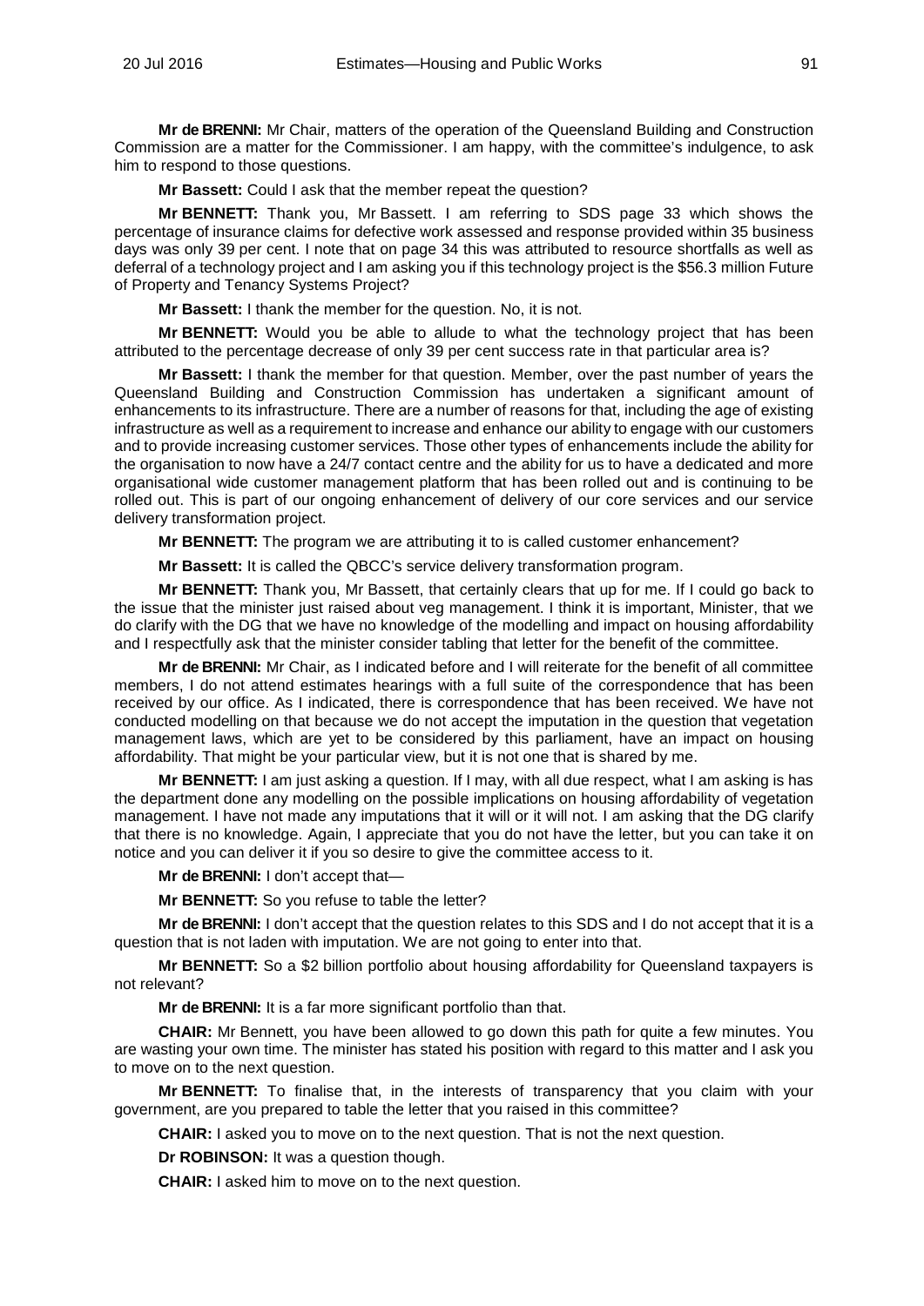**Mr de BRENNI:** Mr Chair, matters of the operation of the Queensland Building and Construction Commission are a matter for the Commissioner. I am happy, with the committee's indulgence, to ask him to respond to those questions.

**Mr Bassett:** Could I ask that the member repeat the question?

**Mr BENNETT:** Thank you, Mr Bassett. I am referring to SDS page 33 which shows the percentage of insurance claims for defective work assessed and response provided within 35 business days was only 39 per cent. I note that on page 34 this was attributed to resource shortfalls as well as deferral of a technology project and I am asking you if this technology project is the $56.3 million Future of Property and Tenancy Systems Project?

**Mr Bassett:** I thank the member for the question. No, it is not.

**Mr BENNETT:** Would you be able to allude to what the technology project that has been attributed to the percentage decrease of only 39 per cent success rate in that particular area is?

**Mr Bassett:** I thank the member for that question. Member, over the past number of years the Queensland Building and Construction Commission has undertaken a significant amount of enhancements to its infrastructure. There are a number of reasons for that, including the age of existing infrastructure as well as a requirement to increase and enhance our ability to engage with our customers and to provide increasing customer services. Those other types of enhancements include the ability for the organisation to now have a 24/7 contact centre and the ability for us to have a dedicated and more organisational wide customer management platform that has been rolled out and is continuing to be rolled out. This is part of our ongoing enhancement of delivery of our core services and our service delivery transformation project.

**Mr BENNETT:** The program we are attributing it to is called customer enhancement?

**Mr Bassett:** It is called the QBCC's service delivery transformation program.

**Mr BENNETT:** Thank you, Mr Bassett, that certainly clears that up for me. If I could go back to the issue that the minister just raised about veg management. I think it is important, Minister, that we do clarify with the DG that we have no knowledge of the modelling and impact on housing affordability and I respectfully ask that the minister consider tabling that letter for the benefit of the committee.

**Mr de BRENNI:** Mr Chair, as I indicated before and I will reiterate for the benefit of all committee members, I do not attend estimates hearings with a full suite of the correspondence that has been received by our office. As I indicated, there is correspondence that has been received. We have not conducted modelling on that because we do not accept the imputation in the question that vegetation management laws, which are yet to be considered by this parliament, have an impact on housing affordability. That might be your particular view, but it is not one that is shared by me.

**Mr BENNETT:** I am just asking a question. If I may, with all due respect, what I am asking is has the department done any modelling on the possible implications on housing affordability of vegetation management. I have not made any imputations that it will or it will not. I am asking that the DG clarify that there is no knowledge. Again, I appreciate that you do not have the letter, but you can take it on notice and you can deliver it if you so desire to give the committee access to it.

**Mr de BRENNI:** I don't accept that—

**Mr BENNETT:** So you refuse to table the letter?

**Mr de BRENNI:** I don't accept that the question relates to this SDS and I do not accept that it is a question that is not laden with imputation. We are not going to enter into that.

**Mr BENNETT:** So a $2 billion portfolio about housing affordability for Queensland taxpayers is not relevant?

**Mr de BRENNI:** It is a far more significant portfolio than that.

**CHAIR:** Mr Bennett, you have been allowed to go down this path for quite a few minutes. You are wasting your own time. The minister has stated his position with regard to this matter and I ask you to move on to the next question.

**Mr BENNETT:** To finalise that, in the interests of transparency that you claim with your government, are you prepared to table the letter that you raised in this committee?

**CHAIR:** I asked you to move on to the next question. That is not the next question.

**Dr ROBINSON:** It was a question though.

**CHAIR:** I asked him to move on to the next question.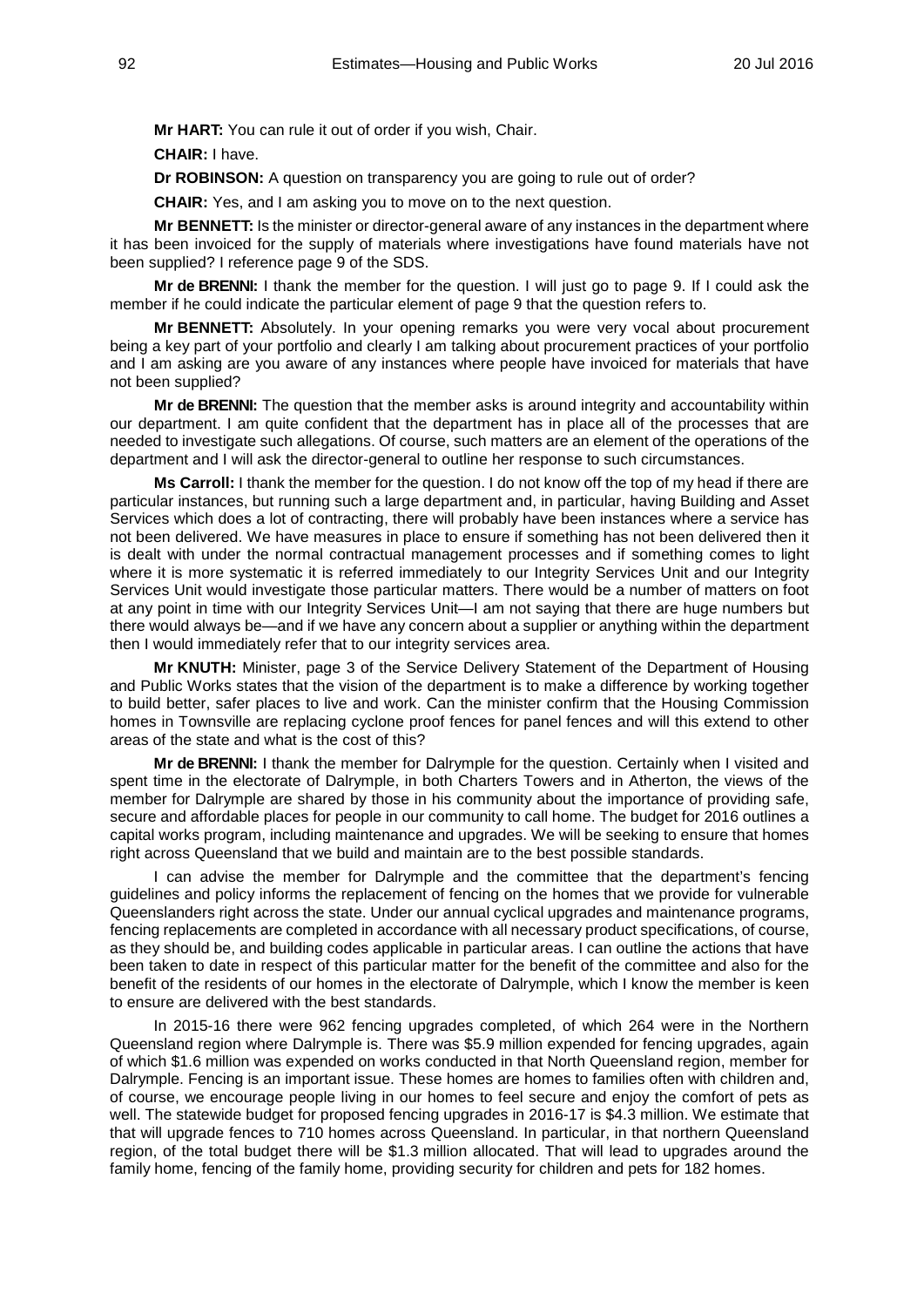**Mr HART:** You can rule it out of order if you wish, Chair.

**CHAIR:** I have.

**Dr ROBINSON:** A question on transparency you are going to rule out of order?

**CHAIR:** Yes, and I am asking you to move on to the next question.

**Mr BENNETT:** Is the minister or director-general aware of any instances in the department where it has been invoiced for the supply of materials where investigations have found materials have not been supplied? I reference page 9 of the SDS.

**Mr de BRENNI:** I thank the member for the question. I will just go to page 9. If I could ask the member if he could indicate the particular element of page 9 that the question refers to.

**Mr BENNETT:** Absolutely. In your opening remarks you were very vocal about procurement being a key part of your portfolio and clearly I am talking about procurement practices of your portfolio and I am asking are you aware of any instances where people have invoiced for materials that have not been supplied?

**Mr de BRENNI:** The question that the member asks is around integrity and accountability within our department. I am quite confident that the department has in place all of the processes that are needed to investigate such allegations. Of course, such matters are an element of the operations of the department and I will ask the director-general to outline her response to such circumstances.

**Ms Carroll:** I thank the member for the question. I do not know off the top of my head if there are particular instances, but running such a large department and, in particular, having Building and Asset Services which does a lot of contracting, there will probably have been instances where a service has not been delivered. We have measures in place to ensure if something has not been delivered then it is dealt with under the normal contractual management processes and if something comes to light where it is more systematic it is referred immediately to our Integrity Services Unit and our Integrity Services Unit would investigate those particular matters. There would be a number of matters on foot at any point in time with our Integrity Services Unit—I am not saying that there are huge numbers but there would always be—and if we have any concern about a supplier or anything within the department then I would immediately refer that to our integrity services area.

**Mr KNUTH:** Minister, page 3 of the Service Delivery Statement of the Department of Housing and Public Works states that the vision of the department is to make a difference by working together to build better, safer places to live and work. Can the minister confirm that the Housing Commission homes in Townsville are replacing cyclone proof fences for panel fences and will this extend to other areas of the state and what is the cost of this?

**Mr de BRENNI:** I thank the member for Dalrymple for the question. Certainly when I visited and spent time in the electorate of Dalrymple, in both Charters Towers and in Atherton, the views of the member for Dalrymple are shared by those in his community about the importance of providing safe, secure and affordable places for people in our community to call home. The budget for 2016 outlines a capital works program, including maintenance and upgrades. We will be seeking to ensure that homes right across Queensland that we build and maintain are to the best possible standards.

I can advise the member for Dalrymple and the committee that the department's fencing guidelines and policy informs the replacement of fencing on the homes that we provide for vulnerable Queenslanders right across the state. Under our annual cyclical upgrades and maintenance programs, fencing replacements are completed in accordance with all necessary product specifications, of course, as they should be, and building codes applicable in particular areas. I can outline the actions that have been taken to date in respect of this particular matter for the benefit of the committee and also for the benefit of the residents of our homes in the electorate of Dalrymple, which I know the member is keen to ensure are delivered with the best standards.

In 2015-16 there were 962 fencing upgrades completed, of which 264 were in the Northern Queensland region where Dalrymple is. There was $5.9 million expended for fencing upgrades, again of which $1.6 million was expended on works conducted in that North Queensland region, member for Dalrymple. Fencing is an important issue. These homes are homes to families often with children and, of course, we encourage people living in our homes to feel secure and enjoy the comfort of pets as well. The statewide budget for proposed fencing upgrades in 2016-17 is $4.3 million. We estimate that that will upgrade fences to 710 homes across Queensland. In particular, in that northern Queensland region, of the total budget there will be $1.3 million allocated. That will lead to upgrades around the family home, fencing of the family home, providing security for children and pets for 182 homes.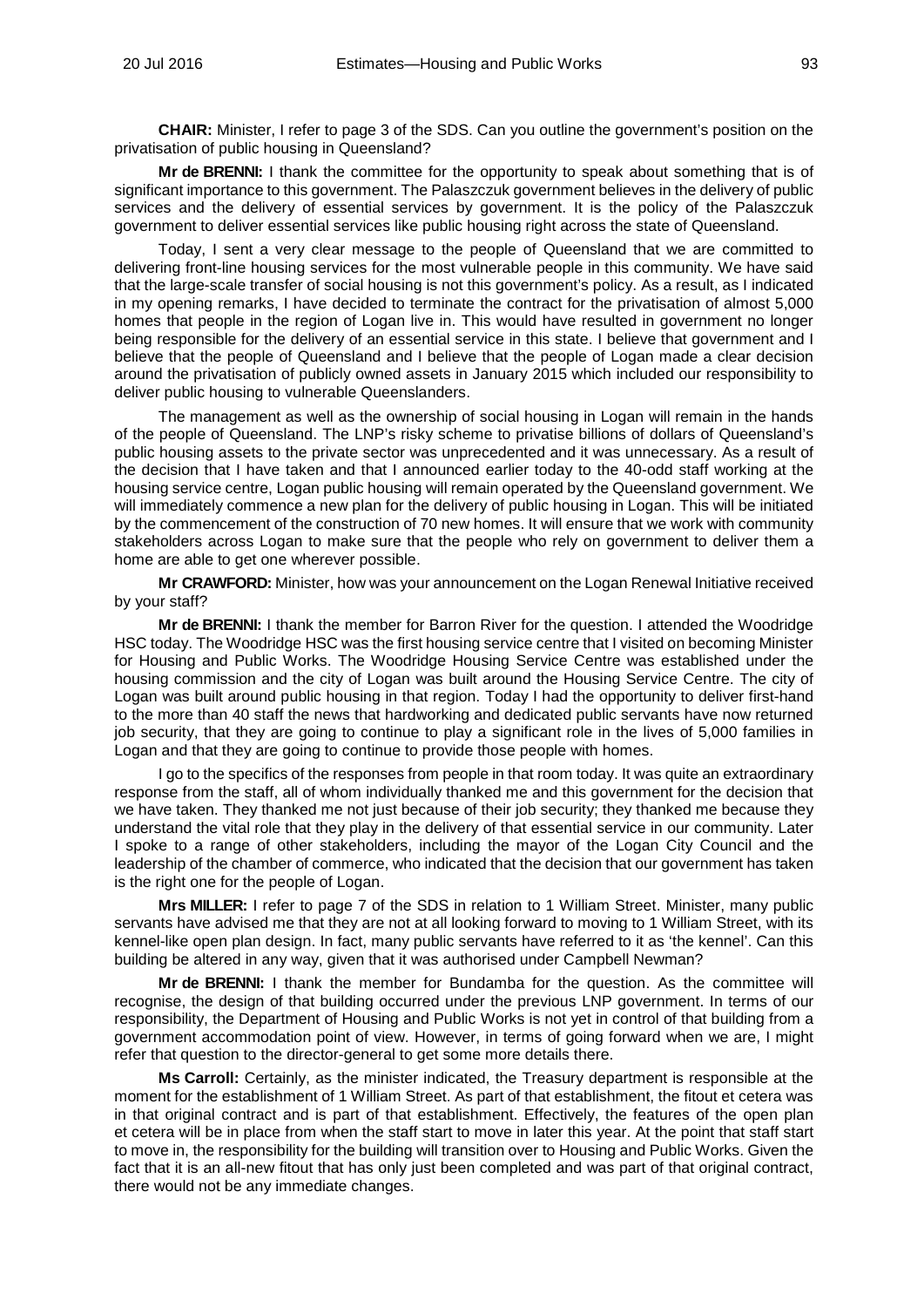**CHAIR:** Minister, I refer to page 3 of the SDS. Can you outline the government's position on the privatisation of public housing in Queensland?

**Mr de BRENNI:** I thank the committee for the opportunity to speak about something that is of significant importance to this government. The Palaszczuk government believes in the delivery of public services and the delivery of essential services by government. It is the policy of the Palaszczuk government to deliver essential services like public housing right across the state of Queensland.

Today, I sent a very clear message to the people of Queensland that we are committed to delivering front-line housing services for the most vulnerable people in this community. We have said that the large-scale transfer of social housing is not this government's policy. As a result, as I indicated in my opening remarks, I have decided to terminate the contract for the privatisation of almost 5,000 homes that people in the region of Logan live in. This would have resulted in government no longer being responsible for the delivery of an essential service in this state. I believe that government and I believe that the people of Queensland and I believe that the people of Logan made a clear decision around the privatisation of publicly owned assets in January 2015 which included our responsibility to deliver public housing to vulnerable Queenslanders.

The management as well as the ownership of social housing in Logan will remain in the hands of the people of Queensland. The LNP's risky scheme to privatise billions of dollars of Queensland's public housing assets to the private sector was unprecedented and it was unnecessary. As a result of the decision that I have taken and that I announced earlier today to the 40-odd staff working at the housing service centre, Logan public housing will remain operated by the Queensland government. We will immediately commence a new plan for the delivery of public housing in Logan. This will be initiated by the commencement of the construction of 70 new homes. It will ensure that we work with community stakeholders across Logan to make sure that the people who rely on government to deliver them a home are able to get one wherever possible.

**Mr CRAWFORD:** Minister, how was your announcement on the Logan Renewal Initiative received by your staff?

**Mr de BRENNI:** I thank the member for Barron River for the question. I attended the Woodridge HSC today. The Woodridge HSC was the first housing service centre that I visited on becoming Minister for Housing and Public Works. The Woodridge Housing Service Centre was established under the housing commission and the city of Logan was built around the Housing Service Centre. The city of Logan was built around public housing in that region. Today I had the opportunity to deliver first-hand to the more than 40 staff the news that hardworking and dedicated public servants have now returned job security, that they are going to continue to play a significant role in the lives of 5,000 families in Logan and that they are going to continue to provide those people with homes.

I go to the specifics of the responses from people in that room today. It was quite an extraordinary response from the staff, all of whom individually thanked me and this government for the decision that we have taken. They thanked me not just because of their job security; they thanked me because they understand the vital role that they play in the delivery of that essential service in our community. Later I spoke to a range of other stakeholders, including the mayor of the Logan City Council and the leadership of the chamber of commerce, who indicated that the decision that our government has taken is the right one for the people of Logan.

**Mrs MILLER:** I refer to page 7 of the SDS in relation to 1 William Street. Minister, many public servants have advised me that they are not at all looking forward to moving to 1 William Street, with its kennel-like open plan design. In fact, many public servants have referred to it as 'the kennel'. Can this building be altered in any way, given that it was authorised under Campbell Newman?

**Mr de BRENNI:** I thank the member for Bundamba for the question. As the committee will recognise, the design of that building occurred under the previous LNP government. In terms of our responsibility, the Department of Housing and Public Works is not yet in control of that building from a government accommodation point of view. However, in terms of going forward when we are, I might refer that question to the director-general to get some more details there.

**Ms Carroll:** Certainly, as the minister indicated, the Treasury department is responsible at the moment for the establishment of 1 William Street. As part of that establishment, the fitout et cetera was in that original contract and is part of that establishment. Effectively, the features of the open plan et cetera will be in place from when the staff start to move in later this year. At the point that staff start to move in, the responsibility for the building will transition over to Housing and Public Works. Given the fact that it is an all-new fitout that has only just been completed and was part of that original contract, there would not be any immediate changes.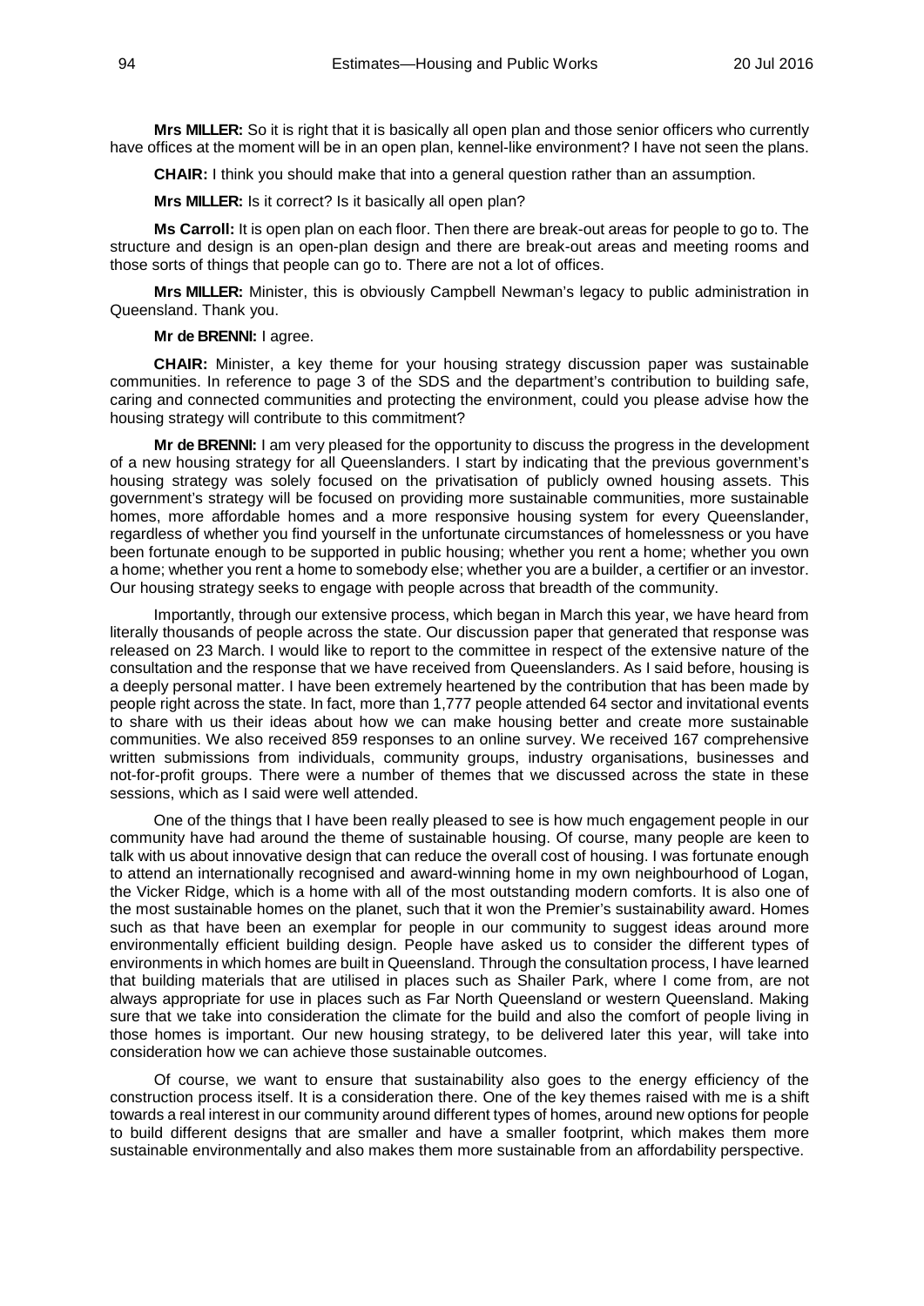**Mrs MILLER:** So it is right that it is basically all open plan and those senior officers who currently have offices at the moment will be in an open plan, kennel-like environment? I have not seen the plans.

**CHAIR:** I think you should make that into a general question rather than an assumption.

**Mrs MILLER:** Is it correct? Is it basically all open plan?

**Ms Carroll:** It is open plan on each floor. Then there are break-out areas for people to go to. The structure and design is an open-plan design and there are break-out areas and meeting rooms and those sorts of things that people can go to. There are not a lot of offices.

**Mrs MILLER:** Minister, this is obviously Campbell Newman's legacy to public administration in Queensland. Thank you.

**Mr de BRENNI:** I agree.

**CHAIR:** Minister, a key theme for your housing strategy discussion paper was sustainable communities. In reference to page 3 of the SDS and the department's contribution to building safe, caring and connected communities and protecting the environment, could you please advise how the housing strategy will contribute to this commitment?

**Mr de BRENNI:** I am very pleased for the opportunity to discuss the progress in the development of a new housing strategy for all Queenslanders. I start by indicating that the previous government's housing strategy was solely focused on the privatisation of publicly owned housing assets. This government's strategy will be focused on providing more sustainable communities, more sustainable homes, more affordable homes and a more responsive housing system for every Queenslander, regardless of whether you find yourself in the unfortunate circumstances of homelessness or you have been fortunate enough to be supported in public housing; whether you rent a home; whether you own a home; whether you rent a home to somebody else; whether you are a builder, a certifier or an investor. Our housing strategy seeks to engage with people across that breadth of the community.

Importantly, through our extensive process, which began in March this year, we have heard from literally thousands of people across the state. Our discussion paper that generated that response was released on 23 March. I would like to report to the committee in respect of the extensive nature of the consultation and the response that we have received from Queenslanders. As I said before, housing is a deeply personal matter. I have been extremely heartened by the contribution that has been made by people right across the state. In fact, more than 1,777 people attended 64 sector and invitational events to share with us their ideas about how we can make housing better and create more sustainable communities. We also received 859 responses to an online survey. We received 167 comprehensive written submissions from individuals, community groups, industry organisations, businesses and not-for-profit groups. There were a number of themes that we discussed across the state in these sessions, which as I said were well attended.

One of the things that I have been really pleased to see is how much engagement people in our community have had around the theme of sustainable housing. Of course, many people are keen to talk with us about innovative design that can reduce the overall cost of housing. I was fortunate enough to attend an internationally recognised and award-winning home in my own neighbourhood of Logan, the Vicker Ridge, which is a home with all of the most outstanding modern comforts. It is also one of the most sustainable homes on the planet, such that it won the Premier's sustainability award. Homes such as that have been an exemplar for people in our community to suggest ideas around more environmentally efficient building design. People have asked us to consider the different types of environments in which homes are built in Queensland. Through the consultation process, I have learned that building materials that are utilised in places such as Shailer Park, where I come from, are not always appropriate for use in places such as Far North Queensland or western Queensland. Making sure that we take into consideration the climate for the build and also the comfort of people living in those homes is important. Our new housing strategy, to be delivered later this year, will take into consideration how we can achieve those sustainable outcomes.

Of course, we want to ensure that sustainability also goes to the energy efficiency of the construction process itself. It is a consideration there. One of the key themes raised with me is a shift towards a real interest in our community around different types of homes, around new options for people to build different designs that are smaller and have a smaller footprint, which makes them more sustainable environmentally and also makes them more sustainable from an affordability perspective.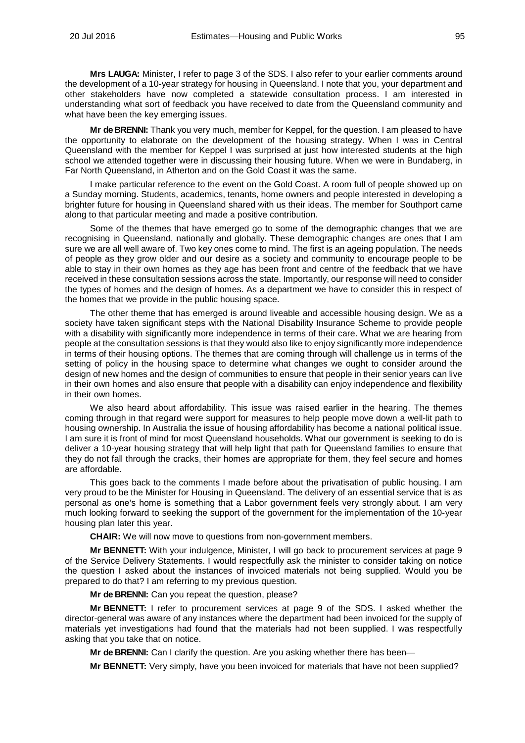**Mrs LAUGA:** Minister, I refer to page 3 of the SDS. I also refer to your earlier comments around the development of a 10-year strategy for housing in Queensland. I note that you, your department and other stakeholders have now completed a statewide consultation process. I am interested in understanding what sort of feedback you have received to date from the Queensland community and what have been the key emerging issues.

**Mr de BRENNI:** Thank you very much, member for Keppel, for the question. I am pleased to have the opportunity to elaborate on the development of the housing strategy. When I was in Central Queensland with the member for Keppel I was surprised at just how interested students at the high school we attended together were in discussing their housing future. When we were in Bundaberg, in Far North Queensland, in Atherton and on the Gold Coast it was the same.

I make particular reference to the event on the Gold Coast. A room full of people showed up on a Sunday morning. Students, academics, tenants, home owners and people interested in developing a brighter future for housing in Queensland shared with us their ideas. The member for Southport came along to that particular meeting and made a positive contribution.

Some of the themes that have emerged go to some of the demographic changes that we are recognising in Queensland, nationally and globally. These demographic changes are ones that I am sure we are all well aware of. Two key ones come to mind. The first is an ageing population. The needs of people as they grow older and our desire as a society and community to encourage people to be able to stay in their own homes as they age has been front and centre of the feedback that we have received in these consultation sessions across the state. Importantly, our response will need to consider the types of homes and the design of homes. As a department we have to consider this in respect of the homes that we provide in the public housing space.

The other theme that has emerged is around liveable and accessible housing design. We as a society have taken significant steps with the National Disability Insurance Scheme to provide people with a disability with significantly more independence in terms of their care. What we are hearing from people at the consultation sessions is that they would also like to enjoy significantly more independence in terms of their housing options. The themes that are coming through will challenge us in terms of the setting of policy in the housing space to determine what changes we ought to consider around the design of new homes and the design of communities to ensure that people in their senior years can live in their own homes and also ensure that people with a disability can enjoy independence and flexibility in their own homes.

We also heard about affordability. This issue was raised earlier in the hearing. The themes coming through in that regard were support for measures to help people move down a well-lit path to housing ownership. In Australia the issue of housing affordability has become a national political issue. I am sure it is front of mind for most Queensland households. What our government is seeking to do is deliver a 10-year housing strategy that will help light that path for Queensland families to ensure that they do not fall through the cracks, their homes are appropriate for them, they feel secure and homes are affordable.

This goes back to the comments I made before about the privatisation of public housing. I am very proud to be the Minister for Housing in Queensland. The delivery of an essential service that is as personal as one's home is something that a Labor government feels very strongly about. I am very much looking forward to seeking the support of the government for the implementation of the 10-year housing plan later this year.

**CHAIR:** We will now move to questions from non-government members.

**Mr BENNETT:** With your indulgence, Minister, I will go back to procurement services at page 9 of the Service Delivery Statements. I would respectfully ask the minister to consider taking on notice the question I asked about the instances of invoiced materials not being supplied. Would you be prepared to do that? I am referring to my previous question.

**Mr de BRENNI:** Can you repeat the question, please?

**Mr BENNETT:** I refer to procurement services at page 9 of the SDS. I asked whether the director-general was aware of any instances where the department had been invoiced for the supply of materials yet investigations had found that the materials had not been supplied. I was respectfully asking that you take that on notice.

**Mr de BRENNI:** Can I clarify the question. Are you asking whether there has been—

**Mr BENNETT:** Very simply, have you been invoiced for materials that have not been supplied?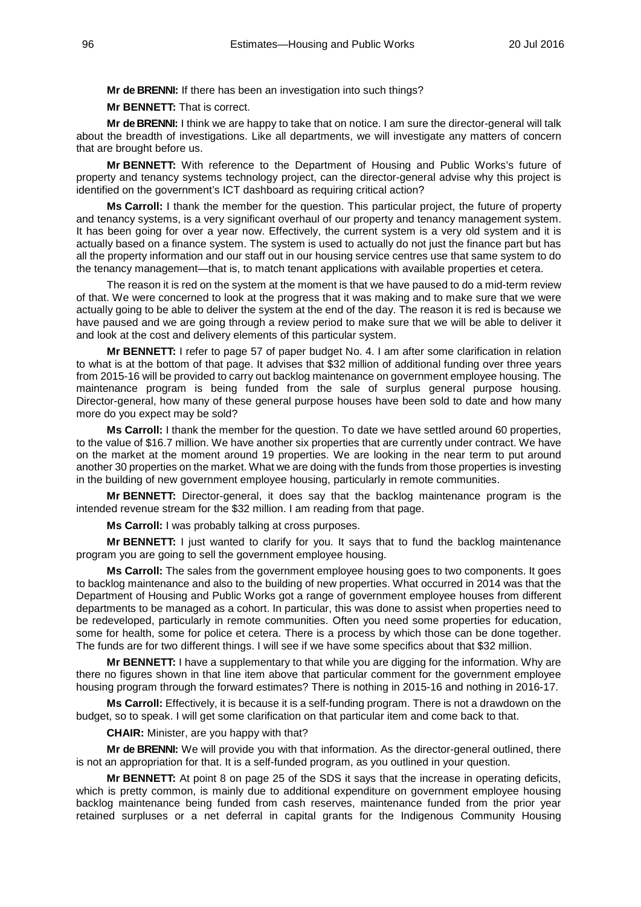**Mr de BRENNI:** If there has been an investigation into such things?

**Mr BENNETT:** That is correct.

**Mr de BRENNI:** I think we are happy to take that on notice. I am sure the director-general will talk about the breadth of investigations. Like all departments, we will investigate any matters of concern that are brought before us.

**Mr BENNETT:** With reference to the Department of Housing and Public Works's future of property and tenancy systems technology project, can the director-general advise why this project is identified on the government's ICT dashboard as requiring critical action?

**Ms Carroll:** I thank the member for the question. This particular project, the future of property and tenancy systems, is a very significant overhaul of our property and tenancy management system. It has been going for over a year now. Effectively, the current system is a very old system and it is actually based on a finance system. The system is used to actually do not just the finance part but has all the property information and our staff out in our housing service centres use that same system to do the tenancy management—that is, to match tenant applications with available properties et cetera.

The reason it is red on the system at the moment is that we have paused to do a mid-term review of that. We were concerned to look at the progress that it was making and to make sure that we were actually going to be able to deliver the system at the end of the day. The reason it is red is because we have paused and we are going through a review period to make sure that we will be able to deliver it and look at the cost and delivery elements of this particular system.

**Mr BENNETT:** I refer to page 57 of paper budget No. 4. I am after some clarification in relation to what is at the bottom of that page. It advises that $32 million of additional funding over three years from 2015-16 will be provided to carry out backlog maintenance on government employee housing. The maintenance program is being funded from the sale of surplus general purpose housing. Director-general, how many of these general purpose houses have been sold to date and how many more do you expect may be sold?

**Ms Carroll:** I thank the member for the question. To date we have settled around 60 properties, to the value of $16.7 million. We have another six properties that are currently under contract. We have on the market at the moment around 19 properties. We are looking in the near term to put around another 30 properties on the market. What we are doing with the funds from those properties is investing in the building of new government employee housing, particularly in remote communities.

**Mr BENNETT:** Director-general, it does say that the backlog maintenance program is the intended revenue stream for the $32 million. I am reading from that page.

**Ms Carroll:** I was probably talking at cross purposes.

**Mr BENNETT:** I just wanted to clarify for you. It says that to fund the backlog maintenance program you are going to sell the government employee housing.

**Ms Carroll:** The sales from the government employee housing goes to two components. It goes to backlog maintenance and also to the building of new properties. What occurred in 2014 was that the Department of Housing and Public Works got a range of government employee houses from different departments to be managed as a cohort. In particular, this was done to assist when properties need to be redeveloped, particularly in remote communities. Often you need some properties for education, some for health, some for police et cetera. There is a process by which those can be done together. The funds are for two different things. I will see if we have some specifics about that $32 million.

**Mr BENNETT:** I have a supplementary to that while you are digging for the information. Why are there no figures shown in that line item above that particular comment for the government employee housing program through the forward estimates? There is nothing in 2015-16 and nothing in 2016-17.

**Ms Carroll:** Effectively, it is because it is a self-funding program. There is not a drawdown on the budget, so to speak. I will get some clarification on that particular item and come back to that.

**CHAIR:** Minister, are you happy with that?

**Mr de BRENNI:** We will provide you with that information. As the director-general outlined, there is not an appropriation for that. It is a self-funded program, as you outlined in your question.

**Mr BENNETT:** At point 8 on page 25 of the SDS it says that the increase in operating deficits, which is pretty common, is mainly due to additional expenditure on government employee housing backlog maintenance being funded from cash reserves, maintenance funded from the prior year retained surpluses or a net deferral in capital grants for the Indigenous Community Housing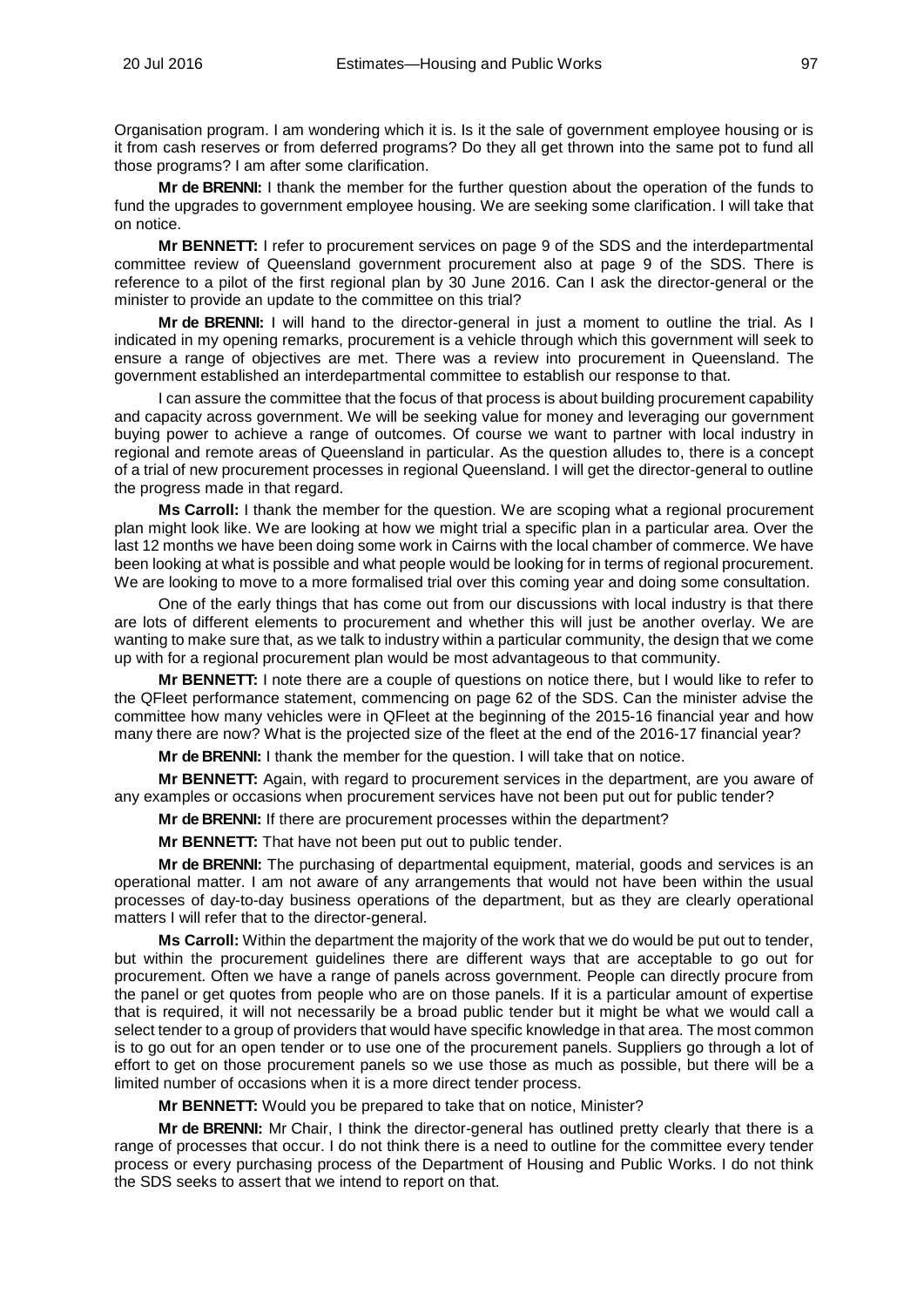Organisation program. I am wondering which it is. Is it the sale of government employee housing or is it from cash reserves or from deferred programs? Do they all get thrown into the same pot to fund all those programs? I am after some clarification.

**Mr de BRENNI:** I thank the member for the further question about the operation of the funds to fund the upgrades to government employee housing. We are seeking some clarification. I will take that on notice.

**Mr BENNETT:** I refer to procurement services on page 9 of the SDS and the interdepartmental committee review of Queensland government procurement also at page 9 of the SDS. There is reference to a pilot of the first regional plan by 30 June 2016. Can I ask the director-general or the minister to provide an update to the committee on this trial?

**Mr de BRENNI:** I will hand to the director-general in just a moment to outline the trial. As I indicated in my opening remarks, procurement is a vehicle through which this government will seek to ensure a range of objectives are met. There was a review into procurement in Queensland. The government established an interdepartmental committee to establish our response to that.

I can assure the committee that the focus of that process is about building procurement capability and capacity across government. We will be seeking value for money and leveraging our government buying power to achieve a range of outcomes. Of course we want to partner with local industry in regional and remote areas of Queensland in particular. As the question alludes to, there is a concept of a trial of new procurement processes in regional Queensland. I will get the director-general to outline the progress made in that regard.

**Ms Carroll:** I thank the member for the question. We are scoping what a regional procurement plan might look like. We are looking at how we might trial a specific plan in a particular area. Over the last 12 months we have been doing some work in Cairns with the local chamber of commerce. We have been looking at what is possible and what people would be looking for in terms of regional procurement. We are looking to move to a more formalised trial over this coming year and doing some consultation.

One of the early things that has come out from our discussions with local industry is that there are lots of different elements to procurement and whether this will just be another overlay. We are wanting to make sure that, as we talk to industry within a particular community, the design that we come up with for a regional procurement plan would be most advantageous to that community.

**Mr BENNETT:** I note there are a couple of questions on notice there, but I would like to refer to the QFleet performance statement, commencing on page 62 of the SDS. Can the minister advise the committee how many vehicles were in QFleet at the beginning of the 2015-16 financial year and how many there are now? What is the projected size of the fleet at the end of the 2016-17 financial year?

**Mr de BRENNI:** I thank the member for the question. I will take that on notice.

**Mr BENNETT:** Again, with regard to procurement services in the department, are you aware of any examples or occasions when procurement services have not been put out for public tender?

**Mr de BRENNI:** If there are procurement processes within the department?

**Mr BENNETT:** That have not been put out to public tender.

**Mr de BRENNI:** The purchasing of departmental equipment, material, goods and services is an operational matter. I am not aware of any arrangements that would not have been within the usual processes of day-to-day business operations of the department, but as they are clearly operational matters I will refer that to the director-general.

**Ms Carroll:** Within the department the majority of the work that we do would be put out to tender, but within the procurement guidelines there are different ways that are acceptable to go out for procurement. Often we have a range of panels across government. People can directly procure from the panel or get quotes from people who are on those panels. If it is a particular amount of expertise that is required, it will not necessarily be a broad public tender but it might be what we would call a select tender to a group of providers that would have specific knowledge in that area. The most common is to go out for an open tender or to use one of the procurement panels. Suppliers go through a lot of effort to get on those procurement panels so we use those as much as possible, but there will be a limited number of occasions when it is a more direct tender process.

**Mr BENNETT:** Would you be prepared to take that on notice, Minister?

**Mr de BRENNI:** Mr Chair, I think the director-general has outlined pretty clearly that there is a range of processes that occur. I do not think there is a need to outline for the committee every tender process or every purchasing process of the Department of Housing and Public Works. I do not think the SDS seeks to assert that we intend to report on that.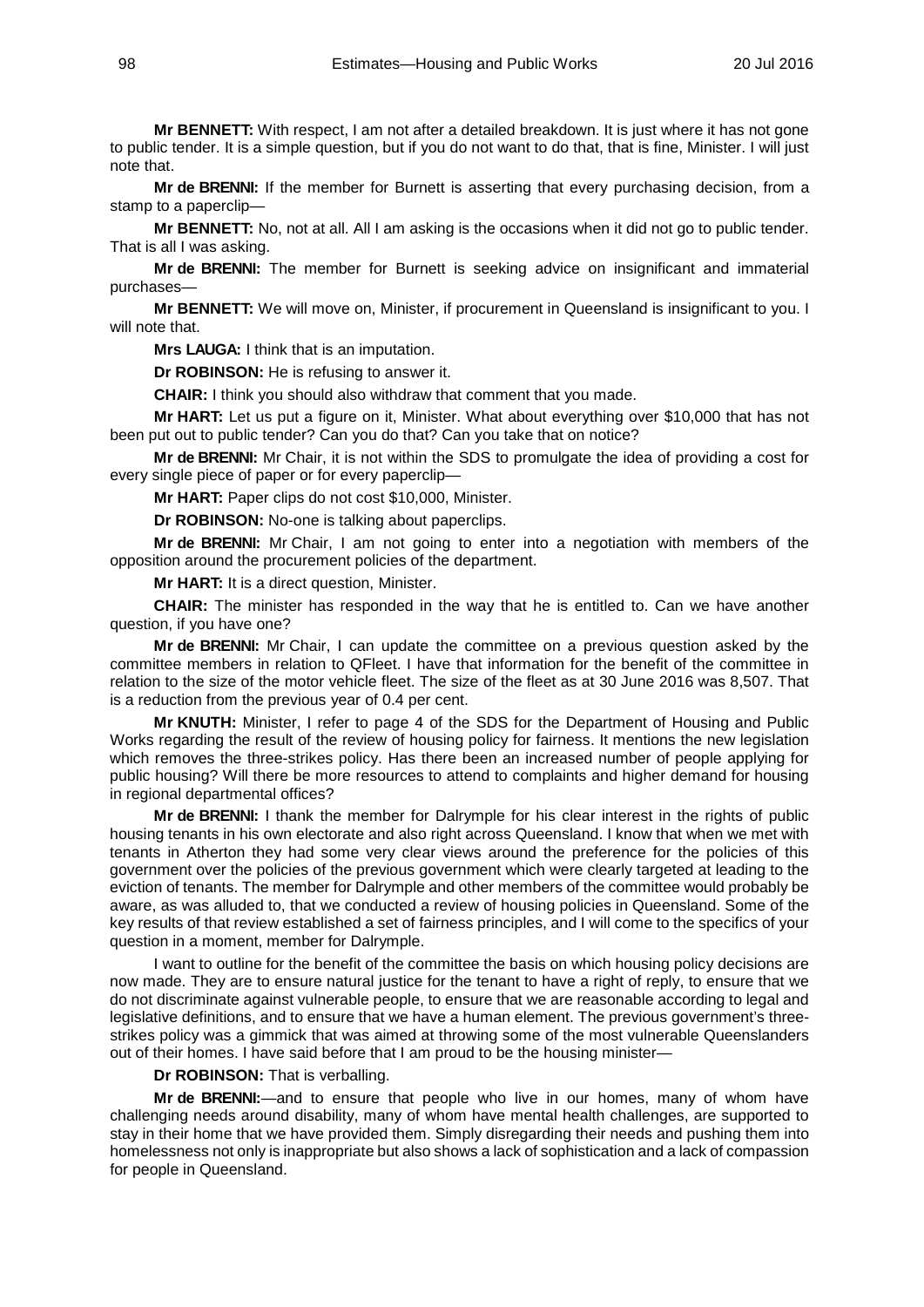**Mr BENNETT:** With respect, I am not after a detailed breakdown. It is just where it has not gone to public tender. It is a simple question, but if you do not want to do that, that is fine, Minister. I will just note that.

**Mr de BRENNI:** If the member for Burnett is asserting that every purchasing decision, from a stamp to a paperclip—

**Mr BENNETT:** No, not at all. All I am asking is the occasions when it did not go to public tender. That is all I was asking.

**Mr de BRENNI:** The member for Burnett is seeking advice on insignificant and immaterial purchases—

**Mr BENNETT:** We will move on, Minister, if procurement in Queensland is insignificant to you. I will note that.

**Mrs LAUGA:** I think that is an imputation.

**Dr ROBINSON:** He is refusing to answer it.

**CHAIR:** I think you should also withdraw that comment that you made.

**Mr HART:** Let us put a figure on it, Minister. What about everything over $10,000 that has not been put out to public tender? Can you do that? Can you take that on notice?

**Mr de BRENNI:** Mr Chair, it is not within the SDS to promulgate the idea of providing a cost for every single piece of paper or for every paperclip—

**Mr HART:** Paper clips do not cost $10,000, Minister.

**Dr ROBINSON:** No-one is talking about paperclips.

**Mr de BRENNI:** Mr Chair, I am not going to enter into a negotiation with members of the opposition around the procurement policies of the department.

**Mr HART:** It is a direct question, Minister.

**CHAIR:** The minister has responded in the way that he is entitled to. Can we have another question, if you have one?

**Mr de BRENNI:** Mr Chair, I can update the committee on a previous question asked by the committee members in relation to QFleet. I have that information for the benefit of the committee in relation to the size of the motor vehicle fleet. The size of the fleet as at 30 June 2016 was 8,507. That is a reduction from the previous year of 0.4 per cent.

**Mr KNUTH:** Minister, I refer to page 4 of the SDS for the Department of Housing and Public Works regarding the result of the review of housing policy for fairness. It mentions the new legislation which removes the three-strikes policy. Has there been an increased number of people applying for public housing? Will there be more resources to attend to complaints and higher demand for housing in regional departmental offices?

**Mr de BRENNI:** I thank the member for Dalrymple for his clear interest in the rights of public housing tenants in his own electorate and also right across Queensland. I know that when we met with tenants in Atherton they had some very clear views around the preference for the policies of this government over the policies of the previous government which were clearly targeted at leading to the eviction of tenants. The member for Dalrymple and other members of the committee would probably be aware, as was alluded to, that we conducted a review of housing policies in Queensland. Some of the key results of that review established a set of fairness principles, and I will come to the specifics of your question in a moment, member for Dalrymple.

I want to outline for the benefit of the committee the basis on which housing policy decisions are now made. They are to ensure natural justice for the tenant to have a right of reply, to ensure that we do not discriminate against vulnerable people, to ensure that we are reasonable according to legal and legislative definitions, and to ensure that we have a human element. The previous government's three-strikes policy was a gimmick that was aimed at throwing some of the most vulnerable Queenslanders out of their homes. I have said before that I am proud to be the housing minister—

**Dr ROBINSON:** That is verballing.

**Mr de BRENNI:**—and to ensure that people who live in our homes, many of whom have challenging needs around disability, many of whom have mental health challenges, are supported to stay in their home that we have provided them. Simply disregarding their needs and pushing them into homelessness not only is inappropriate but also shows a lack of sophistication and a lack of compassion for people in Queensland.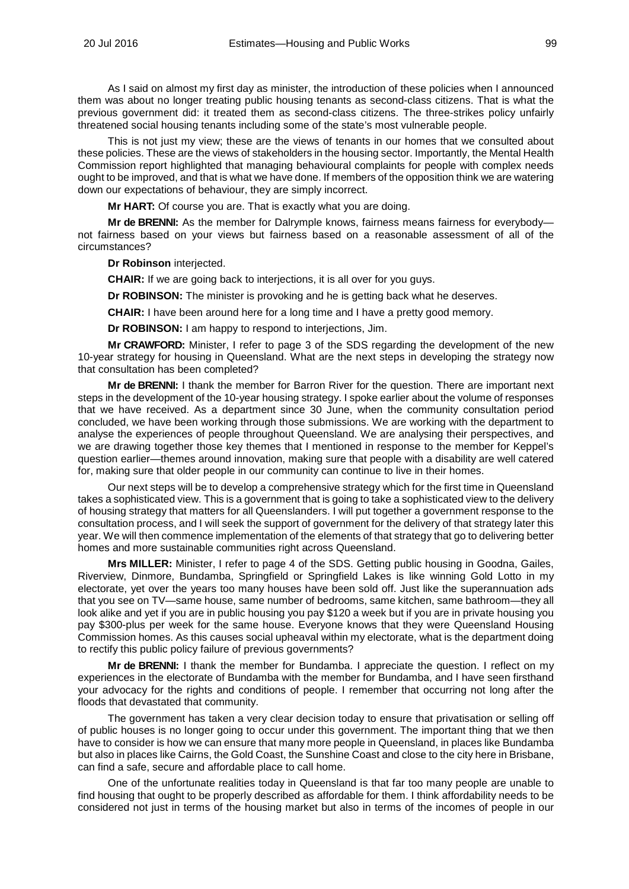As I said on almost my first day as minister, the introduction of these policies when I announced them was about no longer treating public housing tenants as second-class citizens. That is what the previous government did: it treated them as second-class citizens. The three-strikes policy unfairly threatened social housing tenants including some of the state's most vulnerable people.

This is not just my view; these are the views of tenants in our homes that we consulted about these policies. These are the views of stakeholders in the housing sector. Importantly, the Mental Health Commission report highlighted that managing behavioural complaints for people with complex needs ought to be improved, and that is what we have done. If members of the opposition think we are watering down our expectations of behaviour, they are simply incorrect.

**Mr HART:** Of course you are. That is exactly what you are doing.

**Mr de BRENNI:** As the member for Dalrymple knows, fairness means fairness for everybody—not fairness based on your views but fairness based on a reasonable assessment of all of the circumstances?

**Dr Robinson** interjected.

**CHAIR:** If we are going back to interjections, it is all over for you guys.

**Dr ROBINSON:** The minister is provoking and he is getting back what he deserves.

**CHAIR:** I have been around here for a long time and I have a pretty good memory.

**Dr ROBINSON:** I am happy to respond to interjections, Jim.

**Mr CRAWFORD:** Minister, I refer to page 3 of the SDS regarding the development of the new 10-year strategy for housing in Queensland. What are the next steps in developing the strategy now that consultation has been completed?

**Mr de BRENNI:** I thank the member for Barron River for the question. There are important next steps in the development of the 10-year housing strategy. I spoke earlier about the volume of responses that we have received. As a department since 30 June, when the community consultation period concluded, we have been working through those submissions. We are working with the department to analyse the experiences of people throughout Queensland. We are analysing their perspectives, and we are drawing together those key themes that I mentioned in response to the member for Keppel's question earlier—themes around innovation, making sure that people with a disability are well catered for, making sure that older people in our community can continue to live in their homes.

Our next steps will be to develop a comprehensive strategy which for the first time in Queensland takes a sophisticated view. This is a government that is going to take a sophisticated view to the delivery of housing strategy that matters for all Queenslanders. I will put together a government response to the consultation process, and I will seek the support of government for the delivery of that strategy later this year. We will then commence implementation of the elements of that strategy that go to delivering better homes and more sustainable communities right across Queensland.

**Mrs MILLER:** Minister, I refer to page 4 of the SDS. Getting public housing in Goodna, Gailes, Riverview, Dinmore, Bundamba, Springfield or Springfield Lakes is like winning Gold Lotto in my electorate, yet over the years too many houses have been sold off. Just like the superannuation ads that you see on TV—same house, same number of bedrooms, same kitchen, same bathroom—they all look alike and yet if you are in public housing you pay \$120 a week but if you are in private housing you pay \$300-plus per week for the same house. Everyone knows that they were Queensland Housing Commission homes. As this causes social upheaval within my electorate, what is the department doing to rectify this public policy failure of previous governments?

**Mr de BRENNI:** I thank the member for Bundamba. I appreciate the question. I reflect on my experiences in the electorate of Bundamba with the member for Bundamba, and I have seen firsthand your advocacy for the rights and conditions of people. I remember that occurring not long after the floods that devastated that community.

The government has taken a very clear decision today to ensure that privatisation or selling off of public houses is no longer going to occur under this government. The important thing that we then have to consider is how we can ensure that many more people in Queensland, in places like Bundamba but also in places like Cairns, the Gold Coast, the Sunshine Coast and close to the city here in Brisbane, can find a safe, secure and affordable place to call home.

One of the unfortunate realities today in Queensland is that far too many people are unable to find housing that ought to be properly described as affordable for them. I think affordability needs to be considered not just in terms of the housing market but also in terms of the incomes of people in our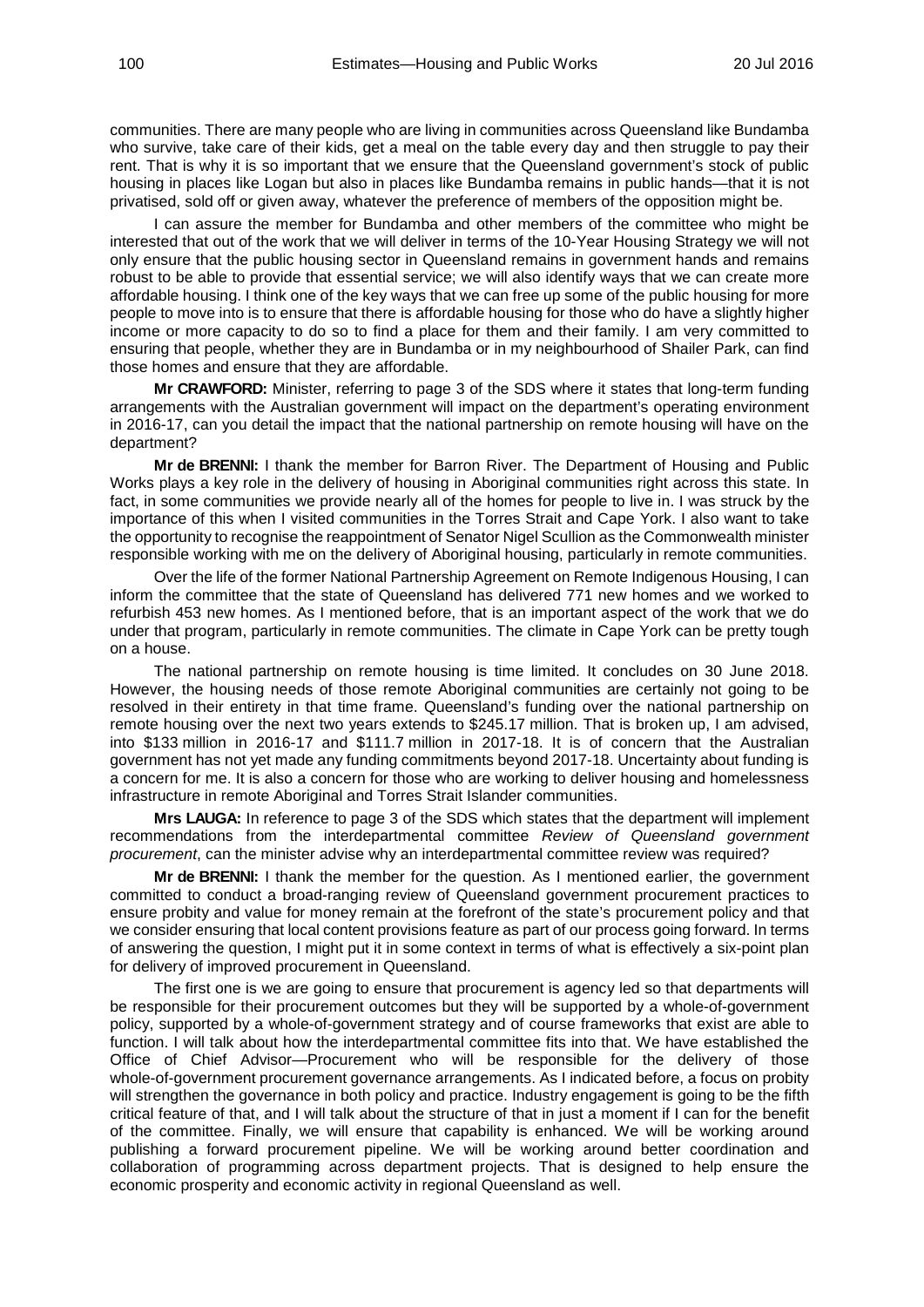communities. There are many people who are living in communities across Queensland like Bundamba who survive, take care of their kids, get a meal on the table every day and then struggle to pay their rent. That is why it is so important that we ensure that the Queensland government's stock of public housing in places like Logan but also in places like Bundamba remains in public hands—that it is not privatised, sold off or given away, whatever the preference of members of the opposition might be.

I can assure the member for Bundamba and other members of the committee who might be interested that out of the work that we will deliver in terms of the 10-Year Housing Strategy we will not only ensure that the public housing sector in Queensland remains in government hands and remains robust to be able to provide that essential service; we will also identify ways that we can create more affordable housing. I think one of the key ways that we can free up some of the public housing for more people to move into is to ensure that there is affordable housing for those who do have a slightly higher income or more capacity to do so to find a place for them and their family. I am very committed to ensuring that people, whether they are in Bundamba or in my neighbourhood of Shailer Park, can find those homes and ensure that they are affordable.

**Mr CRAWFORD:** Minister, referring to page 3 of the SDS where it states that long-term funding arrangements with the Australian government will impact on the department's operating environment in 2016-17, can you detail the impact that the national partnership on remote housing will have on the department?

**Mr de BRENNI:** I thank the member for Barron River. The Department of Housing and Public Works plays a key role in the delivery of housing in Aboriginal communities right across this state. In fact, in some communities we provide nearly all of the homes for people to live in. I was struck by the importance of this when I visited communities in the Torres Strait and Cape York. I also want to take the opportunity to recognise the reappointment of Senator Nigel Scullion as the Commonwealth minister responsible working with me on the delivery of Aboriginal housing, particularly in remote communities.

Over the life of the former National Partnership Agreement on Remote Indigenous Housing, I can inform the committee that the state of Queensland has delivered 771 new homes and we worked to refurbish 453 new homes. As I mentioned before, that is an important aspect of the work that we do under that program, particularly in remote communities. The climate in Cape York can be pretty tough on a house.

The national partnership on remote housing is time limited. It concludes on 30 June 2018. However, the housing needs of those remote Aboriginal communities are certainly not going to be resolved in their entirety in that time frame. Queensland's funding over the national partnership on remote housing over the next two years extends to \$245.17 million. That is broken up, I am advised, into \$133 million in 2016-17 and \$111.7 million in 2017-18. It is of concern that the Australian government has not yet made any funding commitments beyond 2017-18. Uncertainty about funding is a concern for me. It is also a concern for those who are working to deliver housing and homelessness infrastructure in remote Aboriginal and Torres Strait Islander communities.

**Mrs LAUGA:** In reference to page 3 of the SDS which states that the department will implement recommendations from the interdepartmental committee *Review of Queensland government procurement*, can the minister advise why an interdepartmental committee review was required?

**Mr de BRENNI:** I thank the member for the question. As I mentioned earlier, the government committed to conduct a broad-ranging review of Queensland government procurement practices to ensure probity and value for money remain at the forefront of the state's procurement policy and that we consider ensuring that local content provisions feature as part of our process going forward. In terms of answering the question, I might put it in some context in terms of what is effectively a six-point plan for delivery of improved procurement in Queensland.

The first one is we are going to ensure that procurement is agency led so that departments will be responsible for their procurement outcomes but they will be supported by a whole-of-government policy, supported by a whole-of-government strategy and of course frameworks that exist are able to function. I will talk about how the interdepartmental committee fits into that. We have established the Office of Chief Advisor—Procurement who will be responsible for the delivery of those whole-of-government procurement governance arrangements. As I indicated before, a focus on probity will strengthen the governance in both policy and practice. Industry engagement is going to be the fifth critical feature of that, and I will talk about the structure of that in just a moment if I can for the benefit of the committee. Finally, we will ensure that capability is enhanced. We will be working around publishing a forward procurement pipeline. We will be working around better coordination and collaboration of programming across department projects. That is designed to help ensure the economic prosperity and economic activity in regional Queensland as well.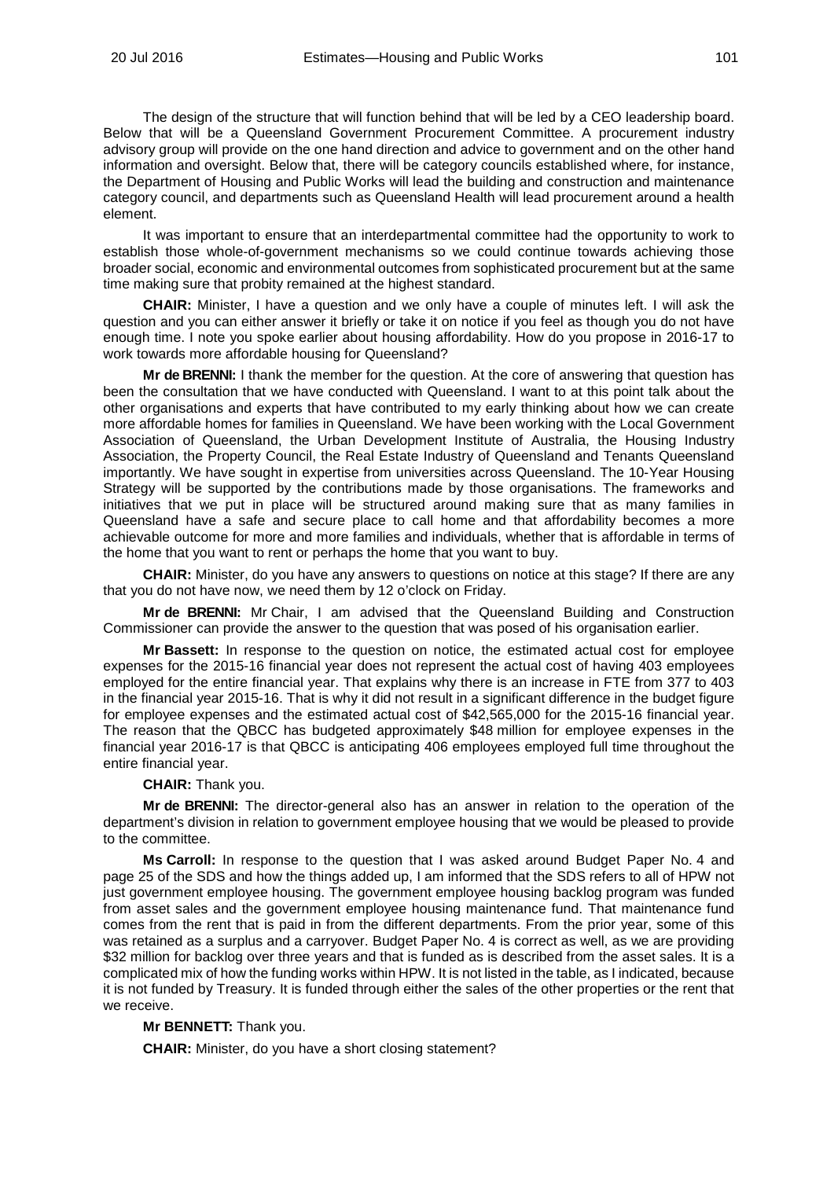The design of the structure that will function behind that will be led by a CEO leadership board. Below that will be a Queensland Government Procurement Committee. A procurement industry advisory group will provide on the one hand direction and advice to government and on the other hand information and oversight. Below that, there will be category councils established where, for instance, the Department of Housing and Public Works will lead the building and construction and maintenance category council, and departments such as Queensland Health will lead procurement around a health element.

It was important to ensure that an interdepartmental committee had the opportunity to work to establish those whole-of-government mechanisms so we could continue towards achieving those broader social, economic and environmental outcomes from sophisticated procurement but at the same time making sure that probity remained at the highest standard.

**CHAIR:** Minister, I have a question and we only have a couple of minutes left. I will ask the question and you can either answer it briefly or take it on notice if you feel as though you do not have enough time. I note you spoke earlier about housing affordability. How do you propose in 2016-17 to work towards more affordable housing for Queensland?

**Mr de BRENNI:** I thank the member for the question. At the core of answering that question has been the consultation that we have conducted with Queensland. I want to at this point talk about the other organisations and experts that have contributed to my early thinking about how we can create more affordable homes for families in Queensland. We have been working with the Local Government Association of Queensland, the Urban Development Institute of Australia, the Housing Industry Association, the Property Council, the Real Estate Industry of Queensland and Tenants Queensland importantly. We have sought in expertise from universities across Queensland. The 10-Year Housing Strategy will be supported by the contributions made by those organisations. The frameworks and initiatives that we put in place will be structured around making sure that as many families in Queensland have a safe and secure place to call home and that affordability becomes a more achievable outcome for more and more families and individuals, whether that is affordable in terms of the home that you want to rent or perhaps the home that you want to buy.

**CHAIR:** Minister, do you have any answers to questions on notice at this stage? If there are any that you do not have now, we need them by 12 o'clock on Friday.

**Mr de BRENNI:** Mr Chair, I am advised that the Queensland Building and Construction Commissioner can provide the answer to the question that was posed of his organisation earlier.

**Mr Bassett:** In response to the question on notice, the estimated actual cost for employee expenses for the 2015-16 financial year does not represent the actual cost of having 403 employees employed for the entire financial year. That explains why there is an increase in FTE from 377 to 403 in the financial year 2015-16. That is why it did not result in a significant difference in the budget figure for employee expenses and the estimated actual cost of $42,565,000 for the 2015-16 financial year. The reason that the QBCC has budgeted approximately $48 million for employee expenses in the financial year 2016-17 is that QBCC is anticipating 406 employees employed full time throughout the entire financial year.

**CHAIR:** Thank you.

**Mr de BRENNI:** The director-general also has an answer in relation to the operation of the department's division in relation to government employee housing that we would be pleased to provide to the committee.

**Ms Carroll:** In response to the question that I was asked around Budget Paper No. 4 and page 25 of the SDS and how the things added up, I am informed that the SDS refers to all of HPW not just government employee housing. The government employee housing backlog program was funded from asset sales and the government employee housing maintenance fund. That maintenance fund comes from the rent that is paid in from the different departments. From the prior year, some of this was retained as a surplus and a carryover. Budget Paper No. 4 is correct as well, as we are providing $32 million for backlog over three years and that is funded as is described from the asset sales. It is a complicated mix of how the funding works within HPW. It is not listed in the table, as I indicated, because it is not funded by Treasury. It is funded through either the sales of the other properties or the rent that we receive.

**Mr BENNETT:** Thank you.

**CHAIR:** Minister, do you have a short closing statement?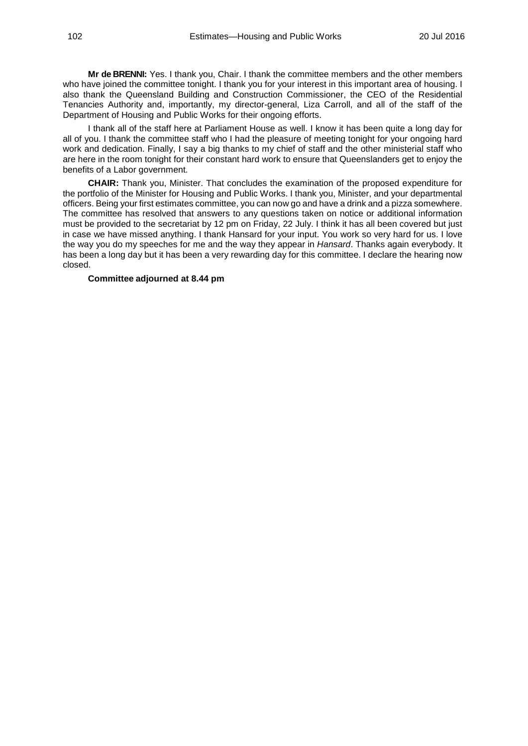**Mr de BRENNI:** Yes. I thank you, Chair. I thank the committee members and the other members who have joined the committee tonight. I thank you for your interest in this important area of housing. I also thank the Queensland Building and Construction Commissioner, the CEO of the Residential Tenancies Authority and, importantly, my director-general, Liza Carroll, and all of the staff of the Department of Housing and Public Works for their ongoing efforts.

I thank all of the staff here at Parliament House as well. I know it has been quite a long day for all of you. I thank the committee staff who I had the pleasure of meeting tonight for your ongoing hard work and dedication. Finally, I say a big thanks to my chief of staff and the other ministerial staff who are here in the room tonight for their constant hard work to ensure that Queenslanders get to enjoy the benefits of a Labor government.

**CHAIR:** Thank you, Minister. That concludes the examination of the proposed expenditure for the portfolio of the Minister for Housing and Public Works. I thank you, Minister, and your departmental officers. Being your first estimates committee, you can now go and have a drink and a pizza somewhere. The committee has resolved that answers to any questions taken on notice or additional information must be provided to the secretariat by 12 pm on Friday, 22 July. I think it has all been covered but just in case we have missed anything. I thank Hansard for your input. You work so very hard for us. I love the way you do my speeches for me and the way they appear in *Hansard*. Thanks again everybody. It has been a long day but it has been a very rewarding day for this committee. I declare the hearing now closed.

**Committee adjourned at 8.44 pm**